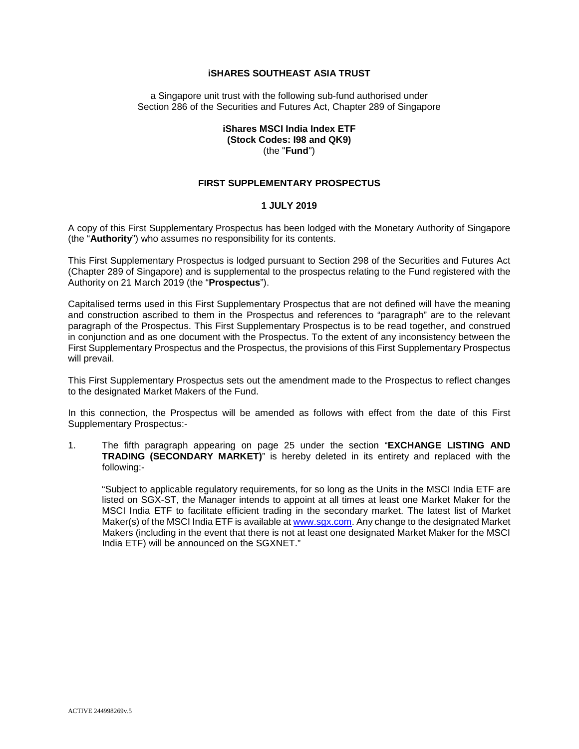**iSHARES SOUTHEAST ASIA TRUST**

a Singapore unit trust with the following sub-fund authorised under Section 286 of the Securities and Futures Act, Chapter 289 of Singapore

**iShares MSCI India Index ETF**
**(Stock Codes: I98 and QK9)**
(the "**Fund**")

**FIRST SUPPLEMENTARY PROSPECTUS**

**1 JULY 2019**

A copy of this First Supplementary Prospectus has been lodged with the Monetary Authority of Singapore (the "**Authority**") who assumes no responsibility for its contents.

This First Supplementary Prospectus is lodged pursuant to Section 298 of the Securities and Futures Act (Chapter 289 of Singapore) and is supplemental to the prospectus relating to the Fund registered with the Authority on 21 March 2019 (the "**Prospectus**").

Capitalised terms used in this First Supplementary Prospectus that are not defined will have the meaning and construction ascribed to them in the Prospectus and references to "paragraph" are to the relevant paragraph of the Prospectus. This First Supplementary Prospectus is to be read together, and construed in conjunction and as one document with the Prospectus. To the extent of any inconsistency between the First Supplementary Prospectus and the Prospectus, the provisions of this First Supplementary Prospectus will prevail.

This First Supplementary Prospectus sets out the amendment made to the Prospectus to reflect changes to the designated Market Makers of the Fund.

In this connection, the Prospectus will be amended as follows with effect from the date of this First Supplementary Prospectus:-

1. The fifth paragraph appearing on page 25 under the section "**EXCHANGE LISTING AND TRADING (SECONDARY MARKET)**" is hereby deleted in its entirety and replaced with the following:-

   "Subject to applicable regulatory requirements, for so long as the Units in the MSCI India ETF are listed on SGX-ST, the Manager intends to appoint at all times at least one Market Maker for the MSCI India ETF to facilitate efficient trading in the secondary market. The latest list of Market Maker(s) of the MSCI India ETF is available at www.sgx.com. Any change to the designated Market Makers (including in the event that there is not at least one designated Market Maker for the MSCI India ETF) will be announced on the SGXNET."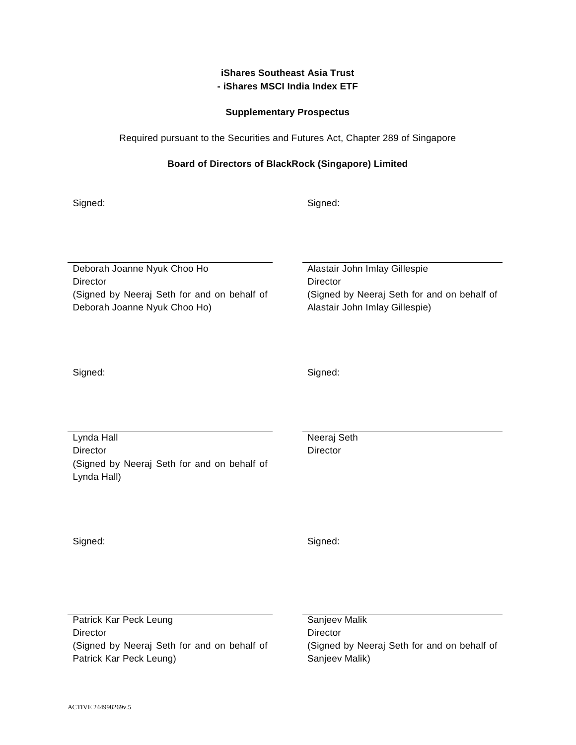**iShares Southeast Asia Trust**
**- iShares MSCI India Index ETF**

**Supplementary Prospectus**

Required pursuant to the Securities and Futures Act, Chapter 289 of Singapore

**Board of Directors of BlackRock (Singapore) Limited**

Signed:

Deborah Joanne Nyuk Choo Ho
Director
(Signed by Neeraj Seth for and on behalf of Deborah Joanne Nyuk Choo Ho)

Signed:

Alastair John Imlay Gillespie
Director
(Signed by Neeraj Seth for and on behalf of Alastair John Imlay Gillespie)

Signed:

Lynda Hall
Director
(Signed by Neeraj Seth for and on behalf of Lynda Hall)

Signed:

Neeraj Seth
Director

Signed:

Patrick Kar Peck Leung
Director
(Signed by Neeraj Seth for and on behalf of Patrick Kar Peck Leung)

Signed:

Sanjeev Malik
Director
(Signed by Neeraj Seth for and on behalf of Sanjeev Malik)

ACTIVE 244998269v.5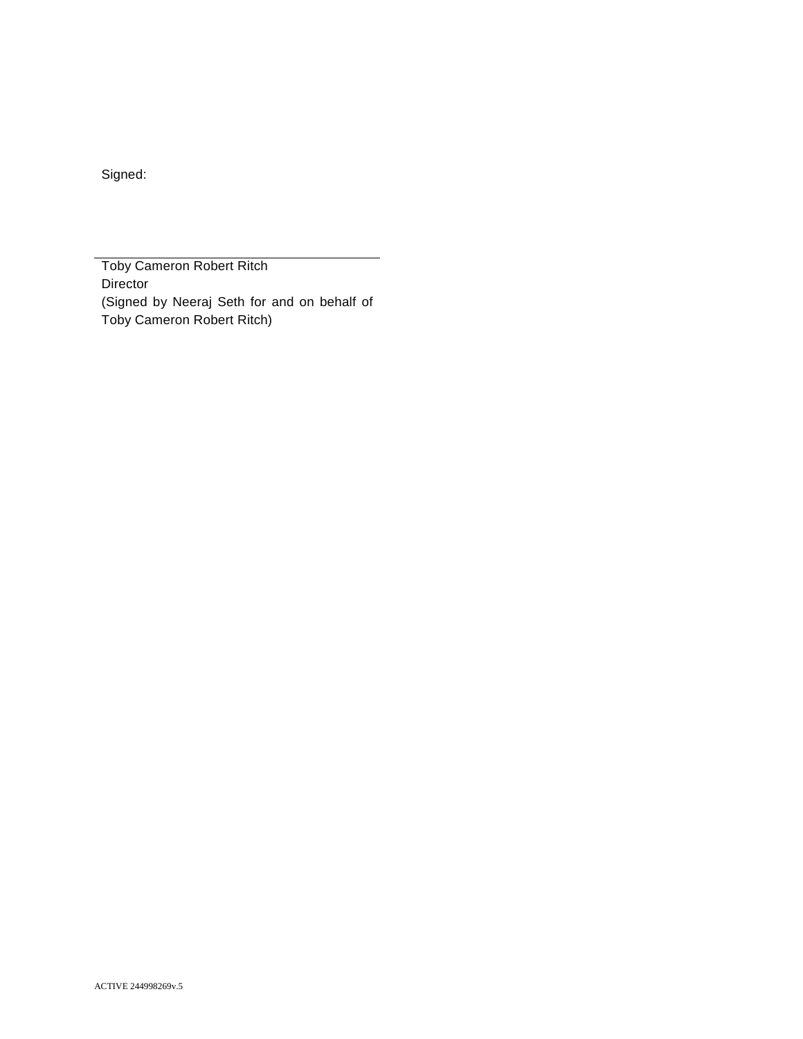Signed:

\_\_\_\_\_\_\_\_\_\_\_\_\_\_\_\_\_\_\_\_\_\_\_\_\_\_\_\_\_\_\_\_\_\_\_\_

Toby Cameron Robert Ritch
Director
(Signed by Neeraj Seth for and on behalf of Toby Cameron Robert Ritch)

ACTIVE 244998269v.5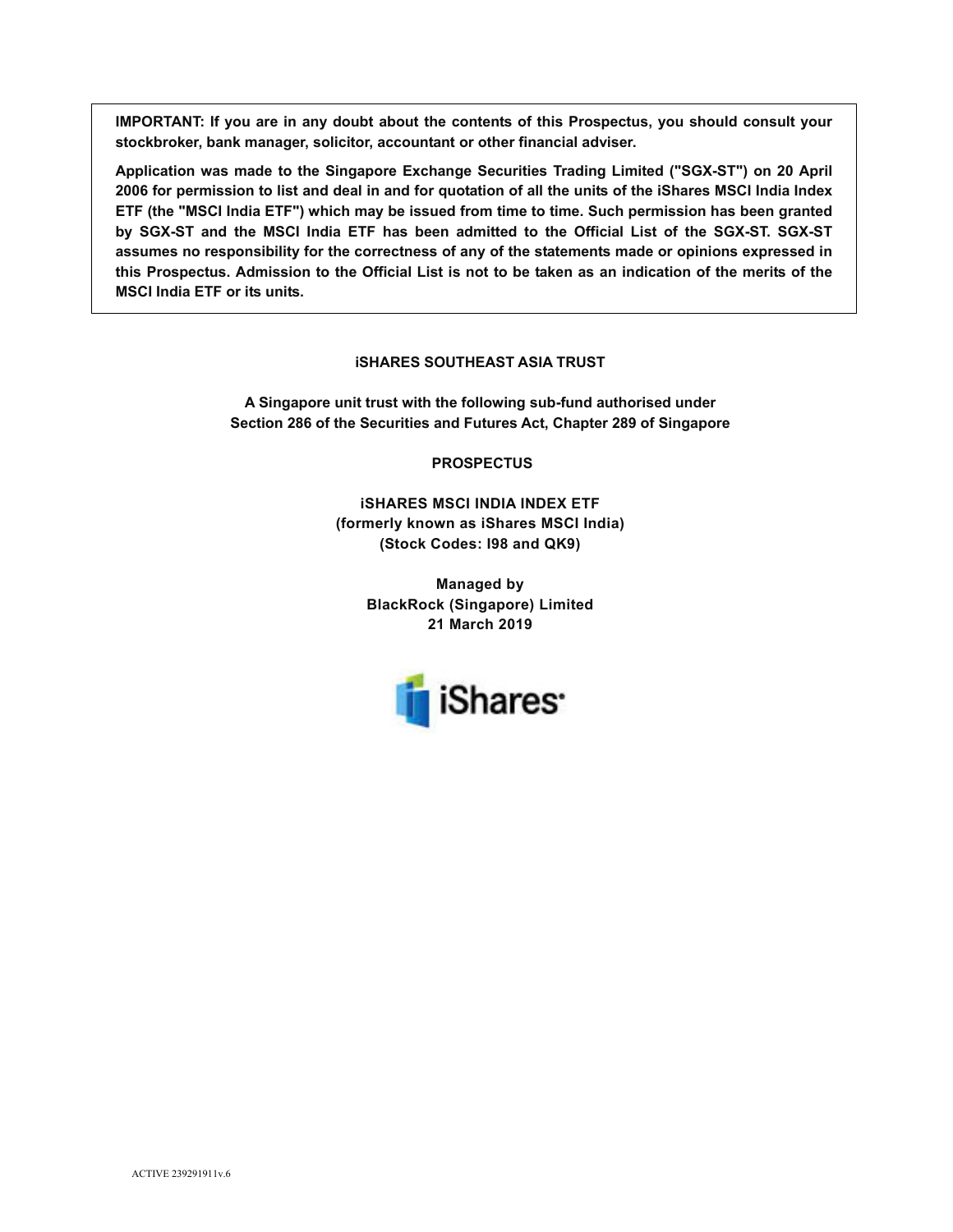**IMPORTANT: If you are in any doubt about the contents of this Prospectus, you should consult your stockbroker, bank manager, solicitor, accountant or other financial adviser.**

**Application was made to the Singapore Exchange Securities Trading Limited ("SGX-ST") on 20 April 2006 for permission to list and deal in and for quotation of all the units of the iShares MSCI India Index ETF (the "MSCI India ETF") which may be issued from time to time. Such permission has been granted by SGX-ST and the MSCI India ETF has been admitted to the Official List of the SGX-ST. SGX-ST assumes no responsibility for the correctness of any of the statements made or opinions expressed in this Prospectus. Admission to the Official List is not to be taken as an indication of the merits of the MSCI India ETF or its units.**

**iSHARES SOUTHEAST ASIA TRUST**

**A Singapore unit trust with the following sub-fund authorised under Section 286 of the Securities and Futures Act, Chapter 289 of Singapore**

**PROSPECTUS**

**iSHARES MSCI INDIA INDEX ETF**
**(formerly known as iShares MSCI India)**
**(Stock Codes: I98 and QK9)**

**Managed by**
**BlackRock (Singapore) Limited**
**21 March 2019**

iShares

ACTIVE 239291911v.6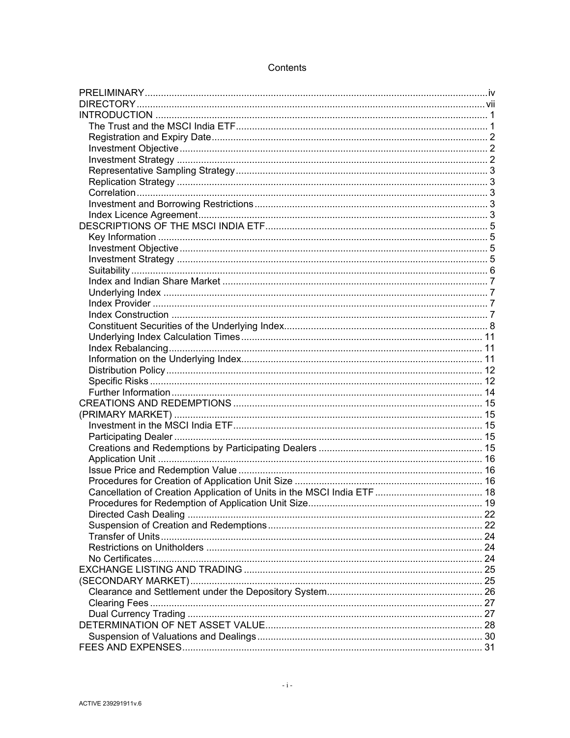# Contents

| | |
|---|---|
| PRELIMINARY | iv |
| DIRECTORY | vii |
| INTRODUCTION | 1 |
| The Trust and the MSCI India ETF | 1 |
| Registration and Expiry Date | 2 |
| Investment Objective | 2 |
| Investment Strategy | 2 |
| Representative Sampling Strategy | 3 |
| Replication Strategy | 3 |
| Correlation | 3 |
| Investment and Borrowing Restrictions | 3 |
| Index Licence Agreement | 3 |
| DESCRIPTIONS OF THE MSCI INDIA ETF | 5 |
| Key Information | 5 |
| Investment Objective | 5 |
| Investment Strategy | 5 |
| Suitability | 6 |
| Index and Indian Share Market | 7 |
| Underlying Index | 7 |
| Index Provider | 7 |
| Index Construction | 7 |
| Constituent Securities of the Underlying Index | 8 |
| Underlying Index Calculation Times | 11 |
| Index Rebalancing | 11 |
| Information on the Underlying Index | 11 |
| Distribution Policy | 12 |
| Specific Risks | 12 |
| Further Information | 14 |
| CREATIONS AND REDEMPTIONS | 15 |
| (PRIMARY MARKET) | 15 |
| Investment in the MSCI India ETF | 15 |
| Participating Dealer | 15 |
| Creations and Redemptions by Participating Dealers | 15 |
| Application Unit | 16 |
| Issue Price and Redemption Value | 16 |
| Procedures for Creation of Application Unit Size | 16 |
| Cancellation of Creation Application of Units in the MSCI India ETF | 18 |
| Procedures for Redemption of Application Unit Size | 19 |
| Directed Cash Dealing | 22 |
| Suspension of Creation and Redemptions | 22 |
| Transfer of Units | 24 |
| Restrictions on Unitholders | 24 |
| No Certificates | 24 |
| EXCHANGE LISTING AND TRADING | 25 |
| (SECONDARY MARKET) | 25 |
| Clearance and Settlement under the Depository System | 26 |
| Clearing Fees | 27 |
| Dual Currency Trading | 27 |
| DETERMINATION OF NET ASSET VALUE | 28 |
| Suspension of Valuations and Dealings | 30 |
| FEES AND EXPENSES | 31 |

ACTIVE 239291911v.6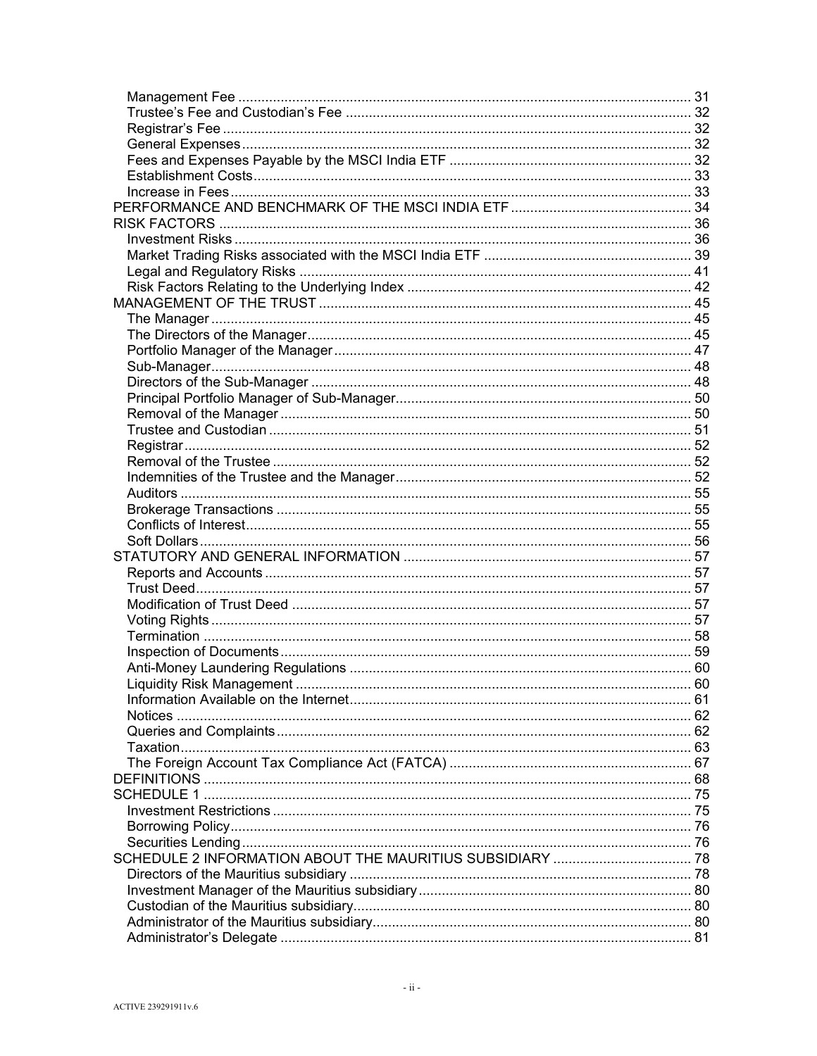Management Fee ..................................................................................................................... 31
Trustee's Fee and Custodian's Fee .......................................................................................... 32
Registrar's Fee ......................................................................................................................... 32
General Expenses .................................................................................................................... 32
Fees and Expenses Payable by the MSCI India ETF ............................................................... 32
Establishment Costs ................................................................................................................. 33
Increase in Fees ....................................................................................................................... 33
PERFORMANCE AND BENCHMARK OF THE MSCI INDIA ETF .............................................. 34
RISK FACTORS .......................................................................................................................... 36
Investment Risks ...................................................................................................................... 36
Market Trading Risks associated with the MSCI India ETF ...................................................... 39
Legal and Regulatory Risks ..................................................................................................... 41
Risk Factors Relating to the Underlying Index .......................................................................... 42
MANAGEMENT OF THE TRUST ................................................................................................ 45
The Manager ............................................................................................................................ 45
The Directors of the Manager ................................................................................................... 45
Portfolio Manager of the Manager ............................................................................................ 47
Sub-Manager ............................................................................................................................ 48
Directors of the Sub-Manager .................................................................................................. 48
Principal Portfolio Manager of Sub-Manager ............................................................................ 50
Removal of the Manager ........................................................................................................... 50
Trustee and Custodian ............................................................................................................. 51
Registrar ................................................................................................................................... 52
Removal of the Trustee ............................................................................................................ 52
Indemnities of the Trustee and the Manager ............................................................................. 52
Auditors .................................................................................................................................... 55
Brokerage Transactions ........................................................................................................... 55
Conflicts of Interest ................................................................................................................... 55
Soft Dollars ............................................................................................................................... 56
STATUTORY AND GENERAL INFORMATION ........................................................................... 57
Reports and Accounts .............................................................................................................. 57
Trust Deed ................................................................................................................................ 57
Modification of Trust Deed ....................................................................................................... 57
Voting Rights ............................................................................................................................ 57
Termination .............................................................................................................................. 58
Inspection of Documents .......................................................................................................... 59
Anti-Money Laundering Regulations ......................................................................................... 60
Liquidity Risk Management ...................................................................................................... 60
Information Available on the Internet ........................................................................................ 61
Notices ..................................................................................................................................... 62
Queries and Complaints ........................................................................................................... 62
Taxation .................................................................................................................................... 63
The Foreign Account Tax Compliance Act (FATCA) ............................................................... 67
DEFINITIONS .............................................................................................................................. 68
SCHEDULE 1 .............................................................................................................................. 75
Investment Restrictions ............................................................................................................ 75
Borrowing Policy ....................................................................................................................... 76
Securities Lending .................................................................................................................... 76
SCHEDULE 2 INFORMATION ABOUT THE MAURITIUS SUBSIDIARY .................................... 78
Directors of the Mauritius subsidiary ........................................................................................ 78
Investment Manager of the Mauritius subsidiary ....................................................................... 80
Custodian of the Mauritius subsidiary ....................................................................................... 80
Administrator of the Mauritius subsidiary .................................................................................. 80
Administrator's Delegate .......................................................................................................... 81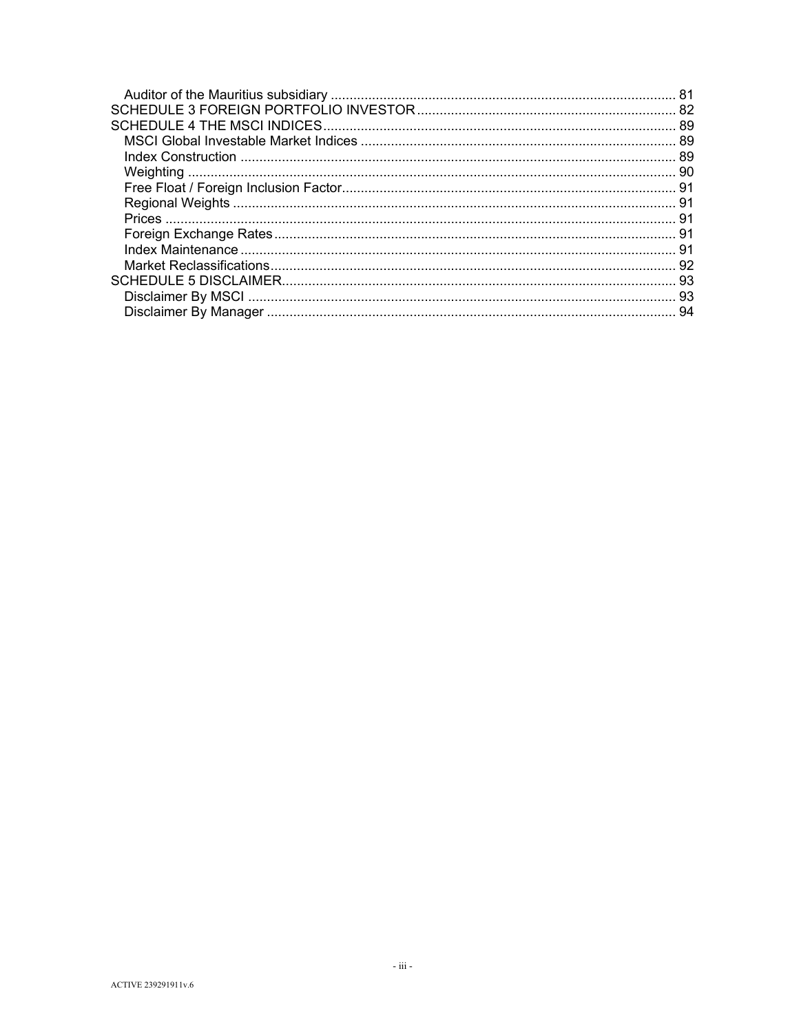Auditor of the Mauritius subsidiary ............................................................................................ 81
SCHEDULE 3 FOREIGN PORTFOLIO INVESTOR ..................................................................... 82
SCHEDULE 4 THE MSCI INDICES.............................................................................................. 89
MSCI Global Investable Market Indices ..................................................................................... 89
Index Construction ..................................................................................................................... 89
Weighting ................................................................................................................................... 90
Free Float / Foreign Inclusion Factor.......................................................................................... 91
Regional Weights ....................................................................................................................... 91
Prices ......................................................................................................................................... 91
Foreign Exchange Rates............................................................................................................ 91
Index Maintenance .................................................................................................................... 91
Market Reclassifications............................................................................................................. 92
SCHEDULE 5 DISCLAIMER......................................................................................................... 93
Disclaimer By MSCI .................................................................................................................. 93
Disclaimer By Manager ............................................................................................................. 94

ACTIVE 239291911v.6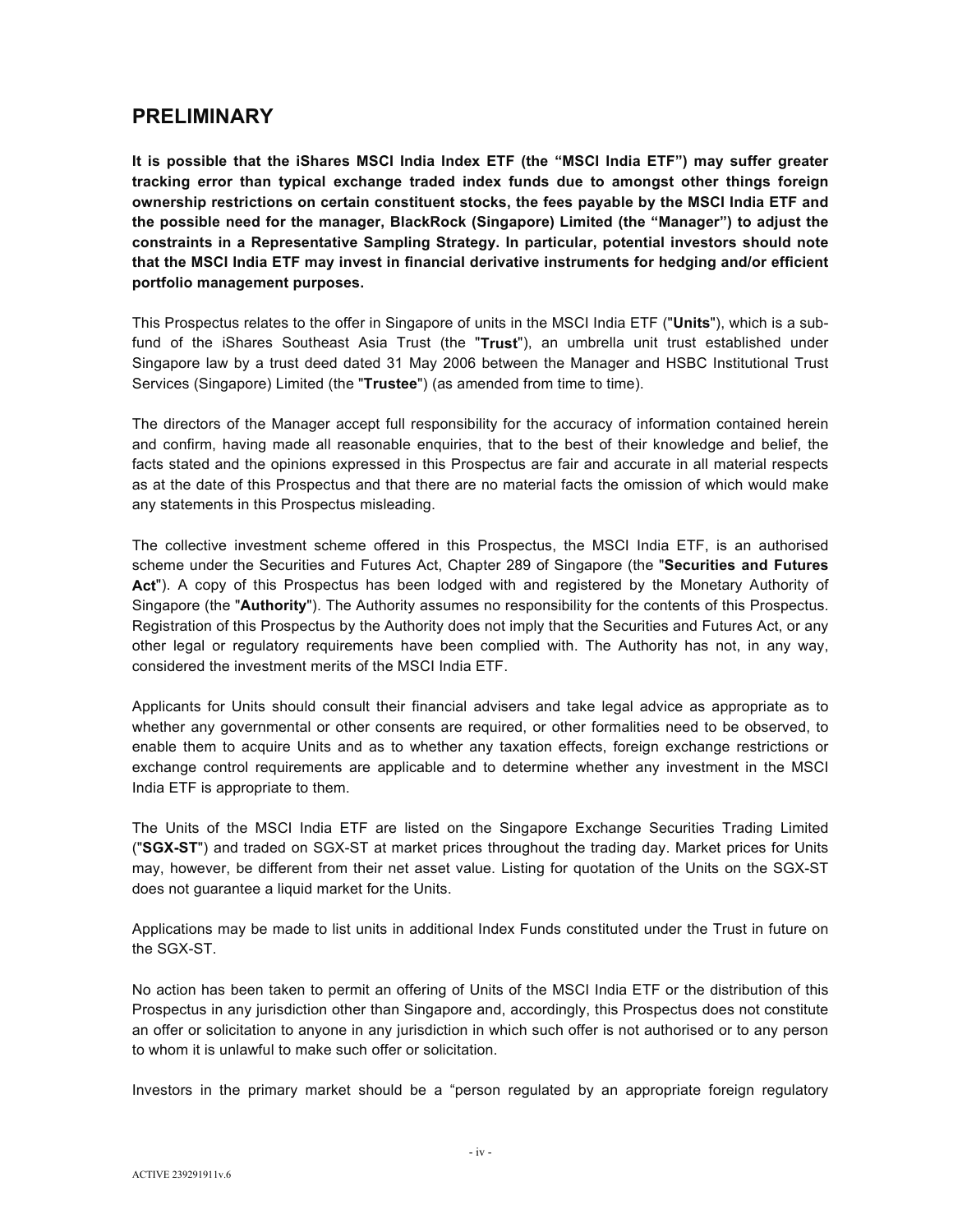## PRELIMINARY

**It is possible that the iShares MSCI India Index ETF (the "MSCI India ETF") may suffer greater tracking error than typical exchange traded index funds due to amongst other things foreign ownership restrictions on certain constituent stocks, the fees payable by the MSCI India ETF and the possible need for the manager, BlackRock (Singapore) Limited (the "Manager") to adjust the constraints in a Representative Sampling Strategy. In particular, potential investors should note that the MSCI India ETF may invest in financial derivative instruments for hedging and/or efficient portfolio management purposes.**

This Prospectus relates to the offer in Singapore of units in the MSCI India ETF ("**Units**"), which is a sub-fund of the iShares Southeast Asia Trust (the "**Trust**"), an umbrella unit trust established under Singapore law by a trust deed dated 31 May 2006 between the Manager and HSBC Institutional Trust Services (Singapore) Limited (the "**Trustee**") (as amended from time to time).

The directors of the Manager accept full responsibility for the accuracy of information contained herein and confirm, having made all reasonable enquiries, that to the best of their knowledge and belief, the facts stated and the opinions expressed in this Prospectus are fair and accurate in all material respects as at the date of this Prospectus and that there are no material facts the omission of which would make any statements in this Prospectus misleading.

The collective investment scheme offered in this Prospectus, the MSCI India ETF, is an authorised scheme under the Securities and Futures Act, Chapter 289 of Singapore (the "**Securities and Futures Act**"). A copy of this Prospectus has been lodged with and registered by the Monetary Authority of Singapore (the "**Authority**"). The Authority assumes no responsibility for the contents of this Prospectus. Registration of this Prospectus by the Authority does not imply that the Securities and Futures Act, or any other legal or regulatory requirements have been complied with. The Authority has not, in any way, considered the investment merits of the MSCI India ETF.

Applicants for Units should consult their financial advisers and take legal advice as appropriate as to whether any governmental or other consents are required, or other formalities need to be observed, to enable them to acquire Units and as to whether any taxation effects, foreign exchange restrictions or exchange control requirements are applicable and to determine whether any investment in the MSCI India ETF is appropriate to them.

The Units of the MSCI India ETF are listed on the Singapore Exchange Securities Trading Limited ("**SGX-ST**") and traded on SGX-ST at market prices throughout the trading day. Market prices for Units may, however, be different from their net asset value. Listing for quotation of the Units on the SGX-ST does not guarantee a liquid market for the Units.

Applications may be made to list units in additional Index Funds constituted under the Trust in future on the SGX-ST.

No action has been taken to permit an offering of Units of the MSCI India ETF or the distribution of this Prospectus in any jurisdiction other than Singapore and, accordingly, this Prospectus does not constitute an offer or solicitation to anyone in any jurisdiction in which such offer is not authorised or to any person to whom it is unlawful to make such offer or solicitation.

Investors in the primary market should be a "person regulated by an appropriate foreign regulatory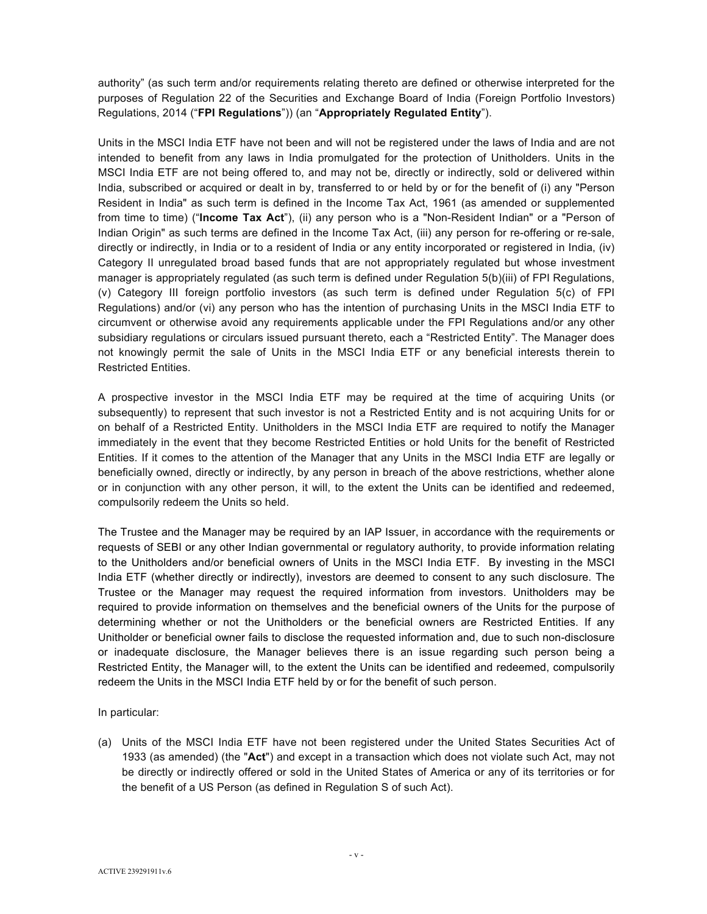authority" (as such term and/or requirements relating thereto are defined or otherwise interpreted for the purposes of Regulation 22 of the Securities and Exchange Board of India (Foreign Portfolio Investors) Regulations, 2014 ("**FPI Regulations**")) (an "**Appropriately Regulated Entity**").

Units in the MSCI India ETF have not been and will not be registered under the laws of India and are not intended to benefit from any laws in India promulgated for the protection of Unitholders. Units in the MSCI India ETF are not being offered to, and may not be, directly or indirectly, sold or delivered within India, subscribed or acquired or dealt in by, transferred to or held by or for the benefit of (i) any "Person Resident in India" as such term is defined in the Income Tax Act, 1961 (as amended or supplemented from time to time) ("**Income Tax Act**"), (ii) any person who is a "Non-Resident Indian" or a "Person of Indian Origin" as such terms are defined in the Income Tax Act, (iii) any person for re-offering or re-sale, directly or indirectly, in India or to a resident of India or any entity incorporated or registered in India, (iv) Category II unregulated broad based funds that are not appropriately regulated but whose investment manager is appropriately regulated (as such term is defined under Regulation 5(b)(iii) of FPI Regulations, (v) Category III foreign portfolio investors (as such term is defined under Regulation 5(c) of FPI Regulations) and/or (vi) any person who has the intention of purchasing Units in the MSCI India ETF to circumvent or otherwise avoid any requirements applicable under the FPI Regulations and/or any other subsidiary regulations or circulars issued pursuant thereto, each a "Restricted Entity". The Manager does not knowingly permit the sale of Units in the MSCI India ETF or any beneficial interests therein to Restricted Entities.

A prospective investor in the MSCI India ETF may be required at the time of acquiring Units (or subsequently) to represent that such investor is not a Restricted Entity and is not acquiring Units for or on behalf of a Restricted Entity. Unitholders in the MSCI India ETF are required to notify the Manager immediately in the event that they become Restricted Entities or hold Units for the benefit of Restricted Entities. If it comes to the attention of the Manager that any Units in the MSCI India ETF are legally or beneficially owned, directly or indirectly, by any person in breach of the above restrictions, whether alone or in conjunction with any other person, it will, to the extent the Units can be identified and redeemed, compulsorily redeem the Units so held.

The Trustee and the Manager may be required by an IAP Issuer, in accordance with the requirements or requests of SEBI or any other Indian governmental or regulatory authority, to provide information relating to the Unitholders and/or beneficial owners of Units in the MSCI India ETF. By investing in the MSCI India ETF (whether directly or indirectly), investors are deemed to consent to any such disclosure. The Trustee or the Manager may request the required information from investors. Unitholders may be required to provide information on themselves and the beneficial owners of the Units for the purpose of determining whether or not the Unitholders or the beneficial owners are Restricted Entities. If any Unitholder or beneficial owner fails to disclose the requested information and, due to such non-disclosure or inadequate disclosure, the Manager believes there is an issue regarding such person being a Restricted Entity, the Manager will, to the extent the Units can be identified and redeemed, compulsorily redeem the Units in the MSCI India ETF held by or for the benefit of such person.

In particular:

(a) Units of the MSCI India ETF have not been registered under the United States Securities Act of 1933 (as amended) (the "**Act**") and except in a transaction which does not violate such Act, may not be directly or indirectly offered or sold in the United States of America or any of its territories or for the benefit of a US Person (as defined in Regulation S of such Act).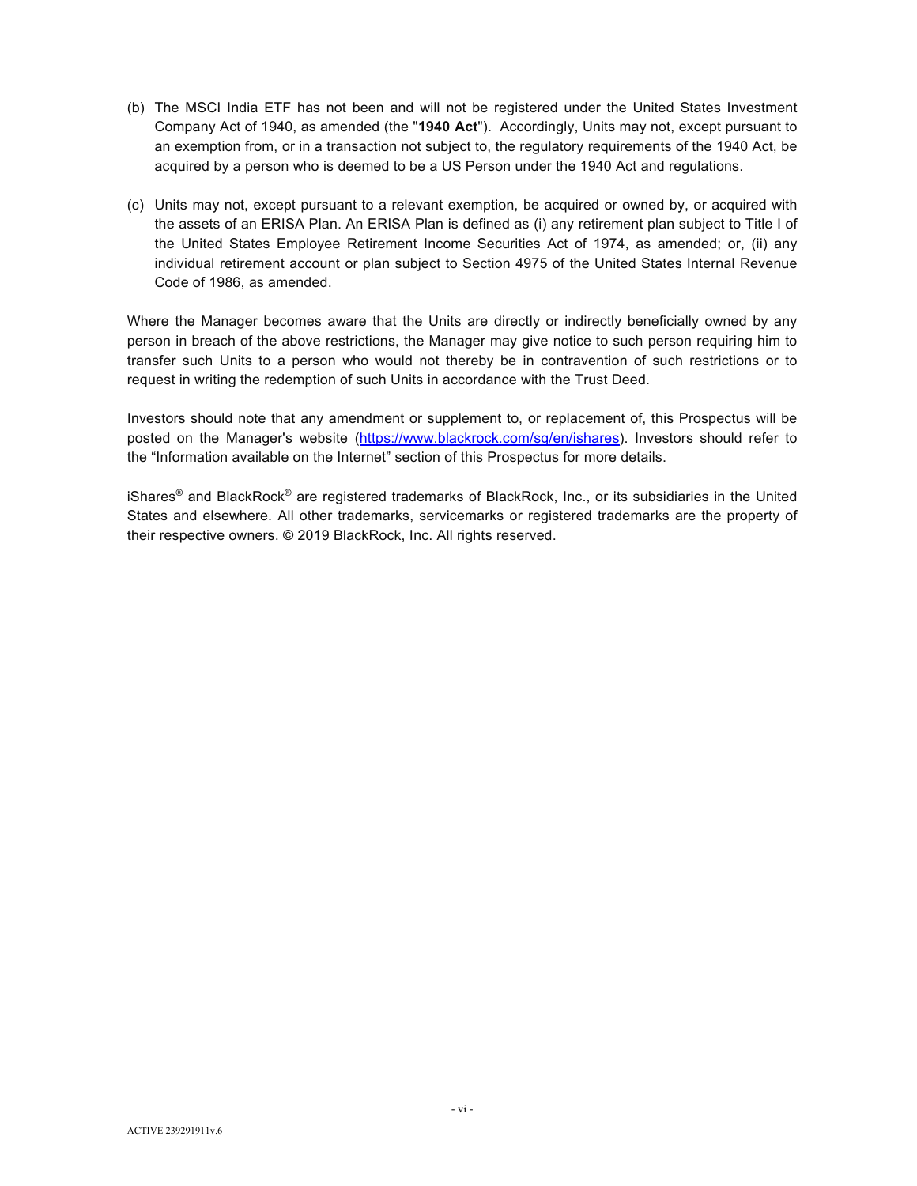(b) The MSCI India ETF has not been and will not be registered under the United States Investment Company Act of 1940, as amended (the "**1940 Act**"). Accordingly, Units may not, except pursuant to an exemption from, or in a transaction not subject to, the regulatory requirements of the 1940 Act, be acquired by a person who is deemed to be a US Person under the 1940 Act and regulations.

(c) Units may not, except pursuant to a relevant exemption, be acquired or owned by, or acquired with the assets of an ERISA Plan. An ERISA Plan is defined as (i) any retirement plan subject to Title I of the United States Employee Retirement Income Securities Act of 1974, as amended; or, (ii) any individual retirement account or plan subject to Section 4975 of the United States Internal Revenue Code of 1986, as amended.

Where the Manager becomes aware that the Units are directly or indirectly beneficially owned by any person in breach of the above restrictions, the Manager may give notice to such person requiring him to transfer such Units to a person who would not thereby be in contravention of such restrictions or to request in writing the redemption of such Units in accordance with the Trust Deed.

Investors should note that any amendment or supplement to, or replacement of, this Prospectus will be posted on the Manager's website (https://www.blackrock.com/sg/en/ishares). Investors should refer to the "Information available on the Internet" section of this Prospectus for more details.

iShares® and BlackRock® are registered trademarks of BlackRock, Inc., or its subsidiaries in the United States and elsewhere. All other trademarks, servicemarks or registered trademarks are the property of their respective owners. © 2019 BlackRock, Inc. All rights reserved.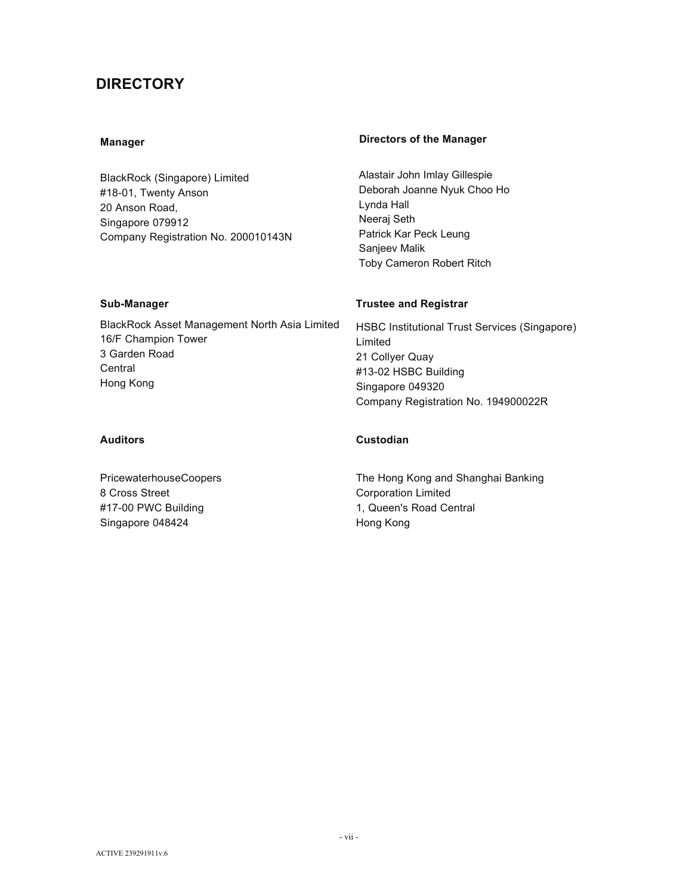# DIRECTORY

**Manager**

BlackRock (Singapore) Limited
#18-01, Twenty Anson
20 Anson Road,
Singapore 079912
Company Registration No. 200010143N

**Directors of the Manager**

Alastair John Imlay Gillespie
Deborah Joanne Nyuk Choo Ho
Lynda Hall
Neeraj Seth
Patrick Kar Peck Leung
Sanjeev Malik
Toby Cameron Robert Ritch

**Sub-Manager**

BlackRock Asset Management North Asia Limited
16/F Champion Tower
3 Garden Road
Central
Hong Kong

**Trustee and Registrar**

HSBC Institutional Trust Services (Singapore) Limited
21 Collyer Quay
#13-02 HSBC Building
Singapore 049320
Company Registration No. 194900022R

**Auditors**

PricewaterhouseCoopers
8 Cross Street
#17-00 PWC Building
Singapore 048424

**Custodian**

The Hong Kong and Shanghai Banking Corporation Limited
1, Queen's Road Central
Hong Kong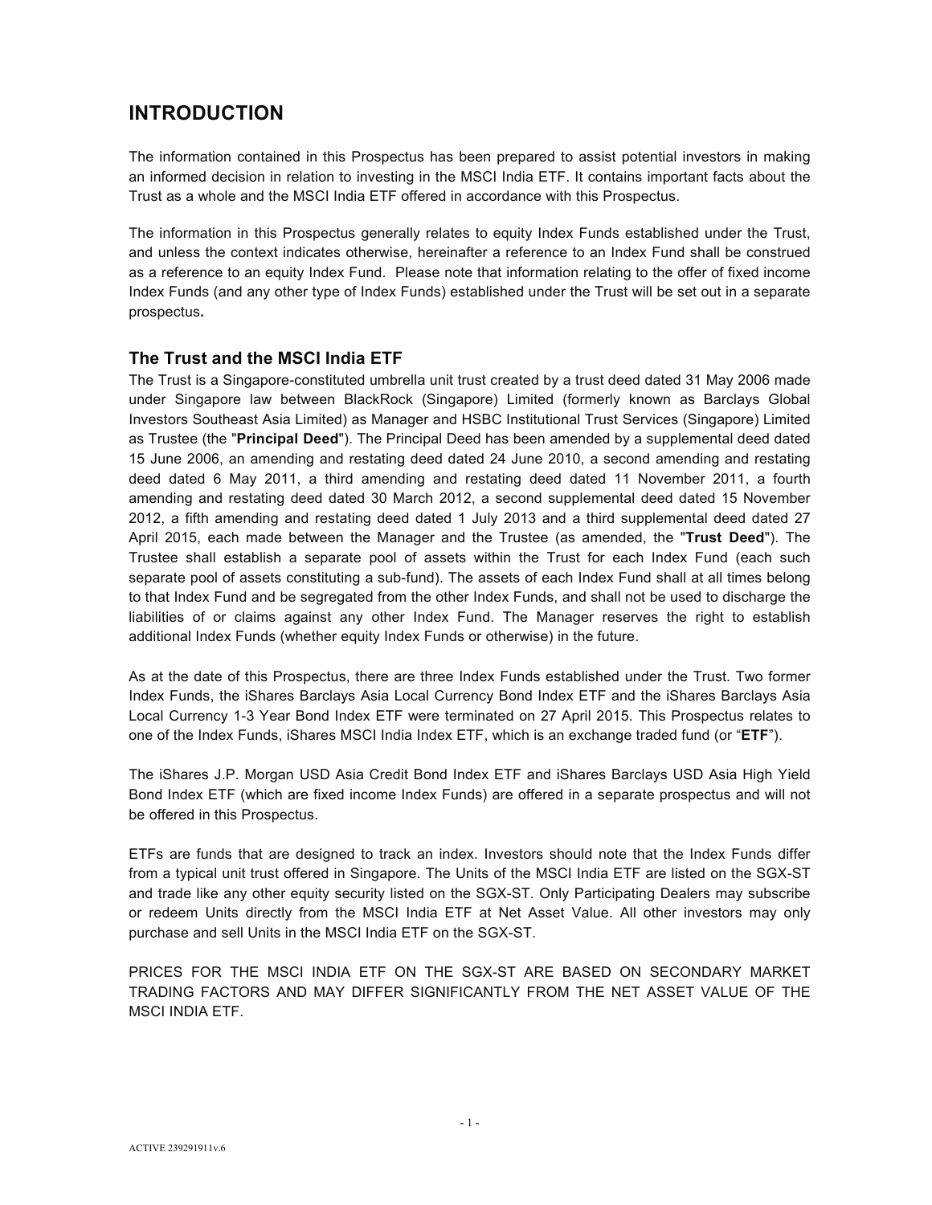# INTRODUCTION

The information contained in this Prospectus has been prepared to assist potential investors in making an informed decision in relation to investing in the MSCI India ETF. It contains important facts about the Trust as a whole and the MSCI India ETF offered in accordance with this Prospectus.

The information in this Prospectus generally relates to equity Index Funds established under the Trust, and unless the context indicates otherwise, hereinafter a reference to an Index Fund shall be construed as a reference to an equity Index Fund. Please note that information relating to the offer of fixed income Index Funds (and any other type of Index Funds) established under the Trust will be set out in a separate prospectus**.**

## The Trust and the MSCI India ETF

The Trust is a Singapore-constituted umbrella unit trust created by a trust deed dated 31 May 2006 made under Singapore law between BlackRock (Singapore) Limited (formerly known as Barclays Global Investors Southeast Asia Limited) as Manager and HSBC Institutional Trust Services (Singapore) Limited as Trustee (the "**Principal Deed**"). The Principal Deed has been amended by a supplemental deed dated 15 June 2006, an amending and restating deed dated 24 June 2010, a second amending and restating deed dated 6 May 2011, a third amending and restating deed dated 11 November 2011, a fourth amending and restating deed dated 30 March 2012, a second supplemental deed dated 15 November 2012, a fifth amending and restating deed dated 1 July 2013 and a third supplemental deed dated 27 April 2015, each made between the Manager and the Trustee (as amended, the "**Trust Deed**"). The Trustee shall establish a separate pool of assets within the Trust for each Index Fund (each such separate pool of assets constituting a sub-fund). The assets of each Index Fund shall at all times belong to that Index Fund and be segregated from the other Index Funds, and shall not be used to discharge the liabilities of or claims against any other Index Fund. The Manager reserves the right to establish additional Index Funds (whether equity Index Funds or otherwise) in the future.

As at the date of this Prospectus, there are three Index Funds established under the Trust. Two former Index Funds, the iShares Barclays Asia Local Currency Bond Index ETF and the iShares Barclays Asia Local Currency 1-3 Year Bond Index ETF were terminated on 27 April 2015. This Prospectus relates to one of the Index Funds, iShares MSCI India Index ETF, which is an exchange traded fund (or "**ETF**").

The iShares J.P. Morgan USD Asia Credit Bond Index ETF and iShares Barclays USD Asia High Yield Bond Index ETF (which are fixed income Index Funds) are offered in a separate prospectus and will not be offered in this Prospectus.

ETFs are funds that are designed to track an index. Investors should note that the Index Funds differ from a typical unit trust offered in Singapore. The Units of the MSCI India ETF are listed on the SGX-ST and trade like any other equity security listed on the SGX-ST. Only Participating Dealers may subscribe or redeem Units directly from the MSCI India ETF at Net Asset Value. All other investors may only purchase and sell Units in the MSCI India ETF on the SGX-ST.

PRICES FOR THE MSCI INDIA ETF ON THE SGX-ST ARE BASED ON SECONDARY MARKET TRADING FACTORS AND MAY DIFFER SIGNIFICANTLY FROM THE NET ASSET VALUE OF THE MSCI INDIA ETF.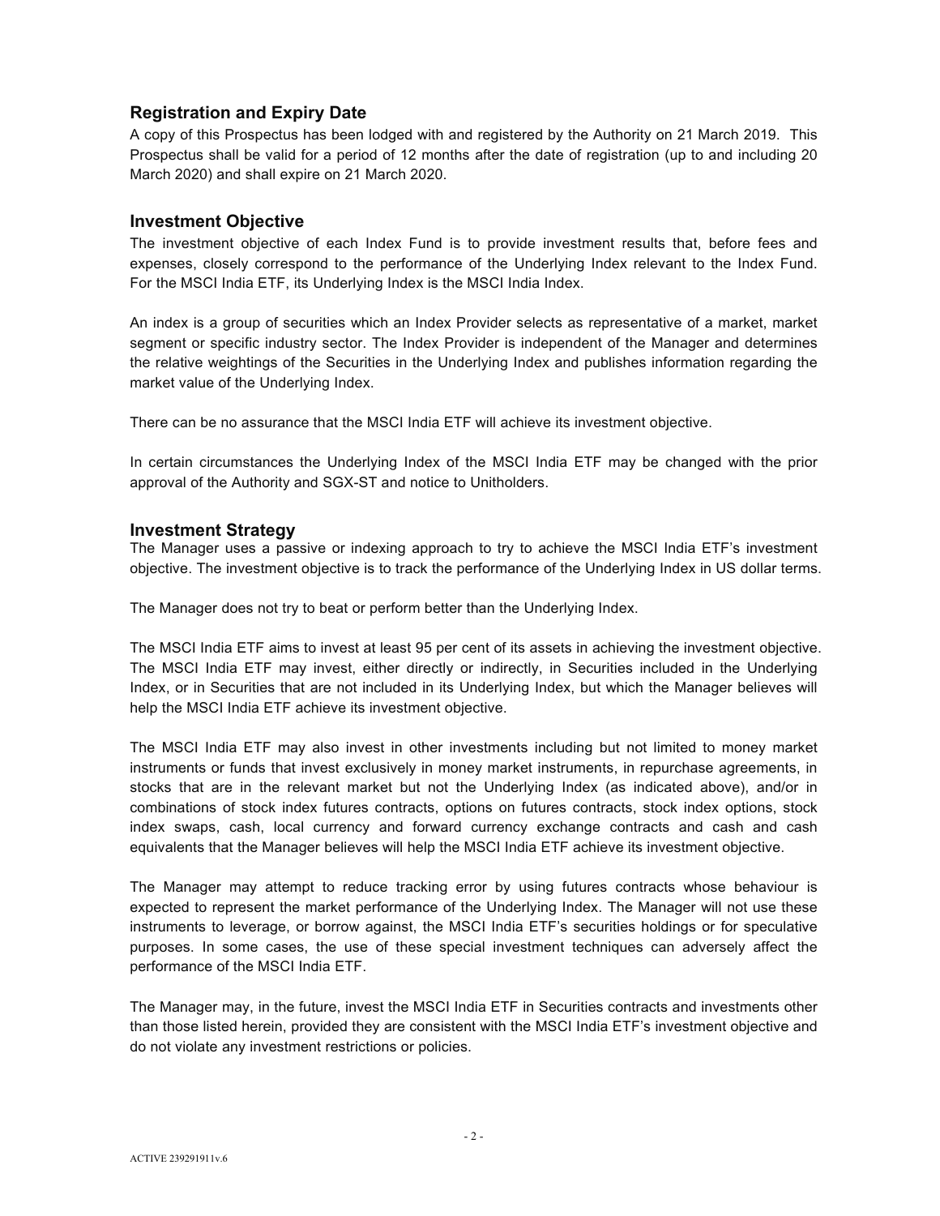## Registration and Expiry Date

A copy of this Prospectus has been lodged with and registered by the Authority on 21 March 2019. This Prospectus shall be valid for a period of 12 months after the date of registration (up to and including 20 March 2020) and shall expire on 21 March 2020.

## Investment Objective

The investment objective of each Index Fund is to provide investment results that, before fees and expenses, closely correspond to the performance of the Underlying Index relevant to the Index Fund. For the MSCI India ETF, its Underlying Index is the MSCI India Index.

An index is a group of securities which an Index Provider selects as representative of a market, market segment or specific industry sector. The Index Provider is independent of the Manager and determines the relative weightings of the Securities in the Underlying Index and publishes information regarding the market value of the Underlying Index.

There can be no assurance that the MSCI India ETF will achieve its investment objective.

In certain circumstances the Underlying Index of the MSCI India ETF may be changed with the prior approval of the Authority and SGX-ST and notice to Unitholders.

## Investment Strategy

The Manager uses a passive or indexing approach to try to achieve the MSCI India ETF's investment objective. The investment objective is to track the performance of the Underlying Index in US dollar terms.

The Manager does not try to beat or perform better than the Underlying Index.

The MSCI India ETF aims to invest at least 95 per cent of its assets in achieving the investment objective. The MSCI India ETF may invest, either directly or indirectly, in Securities included in the Underlying Index, or in Securities that are not included in its Underlying Index, but which the Manager believes will help the MSCI India ETF achieve its investment objective.

The MSCI India ETF may also invest in other investments including but not limited to money market instruments or funds that invest exclusively in money market instruments, in repurchase agreements, in stocks that are in the relevant market but not the Underlying Index (as indicated above), and/or in combinations of stock index futures contracts, options on futures contracts, stock index options, stock index swaps, cash, local currency and forward currency exchange contracts and cash and cash equivalents that the Manager believes will help the MSCI India ETF achieve its investment objective.

The Manager may attempt to reduce tracking error by using futures contracts whose behaviour is expected to represent the market performance of the Underlying Index. The Manager will not use these instruments to leverage, or borrow against, the MSCI India ETF's securities holdings or for speculative purposes. In some cases, the use of these special investment techniques can adversely affect the performance of the MSCI India ETF.

The Manager may, in the future, invest the MSCI India ETF in Securities contracts and investments other than those listed herein, provided they are consistent with the MSCI India ETF's investment objective and do not violate any investment restrictions or policies.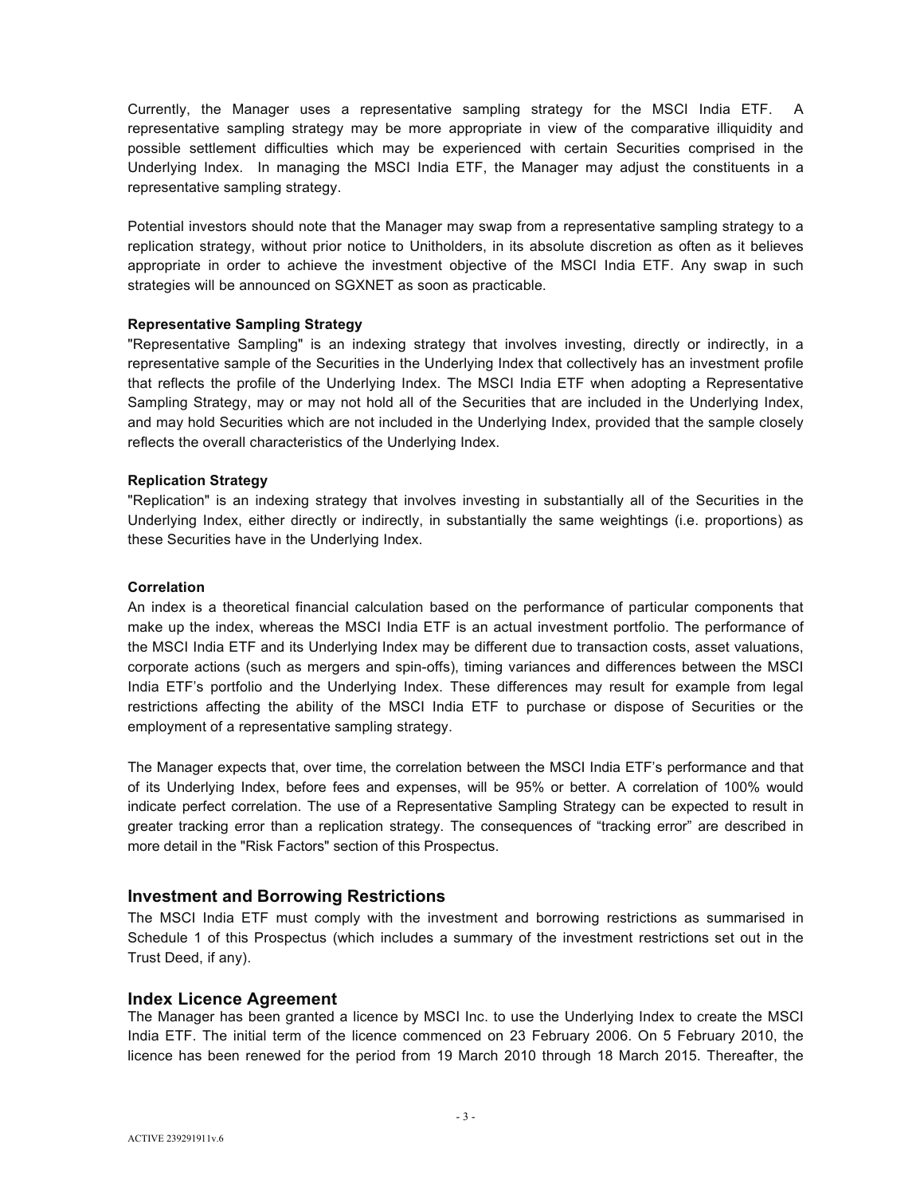Currently, the Manager uses a representative sampling strategy for the MSCI India ETF. A representative sampling strategy may be more appropriate in view of the comparative illiquidity and possible settlement difficulties which may be experienced with certain Securities comprised in the Underlying Index. In managing the MSCI India ETF, the Manager may adjust the constituents in a representative sampling strategy.

Potential investors should note that the Manager may swap from a representative sampling strategy to a replication strategy, without prior notice to Unitholders, in its absolute discretion as often as it believes appropriate in order to achieve the investment objective of the MSCI India ETF. Any swap in such strategies will be announced on SGXNET as soon as practicable.

**Representative Sampling Strategy**

"Representative Sampling" is an indexing strategy that involves investing, directly or indirectly, in a representative sample of the Securities in the Underlying Index that collectively has an investment profile that reflects the profile of the Underlying Index. The MSCI India ETF when adopting a Representative Sampling Strategy, may or may not hold all of the Securities that are included in the Underlying Index, and may hold Securities which are not included in the Underlying Index, provided that the sample closely reflects the overall characteristics of the Underlying Index.

**Replication Strategy**

"Replication" is an indexing strategy that involves investing in substantially all of the Securities in the Underlying Index, either directly or indirectly, in substantially the same weightings (i.e. proportions) as these Securities have in the Underlying Index.

**Correlation**

An index is a theoretical financial calculation based on the performance of particular components that make up the index, whereas the MSCI India ETF is an actual investment portfolio. The performance of the MSCI India ETF and its Underlying Index may be different due to transaction costs, asset valuations, corporate actions (such as mergers and spin-offs), timing variances and differences between the MSCI India ETF's portfolio and the Underlying Index. These differences may result for example from legal restrictions affecting the ability of the MSCI India ETF to purchase or dispose of Securities or the employment of a representative sampling strategy.

The Manager expects that, over time, the correlation between the MSCI India ETF's performance and that of its Underlying Index, before fees and expenses, will be 95% or better. A correlation of 100% would indicate perfect correlation. The use of a Representative Sampling Strategy can be expected to result in greater tracking error than a replication strategy. The consequences of "tracking error" are described in more detail in the "Risk Factors" section of this Prospectus.

## Investment and Borrowing Restrictions

The MSCI India ETF must comply with the investment and borrowing restrictions as summarised in Schedule 1 of this Prospectus (which includes a summary of the investment restrictions set out in the Trust Deed, if any).

## Index Licence Agreement

The Manager has been granted a licence by MSCI Inc. to use the Underlying Index to create the MSCI India ETF. The initial term of the licence commenced on 23 February 2006. On 5 February 2010, the licence has been renewed for the period from 19 March 2010 through 18 March 2015. Thereafter, the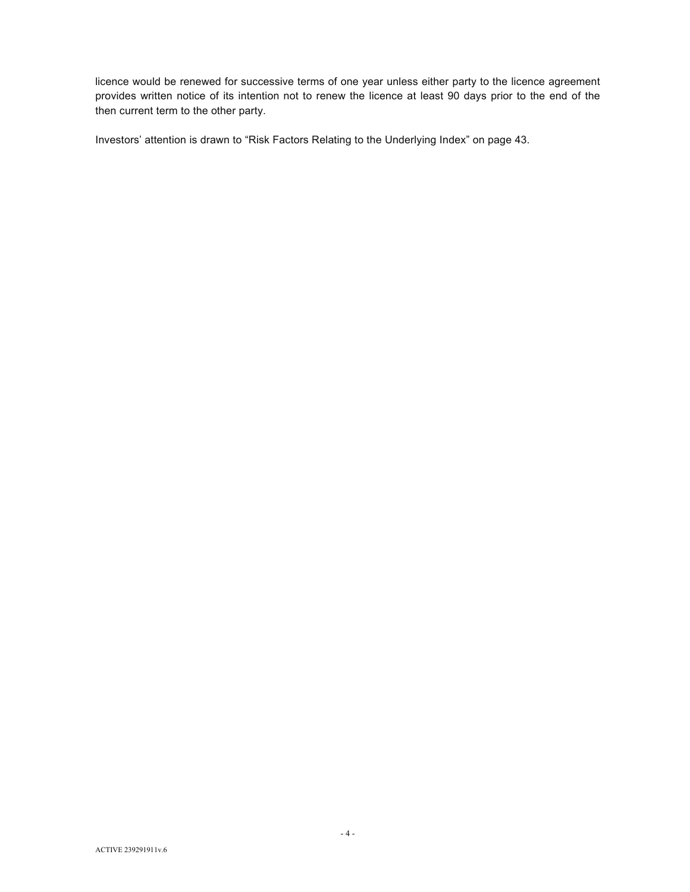licence would be renewed for successive terms of one year unless either party to the licence agreement provides written notice of its intention not to renew the licence at least 90 days prior to the end of the then current term to the other party.

Investors' attention is drawn to "Risk Factors Relating to the Underlying Index" on page 43.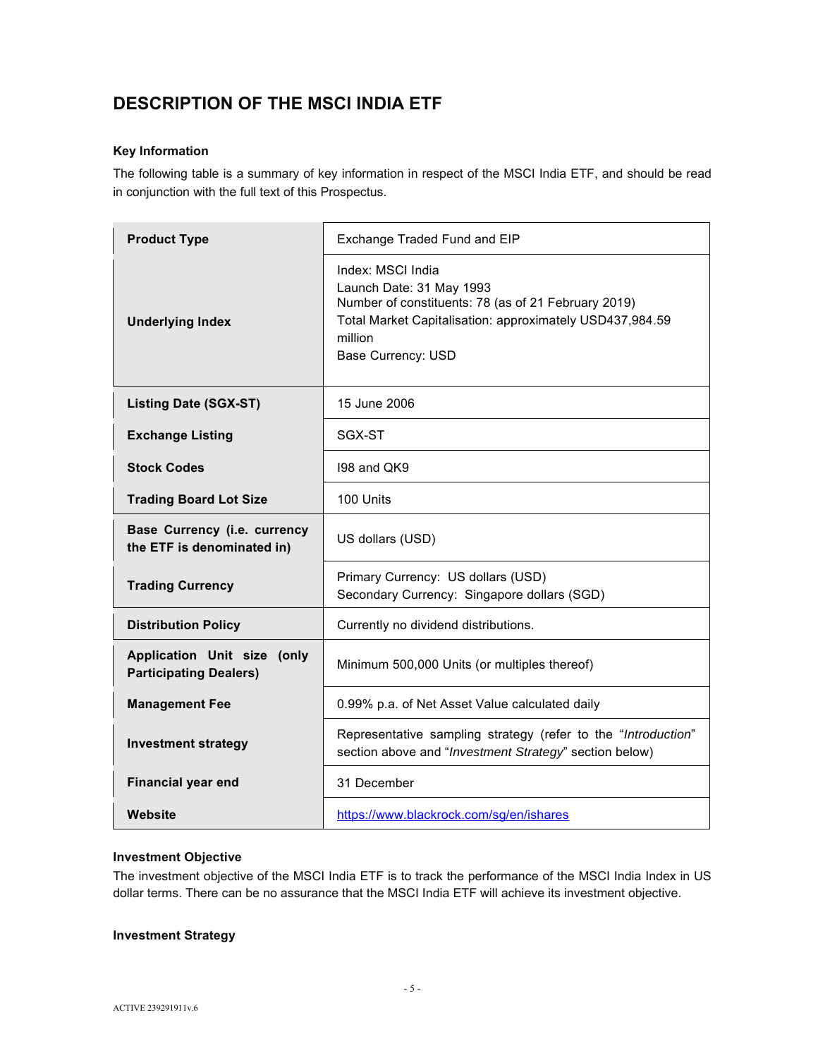## DESCRIPTION OF THE MSCI INDIA ETF

### Key Information

The following table is a summary of key information in respect of the MSCI India ETF, and should be read in conjunction with the full text of this Prospectus.

| | |
|---|---|
| **Product Type** | Exchange Traded Fund and EIP |
| **Underlying Index** | Index: MSCI India<br>Launch Date: 31 May 1993<br>Number of constituents: 78 (as of 21 February 2019)<br>Total Market Capitalisation: approximately USD437,984.59 million<br>Base Currency: USD |
| **Listing Date (SGX-ST)** | 15 June 2006 |
| **Exchange Listing** | SGX-ST |
| **Stock Codes** | I98 and QK9 |
| **Trading Board Lot Size** | 100 Units |
| **Base Currency (i.e. currency the ETF is denominated in)** | US dollars (USD) |
| **Trading Currency** | Primary Currency: US dollars (USD)<br>Secondary Currency: Singapore dollars (SGD) |
| **Distribution Policy** | Currently no dividend distributions. |
| **Application Unit size (only Participating Dealers)** | Minimum 500,000 Units (or multiples thereof) |
| **Management Fee** | 0.99% p.a. of Net Asset Value calculated daily |
| **Investment strategy** | Representative sampling strategy (refer to the "*Introduction*" section above and "*Investment Strategy*" section below) |
| **Financial year end** | 31 December |
| **Website** | https://www.blackrock.com/sg/en/ishares |

### Investment Objective

The investment objective of the MSCI India ETF is to track the performance of the MSCI India Index in US dollar terms. There can be no assurance that the MSCI India ETF will achieve its investment objective.

### Investment Strategy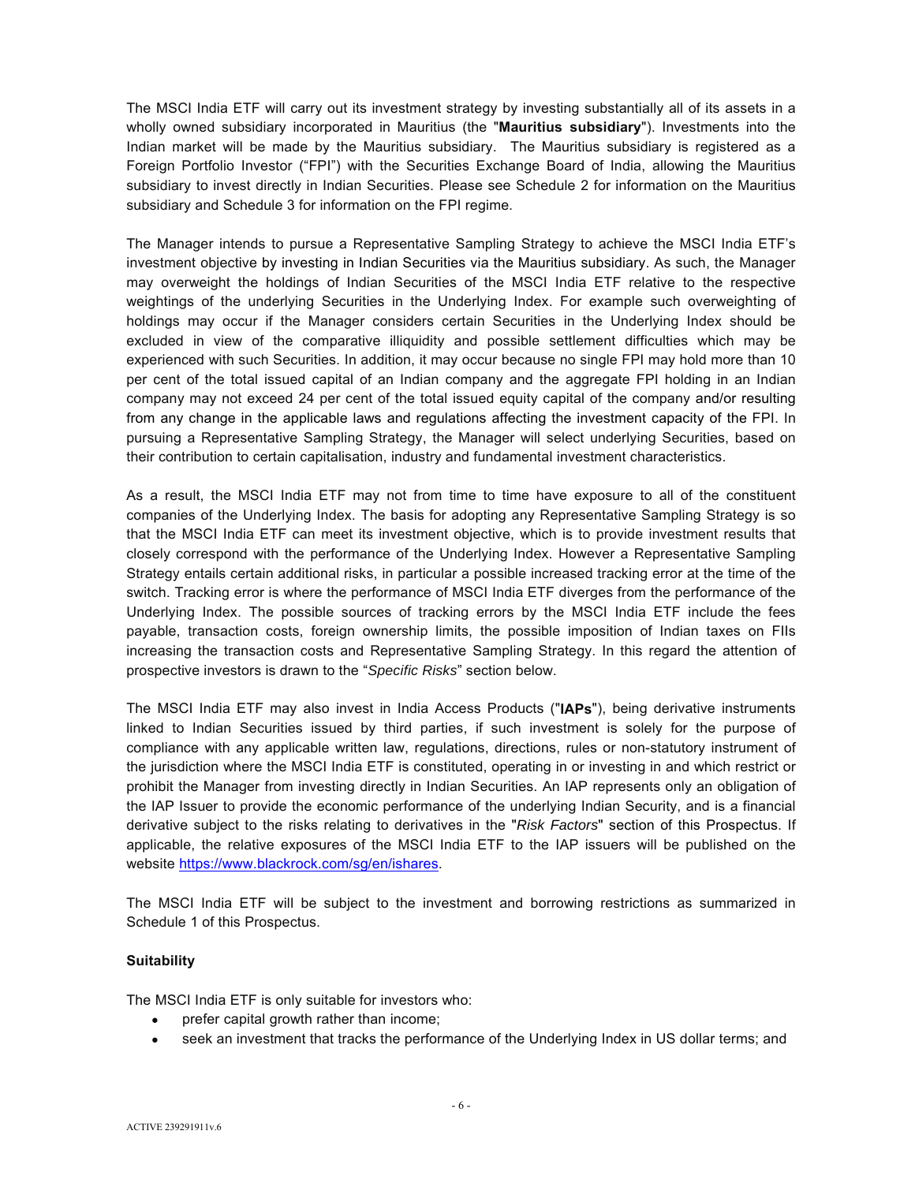The MSCI India ETF will carry out its investment strategy by investing substantially all of its assets in a wholly owned subsidiary incorporated in Mauritius (the "**Mauritius subsidiary**"). Investments into the Indian market will be made by the Mauritius subsidiary. The Mauritius subsidiary is registered as a Foreign Portfolio Investor ("FPI") with the Securities Exchange Board of India, allowing the Mauritius subsidiary to invest directly in Indian Securities. Please see Schedule 2 for information on the Mauritius subsidiary and Schedule 3 for information on the FPI regime.

The Manager intends to pursue a Representative Sampling Strategy to achieve the MSCI India ETF's investment objective by investing in Indian Securities via the Mauritius subsidiary. As such, the Manager may overweight the holdings of Indian Securities of the MSCI India ETF relative to the respective weightings of the underlying Securities in the Underlying Index. For example such overweighting of holdings may occur if the Manager considers certain Securities in the Underlying Index should be excluded in view of the comparative illiquidity and possible settlement difficulties which may be experienced with such Securities. In addition, it may occur because no single FPI may hold more than 10 per cent of the total issued capital of an Indian company and the aggregate FPI holding in an Indian company may not exceed 24 per cent of the total issued equity capital of the company and/or resulting from any change in the applicable laws and regulations affecting the investment capacity of the FPI. In pursuing a Representative Sampling Strategy, the Manager will select underlying Securities, based on their contribution to certain capitalisation, industry and fundamental investment characteristics.

As a result, the MSCI India ETF may not from time to time have exposure to all of the constituent companies of the Underlying Index. The basis for adopting any Representative Sampling Strategy is so that the MSCI India ETF can meet its investment objective, which is to provide investment results that closely correspond with the performance of the Underlying Index. However a Representative Sampling Strategy entails certain additional risks, in particular a possible increased tracking error at the time of the switch. Tracking error is where the performance of MSCI India ETF diverges from the performance of the Underlying Index. The possible sources of tracking errors by the MSCI India ETF include the fees payable, transaction costs, foreign ownership limits, the possible imposition of Indian taxes on FIIs increasing the transaction costs and Representative Sampling Strategy. In this regard the attention of prospective investors is drawn to the "*Specific Risks*" section below.

The MSCI India ETF may also invest in India Access Products ("**IAPs**"), being derivative instruments linked to Indian Securities issued by third parties, if such investment is solely for the purpose of compliance with any applicable written law, regulations, directions, rules or non-statutory instrument of the jurisdiction where the MSCI India ETF is constituted, operating in or investing in and which restrict or prohibit the Manager from investing directly in Indian Securities. An IAP represents only an obligation of the IAP Issuer to provide the economic performance of the underlying Indian Security, and is a financial derivative subject to the risks relating to derivatives in the "*Risk Factors*" section of this Prospectus. If applicable, the relative exposures of the MSCI India ETF to the IAP issuers will be published on the website https://www.blackrock.com/sg/en/ishares.

The MSCI India ETF will be subject to the investment and borrowing restrictions as summarized in Schedule 1 of this Prospectus.

**Suitability**

The MSCI India ETF is only suitable for investors who:

- prefer capital growth rather than income;
- seek an investment that tracks the performance of the Underlying Index in US dollar terms; and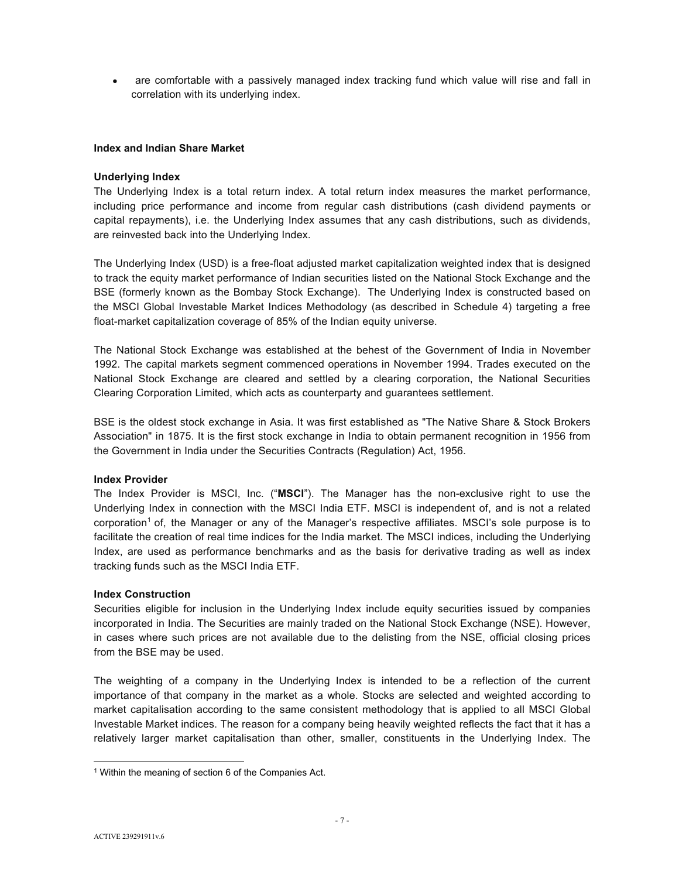- are comfortable with a passively managed index tracking fund which value will rise and fall in correlation with its underlying index.

**Index and Indian Share Market**

**Underlying Index**

The Underlying Index is a total return index. A total return index measures the market performance, including price performance and income from regular cash distributions (cash dividend payments or capital repayments), i.e. the Underlying Index assumes that any cash distributions, such as dividends, are reinvested back into the Underlying Index.

The Underlying Index (USD) is a free-float adjusted market capitalization weighted index that is designed to track the equity market performance of Indian securities listed on the National Stock Exchange and the BSE (formerly known as the Bombay Stock Exchange). The Underlying Index is constructed based on the MSCI Global Investable Market Indices Methodology (as described in Schedule 4) targeting a free float-market capitalization coverage of 85% of the Indian equity universe.

The National Stock Exchange was established at the behest of the Government of India in November 1992. The capital markets segment commenced operations in November 1994. Trades executed on the National Stock Exchange are cleared and settled by a clearing corporation, the National Securities Clearing Corporation Limited, which acts as counterparty and guarantees settlement.

BSE is the oldest stock exchange in Asia. It was first established as "The Native Share & Stock Brokers Association" in 1875. It is the first stock exchange in India to obtain permanent recognition in 1956 from the Government in India under the Securities Contracts (Regulation) Act, 1956.

**Index Provider**

The Index Provider is MSCI, Inc. ("**MSCI**"). The Manager has the non-exclusive right to use the Underlying Index in connection with the MSCI India ETF. MSCI is independent of, and is not a related corporation[1] of, the Manager or any of the Manager's respective affiliates. MSCI's sole purpose is to facilitate the creation of real time indices for the India market. The MSCI indices, including the Underlying Index, are used as performance benchmarks and as the basis for derivative trading as well as index tracking funds such as the MSCI India ETF.

**Index Construction**

Securities eligible for inclusion in the Underlying Index include equity securities issued by companies incorporated in India. The Securities are mainly traded on the National Stock Exchange (NSE). However, in cases where such prices are not available due to the delisting from the NSE, official closing prices from the BSE may be used.

The weighting of a company in the Underlying Index is intended to be a reflection of the current importance of that company in the market as a whole. Stocks are selected and weighted according to market capitalisation according to the same consistent methodology that is applied to all MSCI Global Investable Market indices. The reason for a company being heavily weighted reflects the fact that it has a relatively larger market capitalisation than other, smaller, constituents in the Underlying Index. The

[1] Within the meaning of section 6 of the Companies Act.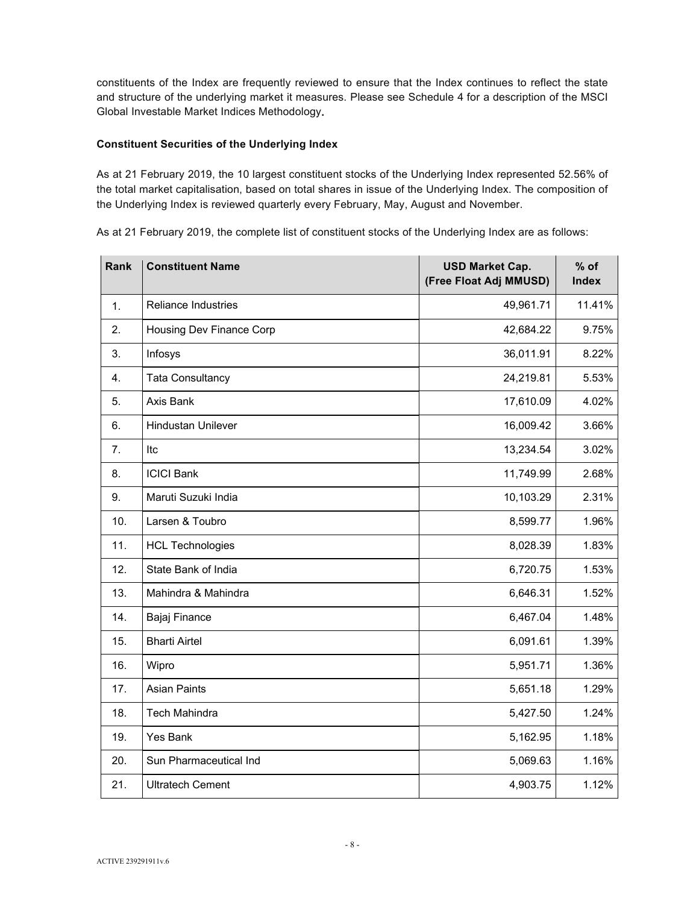constituents of the Index are frequently reviewed to ensure that the Index continues to reflect the state and structure of the underlying market it measures. Please see Schedule 4 for a description of the MSCI Global Investable Market Indices Methodology.

**Constituent Securities of the Underlying Index**

As at 21 February 2019, the 10 largest constituent stocks of the Underlying Index represented 52.56% of the total market capitalisation, based on total shares in issue of the Underlying Index. The composition of the Underlying Index is reviewed quarterly every February, May, August and November.

As at 21 February 2019, the complete list of constituent stocks of the Underlying Index are as follows:

| Rank | Constituent Name | USD Market Cap. (Free Float Adj MMUSD) | % of Index |
|---|---|---|---|
| 1. | Reliance Industries | 49,961.71 | 11.41% |
| 2. | Housing Dev Finance Corp | 42,684.22 | 9.75% |
| 3. | Infosys | 36,011.91 | 8.22% |
| 4. | Tata Consultancy | 24,219.81 | 5.53% |
| 5. | Axis Bank | 17,610.09 | 4.02% |
| 6. | Hindustan Unilever | 16,009.42 | 3.66% |
| 7. | Itc | 13,234.54 | 3.02% |
| 8. | ICICI Bank | 11,749.99 | 2.68% |
| 9. | Maruti Suzuki India | 10,103.29 | 2.31% |
| 10. | Larsen & Toubro | 8,599.77 | 1.96% |
| 11. | HCL Technologies | 8,028.39 | 1.83% |
| 12. | State Bank of India | 6,720.75 | 1.53% |
| 13. | Mahindra & Mahindra | 6,646.31 | 1.52% |
| 14. | Bajaj Finance | 6,467.04 | 1.48% |
| 15. | Bharti Airtel | 6,091.61 | 1.39% |
| 16. | Wipro | 5,951.71 | 1.36% |
| 17. | Asian Paints | 5,651.18 | 1.29% |
| 18. | Tech Mahindra | 5,427.50 | 1.24% |
| 19. | Yes Bank | 5,162.95 | 1.18% |
| 20. | Sun Pharmaceutical Ind | 5,069.63 | 1.16% |
| 21. | Ultratech Cement | 4,903.75 | 1.12% |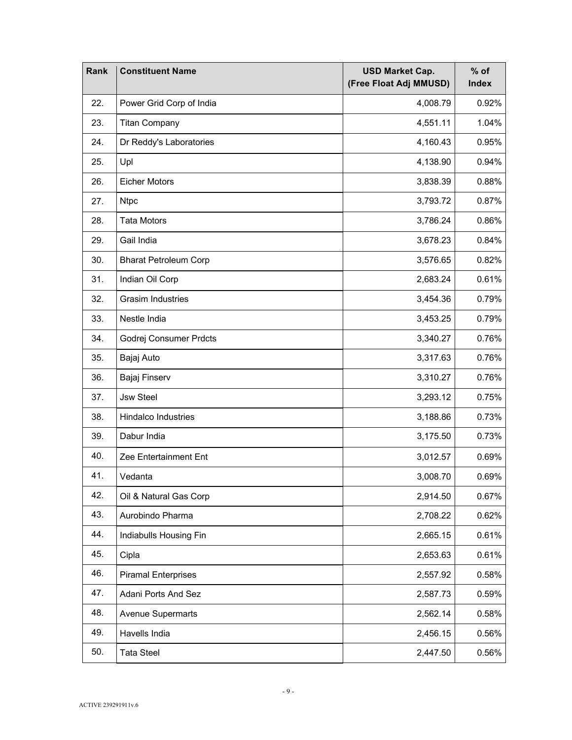| Rank | Constituent Name | USD Market Cap. (Free Float Adj MMUSD) | % of Index |
|---|---|---|---|
| 22. | Power Grid Corp of India | 4,008.79 | 0.92% |
| 23. | Titan Company | 4,551.11 | 1.04% |
| 24. | Dr Reddy's Laboratories | 4,160.43 | 0.95% |
| 25. | Upl | 4,138.90 | 0.94% |
| 26. | Eicher Motors | 3,838.39 | 0.88% |
| 27. | Ntpc | 3,793.72 | 0.87% |
| 28. | Tata Motors | 3,786.24 | 0.86% |
| 29. | Gail India | 3,678.23 | 0.84% |
| 30. | Bharat Petroleum Corp | 3,576.65 | 0.82% |
| 31. | Indian Oil Corp | 2,683.24 | 0.61% |
| 32. | Grasim Industries | 3,454.36 | 0.79% |
| 33. | Nestle India | 3,453.25 | 0.79% |
| 34. | Godrej Consumer Prdcts | 3,340.27 | 0.76% |
| 35. | Bajaj Auto | 3,317.63 | 0.76% |
| 36. | Bajaj Finserv | 3,310.27 | 0.76% |
| 37. | Jsw Steel | 3,293.12 | 0.75% |
| 38. | Hindalco Industries | 3,188.86 | 0.73% |
| 39. | Dabur India | 3,175.50 | 0.73% |
| 40. | Zee Entertainment Ent | 3,012.57 | 0.69% |
| 41. | Vedanta | 3,008.70 | 0.69% |
| 42. | Oil & Natural Gas Corp | 2,914.50 | 0.67% |
| 43. | Aurobindo Pharma | 2,708.22 | 0.62% |
| 44. | Indiabulls Housing Fin | 2,665.15 | 0.61% |
| 45. | Cipla | 2,653.63 | 0.61% |
| 46. | Piramal Enterprises | 2,557.92 | 0.58% |
| 47. | Adani Ports And Sez | 2,587.73 | 0.59% |
| 48. | Avenue Supermarts | 2,562.14 | 0.58% |
| 49. | Havells India | 2,456.15 | 0.56% |
| 50. | Tata Steel | 2,447.50 | 0.56% |

ACTIVE 239291911v.6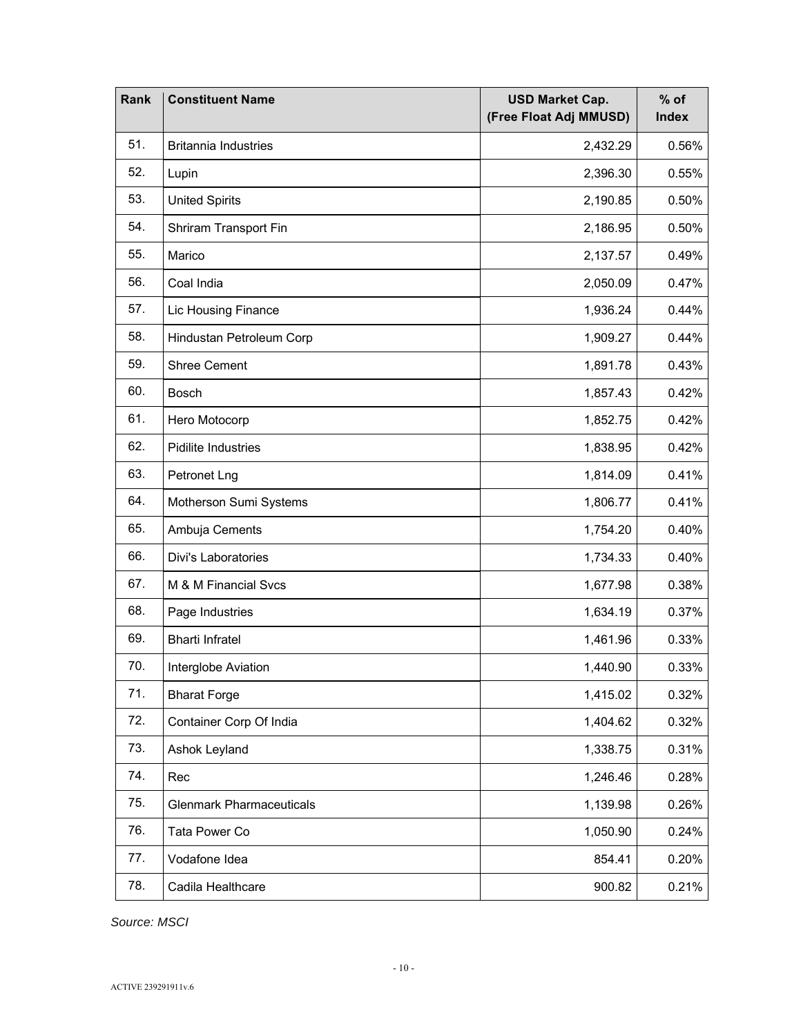| Rank | Constituent Name | USD Market Cap. (Free Float Adj MMUSD) | % of Index |
|---|---|---|---|
| 51. | Britannia Industries | 2,432.29 | 0.56% |
| 52. | Lupin | 2,396.30 | 0.55% |
| 53. | United Spirits | 2,190.85 | 0.50% |
| 54. | Shriram Transport Fin | 2,186.95 | 0.50% |
| 55. | Marico | 2,137.57 | 0.49% |
| 56. | Coal India | 2,050.09 | 0.47% |
| 57. | Lic Housing Finance | 1,936.24 | 0.44% |
| 58. | Hindustan Petroleum Corp | 1,909.27 | 0.44% |
| 59. | Shree Cement | 1,891.78 | 0.43% |
| 60. | Bosch | 1,857.43 | 0.42% |
| 61. | Hero Motocorp | 1,852.75 | 0.42% |
| 62. | Pidilite Industries | 1,838.95 | 0.42% |
| 63. | Petronet Lng | 1,814.09 | 0.41% |
| 64. | Motherson Sumi Systems | 1,806.77 | 0.41% |
| 65. | Ambuja Cements | 1,754.20 | 0.40% |
| 66. | Divi's Laboratories | 1,734.33 | 0.40% |
| 67. | M & M Financial Svcs | 1,677.98 | 0.38% |
| 68. | Page Industries | 1,634.19 | 0.37% |
| 69. | Bharti Infratel | 1,461.96 | 0.33% |
| 70. | Interglobe Aviation | 1,440.90 | 0.33% |
| 71. | Bharat Forge | 1,415.02 | 0.32% |
| 72. | Container Corp Of India | 1,404.62 | 0.32% |
| 73. | Ashok Leyland | 1,338.75 | 0.31% |
| 74. | Rec | 1,246.46 | 0.28% |
| 75. | Glenmark Pharmaceuticals | 1,139.98 | 0.26% |
| 76. | Tata Power Co | 1,050.90 | 0.24% |
| 77. | Vodafone Idea | 854.41 | 0.20% |
| 78. | Cadila Healthcare | 900.82 | 0.21% |

*Source: MSCI*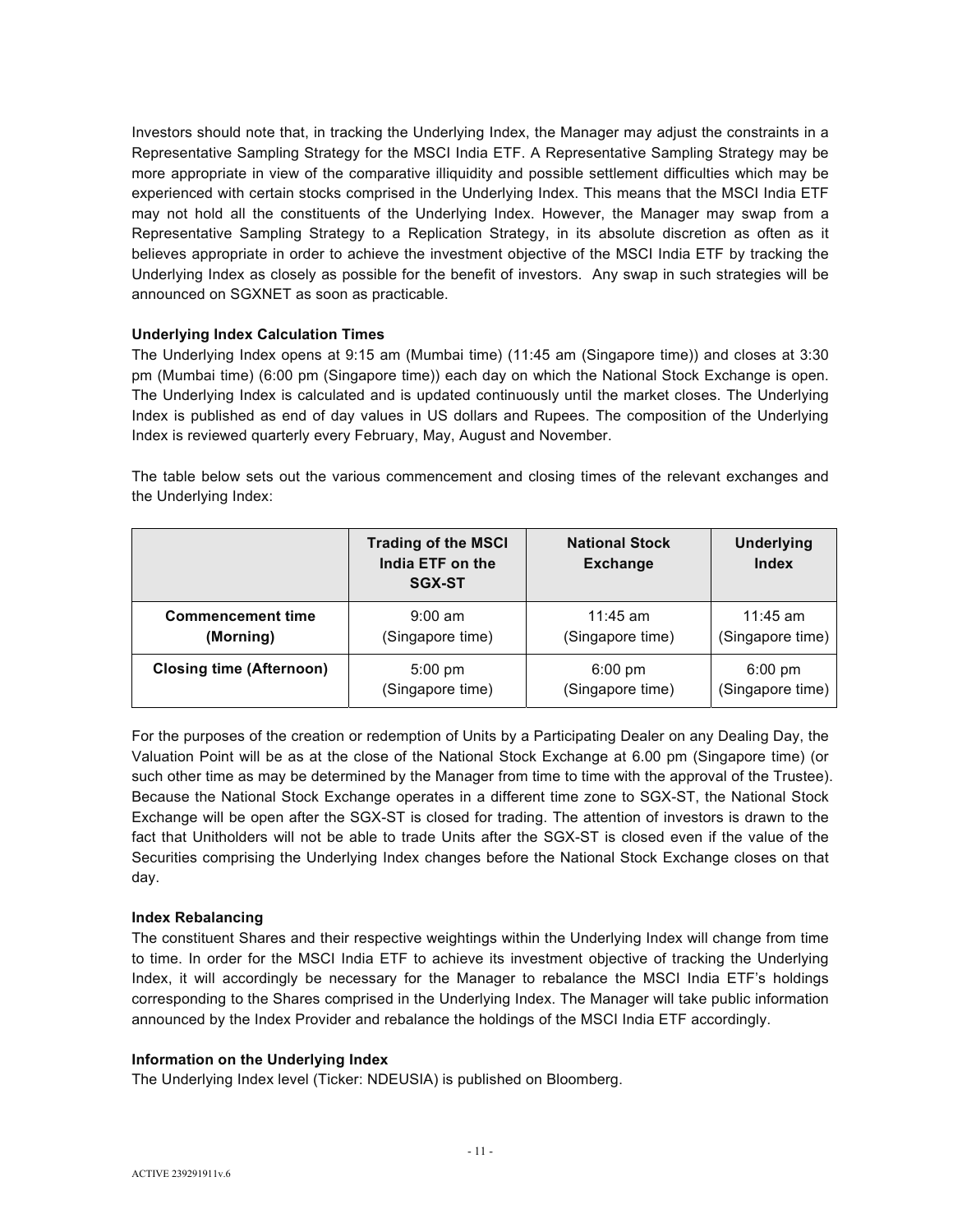Investors should note that, in tracking the Underlying Index, the Manager may adjust the constraints in a Representative Sampling Strategy for the MSCI India ETF. A Representative Sampling Strategy may be more appropriate in view of the comparative illiquidity and possible settlement difficulties which may be experienced with certain stocks comprised in the Underlying Index. This means that the MSCI India ETF may not hold all the constituents of the Underlying Index. However, the Manager may swap from a Representative Sampling Strategy to a Replication Strategy, in its absolute discretion as often as it believes appropriate in order to achieve the investment objective of the MSCI India ETF by tracking the Underlying Index as closely as possible for the benefit of investors. Any swap in such strategies will be announced on SGXNET as soon as practicable.

**Underlying Index Calculation Times**

The Underlying Index opens at 9:15 am (Mumbai time) (11:45 am (Singapore time)) and closes at 3:30 pm (Mumbai time) (6:00 pm (Singapore time)) each day on which the National Stock Exchange is open. The Underlying Index is calculated and is updated continuously until the market closes. The Underlying Index is published as end of day values in US dollars and Rupees. The composition of the Underlying Index is reviewed quarterly every February, May, August and November.

The table below sets out the various commencement and closing times of the relevant exchanges and the Underlying Index:

| | **Trading of the MSCI India ETF on the SGX-ST** | **National Stock Exchange** | **Underlying Index** |
|---|---|---|---|
| **Commencement time (Morning)** | 9:00 am (Singapore time) | 11:45 am (Singapore time) | 11:45 am (Singapore time) |
| **Closing time (Afternoon)** | 5:00 pm (Singapore time) | 6:00 pm (Singapore time) | 6:00 pm (Singapore time) |

For the purposes of the creation or redemption of Units by a Participating Dealer on any Dealing Day, the Valuation Point will be as at the close of the National Stock Exchange at 6.00 pm (Singapore time) (or such other time as may be determined by the Manager from time to time with the approval of the Trustee). Because the National Stock Exchange operates in a different time zone to SGX-ST, the National Stock Exchange will be open after the SGX-ST is closed for trading. The attention of investors is drawn to the fact that Unitholders will not be able to trade Units after the SGX-ST is closed even if the value of the Securities comprising the Underlying Index changes before the National Stock Exchange closes on that day.

**Index Rebalancing**

The constituent Shares and their respective weightings within the Underlying Index will change from time to time. In order for the MSCI India ETF to achieve its investment objective of tracking the Underlying Index, it will accordingly be necessary for the Manager to rebalance the MSCI India ETF's holdings corresponding to the Shares comprised in the Underlying Index. The Manager will take public information announced by the Index Provider and rebalance the holdings of the MSCI India ETF accordingly.

**Information on the Underlying Index**

The Underlying Index level (Ticker: NDEUSIA) is published on Bloomberg.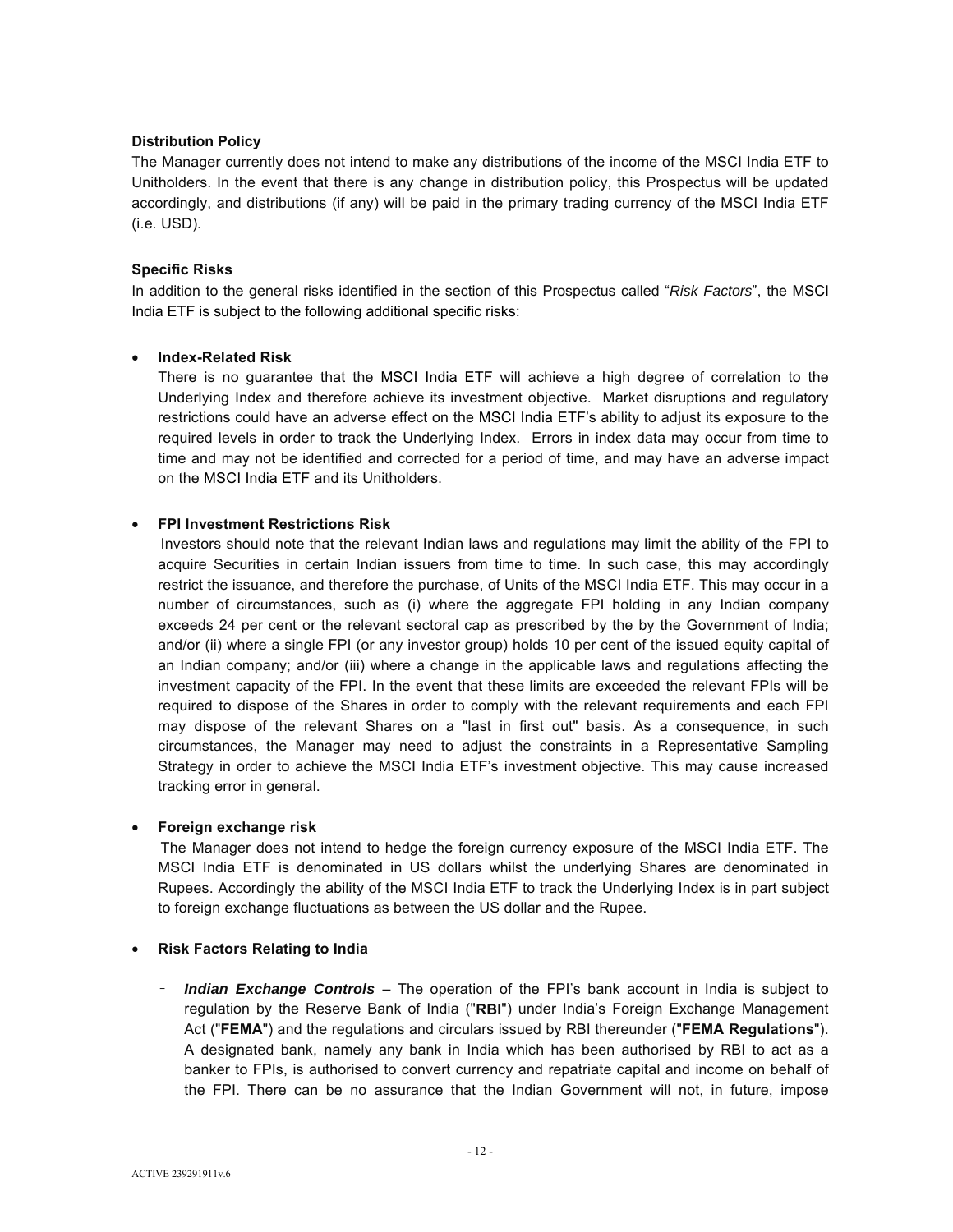**Distribution Policy**

The Manager currently does not intend to make any distributions of the income of the MSCI India ETF to Unitholders. In the event that there is any change in distribution policy, this Prospectus will be updated accordingly, and distributions (if any) will be paid in the primary trading currency of the MSCI India ETF (i.e. USD).

**Specific Risks**

In addition to the general risks identified in the section of this Prospectus called "*Risk Factors*", the MSCI India ETF is subject to the following additional specific risks:

- **Index-Related Risk**

  There is no guarantee that the MSCI India ETF will achieve a high degree of correlation to the Underlying Index and therefore achieve its investment objective. Market disruptions and regulatory restrictions could have an adverse effect on the MSCI India ETF's ability to adjust its exposure to the required levels in order to track the Underlying Index. Errors in index data may occur from time to time and may not be identified and corrected for a period of time, and may have an adverse impact on the MSCI India ETF and its Unitholders.

- **FPI Investment Restrictions Risk**

  Investors should note that the relevant Indian laws and regulations may limit the ability of the FPI to acquire Securities in certain Indian issuers from time to time. In such case, this may accordingly restrict the issuance, and therefore the purchase, of Units of the MSCI India ETF. This may occur in a number of circumstances, such as (i) where the aggregate FPI holding in any Indian company exceeds 24 per cent or the relevant sectoral cap as prescribed by the by the Government of India; and/or (ii) where a single FPI (or any investor group) holds 10 per cent of the issued equity capital of an Indian company; and/or (iii) where a change in the applicable laws and regulations affecting the investment capacity of the FPI. In the event that these limits are exceeded the relevant FPIs will be required to dispose of the Shares in order to comply with the relevant requirements and each FPI may dispose of the relevant Shares on a "last in first out" basis. As a consequence, in such circumstances, the Manager may need to adjust the constraints in a Representative Sampling Strategy in order to achieve the MSCI India ETF's investment objective. This may cause increased tracking error in general.

- **Foreign exchange risk**

  The Manager does not intend to hedge the foreign currency exposure of the MSCI India ETF. The MSCI India ETF is denominated in US dollars whilst the underlying Shares are denominated in Rupees. Accordingly the ability of the MSCI India ETF to track the Underlying Index is in part subject to foreign exchange fluctuations as between the US dollar and the Rupee.

- **Risk Factors Relating to India**

  - ***Indian Exchange Controls*** – The operation of the FPI's bank account in India is subject to regulation by the Reserve Bank of India ("**RBI**") under India's Foreign Exchange Management Act ("**FEMA**") and the regulations and circulars issued by RBI thereunder ("**FEMA Regulations**"). A designated bank, namely any bank in India which has been authorised by RBI to act as a banker to FPIs, is authorised to convert currency and repatriate capital and income on behalf of the FPI. There can be no assurance that the Indian Government will not, in future, impose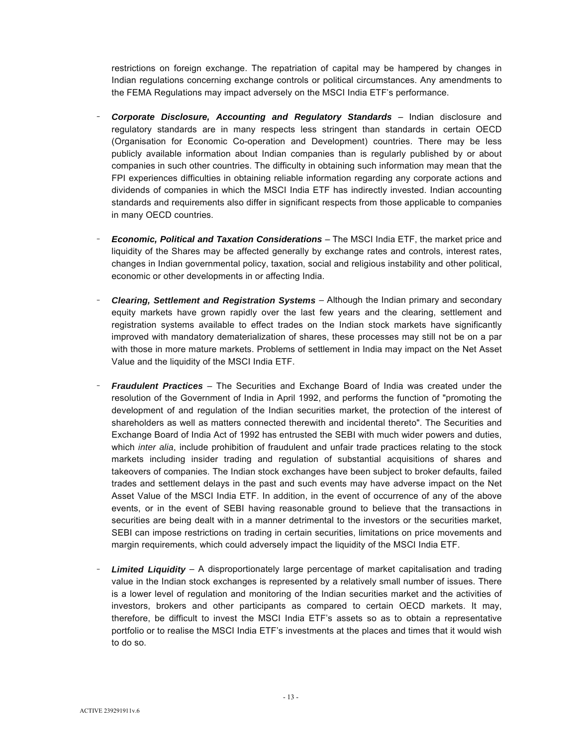restrictions on foreign exchange. The repatriation of capital may be hampered by changes in Indian regulations concerning exchange controls or political circumstances. Any amendments to the FEMA Regulations may impact adversely on the MSCI India ETF's performance.

- ***Corporate Disclosure, Accounting and Regulatory Standards*** – Indian disclosure and regulatory standards are in many respects less stringent than standards in certain OECD (Organisation for Economic Co-operation and Development) countries. There may be less publicly available information about Indian companies than is regularly published by or about companies in such other countries. The difficulty in obtaining such information may mean that the FPI experiences difficulties in obtaining reliable information regarding any corporate actions and dividends of companies in which the MSCI India ETF has indirectly invested. Indian accounting standards and requirements also differ in significant respects from those applicable to companies in many OECD countries.

- ***Economic, Political and Taxation Considerations*** – The MSCI India ETF, the market price and liquidity of the Shares may be affected generally by exchange rates and controls, interest rates, changes in Indian governmental policy, taxation, social and religious instability and other political, economic or other developments in or affecting India.

- ***Clearing, Settlement and Registration Systems*** – Although the Indian primary and secondary equity markets have grown rapidly over the last few years and the clearing, settlement and registration systems available to effect trades on the Indian stock markets have significantly improved with mandatory dematerialization of shares, these processes may still not be on a par with those in more mature markets. Problems of settlement in India may impact on the Net Asset Value and the liquidity of the MSCI India ETF.

- ***Fraudulent Practices*** – The Securities and Exchange Board of India was created under the resolution of the Government of India in April 1992, and performs the function of "promoting the development of and regulation of the Indian securities market, the protection of the interest of shareholders as well as matters connected therewith and incidental thereto". The Securities and Exchange Board of India Act of 1992 has entrusted the SEBI with much wider powers and duties, which *inter alia*, include prohibition of fraudulent and unfair trade practices relating to the stock markets including insider trading and regulation of substantial acquisitions of shares and takeovers of companies. The Indian stock exchanges have been subject to broker defaults, failed trades and settlement delays in the past and such events may have adverse impact on the Net Asset Value of the MSCI India ETF. In addition, in the event of occurrence of any of the above events, or in the event of SEBI having reasonable ground to believe that the transactions in securities are being dealt with in a manner detrimental to the investors or the securities market, SEBI can impose restrictions on trading in certain securities, limitations on price movements and margin requirements, which could adversely impact the liquidity of the MSCI India ETF.

- ***Limited Liquidity*** – A disproportionately large percentage of market capitalisation and trading value in the Indian stock exchanges is represented by a relatively small number of issues. There is a lower level of regulation and monitoring of the Indian securities market and the activities of investors, brokers and other participants as compared to certain OECD markets. It may, therefore, be difficult to invest the MSCI India ETF's assets so as to obtain a representative portfolio or to realise the MSCI India ETF's investments at the places and times that it would wish to do so.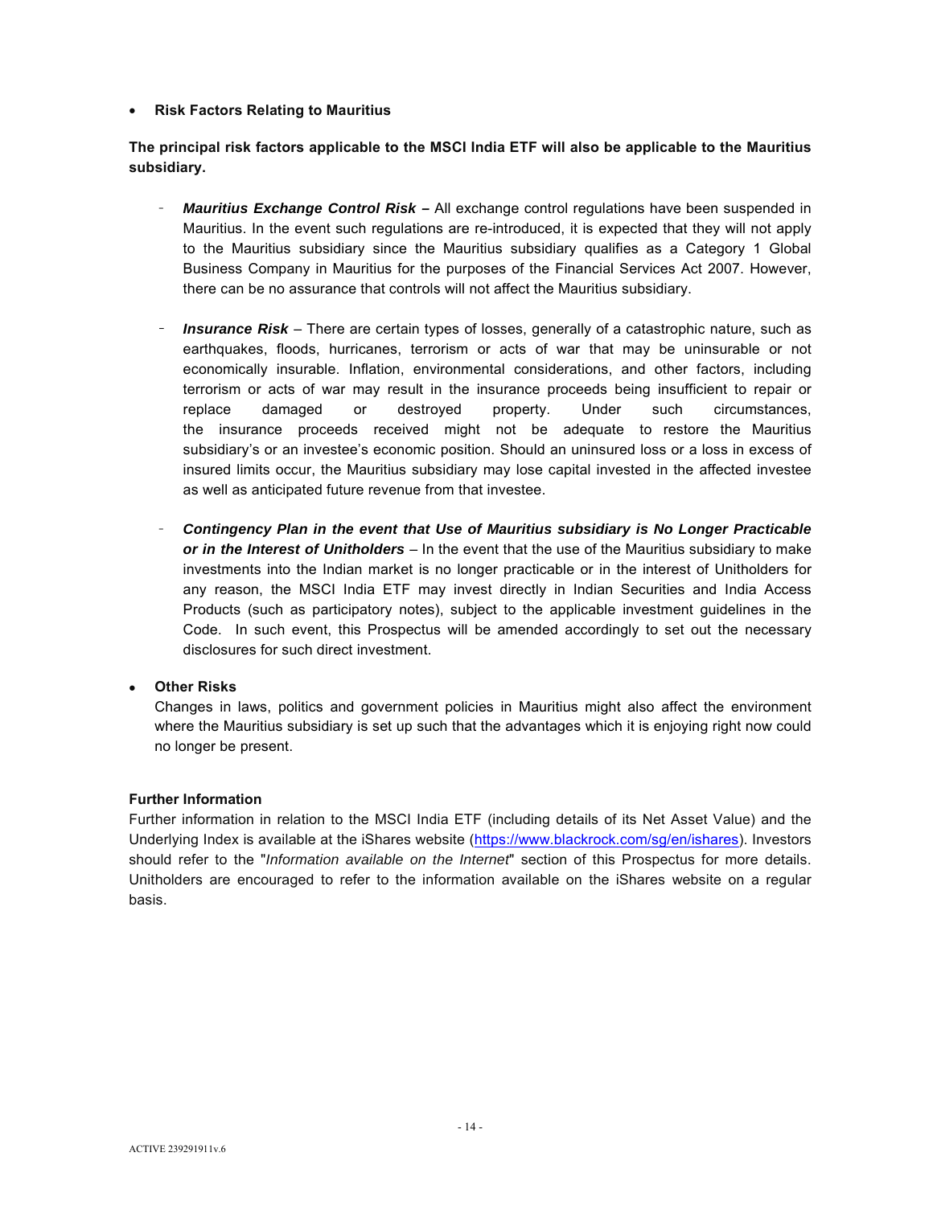- **Risk Factors Relating to Mauritius**

**The principal risk factors applicable to the MSCI India ETF will also be applicable to the Mauritius subsidiary.**

- ***Mauritius Exchange Control Risk*** **–** All exchange control regulations have been suspended in Mauritius. In the event such regulations are re-introduced, it is expected that they will not apply to the Mauritius subsidiary since the Mauritius subsidiary qualifies as a Category 1 Global Business Company in Mauritius for the purposes of the Financial Services Act 2007. However, there can be no assurance that controls will not affect the Mauritius subsidiary.

- ***Insurance Risk*** – There are certain types of losses, generally of a catastrophic nature, such as earthquakes, floods, hurricanes, terrorism or acts of war that may be uninsurable or not economically insurable. Inflation, environmental considerations, and other factors, including terrorism or acts of war may result in the insurance proceeds being insufficient to repair or replace damaged or destroyed property. Under such circumstances, the insurance proceeds received might not be adequate to restore the Mauritius subsidiary's or an investee's economic position. Should an uninsured loss or a loss in excess of insured limits occur, the Mauritius subsidiary may lose capital invested in the affected investee as well as anticipated future revenue from that investee.

- ***Contingency Plan in the event that Use of Mauritius subsidiary is No Longer Practicable or in the Interest of Unitholders*** – In the event that the use of the Mauritius subsidiary to make investments into the Indian market is no longer practicable or in the interest of Unitholders for any reason, the MSCI India ETF may invest directly in Indian Securities and India Access Products (such as participatory notes), subject to the applicable investment guidelines in the Code. In such event, this Prospectus will be amended accordingly to set out the necessary disclosures for such direct investment.

- **Other Risks**

  Changes in laws, politics and government policies in Mauritius might also affect the environment where the Mauritius subsidiary is set up such that the advantages which it is enjoying right now could no longer be present.

**Further Information**

Further information in relation to the MSCI India ETF (including details of its Net Asset Value) and the Underlying Index is available at the iShares website (https://www.blackrock.com/sg/en/ishares). Investors should refer to the "*Information available on the Internet*" section of this Prospectus for more details. Unitholders are encouraged to refer to the information available on the iShares website on a regular basis.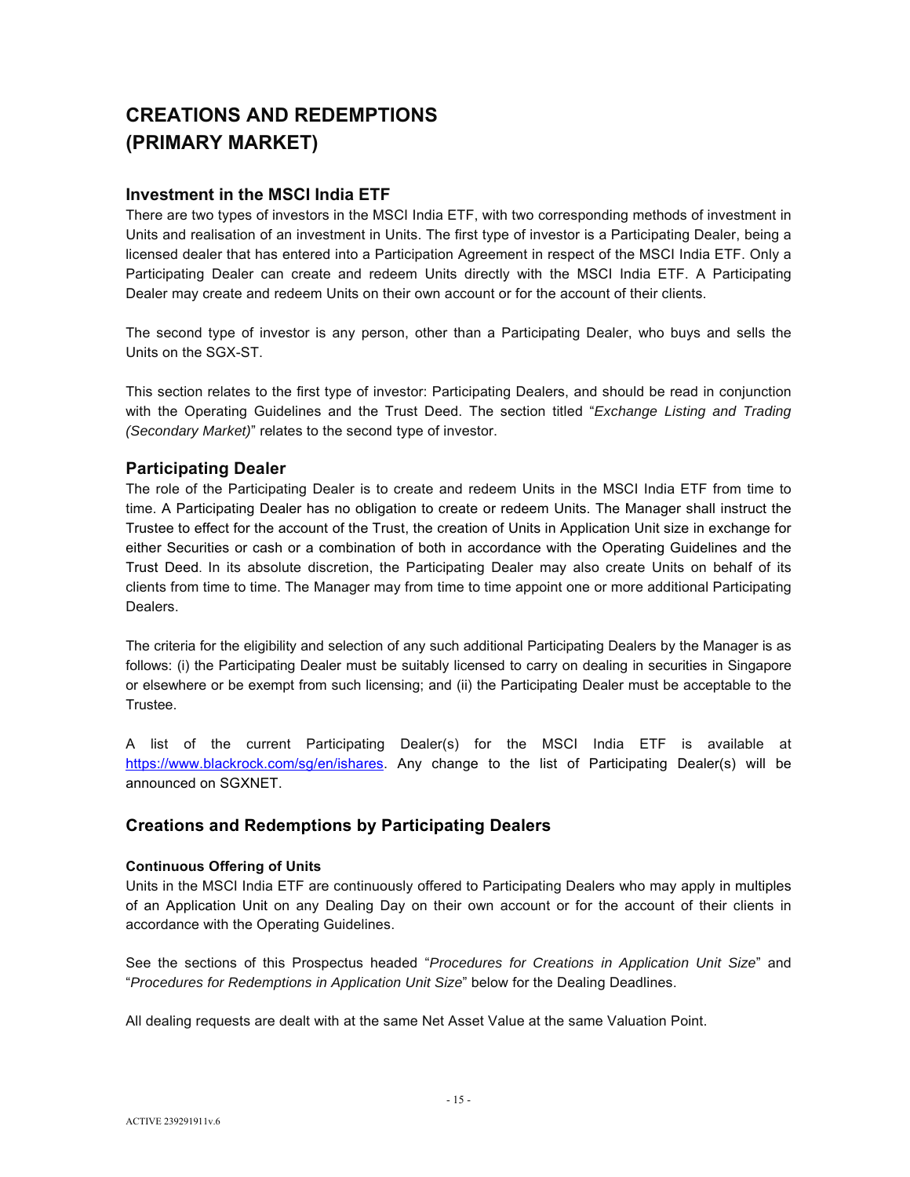# CREATIONS AND REDEMPTIONS (PRIMARY MARKET)

## Investment in the MSCI India ETF

There are two types of investors in the MSCI India ETF, with two corresponding methods of investment in Units and realisation of an investment in Units. The first type of investor is a Participating Dealer, being a licensed dealer that has entered into a Participation Agreement in respect of the MSCI India ETF. Only a Participating Dealer can create and redeem Units directly with the MSCI India ETF. A Participating Dealer may create and redeem Units on their own account or for the account of their clients.

The second type of investor is any person, other than a Participating Dealer, who buys and sells the Units on the SGX-ST.

This section relates to the first type of investor: Participating Dealers, and should be read in conjunction with the Operating Guidelines and the Trust Deed. The section titled "*Exchange Listing and Trading (Secondary Market)*" relates to the second type of investor.

## Participating Dealer

The role of the Participating Dealer is to create and redeem Units in the MSCI India ETF from time to time. A Participating Dealer has no obligation to create or redeem Units. The Manager shall instruct the Trustee to effect for the account of the Trust, the creation of Units in Application Unit size in exchange for either Securities or cash or a combination of both in accordance with the Operating Guidelines and the Trust Deed. In its absolute discretion, the Participating Dealer may also create Units on behalf of its clients from time to time. The Manager may from time to time appoint one or more additional Participating Dealers.

The criteria for the eligibility and selection of any such additional Participating Dealers by the Manager is as follows: (i) the Participating Dealer must be suitably licensed to carry on dealing in securities in Singapore or elsewhere or be exempt from such licensing; and (ii) the Participating Dealer must be acceptable to the Trustee.

A list of the current Participating Dealer(s) for the MSCI India ETF is available at https://www.blackrock.com/sg/en/ishares. Any change to the list of Participating Dealer(s) will be announced on SGXNET.

## Creations and Redemptions by Participating Dealers

#### Continuous Offering of Units

Units in the MSCI India ETF are continuously offered to Participating Dealers who may apply in multiples of an Application Unit on any Dealing Day on their own account or for the account of their clients in accordance with the Operating Guidelines.

See the sections of this Prospectus headed "*Procedures for Creations in Application Unit Size*" and "*Procedures for Redemptions in Application Unit Size*" below for the Dealing Deadlines.

All dealing requests are dealt with at the same Net Asset Value at the same Valuation Point.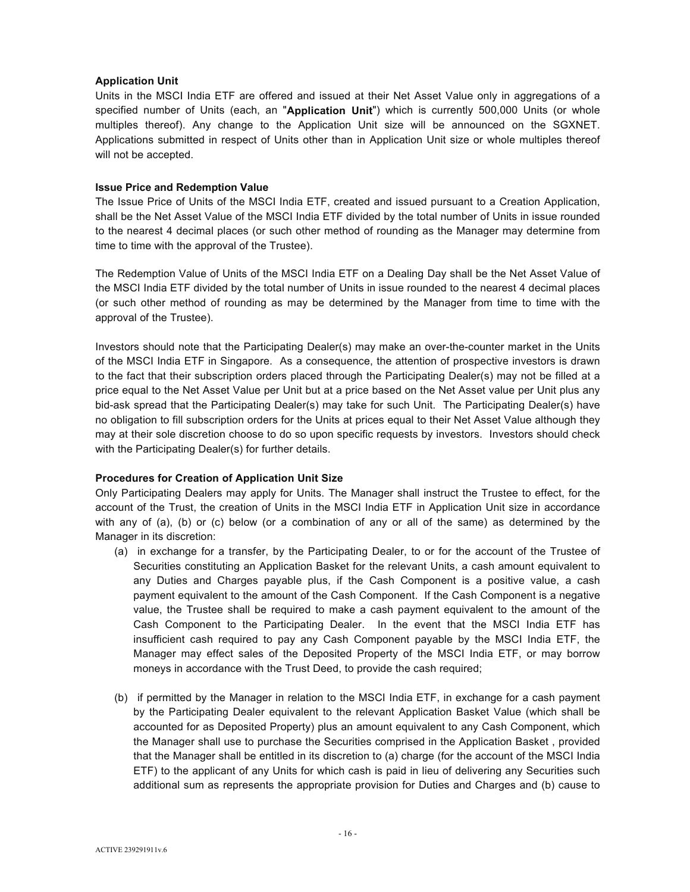**Application Unit**

Units in the MSCI India ETF are offered and issued at their Net Asset Value only in aggregations of a specified number of Units (each, an "**Application Unit**") which is currently 500,000 Units (or whole multiples thereof). Any change to the Application Unit size will be announced on the SGXNET. Applications submitted in respect of Units other than in Application Unit size or whole multiples thereof will not be accepted.

**Issue Price and Redemption Value**

The Issue Price of Units of the MSCI India ETF, created and issued pursuant to a Creation Application, shall be the Net Asset Value of the MSCI India ETF divided by the total number of Units in issue rounded to the nearest 4 decimal places (or such other method of rounding as the Manager may determine from time to time with the approval of the Trustee).

The Redemption Value of Units of the MSCI India ETF on a Dealing Day shall be the Net Asset Value of the MSCI India ETF divided by the total number of Units in issue rounded to the nearest 4 decimal places (or such other method of rounding as may be determined by the Manager from time to time with the approval of the Trustee).

Investors should note that the Participating Dealer(s) may make an over-the-counter market in the Units of the MSCI India ETF in Singapore. As a consequence, the attention of prospective investors is drawn to the fact that their subscription orders placed through the Participating Dealer(s) may not be filled at a price equal to the Net Asset Value per Unit but at a price based on the Net Asset value per Unit plus any bid-ask spread that the Participating Dealer(s) may take for such Unit. The Participating Dealer(s) have no obligation to fill subscription orders for the Units at prices equal to their Net Asset Value although they may at their sole discretion choose to do so upon specific requests by investors. Investors should check with the Participating Dealer(s) for further details.

**Procedures for Creation of Application Unit Size**

Only Participating Dealers may apply for Units. The Manager shall instruct the Trustee to effect, for the account of the Trust, the creation of Units in the MSCI India ETF in Application Unit size in accordance with any of (a), (b) or (c) below (or a combination of any or all of the same) as determined by the Manager in its discretion:

(a) in exchange for a transfer, by the Participating Dealer, to or for the account of the Trustee of Securities constituting an Application Basket for the relevant Units, a cash amount equivalent to any Duties and Charges payable plus, if the Cash Component is a positive value, a cash payment equivalent to the amount of the Cash Component. If the Cash Component is a negative value, the Trustee shall be required to make a cash payment equivalent to the amount of the Cash Component to the Participating Dealer. In the event that the MSCI India ETF has insufficient cash required to pay any Cash Component payable by the MSCI India ETF, the Manager may effect sales of the Deposited Property of the MSCI India ETF, or may borrow moneys in accordance with the Trust Deed, to provide the cash required;

(b) if permitted by the Manager in relation to the MSCI India ETF, in exchange for a cash payment by the Participating Dealer equivalent to the relevant Application Basket Value (which shall be accounted for as Deposited Property) plus an amount equivalent to any Cash Component, which the Manager shall use to purchase the Securities comprised in the Application Basket , provided that the Manager shall be entitled in its discretion to (a) charge (for the account of the MSCI India ETF) to the applicant of any Units for which cash is paid in lieu of delivering any Securities such additional sum as represents the appropriate provision for Duties and Charges and (b) cause to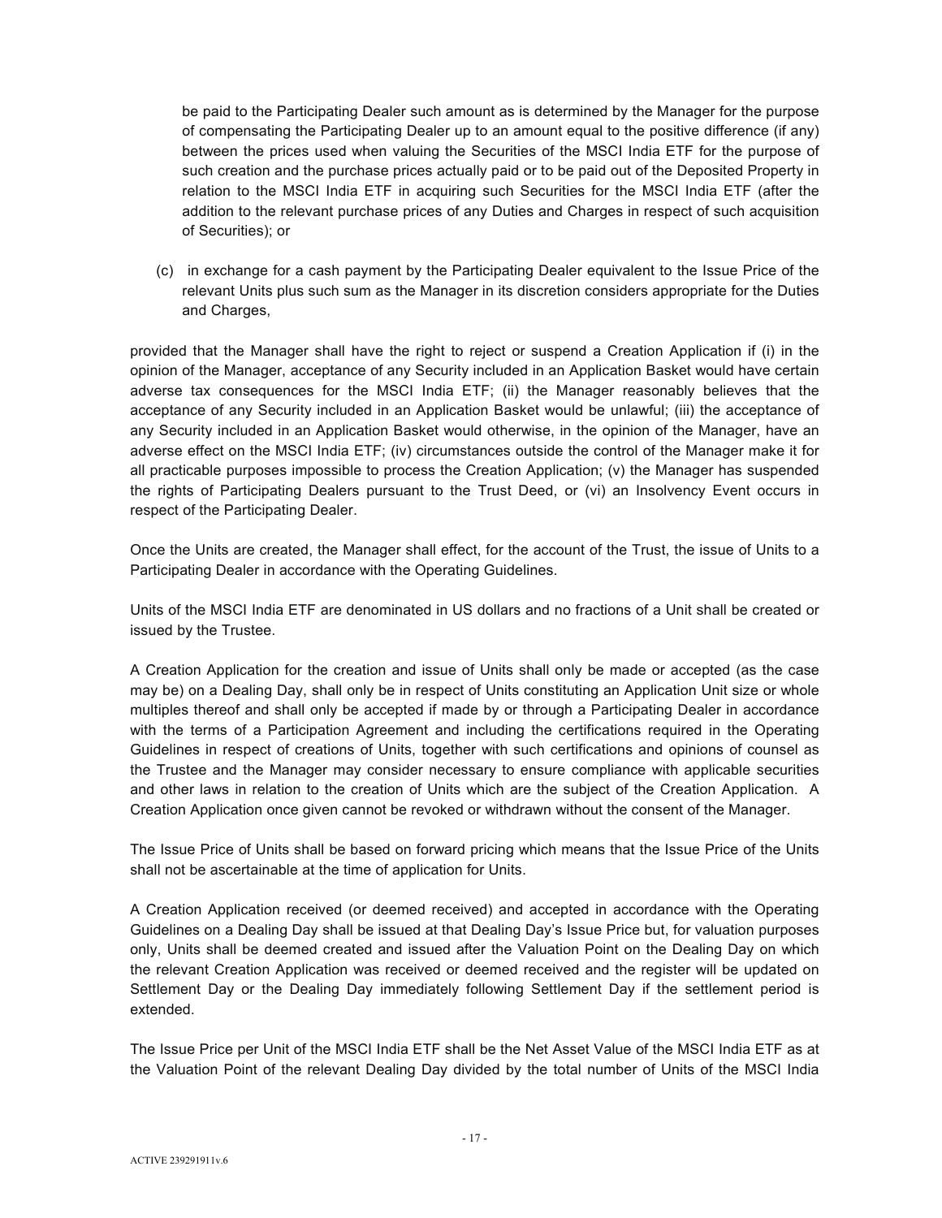be paid to the Participating Dealer such amount as is determined by the Manager for the purpose of compensating the Participating Dealer up to an amount equal to the positive difference (if any) between the prices used when valuing the Securities of the MSCI India ETF for the purpose of such creation and the purchase prices actually paid or to be paid out of the Deposited Property in relation to the MSCI India ETF in acquiring such Securities for the MSCI India ETF (after the addition to the relevant purchase prices of any Duties and Charges in respect of such acquisition of Securities); or

(c) in exchange for a cash payment by the Participating Dealer equivalent to the Issue Price of the relevant Units plus such sum as the Manager in its discretion considers appropriate for the Duties and Charges,

provided that the Manager shall have the right to reject or suspend a Creation Application if (i) in the opinion of the Manager, acceptance of any Security included in an Application Basket would have certain adverse tax consequences for the MSCI India ETF; (ii) the Manager reasonably believes that the acceptance of any Security included in an Application Basket would be unlawful; (iii) the acceptance of any Security included in an Application Basket would otherwise, in the opinion of the Manager, have an adverse effect on the MSCI India ETF; (iv) circumstances outside the control of the Manager make it for all practicable purposes impossible to process the Creation Application; (v) the Manager has suspended the rights of Participating Dealers pursuant to the Trust Deed, or (vi) an Insolvency Event occurs in respect of the Participating Dealer.

Once the Units are created, the Manager shall effect, for the account of the Trust, the issue of Units to a Participating Dealer in accordance with the Operating Guidelines.

Units of the MSCI India ETF are denominated in US dollars and no fractions of a Unit shall be created or issued by the Trustee.

A Creation Application for the creation and issue of Units shall only be made or accepted (as the case may be) on a Dealing Day, shall only be in respect of Units constituting an Application Unit size or whole multiples thereof and shall only be accepted if made by or through a Participating Dealer in accordance with the terms of a Participation Agreement and including the certifications required in the Operating Guidelines in respect of creations of Units, together with such certifications and opinions of counsel as the Trustee and the Manager may consider necessary to ensure compliance with applicable securities and other laws in relation to the creation of Units which are the subject of the Creation Application. A Creation Application once given cannot be revoked or withdrawn without the consent of the Manager.

The Issue Price of Units shall be based on forward pricing which means that the Issue Price of the Units shall not be ascertainable at the time of application for Units.

A Creation Application received (or deemed received) and accepted in accordance with the Operating Guidelines on a Dealing Day shall be issued at that Dealing Day's Issue Price but, for valuation purposes only, Units shall be deemed created and issued after the Valuation Point on the Dealing Day on which the relevant Creation Application was received or deemed received and the register will be updated on Settlement Day or the Dealing Day immediately following Settlement Day if the settlement period is extended.

The Issue Price per Unit of the MSCI India ETF shall be the Net Asset Value of the MSCI India ETF as at the Valuation Point of the relevant Dealing Day divided by the total number of Units of the MSCI India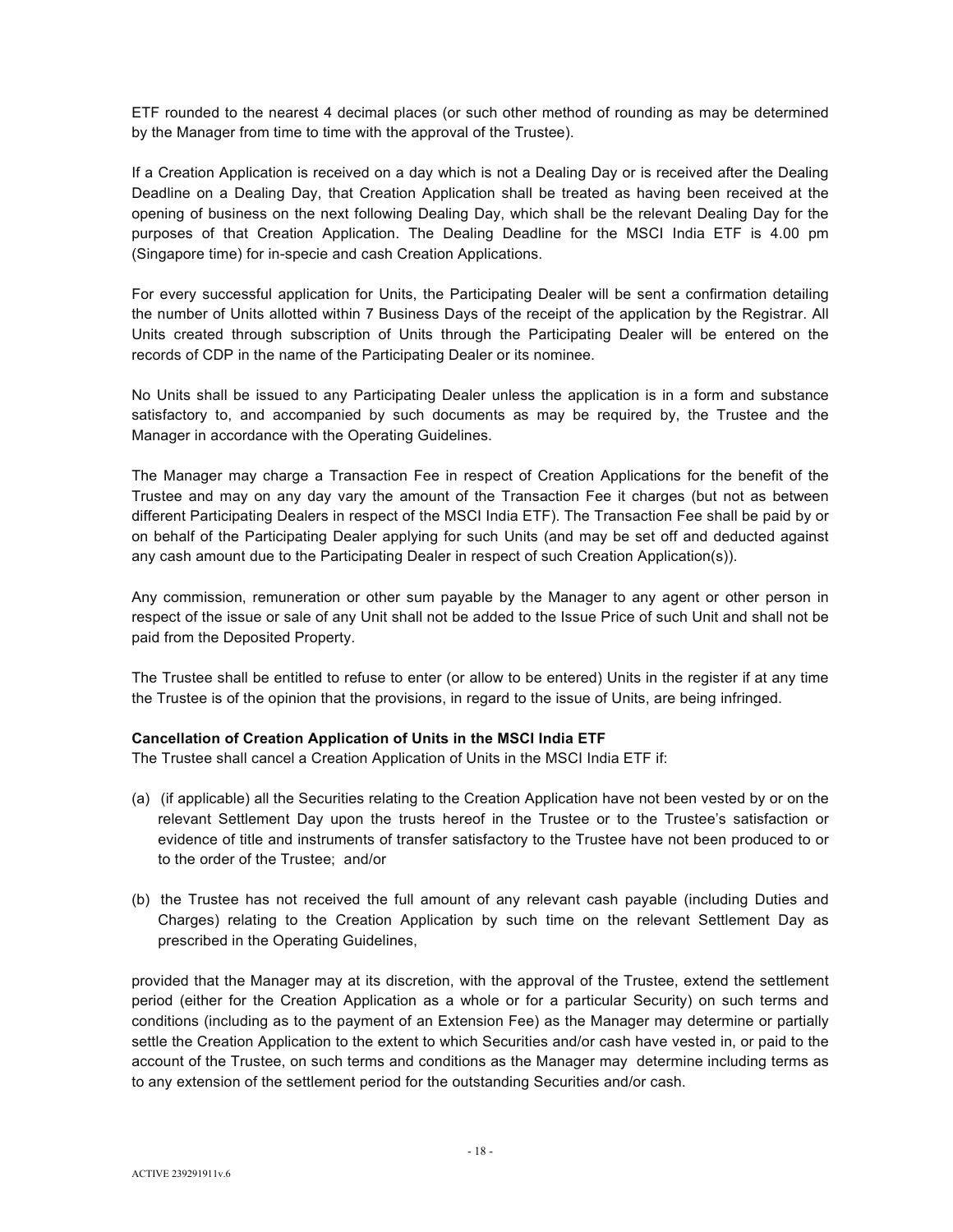ETF rounded to the nearest 4 decimal places (or such other method of rounding as may be determined by the Manager from time to time with the approval of the Trustee).

If a Creation Application is received on a day which is not a Dealing Day or is received after the Dealing Deadline on a Dealing Day, that Creation Application shall be treated as having been received at the opening of business on the next following Dealing Day, which shall be the relevant Dealing Day for the purposes of that Creation Application. The Dealing Deadline for the MSCI India ETF is 4.00 pm (Singapore time) for in-specie and cash Creation Applications.

For every successful application for Units, the Participating Dealer will be sent a confirmation detailing the number of Units allotted within 7 Business Days of the receipt of the application by the Registrar. All Units created through subscription of Units through the Participating Dealer will be entered on the records of CDP in the name of the Participating Dealer or its nominee.

No Units shall be issued to any Participating Dealer unless the application is in a form and substance satisfactory to, and accompanied by such documents as may be required by, the Trustee and the Manager in accordance with the Operating Guidelines.

The Manager may charge a Transaction Fee in respect of Creation Applications for the benefit of the Trustee and may on any day vary the amount of the Transaction Fee it charges (but not as between different Participating Dealers in respect of the MSCI India ETF). The Transaction Fee shall be paid by or on behalf of the Participating Dealer applying for such Units (and may be set off and deducted against any cash amount due to the Participating Dealer in respect of such Creation Application(s)).

Any commission, remuneration or other sum payable by the Manager to any agent or other person in respect of the issue or sale of any Unit shall not be added to the Issue Price of such Unit and shall not be paid from the Deposited Property.

The Trustee shall be entitled to refuse to enter (or allow to be entered) Units in the register if at any time the Trustee is of the opinion that the provisions, in regard to the issue of Units, are being infringed.

**Cancellation of Creation Application of Units in the MSCI India ETF**

The Trustee shall cancel a Creation Application of Units in the MSCI India ETF if:

(a) (if applicable) all the Securities relating to the Creation Application have not been vested by or on the relevant Settlement Day upon the trusts hereof in the Trustee or to the Trustee's satisfaction or evidence of title and instruments of transfer satisfactory to the Trustee have not been produced to or to the order of the Trustee; and/or

(b) the Trustee has not received the full amount of any relevant cash payable (including Duties and Charges) relating to the Creation Application by such time on the relevant Settlement Day as prescribed in the Operating Guidelines,

provided that the Manager may at its discretion, with the approval of the Trustee, extend the settlement period (either for the Creation Application as a whole or for a particular Security) on such terms and conditions (including as to the payment of an Extension Fee) as the Manager may determine or partially settle the Creation Application to the extent to which Securities and/or cash have vested in, or paid to the account of the Trustee, on such terms and conditions as the Manager may determine including terms as to any extension of the settlement period for the outstanding Securities and/or cash.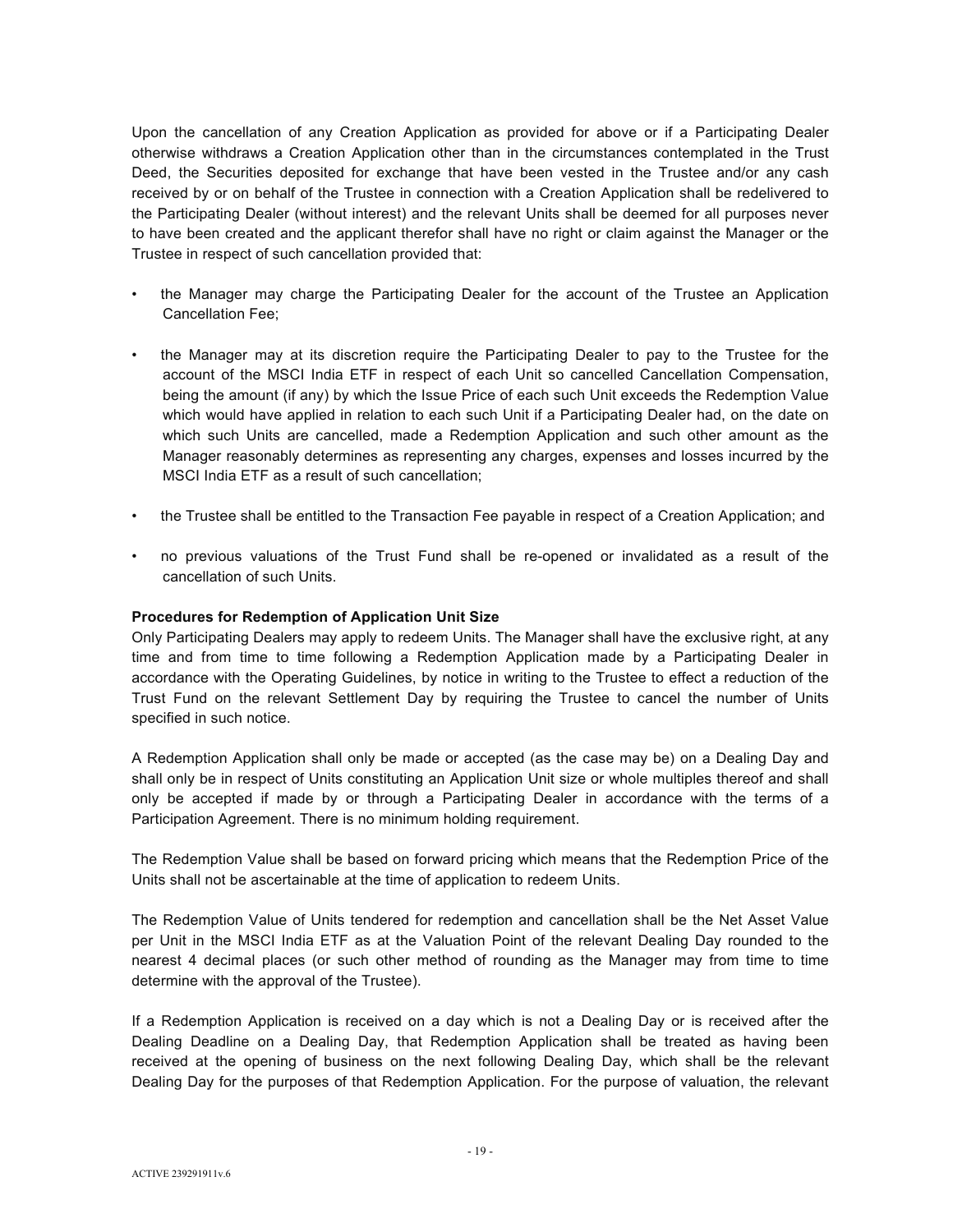Upon the cancellation of any Creation Application as provided for above or if a Participating Dealer otherwise withdraws a Creation Application other than in the circumstances contemplated in the Trust Deed, the Securities deposited for exchange that have been vested in the Trustee and/or any cash received by or on behalf of the Trustee in connection with a Creation Application shall be redelivered to the Participating Dealer (without interest) and the relevant Units shall be deemed for all purposes never to have been created and the applicant therefor shall have no right or claim against the Manager or the Trustee in respect of such cancellation provided that:

- the Manager may charge the Participating Dealer for the account of the Trustee an Application Cancellation Fee;
- the Manager may at its discretion require the Participating Dealer to pay to the Trustee for the account of the MSCI India ETF in respect of each Unit so cancelled Cancellation Compensation, being the amount (if any) by which the Issue Price of each such Unit exceeds the Redemption Value which would have applied in relation to each such Unit if a Participating Dealer had, on the date on which such Units are cancelled, made a Redemption Application and such other amount as the Manager reasonably determines as representing any charges, expenses and losses incurred by the MSCI India ETF as a result of such cancellation;
- the Trustee shall be entitled to the Transaction Fee payable in respect of a Creation Application; and
- no previous valuations of the Trust Fund shall be re-opened or invalidated as a result of the cancellation of such Units.

**Procedures for Redemption of Application Unit Size**

Only Participating Dealers may apply to redeem Units. The Manager shall have the exclusive right, at any time and from time to time following a Redemption Application made by a Participating Dealer in accordance with the Operating Guidelines, by notice in writing to the Trustee to effect a reduction of the Trust Fund on the relevant Settlement Day by requiring the Trustee to cancel the number of Units specified in such notice.

A Redemption Application shall only be made or accepted (as the case may be) on a Dealing Day and shall only be in respect of Units constituting an Application Unit size or whole multiples thereof and shall only be accepted if made by or through a Participating Dealer in accordance with the terms of a Participation Agreement. There is no minimum holding requirement.

The Redemption Value shall be based on forward pricing which means that the Redemption Price of the Units shall not be ascertainable at the time of application to redeem Units.

The Redemption Value of Units tendered for redemption and cancellation shall be the Net Asset Value per Unit in the MSCI India ETF as at the Valuation Point of the relevant Dealing Day rounded to the nearest 4 decimal places (or such other method of rounding as the Manager may from time to time determine with the approval of the Trustee).

If a Redemption Application is received on a day which is not a Dealing Day or is received after the Dealing Deadline on a Dealing Day, that Redemption Application shall be treated as having been received at the opening of business on the next following Dealing Day, which shall be the relevant Dealing Day for the purposes of that Redemption Application. For the purpose of valuation, the relevant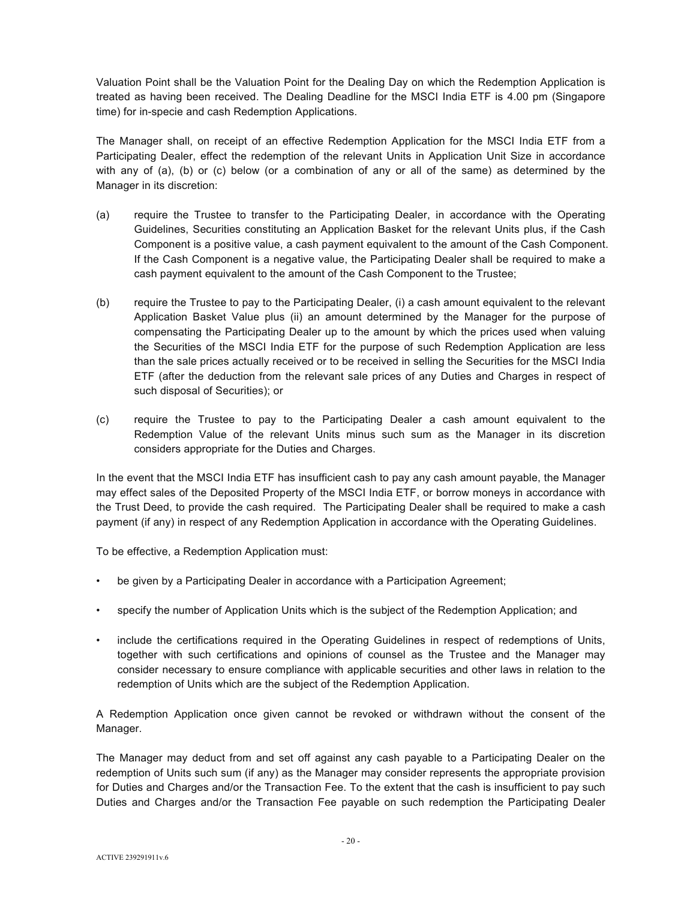Valuation Point shall be the Valuation Point for the Dealing Day on which the Redemption Application is treated as having been received. The Dealing Deadline for the MSCI India ETF is 4.00 pm (Singapore time) for in-specie and cash Redemption Applications.

The Manager shall, on receipt of an effective Redemption Application for the MSCI India ETF from a Participating Dealer, effect the redemption of the relevant Units in Application Unit Size in accordance with any of (a), (b) or (c) below (or a combination of any or all of the same) as determined by the Manager in its discretion:

(a) require the Trustee to transfer to the Participating Dealer, in accordance with the Operating Guidelines, Securities constituting an Application Basket for the relevant Units plus, if the Cash Component is a positive value, a cash payment equivalent to the amount of the Cash Component. If the Cash Component is a negative value, the Participating Dealer shall be required to make a cash payment equivalent to the amount of the Cash Component to the Trustee;

(b) require the Trustee to pay to the Participating Dealer, (i) a cash amount equivalent to the relevant Application Basket Value plus (ii) an amount determined by the Manager for the purpose of compensating the Participating Dealer up to the amount by which the prices used when valuing the Securities of the MSCI India ETF for the purpose of such Redemption Application are less than the sale prices actually received or to be received in selling the Securities for the MSCI India ETF (after the deduction from the relevant sale prices of any Duties and Charges in respect of such disposal of Securities); or

(c) require the Trustee to pay to the Participating Dealer a cash amount equivalent to the Redemption Value of the relevant Units minus such sum as the Manager in its discretion considers appropriate for the Duties and Charges.

In the event that the MSCI India ETF has insufficient cash to pay any cash amount payable, the Manager may effect sales of the Deposited Property of the MSCI India ETF, or borrow moneys in accordance with the Trust Deed, to provide the cash required. The Participating Dealer shall be required to make a cash payment (if any) in respect of any Redemption Application in accordance with the Operating Guidelines.

To be effective, a Redemption Application must:

- be given by a Participating Dealer in accordance with a Participation Agreement;
- specify the number of Application Units which is the subject of the Redemption Application; and
- include the certifications required in the Operating Guidelines in respect of redemptions of Units, together with such certifications and opinions of counsel as the Trustee and the Manager may consider necessary to ensure compliance with applicable securities and other laws in relation to the redemption of Units which are the subject of the Redemption Application.

A Redemption Application once given cannot be revoked or withdrawn without the consent of the Manager.

The Manager may deduct from and set off against any cash payable to a Participating Dealer on the redemption of Units such sum (if any) as the Manager may consider represents the appropriate provision for Duties and Charges and/or the Transaction Fee. To the extent that the cash is insufficient to pay such Duties and Charges and/or the Transaction Fee payable on such redemption the Participating Dealer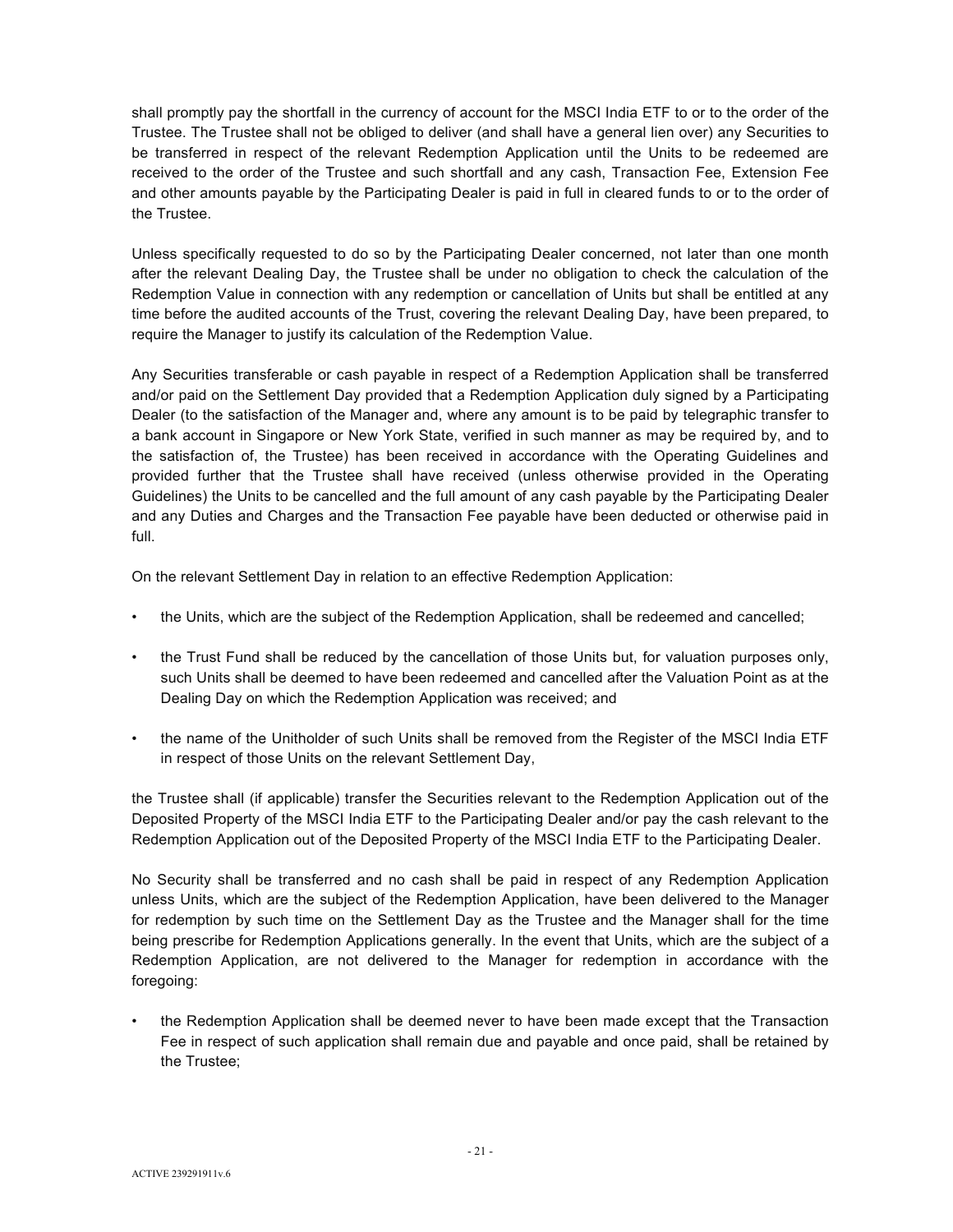shall promptly pay the shortfall in the currency of account for the MSCI India ETF to or to the order of the Trustee. The Trustee shall not be obliged to deliver (and shall have a general lien over) any Securities to be transferred in respect of the relevant Redemption Application until the Units to be redeemed are received to the order of the Trustee and such shortfall and any cash, Transaction Fee, Extension Fee and other amounts payable by the Participating Dealer is paid in full in cleared funds to or to the order of the Trustee.

Unless specifically requested to do so by the Participating Dealer concerned, not later than one month after the relevant Dealing Day, the Trustee shall be under no obligation to check the calculation of the Redemption Value in connection with any redemption or cancellation of Units but shall be entitled at any time before the audited accounts of the Trust, covering the relevant Dealing Day, have been prepared, to require the Manager to justify its calculation of the Redemption Value.

Any Securities transferable or cash payable in respect of a Redemption Application shall be transferred and/or paid on the Settlement Day provided that a Redemption Application duly signed by a Participating Dealer (to the satisfaction of the Manager and, where any amount is to be paid by telegraphic transfer to a bank account in Singapore or New York State, verified in such manner as may be required by, and to the satisfaction of, the Trustee) has been received in accordance with the Operating Guidelines and provided further that the Trustee shall have received (unless otherwise provided in the Operating Guidelines) the Units to be cancelled and the full amount of any cash payable by the Participating Dealer and any Duties and Charges and the Transaction Fee payable have been deducted or otherwise paid in full.

On the relevant Settlement Day in relation to an effective Redemption Application:

- the Units, which are the subject of the Redemption Application, shall be redeemed and cancelled;
- the Trust Fund shall be reduced by the cancellation of those Units but, for valuation purposes only, such Units shall be deemed to have been redeemed and cancelled after the Valuation Point as at the Dealing Day on which the Redemption Application was received; and
- the name of the Unitholder of such Units shall be removed from the Register of the MSCI India ETF in respect of those Units on the relevant Settlement Day,

the Trustee shall (if applicable) transfer the Securities relevant to the Redemption Application out of the Deposited Property of the MSCI India ETF to the Participating Dealer and/or pay the cash relevant to the Redemption Application out of the Deposited Property of the MSCI India ETF to the Participating Dealer.

No Security shall be transferred and no cash shall be paid in respect of any Redemption Application unless Units, which are the subject of the Redemption Application, have been delivered to the Manager for redemption by such time on the Settlement Day as the Trustee and the Manager shall for the time being prescribe for Redemption Applications generally. In the event that Units, which are the subject of a Redemption Application, are not delivered to the Manager for redemption in accordance with the foregoing:

- the Redemption Application shall be deemed never to have been made except that the Transaction Fee in respect of such application shall remain due and payable and once paid, shall be retained by the Trustee;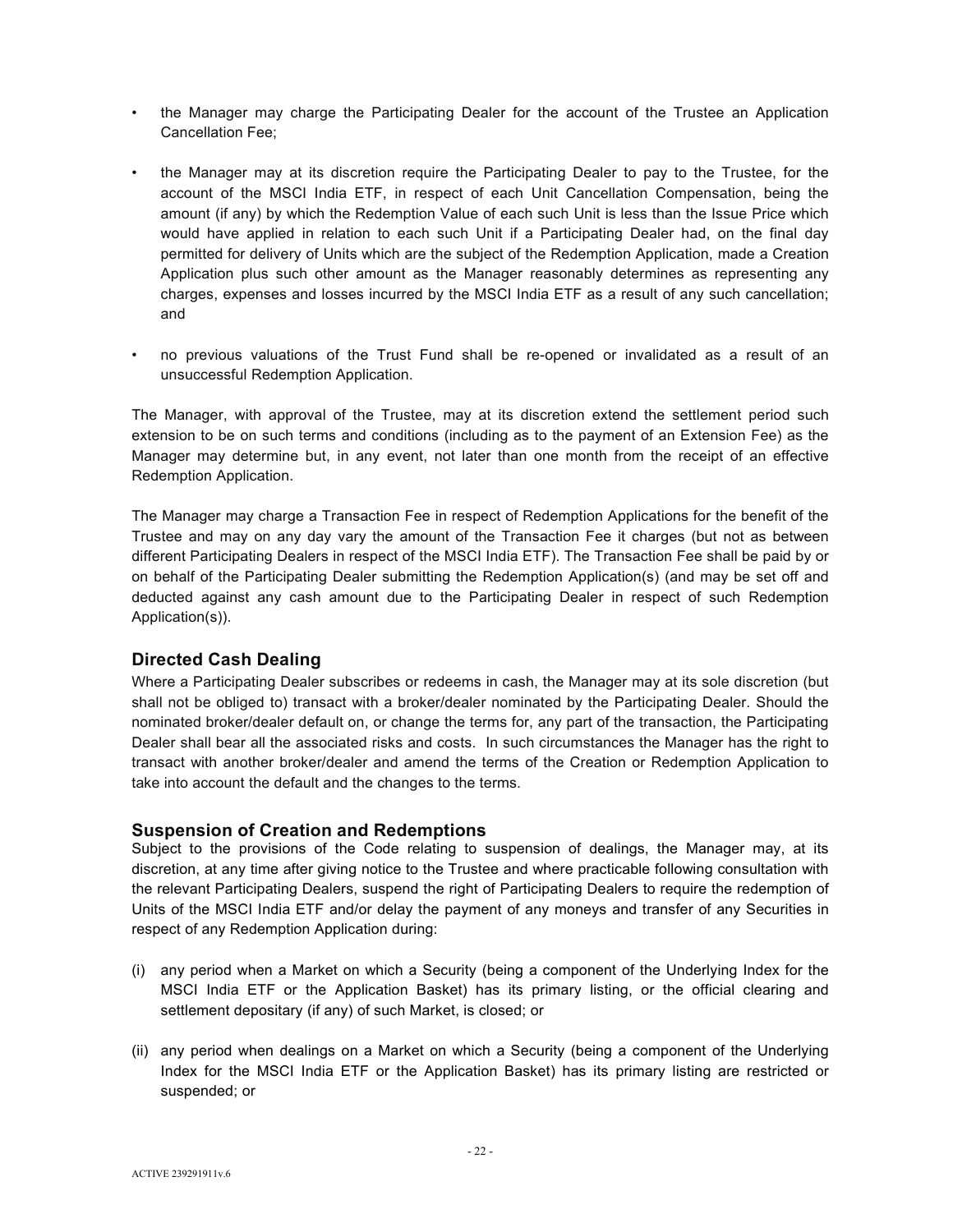- the Manager may charge the Participating Dealer for the account of the Trustee an Application Cancellation Fee;

- the Manager may at its discretion require the Participating Dealer to pay to the Trustee, for the account of the MSCI India ETF, in respect of each Unit Cancellation Compensation, being the amount (if any) by which the Redemption Value of each such Unit is less than the Issue Price which would have applied in relation to each such Unit if a Participating Dealer had, on the final day permitted for delivery of Units which are the subject of the Redemption Application, made a Creation Application plus such other amount as the Manager reasonably determines as representing any charges, expenses and losses incurred by the MSCI India ETF as a result of any such cancellation; and

- no previous valuations of the Trust Fund shall be re-opened or invalidated as a result of an unsuccessful Redemption Application.

The Manager, with approval of the Trustee, may at its discretion extend the settlement period such extension to be on such terms and conditions (including as to the payment of an Extension Fee) as the Manager may determine but, in any event, not later than one month from the receipt of an effective Redemption Application.

The Manager may charge a Transaction Fee in respect of Redemption Applications for the benefit of the Trustee and may on any day vary the amount of the Transaction Fee it charges (but not as between different Participating Dealers in respect of the MSCI India ETF). The Transaction Fee shall be paid by or on behalf of the Participating Dealer submitting the Redemption Application(s) (and may be set off and deducted against any cash amount due to the Participating Dealer in respect of such Redemption Application(s)).

## Directed Cash Dealing

Where a Participating Dealer subscribes or redeems in cash, the Manager may at its sole discretion (but shall not be obliged to) transact with a broker/dealer nominated by the Participating Dealer. Should the nominated broker/dealer default on, or change the terms for, any part of the transaction, the Participating Dealer shall bear all the associated risks and costs. In such circumstances the Manager has the right to transact with another broker/dealer and amend the terms of the Creation or Redemption Application to take into account the default and the changes to the terms.

## Suspension of Creation and Redemptions

Subject to the provisions of the Code relating to suspension of dealings, the Manager may, at its discretion, at any time after giving notice to the Trustee and where practicable following consultation with the relevant Participating Dealers, suspend the right of Participating Dealers to require the redemption of Units of the MSCI India ETF and/or delay the payment of any moneys and transfer of any Securities in respect of any Redemption Application during:

(i) any period when a Market on which a Security (being a component of the Underlying Index for the MSCI India ETF or the Application Basket) has its primary listing, or the official clearing and settlement depositary (if any) of such Market, is closed; or

(ii) any period when dealings on a Market on which a Security (being a component of the Underlying Index for the MSCI India ETF or the Application Basket) has its primary listing are restricted or suspended; or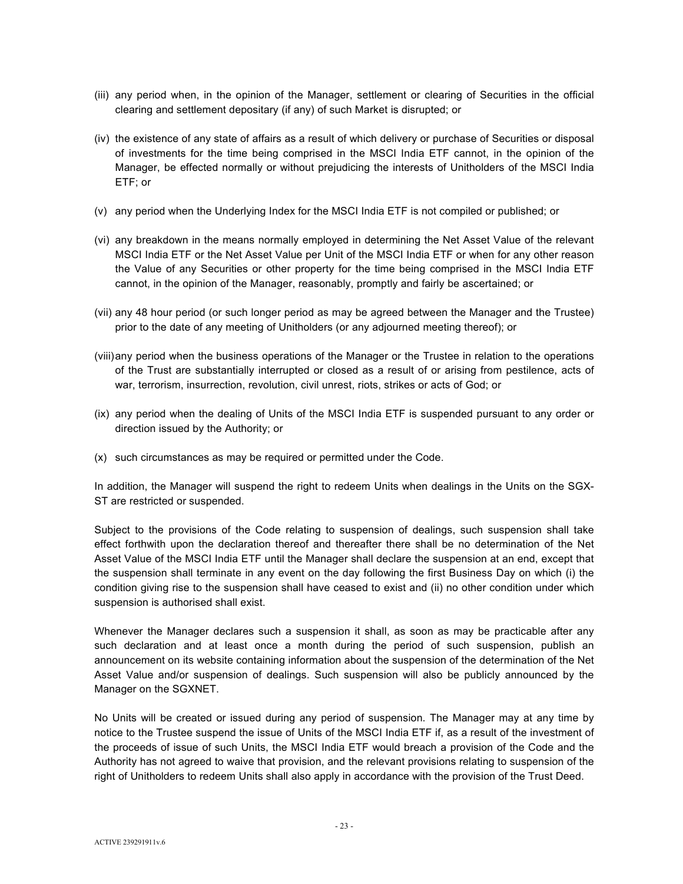(iii) any period when, in the opinion of the Manager, settlement or clearing of Securities in the official clearing and settlement depositary (if any) of such Market is disrupted; or

(iv) the existence of any state of affairs as a result of which delivery or purchase of Securities or disposal of investments for the time being comprised in the MSCI India ETF cannot, in the opinion of the Manager, be effected normally or without prejudicing the interests of Unitholders of the MSCI India ETF; or

(v) any period when the Underlying Index for the MSCI India ETF is not compiled or published; or

(vi) any breakdown in the means normally employed in determining the Net Asset Value of the relevant MSCI India ETF or the Net Asset Value per Unit of the MSCI India ETF or when for any other reason the Value of any Securities or other property for the time being comprised in the MSCI India ETF cannot, in the opinion of the Manager, reasonably, promptly and fairly be ascertained; or

(vii) any 48 hour period (or such longer period as may be agreed between the Manager and the Trustee) prior to the date of any meeting of Unitholders (or any adjourned meeting thereof); or

(viii) any period when the business operations of the Manager or the Trustee in relation to the operations of the Trust are substantially interrupted or closed as a result of or arising from pestilence, acts of war, terrorism, insurrection, revolution, civil unrest, riots, strikes or acts of God; or

(ix) any period when the dealing of Units of the MSCI India ETF is suspended pursuant to any order or direction issued by the Authority; or

(x) such circumstances as may be required or permitted under the Code.

In addition, the Manager will suspend the right to redeem Units when dealings in the Units on the SGX-ST are restricted or suspended.

Subject to the provisions of the Code relating to suspension of dealings, such suspension shall take effect forthwith upon the declaration thereof and thereafter there shall be no determination of the Net Asset Value of the MSCI India ETF until the Manager shall declare the suspension at an end, except that the suspension shall terminate in any event on the day following the first Business Day on which (i) the condition giving rise to the suspension shall have ceased to exist and (ii) no other condition under which suspension is authorised shall exist.

Whenever the Manager declares such a suspension it shall, as soon as may be practicable after any such declaration and at least once a month during the period of such suspension, publish an announcement on its website containing information about the suspension of the determination of the Net Asset Value and/or suspension of dealings. Such suspension will also be publicly announced by the Manager on the SGXNET.

No Units will be created or issued during any period of suspension. The Manager may at any time by notice to the Trustee suspend the issue of Units of the MSCI India ETF if, as a result of the investment of the proceeds of issue of such Units, the MSCI India ETF would breach a provision of the Code and the Authority has not agreed to waive that provision, and the relevant provisions relating to suspension of the right of Unitholders to redeem Units shall also apply in accordance with the provision of the Trust Deed.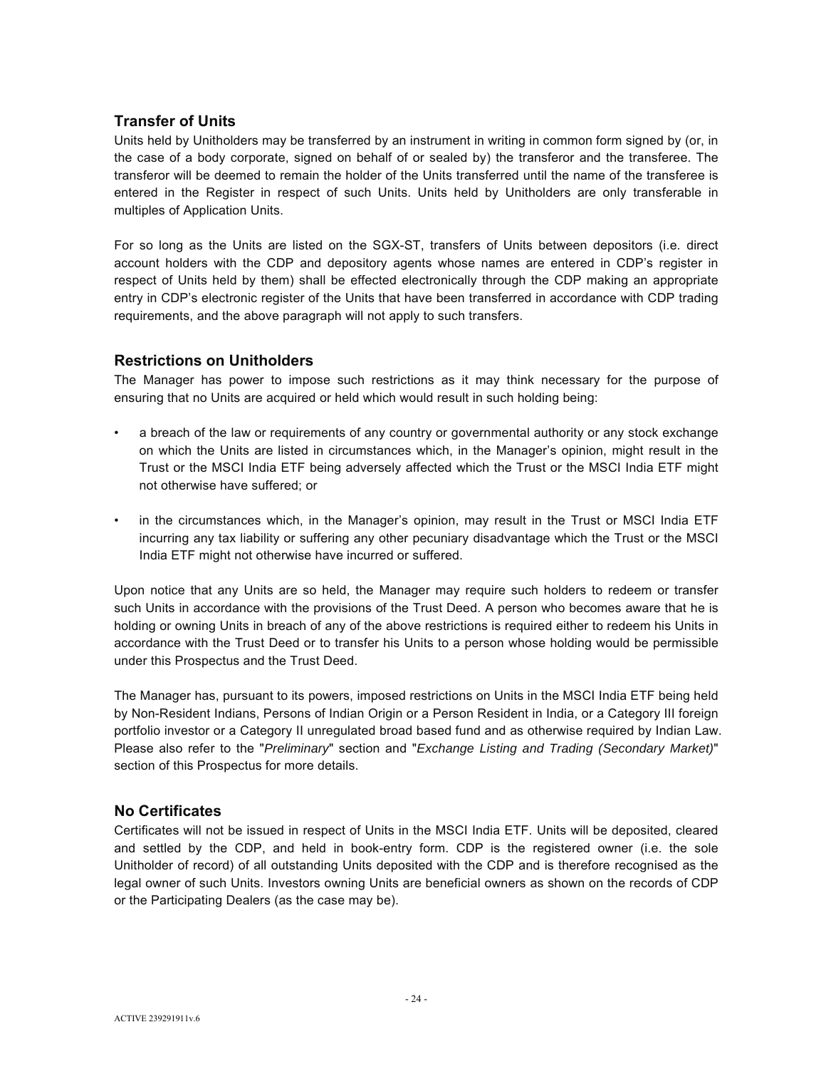## Transfer of Units

Units held by Unitholders may be transferred by an instrument in writing in common form signed by (or, in the case of a body corporate, signed on behalf of or sealed by) the transferor and the transferee. The transferor will be deemed to remain the holder of the Units transferred until the name of the transferee is entered in the Register in respect of such Units. Units held by Unitholders are only transferable in multiples of Application Units.

For so long as the Units are listed on the SGX-ST, transfers of Units between depositors (i.e. direct account holders with the CDP and depository agents whose names are entered in CDP's register in respect of Units held by them) shall be effected electronically through the CDP making an appropriate entry in CDP's electronic register of the Units that have been transferred in accordance with CDP trading requirements, and the above paragraph will not apply to such transfers.

## Restrictions on Unitholders

The Manager has power to impose such restrictions as it may think necessary for the purpose of ensuring that no Units are acquired or held which would result in such holding being:

- a breach of the law or requirements of any country or governmental authority or any stock exchange on which the Units are listed in circumstances which, in the Manager's opinion, might result in the Trust or the MSCI India ETF being adversely affected which the Trust or the MSCI India ETF might not otherwise have suffered; or
- in the circumstances which, in the Manager's opinion, may result in the Trust or MSCI India ETF incurring any tax liability or suffering any other pecuniary disadvantage which the Trust or the MSCI India ETF might not otherwise have incurred or suffered.

Upon notice that any Units are so held, the Manager may require such holders to redeem or transfer such Units in accordance with the provisions of the Trust Deed. A person who becomes aware that he is holding or owning Units in breach of any of the above restrictions is required either to redeem his Units in accordance with the Trust Deed or to transfer his Units to a person whose holding would be permissible under this Prospectus and the Trust Deed.

The Manager has, pursuant to its powers, imposed restrictions on Units in the MSCI India ETF being held by Non-Resident Indians, Persons of Indian Origin or a Person Resident in India, or a Category III foreign portfolio investor or a Category II unregulated broad based fund and as otherwise required by Indian Law. Please also refer to the "*Preliminary*" section and "*Exchange Listing and Trading (Secondary Market)*" section of this Prospectus for more details.

## No Certificates

Certificates will not be issued in respect of Units in the MSCI India ETF. Units will be deposited, cleared and settled by the CDP, and held in book-entry form. CDP is the registered owner (i.e. the sole Unitholder of record) of all outstanding Units deposited with the CDP and is therefore recognised as the legal owner of such Units. Investors owning Units are beneficial owners as shown on the records of CDP or the Participating Dealers (as the case may be).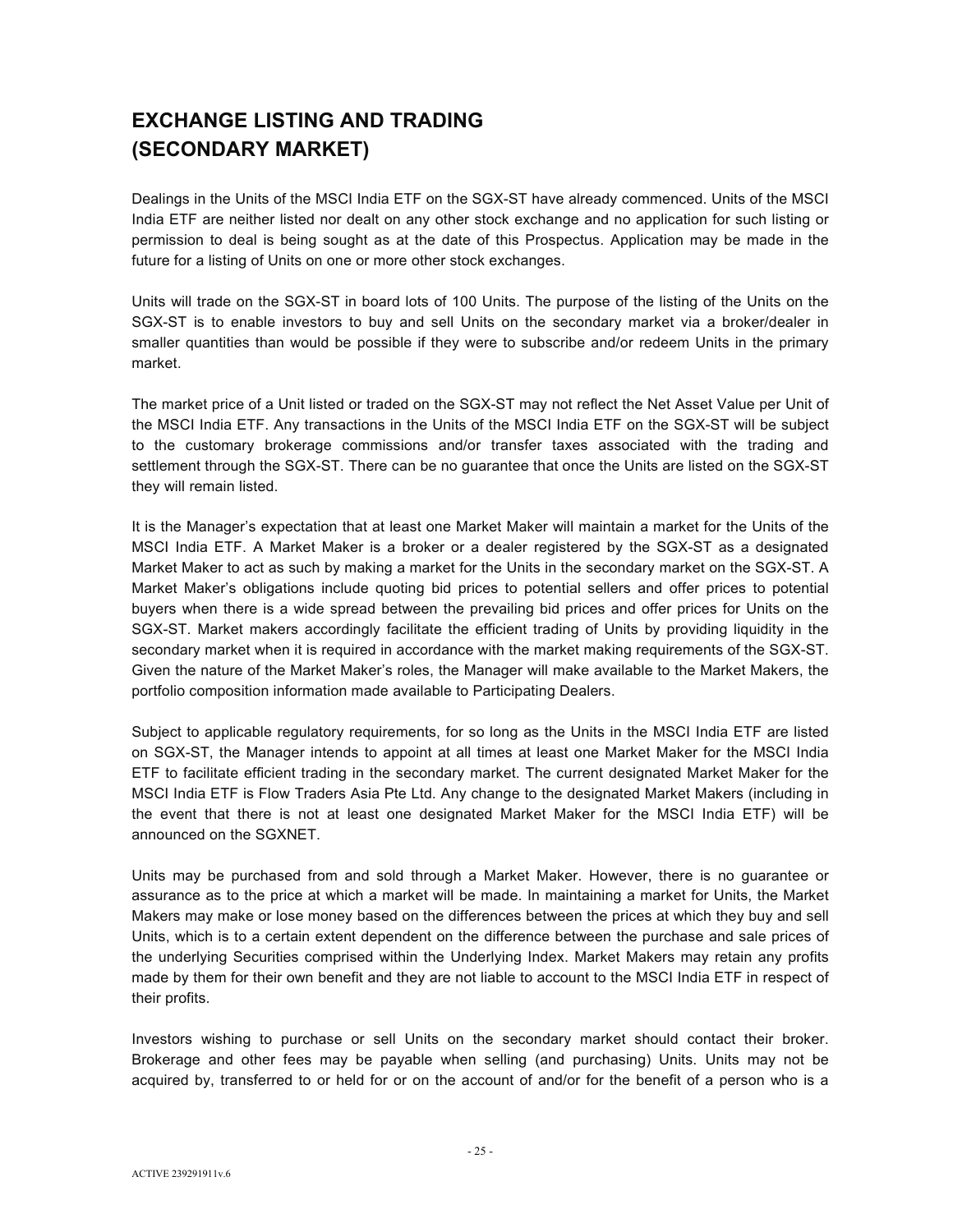# EXCHANGE LISTING AND TRADING (SECONDARY MARKET)

Dealings in the Units of the MSCI India ETF on the SGX-ST have already commenced. Units of the MSCI India ETF are neither listed nor dealt on any other stock exchange and no application for such listing or permission to deal is being sought as at the date of this Prospectus. Application may be made in the future for a listing of Units on one or more other stock exchanges.

Units will trade on the SGX-ST in board lots of 100 Units. The purpose of the listing of the Units on the SGX-ST is to enable investors to buy and sell Units on the secondary market via a broker/dealer in smaller quantities than would be possible if they were to subscribe and/or redeem Units in the primary market.

The market price of a Unit listed or traded on the SGX-ST may not reflect the Net Asset Value per Unit of the MSCI India ETF. Any transactions in the Units of the MSCI India ETF on the SGX-ST will be subject to the customary brokerage commissions and/or transfer taxes associated with the trading and settlement through the SGX-ST. There can be no guarantee that once the Units are listed on the SGX-ST they will remain listed.

It is the Manager's expectation that at least one Market Maker will maintain a market for the Units of the MSCI India ETF. A Market Maker is a broker or a dealer registered by the SGX-ST as a designated Market Maker to act as such by making a market for the Units in the secondary market on the SGX-ST. A Market Maker's obligations include quoting bid prices to potential sellers and offer prices to potential buyers when there is a wide spread between the prevailing bid prices and offer prices for Units on the SGX-ST. Market makers accordingly facilitate the efficient trading of Units by providing liquidity in the secondary market when it is required in accordance with the market making requirements of the SGX-ST. Given the nature of the Market Maker's roles, the Manager will make available to the Market Makers, the portfolio composition information made available to Participating Dealers.

Subject to applicable regulatory requirements, for so long as the Units in the MSCI India ETF are listed on SGX-ST, the Manager intends to appoint at all times at least one Market Maker for the MSCI India ETF to facilitate efficient trading in the secondary market. The current designated Market Maker for the MSCI India ETF is Flow Traders Asia Pte Ltd. Any change to the designated Market Makers (including in the event that there is not at least one designated Market Maker for the MSCI India ETF) will be announced on the SGXNET.

Units may be purchased from and sold through a Market Maker. However, there is no guarantee or assurance as to the price at which a market will be made. In maintaining a market for Units, the Market Makers may make or lose money based on the differences between the prices at which they buy and sell Units, which is to a certain extent dependent on the difference between the purchase and sale prices of the underlying Securities comprised within the Underlying Index. Market Makers may retain any profits made by them for their own benefit and they are not liable to account to the MSCI India ETF in respect of their profits.

Investors wishing to purchase or sell Units on the secondary market should contact their broker. Brokerage and other fees may be payable when selling (and purchasing) Units. Units may not be acquired by, transferred to or held for or on the account of and/or for the benefit of a person who is a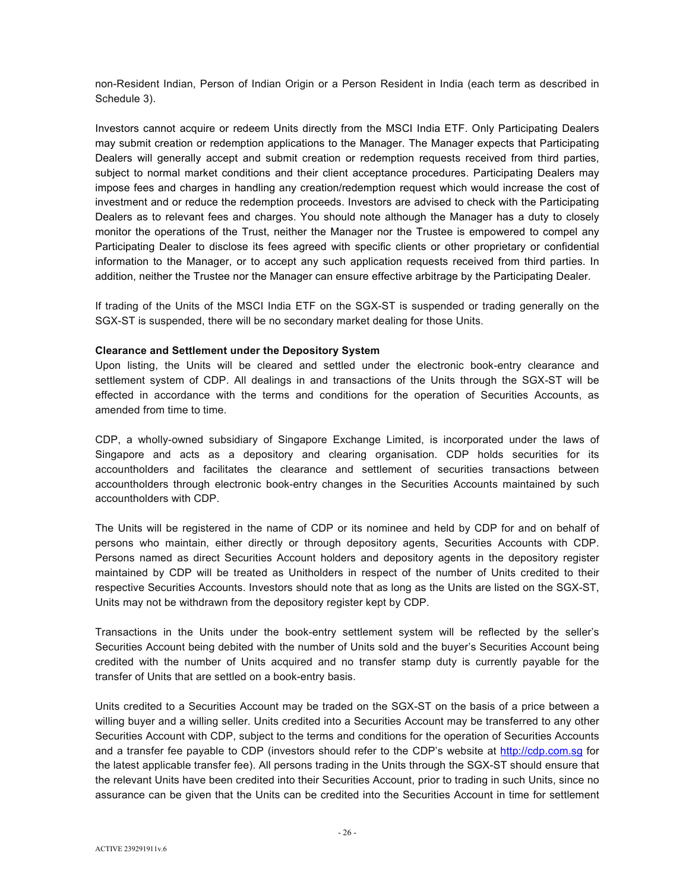non-Resident Indian, Person of Indian Origin or a Person Resident in India (each term as described in Schedule 3).

Investors cannot acquire or redeem Units directly from the MSCI India ETF. Only Participating Dealers may submit creation or redemption applications to the Manager. The Manager expects that Participating Dealers will generally accept and submit creation or redemption requests received from third parties, subject to normal market conditions and their client acceptance procedures. Participating Dealers may impose fees and charges in handling any creation/redemption request which would increase the cost of investment and or reduce the redemption proceeds. Investors are advised to check with the Participating Dealers as to relevant fees and charges. You should note although the Manager has a duty to closely monitor the operations of the Trust, neither the Manager nor the Trustee is empowered to compel any Participating Dealer to disclose its fees agreed with specific clients or other proprietary or confidential information to the Manager, or to accept any such application requests received from third parties. In addition, neither the Trustee nor the Manager can ensure effective arbitrage by the Participating Dealer.

If trading of the Units of the MSCI India ETF on the SGX-ST is suspended or trading generally on the SGX-ST is suspended, there will be no secondary market dealing for those Units.

**Clearance and Settlement under the Depository System**

Upon listing, the Units will be cleared and settled under the electronic book-entry clearance and settlement system of CDP. All dealings in and transactions of the Units through the SGX-ST will be effected in accordance with the terms and conditions for the operation of Securities Accounts, as amended from time to time.

CDP, a wholly-owned subsidiary of Singapore Exchange Limited, is incorporated under the laws of Singapore and acts as a depository and clearing organisation. CDP holds securities for its accountholders and facilitates the clearance and settlement of securities transactions between accountholders through electronic book-entry changes in the Securities Accounts maintained by such accountholders with CDP.

The Units will be registered in the name of CDP or its nominee and held by CDP for and on behalf of persons who maintain, either directly or through depository agents, Securities Accounts with CDP. Persons named as direct Securities Account holders and depository agents in the depository register maintained by CDP will be treated as Unitholders in respect of the number of Units credited to their respective Securities Accounts. Investors should note that as long as the Units are listed on the SGX-ST, Units may not be withdrawn from the depository register kept by CDP.

Transactions in the Units under the book-entry settlement system will be reflected by the seller's Securities Account being debited with the number of Units sold and the buyer's Securities Account being credited with the number of Units acquired and no transfer stamp duty is currently payable for the transfer of Units that are settled on a book-entry basis.

Units credited to a Securities Account may be traded on the SGX-ST on the basis of a price between a willing buyer and a willing seller. Units credited into a Securities Account may be transferred to any other Securities Account with CDP, subject to the terms and conditions for the operation of Securities Accounts and a transfer fee payable to CDP (investors should refer to the CDP's website at http://cdp.com.sg for the latest applicable transfer fee). All persons trading in the Units through the SGX-ST should ensure that the relevant Units have been credited into their Securities Account, prior to trading in such Units, since no assurance can be given that the Units can be credited into the Securities Account in time for settlement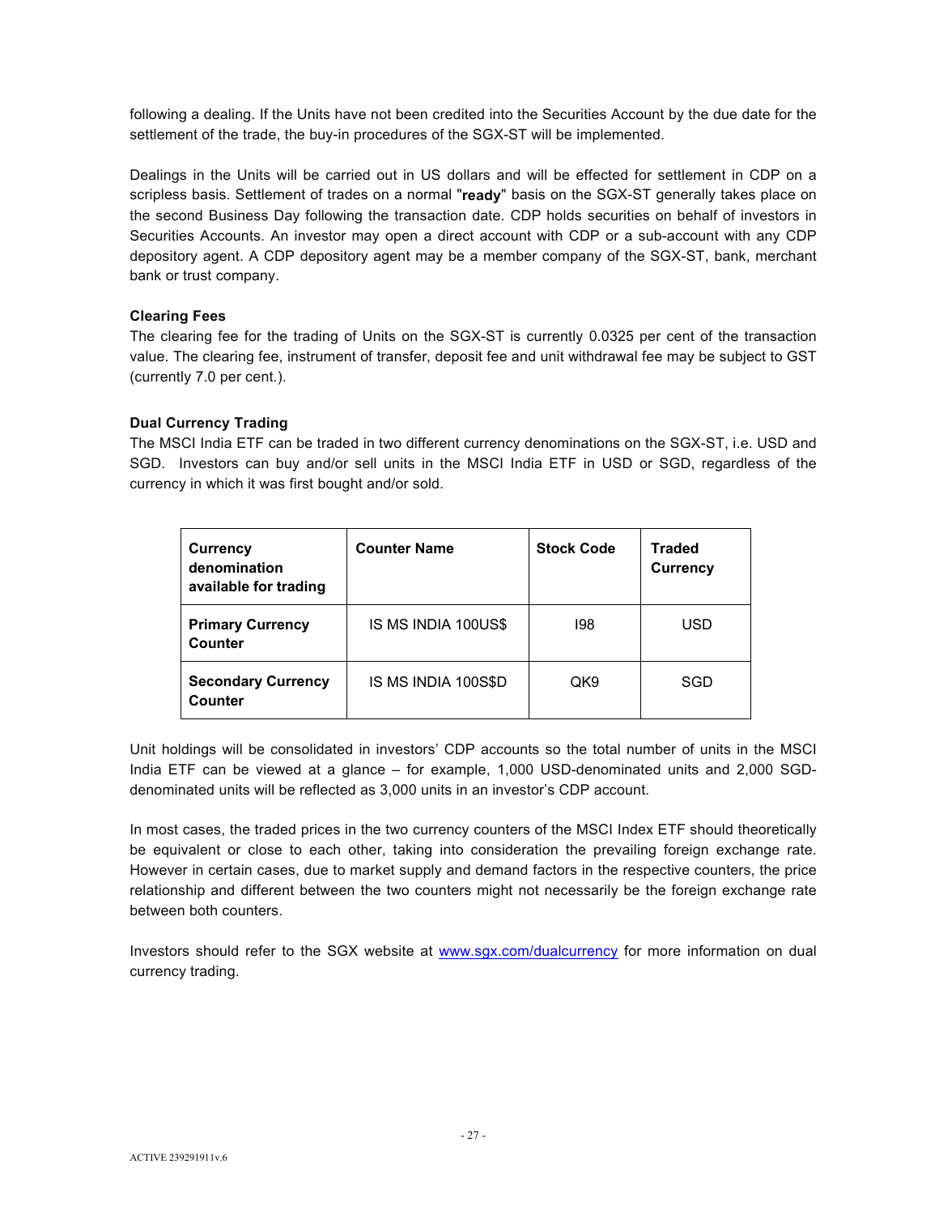following a dealing. If the Units have not been credited into the Securities Account by the due date for the settlement of the trade, the buy-in procedures of the SGX-ST will be implemented.

Dealings in the Units will be carried out in US dollars and will be effected for settlement in CDP on a scripless basis. Settlement of trades on a normal "**ready**" basis on the SGX-ST generally takes place on the second Business Day following the transaction date. CDP holds securities on behalf of investors in Securities Accounts. An investor may open a direct account with CDP or a sub-account with any CDP depository agent. A CDP depository agent may be a member company of the SGX-ST, bank, merchant bank or trust company.

**Clearing Fees**

The clearing fee for the trading of Units on the SGX-ST is currently 0.0325 per cent of the transaction value. The clearing fee, instrument of transfer, deposit fee and unit withdrawal fee may be subject to GST (currently 7.0 per cent.).

**Dual Currency Trading**

The MSCI India ETF can be traded in two different currency denominations on the SGX-ST, i.e. USD and SGD. Investors can buy and/or sell units in the MSCI India ETF in USD or SGD, regardless of the currency in which it was first bought and/or sold.

| Currency denomination available for trading | Counter Name | Stock Code | Traded Currency |
|---|---|---|---|
| **Primary Currency Counter** | IS MS INDIA 100US$ | I98 | USD |
| **Secondary Currency Counter** | IS MS INDIA 100S$D | QK9 | SGD |

Unit holdings will be consolidated in investors' CDP accounts so the total number of units in the MSCI India ETF can be viewed at a glance – for example, 1,000 USD-denominated units and 2,000 SGD-denominated units will be reflected as 3,000 units in an investor's CDP account.

In most cases, the traded prices in the two currency counters of the MSCI Index ETF should theoretically be equivalent or close to each other, taking into consideration the prevailing foreign exchange rate. However in certain cases, due to market supply and demand factors in the respective counters, the price relationship and different between the two counters might not necessarily be the foreign exchange rate between both counters.

Investors should refer to the SGX website at www.sgx.com/dualcurrency for more information on dual currency trading.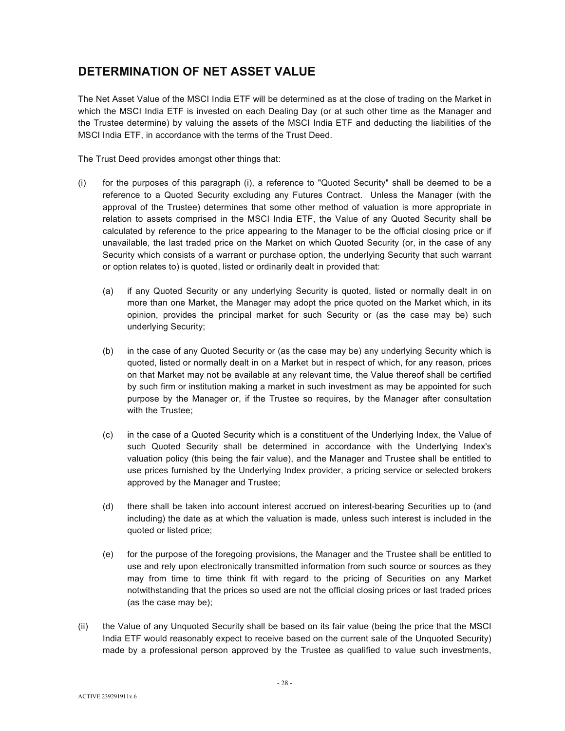## DETERMINATION OF NET ASSET VALUE

The Net Asset Value of the MSCI India ETF will be determined as at the close of trading on the Market in which the MSCI India ETF is invested on each Dealing Day (or at such other time as the Manager and the Trustee determine) by valuing the assets of the MSCI India ETF and deducting the liabilities of the MSCI India ETF, in accordance with the terms of the Trust Deed.

The Trust Deed provides amongst other things that:

(i) for the purposes of this paragraph (i), a reference to "Quoted Security" shall be deemed to be a reference to a Quoted Security excluding any Futures Contract. Unless the Manager (with the approval of the Trustee) determines that some other method of valuation is more appropriate in relation to assets comprised in the MSCI India ETF, the Value of any Quoted Security shall be calculated by reference to the price appearing to the Manager to be the official closing price or if unavailable, the last traded price on the Market on which Quoted Security (or, in the case of any Security which consists of a warrant or purchase option, the underlying Security that such warrant or option relates to) is quoted, listed or ordinarily dealt in provided that:

   (a) if any Quoted Security or any underlying Security is quoted, listed or normally dealt in on more than one Market, the Manager may adopt the price quoted on the Market which, in its opinion, provides the principal market for such Security or (as the case may be) such underlying Security;

   (b) in the case of any Quoted Security or (as the case may be) any underlying Security which is quoted, listed or normally dealt in on a Market but in respect of which, for any reason, prices on that Market may not be available at any relevant time, the Value thereof shall be certified by such firm or institution making a market in such investment as may be appointed for such purpose by the Manager or, if the Trustee so requires, by the Manager after consultation with the Trustee;

   (c) in the case of a Quoted Security which is a constituent of the Underlying Index, the Value of such Quoted Security shall be determined in accordance with the Underlying Index's valuation policy (this being the fair value), and the Manager and Trustee shall be entitled to use prices furnished by the Underlying Index provider, a pricing service or selected brokers approved by the Manager and Trustee;

   (d) there shall be taken into account interest accrued on interest-bearing Securities up to (and including) the date as at which the valuation is made, unless such interest is included in the quoted or listed price;

   (e) for the purpose of the foregoing provisions, the Manager and the Trustee shall be entitled to use and rely upon electronically transmitted information from such source or sources as they may from time to time think fit with regard to the pricing of Securities on any Market notwithstanding that the prices so used are not the official closing prices or last traded prices (as the case may be);

(ii) the Value of any Unquoted Security shall be based on its fair value (being the price that the MSCI India ETF would reasonably expect to receive based on the current sale of the Unquoted Security) made by a professional person approved by the Trustee as qualified to value such investments,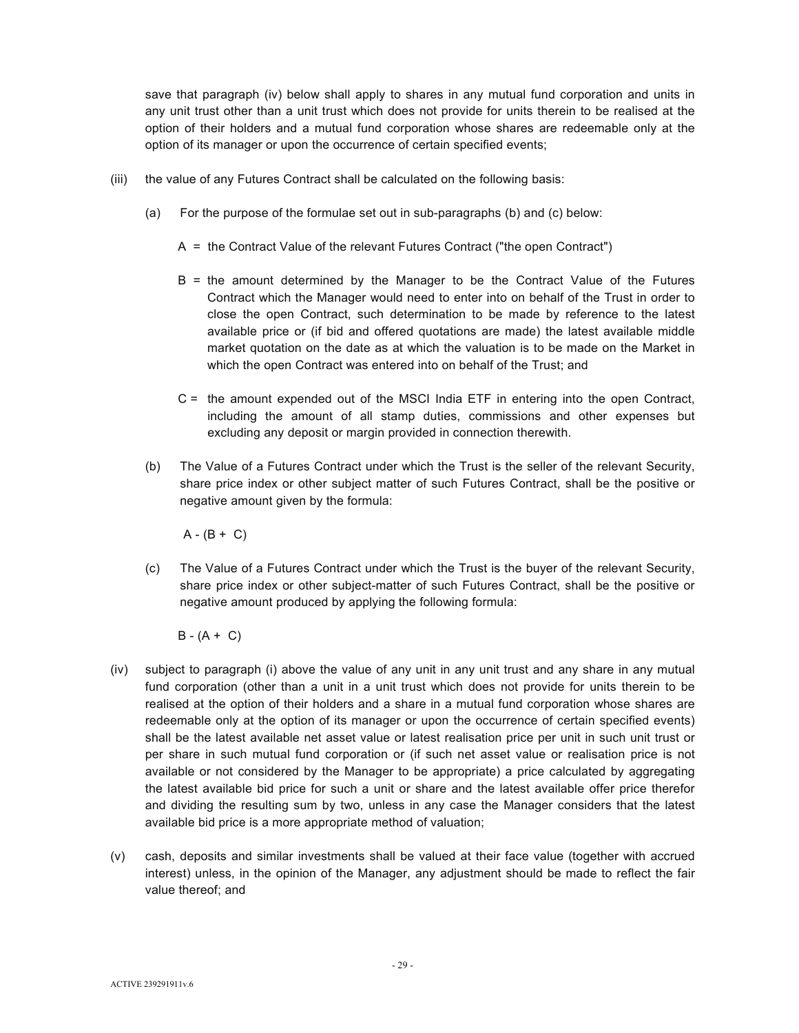save that paragraph (iv) below shall apply to shares in any mutual fund corporation and units in any unit trust other than a unit trust which does not provide for units therein to be realised at the option of their holders and a mutual fund corporation whose shares are redeemable only at the option of its manager or upon the occurrence of certain specified events;

(iii) the value of any Futures Contract shall be calculated on the following basis:

(a) For the purpose of the formulae set out in sub-paragraphs (b) and (c) below:

A = the Contract Value of the relevant Futures Contract ("the open Contract")

B = the amount determined by the Manager to be the Contract Value of the Futures Contract which the Manager would need to enter into on behalf of the Trust in order to close the open Contract, such determination to be made by reference to the latest available price or (if bid and offered quotations are made) the latest available middle market quotation on the date as at which the valuation is to be made on the Market in which the open Contract was entered into on behalf of the Trust; and

C = the amount expended out of the MSCI India ETF in entering into the open Contract, including the amount of all stamp duties, commissions and other expenses but excluding any deposit or margin provided in connection therewith.

(b) The Value of a Futures Contract under which the Trust is the seller of the relevant Security, share price index or other subject matter of such Futures Contract, shall be the positive or negative amount given by the formula:

$$A - (B + C)$$

(c) The Value of a Futures Contract under which the Trust is the buyer of the relevant Security, share price index or other subject-matter of such Futures Contract, shall be the positive or negative amount produced by applying the following formula:

$$B - (A + C)$$

(iv) subject to paragraph (i) above the value of any unit in any unit trust and any share in any mutual fund corporation (other than a unit in a unit trust which does not provide for units therein to be realised at the option of their holders and a share in a mutual fund corporation whose shares are redeemable only at the option of its manager or upon the occurrence of certain specified events) shall be the latest available net asset value or latest realisation price per unit in such unit trust or per share in such mutual fund corporation or (if such net asset value or realisation price is not available or not considered by the Manager to be appropriate) a price calculated by aggregating the latest available bid price for such a unit or share and the latest available offer price therefor and dividing the resulting sum by two, unless in any case the Manager considers that the latest available bid price is a more appropriate method of valuation;

(v) cash, deposits and similar investments shall be valued at their face value (together with accrued interest) unless, in the opinion of the Manager, any adjustment should be made to reflect the fair value thereof; and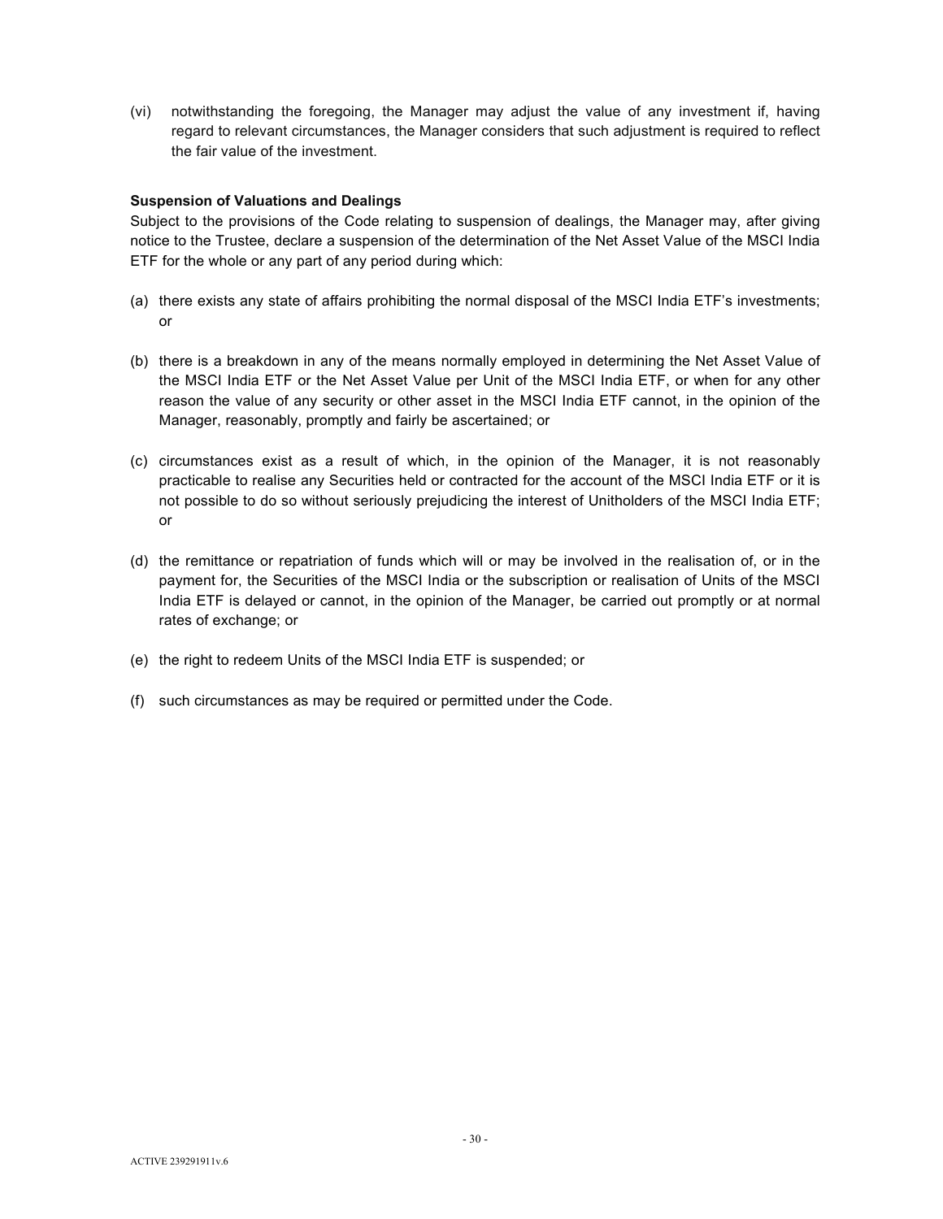(vi) notwithstanding the foregoing, the Manager may adjust the value of any investment if, having regard to relevant circumstances, the Manager considers that such adjustment is required to reflect the fair value of the investment.

**Suspension of Valuations and Dealings**

Subject to the provisions of the Code relating to suspension of dealings, the Manager may, after giving notice to the Trustee, declare a suspension of the determination of the Net Asset Value of the MSCI India ETF for the whole or any part of any period during which:

(a) there exists any state of affairs prohibiting the normal disposal of the MSCI India ETF's investments; or

(b) there is a breakdown in any of the means normally employed in determining the Net Asset Value of the MSCI India ETF or the Net Asset Value per Unit of the MSCI India ETF, or when for any other reason the value of any security or other asset in the MSCI India ETF cannot, in the opinion of the Manager, reasonably, promptly and fairly be ascertained; or

(c) circumstances exist as a result of which, in the opinion of the Manager, it is not reasonably practicable to realise any Securities held or contracted for the account of the MSCI India ETF or it is not possible to do so without seriously prejudicing the interest of Unitholders of the MSCI India ETF; or

(d) the remittance or repatriation of funds which will or may be involved in the realisation of, or in the payment for, the Securities of the MSCI India or the subscription or realisation of Units of the MSCI India ETF is delayed or cannot, in the opinion of the Manager, be carried out promptly or at normal rates of exchange; or

(e) the right to redeem Units of the MSCI India ETF is suspended; or

(f) such circumstances as may be required or permitted under the Code.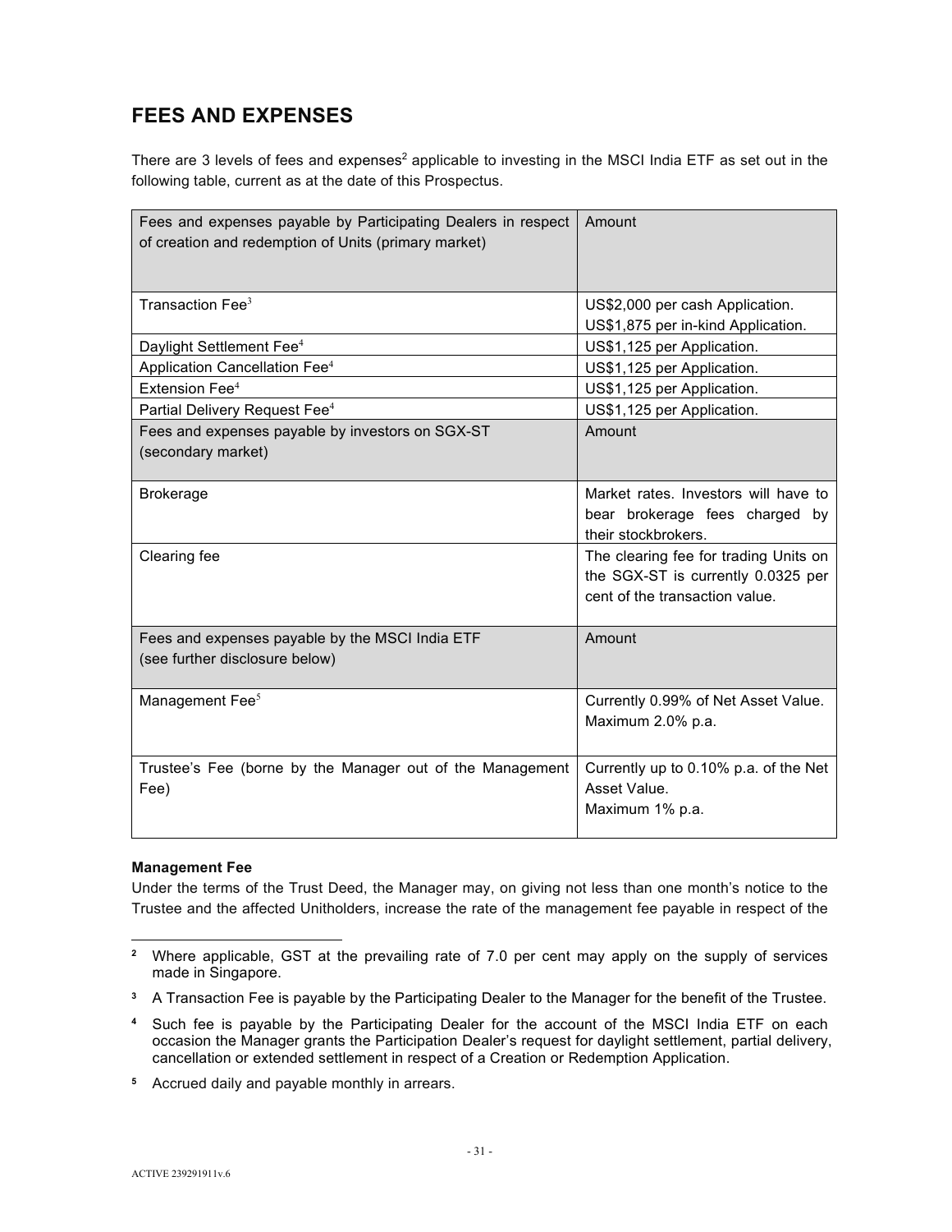## FEES AND EXPENSES

There are 3 levels of fees and expenses[2] applicable to investing in the MSCI India ETF as set out in the following table, current as at the date of this Prospectus.

| Fees and expenses payable by Participating Dealers in respect of creation and redemption of Units (primary market) | Amount |
|---|---|
| Transaction Fee[3] | US$2,000 per cash Application.<br>US$1,875 per in-kind Application. |
| Daylight Settlement Fee[4] | US$1,125 per Application. |
| Application Cancellation Fee[4] | US$1,125 per Application. |
| Extension Fee[4] | US$1,125 per Application. |
| Partial Delivery Request Fee[4] | US$1,125 per Application. |
| **Fees and expenses payable by investors on SGX-ST (secondary market)** | **Amount** |
| Brokerage | Market rates. Investors will have to bear brokerage fees charged by their stockbrokers. |
| Clearing fee | The clearing fee for trading Units on the SGX-ST is currently 0.0325 per cent of the transaction value. |
| **Fees and expenses payable by the MSCI India ETF (see further disclosure below)** | **Amount** |
| Management Fee[5] | Currently 0.99% of Net Asset Value.<br>Maximum 2.0% p.a. |
| Trustee's Fee (borne by the Manager out of the Management Fee) | Currently up to 0.10% p.a. of the Net Asset Value.<br>Maximum 1% p.a. |

**Management Fee**

Under the terms of the Trust Deed, the Manager may, on giving not less than one month's notice to the Trustee and the affected Unitholders, increase the rate of the management fee payable in respect of the

---

[2] Where applicable, GST at the prevailing rate of 7.0 per cent may apply on the supply of services made in Singapore.

[3] A Transaction Fee is payable by the Participating Dealer to the Manager for the benefit of the Trustee.

[4] Such fee is payable by the Participating Dealer for the account of the MSCI India ETF on each occasion the Manager grants the Participation Dealer's request for daylight settlement, partial delivery, cancellation or extended settlement in respect of a Creation or Redemption Application.

[5] Accrued daily and payable monthly in arrears.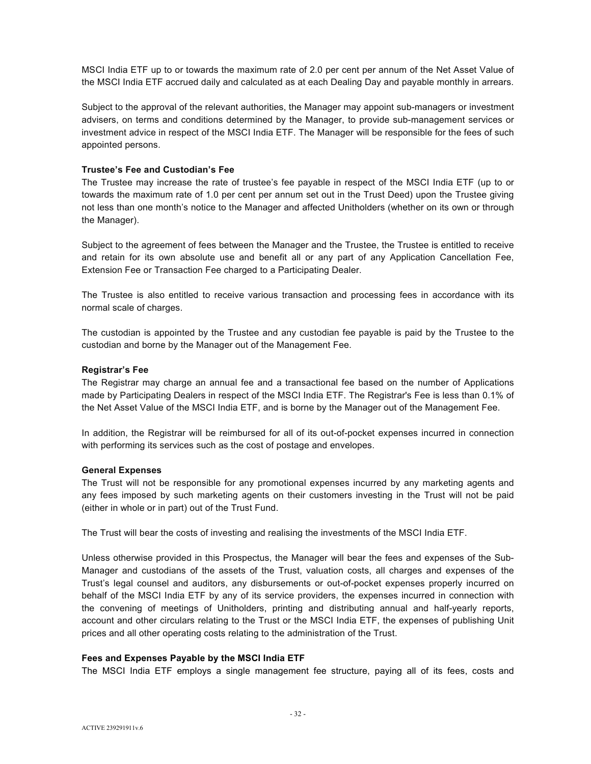MSCI India ETF up to or towards the maximum rate of 2.0 per cent per annum of the Net Asset Value of the MSCI India ETF accrued daily and calculated as at each Dealing Day and payable monthly in arrears.

Subject to the approval of the relevant authorities, the Manager may appoint sub-managers or investment advisers, on terms and conditions determined by the Manager, to provide sub-management services or investment advice in respect of the MSCI India ETF. The Manager will be responsible for the fees of such appointed persons.

**Trustee's Fee and Custodian's Fee**

The Trustee may increase the rate of trustee's fee payable in respect of the MSCI India ETF (up to or towards the maximum rate of 1.0 per cent per annum set out in the Trust Deed) upon the Trustee giving not less than one month's notice to the Manager and affected Unitholders (whether on its own or through the Manager).

Subject to the agreement of fees between the Manager and the Trustee, the Trustee is entitled to receive and retain for its own absolute use and benefit all or any part of any Application Cancellation Fee, Extension Fee or Transaction Fee charged to a Participating Dealer.

The Trustee is also entitled to receive various transaction and processing fees in accordance with its normal scale of charges.

The custodian is appointed by the Trustee and any custodian fee payable is paid by the Trustee to the custodian and borne by the Manager out of the Management Fee.

**Registrar's Fee**

The Registrar may charge an annual fee and a transactional fee based on the number of Applications made by Participating Dealers in respect of the MSCI India ETF. The Registrar's Fee is less than 0.1% of the Net Asset Value of the MSCI India ETF, and is borne by the Manager out of the Management Fee.

In addition, the Registrar will be reimbursed for all of its out-of-pocket expenses incurred in connection with performing its services such as the cost of postage and envelopes.

**General Expenses**

The Trust will not be responsible for any promotional expenses incurred by any marketing agents and any fees imposed by such marketing agents on their customers investing in the Trust will not be paid (either in whole or in part) out of the Trust Fund.

The Trust will bear the costs of investing and realising the investments of the MSCI India ETF.

Unless otherwise provided in this Prospectus, the Manager will bear the fees and expenses of the Sub-Manager and custodians of the assets of the Trust, valuation costs, all charges and expenses of the Trust's legal counsel and auditors, any disbursements or out-of-pocket expenses properly incurred on behalf of the MSCI India ETF by any of its service providers, the expenses incurred in connection with the convening of meetings of Unitholders, printing and distributing annual and half-yearly reports, account and other circulars relating to the Trust or the MSCI India ETF, the expenses of publishing Unit prices and all other operating costs relating to the administration of the Trust.

**Fees and Expenses Payable by the MSCI India ETF**

The MSCI India ETF employs a single management fee structure, paying all of its fees, costs and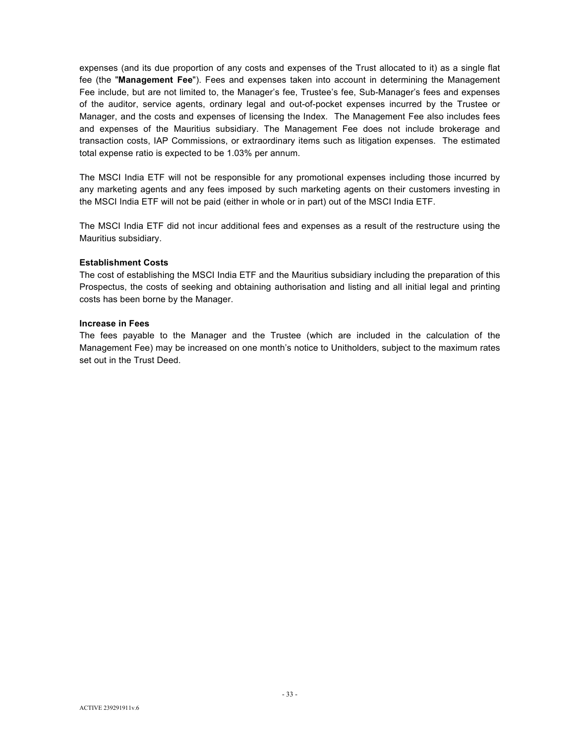expenses (and its due proportion of any costs and expenses of the Trust allocated to it) as a single flat fee (the "**Management Fee**"). Fees and expenses taken into account in determining the Management Fee include, but are not limited to, the Manager's fee, Trustee's fee, Sub-Manager's fees and expenses of the auditor, service agents, ordinary legal and out-of-pocket expenses incurred by the Trustee or Manager, and the costs and expenses of licensing the Index. The Management Fee also includes fees and expenses of the Mauritius subsidiary. The Management Fee does not include brokerage and transaction costs, IAP Commissions, or extraordinary items such as litigation expenses. The estimated total expense ratio is expected to be 1.03% per annum.

The MSCI India ETF will not be responsible for any promotional expenses including those incurred by any marketing agents and any fees imposed by such marketing agents on their customers investing in the MSCI India ETF will not be paid (either in whole or in part) out of the MSCI India ETF.

The MSCI India ETF did not incur additional fees and expenses as a result of the restructure using the Mauritius subsidiary.

**Establishment Costs**

The cost of establishing the MSCI India ETF and the Mauritius subsidiary including the preparation of this Prospectus, the costs of seeking and obtaining authorisation and listing and all initial legal and printing costs has been borne by the Manager.

**Increase in Fees**

The fees payable to the Manager and the Trustee (which are included in the calculation of the Management Fee) may be increased on one month's notice to Unitholders, subject to the maximum rates set out in the Trust Deed.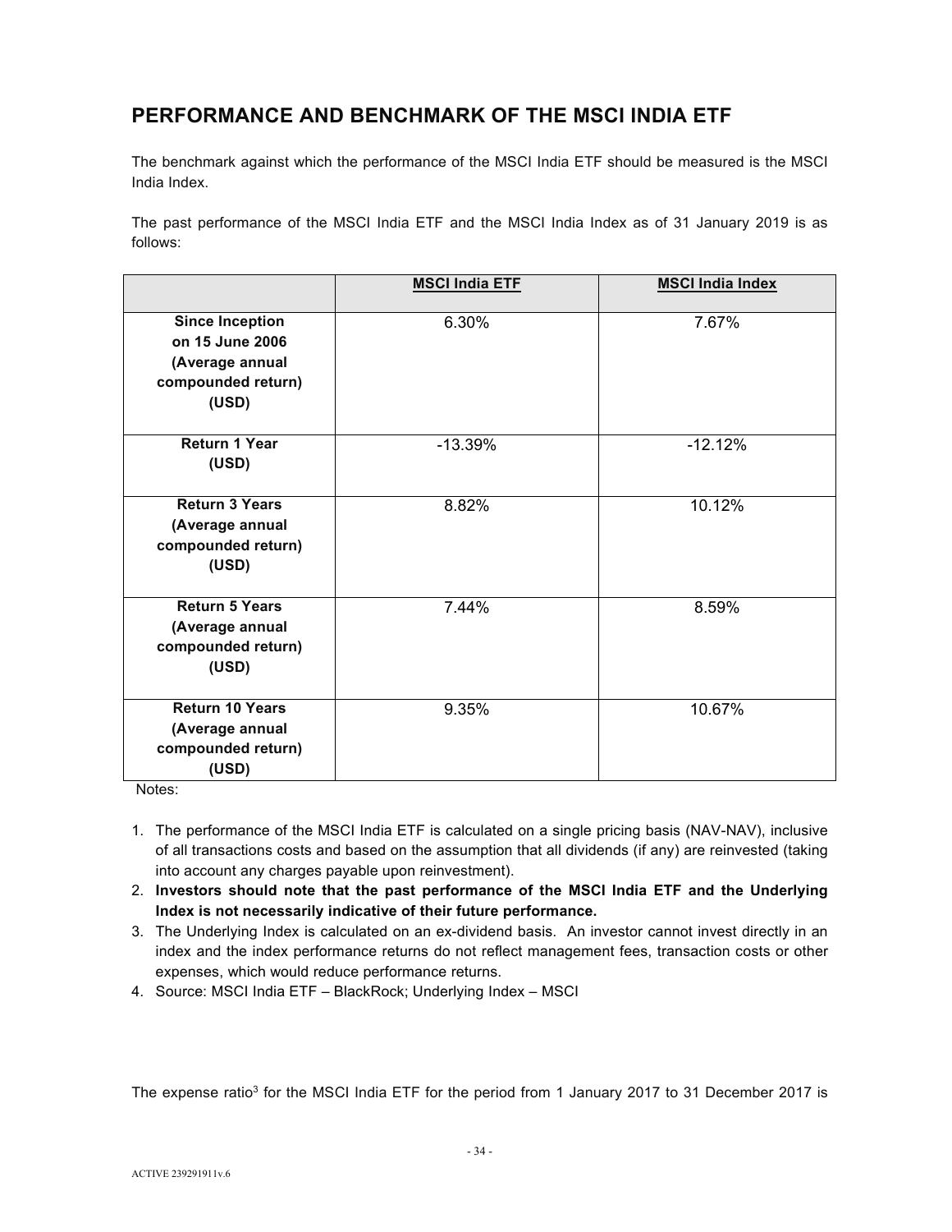## PERFORMANCE AND BENCHMARK OF THE MSCI INDIA ETF

The benchmark against which the performance of the MSCI India ETF should be measured is the MSCI India Index.

The past performance of the MSCI India ETF and the MSCI India Index as of 31 January 2019 is as follows:

| | MSCI India ETF | MSCI India Index |
|---|---|---|
| **Since Inception on 15 June 2006 (Average annual compounded return) (USD)** | 6.30% | 7.67% |
| **Return 1 Year (USD)** | -13.39% | -12.12% |
| **Return 3 Years (Average annual compounded return) (USD)** | 8.82% | 10.12% |
| **Return 5 Years (Average annual compounded return) (USD)** | 7.44% | 8.59% |
| **Return 10 Years (Average annual compounded return) (USD)** | 9.35% | 10.67% |

Notes:

1. The performance of the MSCI India ETF is calculated on a single pricing basis (NAV-NAV), inclusive of all transactions costs and based on the assumption that all dividends (if any) are reinvested (taking into account any charges payable upon reinvestment).
2. **Investors should note that the past performance of the MSCI India ETF and the Underlying Index is not necessarily indicative of their future performance.**
3. The Underlying Index is calculated on an ex-dividend basis. An investor cannot invest directly in an index and the index performance returns do not reflect management fees, transaction costs or other expenses, which would reduce performance returns.
4. Source: MSCI India ETF – BlackRock; Underlying Index – MSCI

The expense ratio[3] for the MSCI India ETF for the period from 1 January 2017 to 31 December 2017 is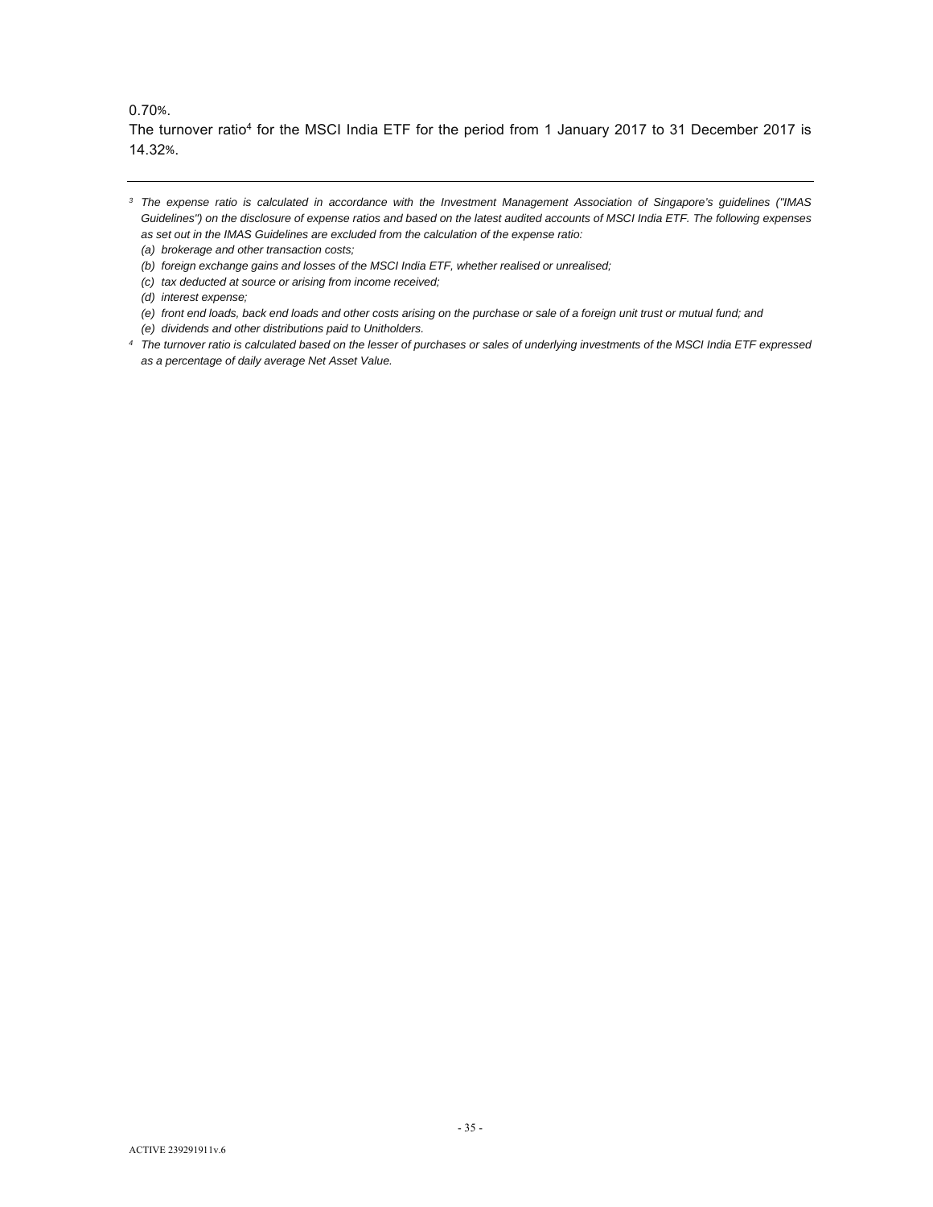0.70%.

The turnover ratio[4] for the MSCI India ETF for the period from 1 January 2017 to 31 December 2017 is 14.32%.

---

[3] *The expense ratio is calculated in accordance with the Investment Management Association of Singapore's guidelines ("IMAS Guidelines") on the disclosure of expense ratios and based on the latest audited accounts of MSCI India ETF. The following expenses as set out in the IMAS Guidelines are excluded from the calculation of the expense ratio:*

*(a) brokerage and other transaction costs;*

*(b) foreign exchange gains and losses of the MSCI India ETF, whether realised or unrealised;*

*(c) tax deducted at source or arising from income received;*

*(d) interest expense;*

*(e) front end loads, back end loads and other costs arising on the purchase or sale of a foreign unit trust or mutual fund; and*

*(e) dividends and other distributions paid to Unitholders.*

[4] *The turnover ratio is calculated based on the lesser of purchases or sales of underlying investments of the MSCI India ETF expressed as a percentage of daily average Net Asset Value.*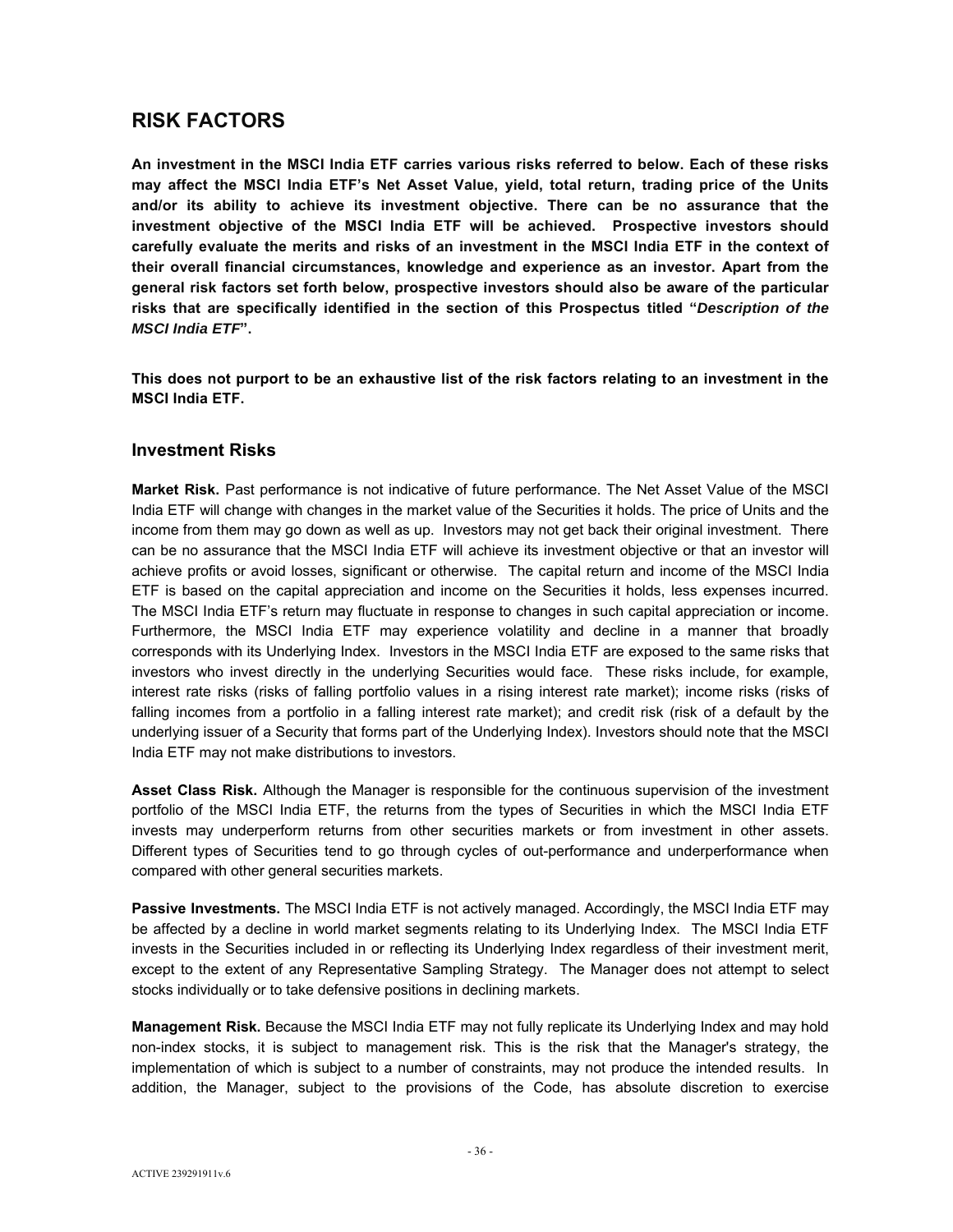# RISK FACTORS

**An investment in the MSCI India ETF carries various risks referred to below. Each of these risks may affect the MSCI India ETF's Net Asset Value, yield, total return, trading price of the Units and/or its ability to achieve its investment objective. There can be no assurance that the investment objective of the MSCI India ETF will be achieved. Prospective investors should carefully evaluate the merits and risks of an investment in the MSCI India ETF in the context of their overall financial circumstances, knowledge and experience as an investor. Apart from the general risk factors set forth below, prospective investors should also be aware of the particular risks that are specifically identified in the section of this Prospectus titled "*Description of the MSCI India ETF*".**

**This does not purport to be an exhaustive list of the risk factors relating to an investment in the MSCI India ETF.**

## Investment Risks

**Market Risk.** Past performance is not indicative of future performance. The Net Asset Value of the MSCI India ETF will change with changes in the market value of the Securities it holds. The price of Units and the income from them may go down as well as up. Investors may not get back their original investment. There can be no assurance that the MSCI India ETF will achieve its investment objective or that an investor will achieve profits or avoid losses, significant or otherwise. The capital return and income of the MSCI India ETF is based on the capital appreciation and income on the Securities it holds, less expenses incurred. The MSCI India ETF's return may fluctuate in response to changes in such capital appreciation or income. Furthermore, the MSCI India ETF may experience volatility and decline in a manner that broadly corresponds with its Underlying Index. Investors in the MSCI India ETF are exposed to the same risks that investors who invest directly in the underlying Securities would face. These risks include, for example, interest rate risks (risks of falling portfolio values in a rising interest rate market); income risks (risks of falling incomes from a portfolio in a falling interest rate market); and credit risk (risk of a default by the underlying issuer of a Security that forms part of the Underlying Index). Investors should note that the MSCI India ETF may not make distributions to investors.

**Asset Class Risk.** Although the Manager is responsible for the continuous supervision of the investment portfolio of the MSCI India ETF, the returns from the types of Securities in which the MSCI India ETF invests may underperform returns from other securities markets or from investment in other assets. Different types of Securities tend to go through cycles of out-performance and underperformance when compared with other general securities markets.

**Passive Investments.** The MSCI India ETF is not actively managed. Accordingly, the MSCI India ETF may be affected by a decline in world market segments relating to its Underlying Index. The MSCI India ETF invests in the Securities included in or reflecting its Underlying Index regardless of their investment merit, except to the extent of any Representative Sampling Strategy. The Manager does not attempt to select stocks individually or to take defensive positions in declining markets.

**Management Risk.** Because the MSCI India ETF may not fully replicate its Underlying Index and may hold non-index stocks, it is subject to management risk. This is the risk that the Manager's strategy, the implementation of which is subject to a number of constraints, may not produce the intended results. In addition, the Manager, subject to the provisions of the Code, has absolute discretion to exercise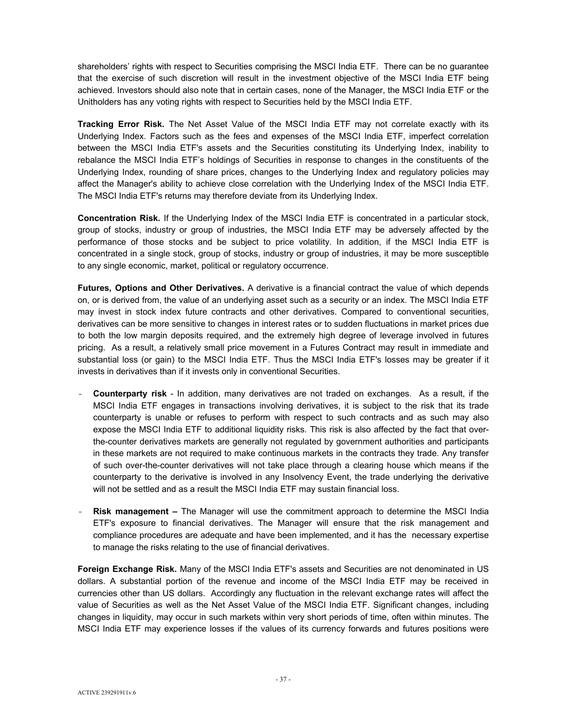shareholders' rights with respect to Securities comprising the MSCI India ETF. There can be no guarantee that the exercise of such discretion will result in the investment objective of the MSCI India ETF being achieved. Investors should also note that in certain cases, none of the Manager, the MSCI India ETF or the Unitholders has any voting rights with respect to Securities held by the MSCI India ETF.

**Tracking Error Risk.** The Net Asset Value of the MSCI India ETF may not correlate exactly with its Underlying Index. Factors such as the fees and expenses of the MSCI India ETF, imperfect correlation between the MSCI India ETF's assets and the Securities constituting its Underlying Index, inability to rebalance the MSCI India ETF's holdings of Securities in response to changes in the constituents of the Underlying Index, rounding of share prices, changes to the Underlying Index and regulatory policies may affect the Manager's ability to achieve close correlation with the Underlying Index of the MSCI India ETF. The MSCI India ETF's returns may therefore deviate from its Underlying Index.

**Concentration Risk.** If the Underlying Index of the MSCI India ETF is concentrated in a particular stock, group of stocks, industry or group of industries, the MSCI India ETF may be adversely affected by the performance of those stocks and be subject to price volatility. In addition, if the MSCI India ETF is concentrated in a single stock, group of stocks, industry or group of industries, it may be more susceptible to any single economic, market, political or regulatory occurrence.

**Futures, Options and Other Derivatives.** A derivative is a financial contract the value of which depends on, or is derived from, the value of an underlying asset such as a security or an index. The MSCI India ETF may invest in stock index future contracts and other derivatives. Compared to conventional securities, derivatives can be more sensitive to changes in interest rates or to sudden fluctuations in market prices due to both the low margin deposits required, and the extremely high degree of leverage involved in futures pricing. As a result, a relatively small price movement in a Futures Contract may result in immediate and substantial loss (or gain) to the MSCI India ETF. Thus the MSCI India ETF's losses may be greater if it invests in derivatives than if it invests only in conventional Securities.

- **Counterparty risk** - In addition, many derivatives are not traded on exchanges. As a result, if the MSCI India ETF engages in transactions involving derivatives, it is subject to the risk that its trade counterparty is unable or refuses to perform with respect to such contracts and as such may also expose the MSCI India ETF to additional liquidity risks. This risk is also affected by the fact that over-the-counter derivatives markets are generally not regulated by government authorities and participants in these markets are not required to make continuous markets in the contracts they trade. Any transfer of such over-the-counter derivatives will not take place through a clearing house which means if the counterparty to the derivative is involved in any Insolvency Event, the trade underlying the derivative will not be settled and as a result the MSCI India ETF may sustain financial loss.

- **Risk management –** The Manager will use the commitment approach to determine the MSCI India ETF's exposure to financial derivatives. The Manager will ensure that the risk management and compliance procedures are adequate and have been implemented, and it has the necessary expertise to manage the risks relating to the use of financial derivatives.

**Foreign Exchange Risk.** Many of the MSCI India ETF's assets and Securities are not denominated in US dollars. A substantial portion of the revenue and income of the MSCI India ETF may be received in currencies other than US dollars. Accordingly any fluctuation in the relevant exchange rates will affect the value of Securities as well as the Net Asset Value of the MSCI India ETF. Significant changes, including changes in liquidity, may occur in such markets within very short periods of time, often within minutes. The MSCI India ETF may experience losses if the values of its currency forwards and futures positions were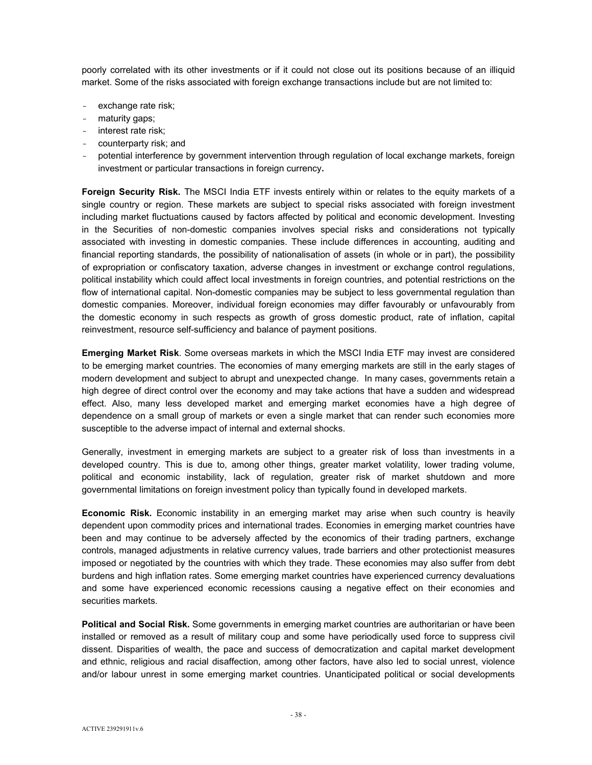poorly correlated with its other investments or if it could not close out its positions because of an illiquid market. Some of the risks associated with foreign exchange transactions include but are not limited to:

- exchange rate risk;
- maturity gaps;
- interest rate risk;
- counterparty risk; and
- potential interference by government intervention through regulation of local exchange markets, foreign investment or particular transactions in foreign currency**.**

**Foreign Security Risk.** The MSCI India ETF invests entirely within or relates to the equity markets of a single country or region. These markets are subject to special risks associated with foreign investment including market fluctuations caused by factors affected by political and economic development. Investing in the Securities of non-domestic companies involves special risks and considerations not typically associated with investing in domestic companies. These include differences in accounting, auditing and financial reporting standards, the possibility of nationalisation of assets (in whole or in part), the possibility of expropriation or confiscatory taxation, adverse changes in investment or exchange control regulations, political instability which could affect local investments in foreign countries, and potential restrictions on the flow of international capital. Non-domestic companies may be subject to less governmental regulation than domestic companies. Moreover, individual foreign economies may differ favourably or unfavourably from the domestic economy in such respects as growth of gross domestic product, rate of inflation, capital reinvestment, resource self-sufficiency and balance of payment positions.

**Emerging Market Risk**. Some overseas markets in which the MSCI India ETF may invest are considered to be emerging market countries. The economies of many emerging markets are still in the early stages of modern development and subject to abrupt and unexpected change. In many cases, governments retain a high degree of direct control over the economy and may take actions that have a sudden and widespread effect. Also, many less developed market and emerging market economies have a high degree of dependence on a small group of markets or even a single market that can render such economies more susceptible to the adverse impact of internal and external shocks.

Generally, investment in emerging markets are subject to a greater risk of loss than investments in a developed country. This is due to, among other things, greater market volatility, lower trading volume, political and economic instability, lack of regulation, greater risk of market shutdown and more governmental limitations on foreign investment policy than typically found in developed markets.

**Economic Risk.** Economic instability in an emerging market may arise when such country is heavily dependent upon commodity prices and international trades. Economies in emerging market countries have been and may continue to be adversely affected by the economics of their trading partners, exchange controls, managed adjustments in relative currency values, trade barriers and other protectionist measures imposed or negotiated by the countries with which they trade. These economies may also suffer from debt burdens and high inflation rates. Some emerging market countries have experienced currency devaluations and some have experienced economic recessions causing a negative effect on their economies and securities markets.

**Political and Social Risk.** Some governments in emerging market countries are authoritarian or have been installed or removed as a result of military coup and some have periodically used force to suppress civil dissent. Disparities of wealth, the pace and success of democratization and capital market development and ethnic, religious and racial disaffection, among other factors, have also led to social unrest, violence and/or labour unrest in some emerging market countries. Unanticipated political or social developments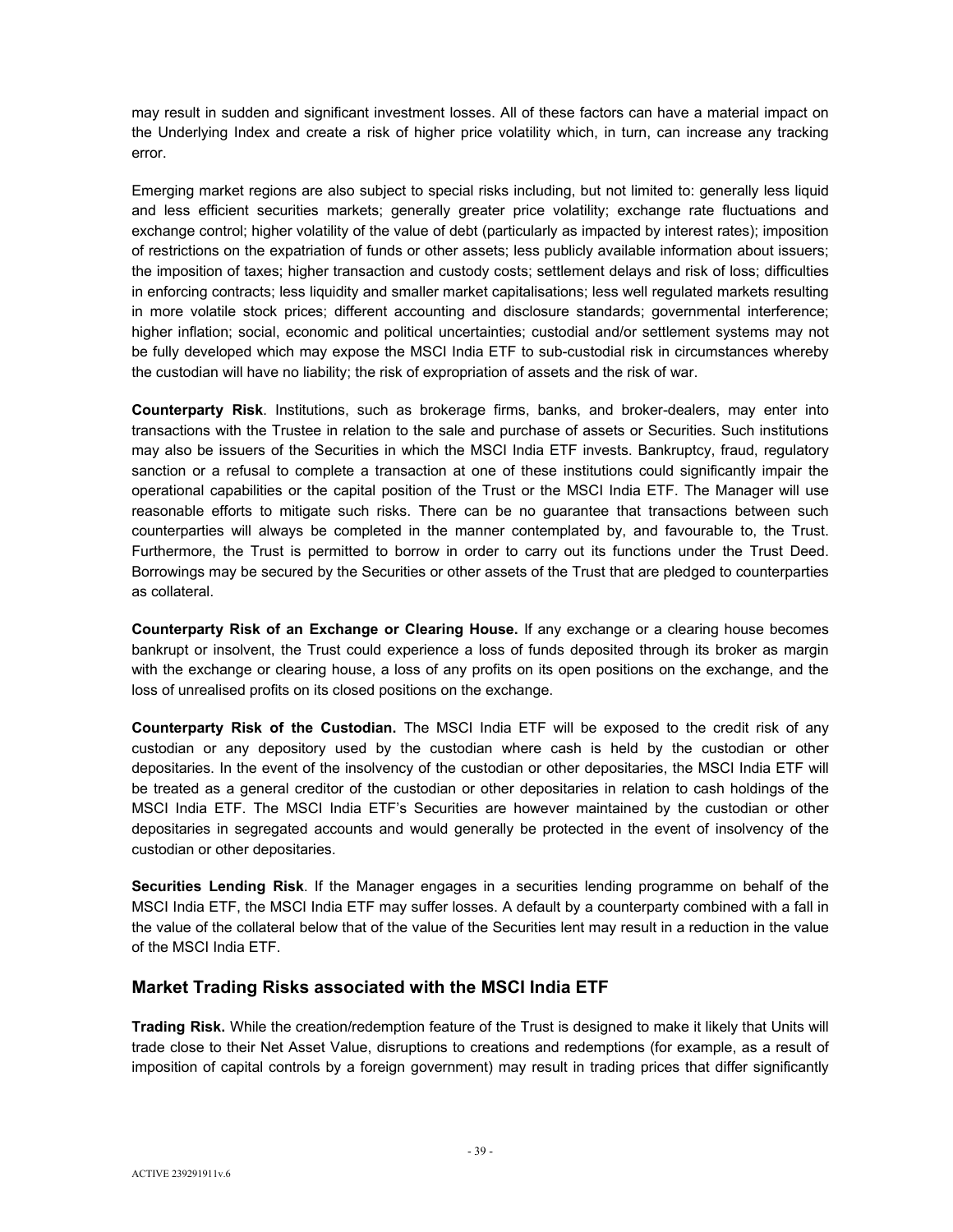may result in sudden and significant investment losses. All of these factors can have a material impact on the Underlying Index and create a risk of higher price volatility which, in turn, can increase any tracking error.

Emerging market regions are also subject to special risks including, but not limited to: generally less liquid and less efficient securities markets; generally greater price volatility; exchange rate fluctuations and exchange control; higher volatility of the value of debt (particularly as impacted by interest rates); imposition of restrictions on the expatriation of funds or other assets; less publicly available information about issuers; the imposition of taxes; higher transaction and custody costs; settlement delays and risk of loss; difficulties in enforcing contracts; less liquidity and smaller market capitalisations; less well regulated markets resulting in more volatile stock prices; different accounting and disclosure standards; governmental interference; higher inflation; social, economic and political uncertainties; custodial and/or settlement systems may not be fully developed which may expose the MSCI India ETF to sub-custodial risk in circumstances whereby the custodian will have no liability; the risk of expropriation of assets and the risk of war.

**Counterparty Risk**. Institutions, such as brokerage firms, banks, and broker-dealers, may enter into transactions with the Trustee in relation to the sale and purchase of assets or Securities. Such institutions may also be issuers of the Securities in which the MSCI India ETF invests. Bankruptcy, fraud, regulatory sanction or a refusal to complete a transaction at one of these institutions could significantly impair the operational capabilities or the capital position of the Trust or the MSCI India ETF. The Manager will use reasonable efforts to mitigate such risks. There can be no guarantee that transactions between such counterparties will always be completed in the manner contemplated by, and favourable to, the Trust. Furthermore, the Trust is permitted to borrow in order to carry out its functions under the Trust Deed. Borrowings may be secured by the Securities or other assets of the Trust that are pledged to counterparties as collateral.

**Counterparty Risk of an Exchange or Clearing House.** If any exchange or a clearing house becomes bankrupt or insolvent, the Trust could experience a loss of funds deposited through its broker as margin with the exchange or clearing house, a loss of any profits on its open positions on the exchange, and the loss of unrealised profits on its closed positions on the exchange.

**Counterparty Risk of the Custodian.** The MSCI India ETF will be exposed to the credit risk of any custodian or any depository used by the custodian where cash is held by the custodian or other depositaries. In the event of the insolvency of the custodian or other depositaries, the MSCI India ETF will be treated as a general creditor of the custodian or other depositaries in relation to cash holdings of the MSCI India ETF. The MSCI India ETF's Securities are however maintained by the custodian or other depositaries in segregated accounts and would generally be protected in the event of insolvency of the custodian or other depositaries.

**Securities Lending Risk**. If the Manager engages in a securities lending programme on behalf of the MSCI India ETF, the MSCI India ETF may suffer losses. A default by a counterparty combined with a fall in the value of the collateral below that of the value of the Securities lent may result in a reduction in the value of the MSCI India ETF.

## Market Trading Risks associated with the MSCI India ETF

**Trading Risk.** While the creation/redemption feature of the Trust is designed to make it likely that Units will trade close to their Net Asset Value, disruptions to creations and redemptions (for example, as a result of imposition of capital controls by a foreign government) may result in trading prices that differ significantly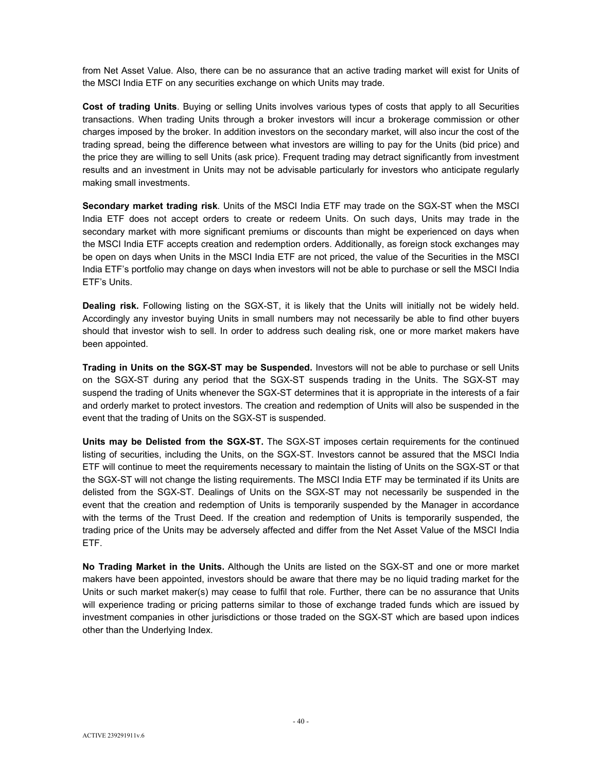from Net Asset Value. Also, there can be no assurance that an active trading market will exist for Units of the MSCI India ETF on any securities exchange on which Units may trade.

**Cost of trading Units**. Buying or selling Units involves various types of costs that apply to all Securities transactions. When trading Units through a broker investors will incur a brokerage commission or other charges imposed by the broker. In addition investors on the secondary market, will also incur the cost of the trading spread, being the difference between what investors are willing to pay for the Units (bid price) and the price they are willing to sell Units (ask price). Frequent trading may detract significantly from investment results and an investment in Units may not be advisable particularly for investors who anticipate regularly making small investments.

**Secondary market trading risk**. Units of the MSCI India ETF may trade on the SGX-ST when the MSCI India ETF does not accept orders to create or redeem Units. On such days, Units may trade in the secondary market with more significant premiums or discounts than might be experienced on days when the MSCI India ETF accepts creation and redemption orders. Additionally, as foreign stock exchanges may be open on days when Units in the MSCI India ETF are not priced, the value of the Securities in the MSCI India ETF's portfolio may change on days when investors will not be able to purchase or sell the MSCI India ETF's Units.

**Dealing risk.** Following listing on the SGX-ST, it is likely that the Units will initially not be widely held. Accordingly any investor buying Units in small numbers may not necessarily be able to find other buyers should that investor wish to sell. In order to address such dealing risk, one or more market makers have been appointed.

**Trading in Units on the SGX-ST may be Suspended.** Investors will not be able to purchase or sell Units on the SGX-ST during any period that the SGX-ST suspends trading in the Units. The SGX-ST may suspend the trading of Units whenever the SGX-ST determines that it is appropriate in the interests of a fair and orderly market to protect investors. The creation and redemption of Units will also be suspended in the event that the trading of Units on the SGX-ST is suspended.

**Units may be Delisted from the SGX-ST.** The SGX-ST imposes certain requirements for the continued listing of securities, including the Units, on the SGX-ST. Investors cannot be assured that the MSCI India ETF will continue to meet the requirements necessary to maintain the listing of Units on the SGX-ST or that the SGX-ST will not change the listing requirements. The MSCI India ETF may be terminated if its Units are delisted from the SGX-ST. Dealings of Units on the SGX-ST may not necessarily be suspended in the event that the creation and redemption of Units is temporarily suspended by the Manager in accordance with the terms of the Trust Deed. If the creation and redemption of Units is temporarily suspended, the trading price of the Units may be adversely affected and differ from the Net Asset Value of the MSCI India ETF.

**No Trading Market in the Units.** Although the Units are listed on the SGX-ST and one or more market makers have been appointed, investors should be aware that there may be no liquid trading market for the Units or such market maker(s) may cease to fulfil that role. Further, there can be no assurance that Units will experience trading or pricing patterns similar to those of exchange traded funds which are issued by investment companies in other jurisdictions or those traded on the SGX-ST which are based upon indices other than the Underlying Index.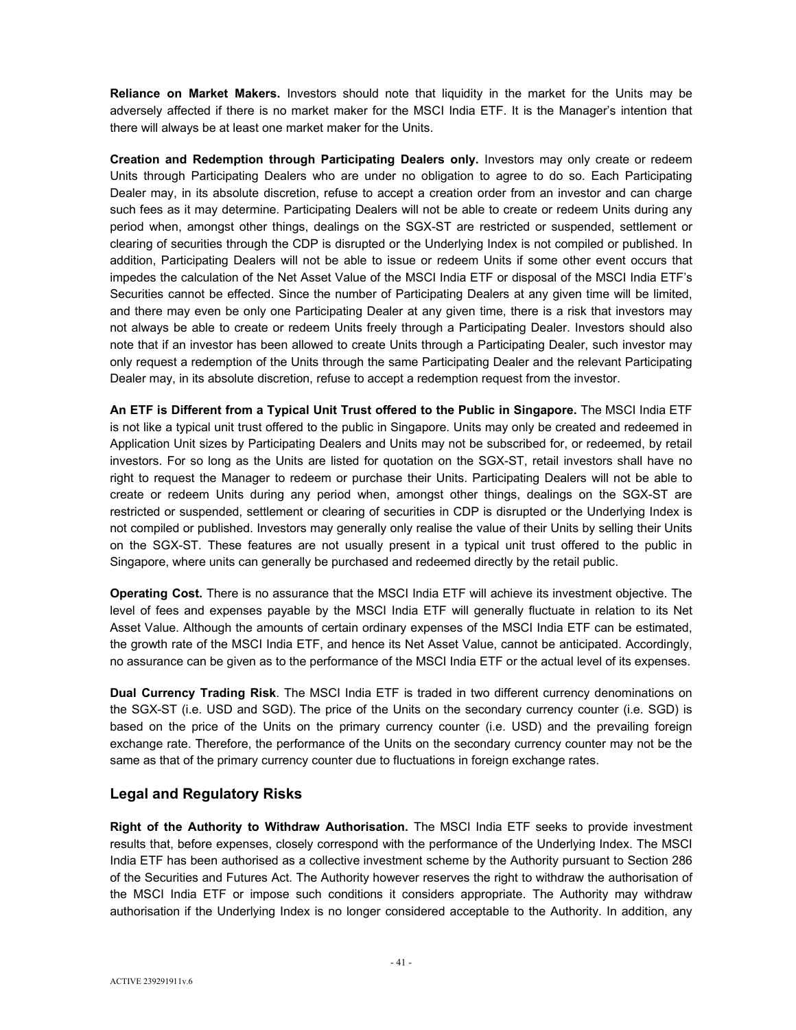**Reliance on Market Makers.** Investors should note that liquidity in the market for the Units may be adversely affected if there is no market maker for the MSCI India ETF. It is the Manager's intention that there will always be at least one market maker for the Units.

**Creation and Redemption through Participating Dealers only.** Investors may only create or redeem Units through Participating Dealers who are under no obligation to agree to do so. Each Participating Dealer may, in its absolute discretion, refuse to accept a creation order from an investor and can charge such fees as it may determine. Participating Dealers will not be able to create or redeem Units during any period when, amongst other things, dealings on the SGX-ST are restricted or suspended, settlement or clearing of securities through the CDP is disrupted or the Underlying Index is not compiled or published. In addition, Participating Dealers will not be able to issue or redeem Units if some other event occurs that impedes the calculation of the Net Asset Value of the MSCI India ETF or disposal of the MSCI India ETF's Securities cannot be effected. Since the number of Participating Dealers at any given time will be limited, and there may even be only one Participating Dealer at any given time, there is a risk that investors may not always be able to create or redeem Units freely through a Participating Dealer. Investors should also note that if an investor has been allowed to create Units through a Participating Dealer, such investor may only request a redemption of the Units through the same Participating Dealer and the relevant Participating Dealer may, in its absolute discretion, refuse to accept a redemption request from the investor.

**An ETF is Different from a Typical Unit Trust offered to the Public in Singapore.** The MSCI India ETF is not like a typical unit trust offered to the public in Singapore. Units may only be created and redeemed in Application Unit sizes by Participating Dealers and Units may not be subscribed for, or redeemed, by retail investors. For so long as the Units are listed for quotation on the SGX-ST, retail investors shall have no right to request the Manager to redeem or purchase their Units. Participating Dealers will not be able to create or redeem Units during any period when, amongst other things, dealings on the SGX-ST are restricted or suspended, settlement or clearing of securities in CDP is disrupted or the Underlying Index is not compiled or published. Investors may generally only realise the value of their Units by selling their Units on the SGX-ST. These features are not usually present in a typical unit trust offered to the public in Singapore, where units can generally be purchased and redeemed directly by the retail public.

**Operating Cost.** There is no assurance that the MSCI India ETF will achieve its investment objective. The level of fees and expenses payable by the MSCI India ETF will generally fluctuate in relation to its Net Asset Value. Although the amounts of certain ordinary expenses of the MSCI India ETF can be estimated, the growth rate of the MSCI India ETF, and hence its Net Asset Value, cannot be anticipated. Accordingly, no assurance can be given as to the performance of the MSCI India ETF or the actual level of its expenses.

**Dual Currency Trading Risk**. The MSCI India ETF is traded in two different currency denominations on the SGX-ST (i.e. USD and SGD). The price of the Units on the secondary currency counter (i.e. SGD) is based on the price of the Units on the primary currency counter (i.e. USD) and the prevailing foreign exchange rate. Therefore, the performance of the Units on the secondary currency counter may not be the same as that of the primary currency counter due to fluctuations in foreign exchange rates.

## Legal and Regulatory Risks

**Right of the Authority to Withdraw Authorisation.** The MSCI India ETF seeks to provide investment results that, before expenses, closely correspond with the performance of the Underlying Index. The MSCI India ETF has been authorised as a collective investment scheme by the Authority pursuant to Section 286 of the Securities and Futures Act. The Authority however reserves the right to withdraw the authorisation of the MSCI India ETF or impose such conditions it considers appropriate. The Authority may withdraw authorisation if the Underlying Index is no longer considered acceptable to the Authority. In addition, any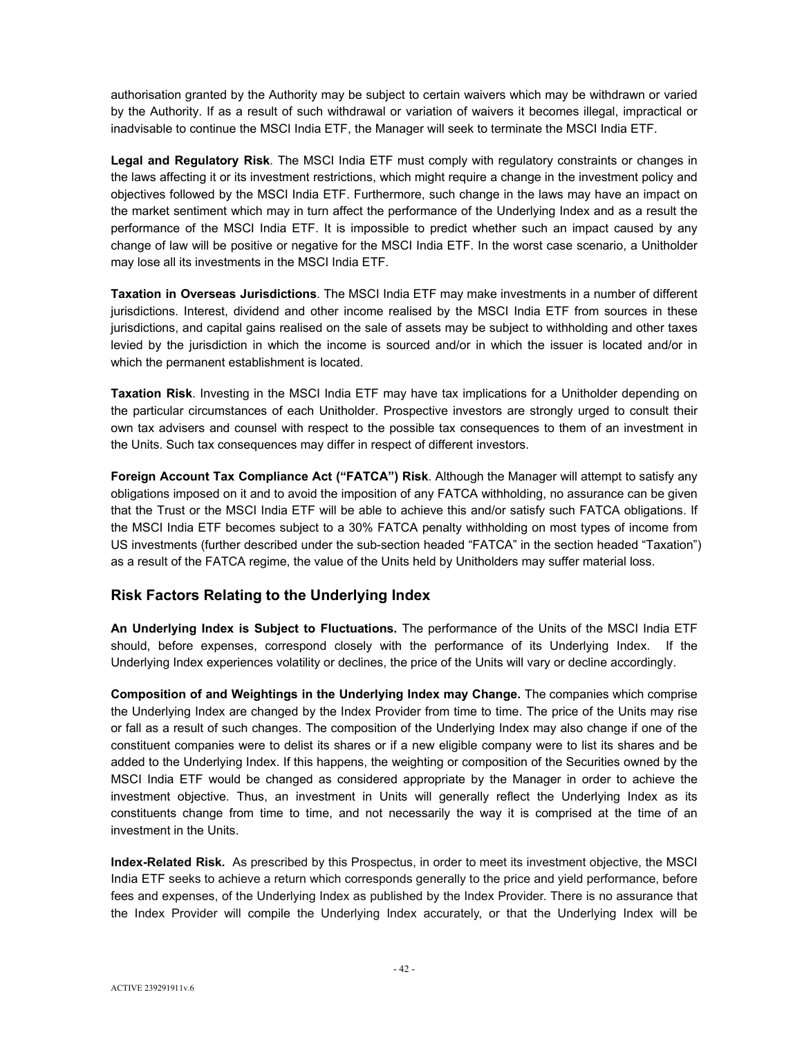authorisation granted by the Authority may be subject to certain waivers which may be withdrawn or varied by the Authority. If as a result of such withdrawal or variation of waivers it becomes illegal, impractical or inadvisable to continue the MSCI India ETF, the Manager will seek to terminate the MSCI India ETF.

**Legal and Regulatory Risk**. The MSCI India ETF must comply with regulatory constraints or changes in the laws affecting it or its investment restrictions, which might require a change in the investment policy and objectives followed by the MSCI India ETF. Furthermore, such change in the laws may have an impact on the market sentiment which may in turn affect the performance of the Underlying Index and as a result the performance of the MSCI India ETF. It is impossible to predict whether such an impact caused by any change of law will be positive or negative for the MSCI India ETF. In the worst case scenario, a Unitholder may lose all its investments in the MSCI India ETF.

**Taxation in Overseas Jurisdictions**. The MSCI India ETF may make investments in a number of different jurisdictions. Interest, dividend and other income realised by the MSCI India ETF from sources in these jurisdictions, and capital gains realised on the sale of assets may be subject to withholding and other taxes levied by the jurisdiction in which the income is sourced and/or in which the issuer is located and/or in which the permanent establishment is located.

**Taxation Risk**. Investing in the MSCI India ETF may have tax implications for a Unitholder depending on the particular circumstances of each Unitholder. Prospective investors are strongly urged to consult their own tax advisers and counsel with respect to the possible tax consequences to them of an investment in the Units. Such tax consequences may differ in respect of different investors.

**Foreign Account Tax Compliance Act ("FATCA") Risk**. Although the Manager will attempt to satisfy any obligations imposed on it and to avoid the imposition of any FATCA withholding, no assurance can be given that the Trust or the MSCI India ETF will be able to achieve this and/or satisfy such FATCA obligations. If the MSCI India ETF becomes subject to a 30% FATCA penalty withholding on most types of income from US investments (further described under the sub-section headed "FATCA" in the section headed "Taxation") as a result of the FATCA regime, the value of the Units held by Unitholders may suffer material loss.

## Risk Factors Relating to the Underlying Index

**An Underlying Index is Subject to Fluctuations.** The performance of the Units of the MSCI India ETF should, before expenses, correspond closely with the performance of its Underlying Index. If the Underlying Index experiences volatility or declines, the price of the Units will vary or decline accordingly.

**Composition of and Weightings in the Underlying Index may Change.** The companies which comprise the Underlying Index are changed by the Index Provider from time to time. The price of the Units may rise or fall as a result of such changes. The composition of the Underlying Index may also change if one of the constituent companies were to delist its shares or if a new eligible company were to list its shares and be added to the Underlying Index. If this happens, the weighting or composition of the Securities owned by the MSCI India ETF would be changed as considered appropriate by the Manager in order to achieve the investment objective. Thus, an investment in Units will generally reflect the Underlying Index as its constituents change from time to time, and not necessarily the way it is comprised at the time of an investment in the Units.

**Index-Related Risk.** As prescribed by this Prospectus, in order to meet its investment objective, the MSCI India ETF seeks to achieve a return which corresponds generally to the price and yield performance, before fees and expenses, of the Underlying Index as published by the Index Provider. There is no assurance that the Index Provider will compile the Underlying Index accurately, or that the Underlying Index will be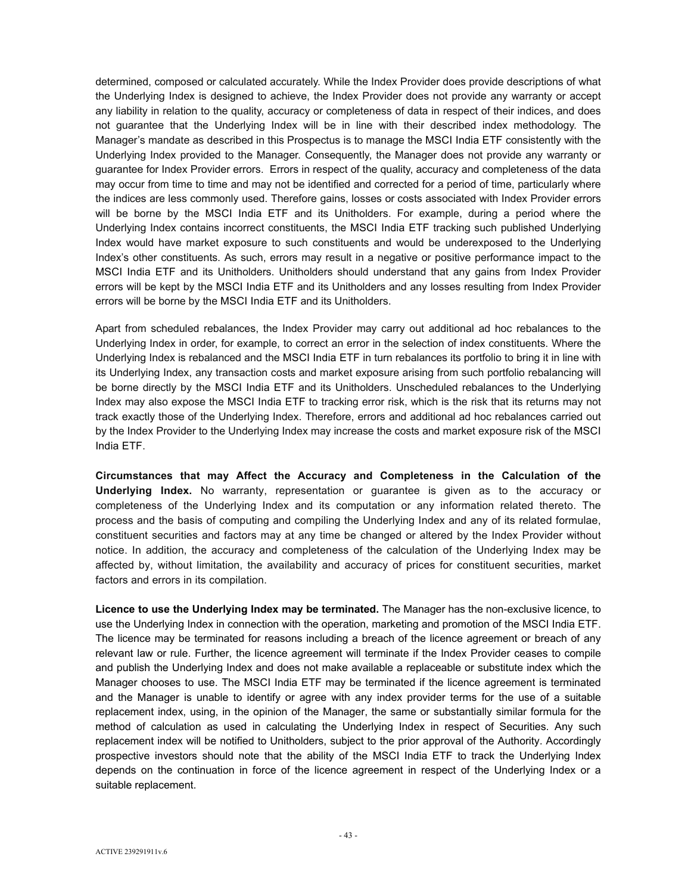determined, composed or calculated accurately. While the Index Provider does provide descriptions of what the Underlying Index is designed to achieve, the Index Provider does not provide any warranty or accept any liability in relation to the quality, accuracy or completeness of data in respect of their indices, and does not guarantee that the Underlying Index will be in line with their described index methodology. The Manager's mandate as described in this Prospectus is to manage the MSCI India ETF consistently with the Underlying Index provided to the Manager. Consequently, the Manager does not provide any warranty or guarantee for Index Provider errors. Errors in respect of the quality, accuracy and completeness of the data may occur from time to time and may not be identified and corrected for a period of time, particularly where the indices are less commonly used. Therefore gains, losses or costs associated with Index Provider errors will be borne by the MSCI India ETF and its Unitholders. For example, during a period where the Underlying Index contains incorrect constituents, the MSCI India ETF tracking such published Underlying Index would have market exposure to such constituents and would be underexposed to the Underlying Index's other constituents. As such, errors may result in a negative or positive performance impact to the MSCI India ETF and its Unitholders. Unitholders should understand that any gains from Index Provider errors will be kept by the MSCI India ETF and its Unitholders and any losses resulting from Index Provider errors will be borne by the MSCI India ETF and its Unitholders.

Apart from scheduled rebalances, the Index Provider may carry out additional ad hoc rebalances to the Underlying Index in order, for example, to correct an error in the selection of index constituents. Where the Underlying Index is rebalanced and the MSCI India ETF in turn rebalances its portfolio to bring it in line with its Underlying Index, any transaction costs and market exposure arising from such portfolio rebalancing will be borne directly by the MSCI India ETF and its Unitholders. Unscheduled rebalances to the Underlying Index may also expose the MSCI India ETF to tracking error risk, which is the risk that its returns may not track exactly those of the Underlying Index. Therefore, errors and additional ad hoc rebalances carried out by the Index Provider to the Underlying Index may increase the costs and market exposure risk of the MSCI India ETF.

**Circumstances that may Affect the Accuracy and Completeness in the Calculation of the Underlying Index.** No warranty, representation or guarantee is given as to the accuracy or completeness of the Underlying Index and its computation or any information related thereto. The process and the basis of computing and compiling the Underlying Index and any of its related formulae, constituent securities and factors may at any time be changed or altered by the Index Provider without notice. In addition, the accuracy and completeness of the calculation of the Underlying Index may be affected by, without limitation, the availability and accuracy of prices for constituent securities, market factors and errors in its compilation.

**Licence to use the Underlying Index may be terminated.** The Manager has the non-exclusive licence, to use the Underlying Index in connection with the operation, marketing and promotion of the MSCI India ETF. The licence may be terminated for reasons including a breach of the licence agreement or breach of any relevant law or rule. Further, the licence agreement will terminate if the Index Provider ceases to compile and publish the Underlying Index and does not make available a replaceable or substitute index which the Manager chooses to use. The MSCI India ETF may be terminated if the licence agreement is terminated and the Manager is unable to identify or agree with any index provider terms for the use of a suitable replacement index, using, in the opinion of the Manager, the same or substantially similar formula for the method of calculation as used in calculating the Underlying Index in respect of Securities. Any such replacement index will be notified to Unitholders, subject to the prior approval of the Authority. Accordingly prospective investors should note that the ability of the MSCI India ETF to track the Underlying Index depends on the continuation in force of the licence agreement in respect of the Underlying Index or a suitable replacement.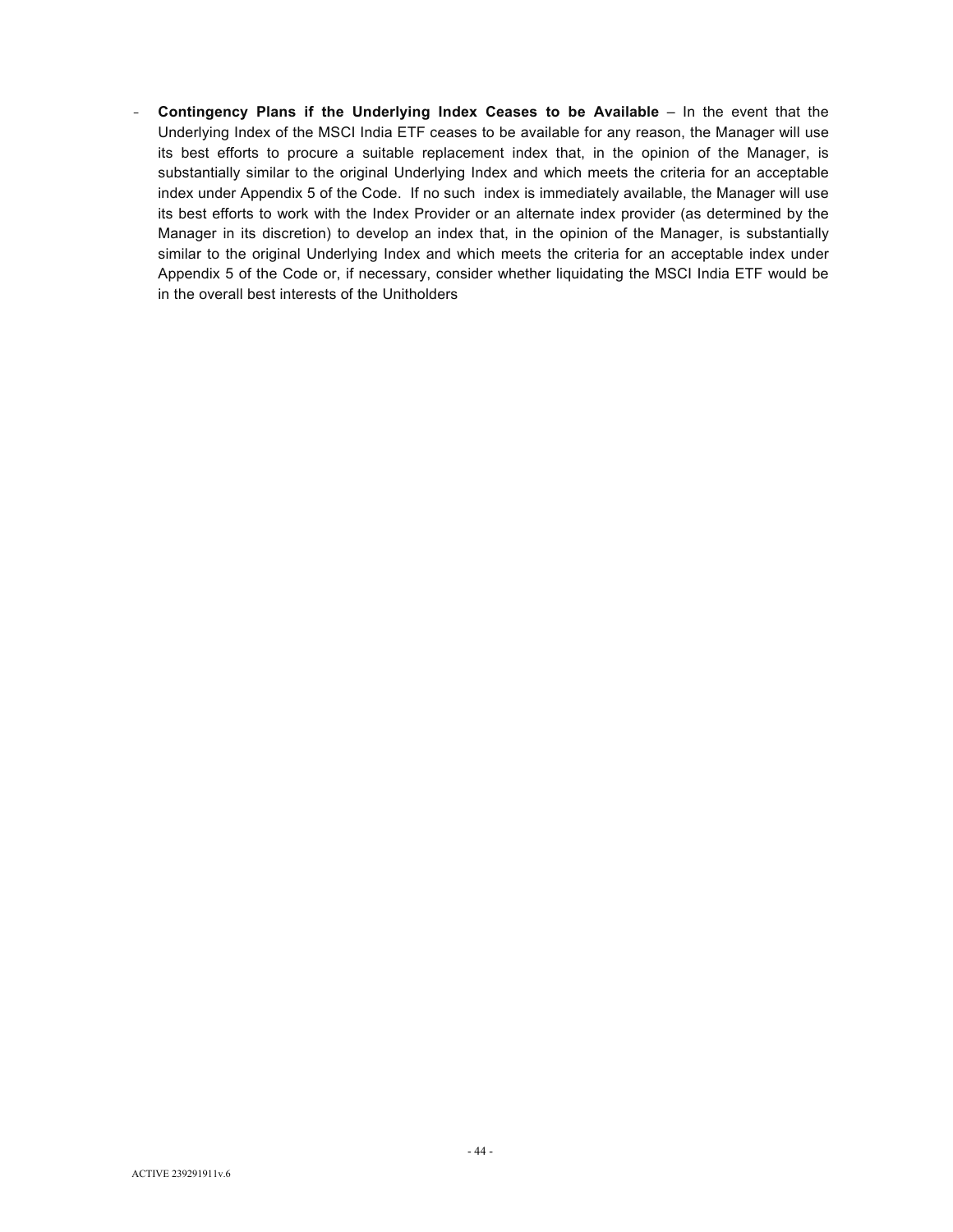- **Contingency Plans if the Underlying Index Ceases to be Available** – In the event that the Underlying Index of the MSCI India ETF ceases to be available for any reason, the Manager will use its best efforts to procure a suitable replacement index that, in the opinion of the Manager, is substantially similar to the original Underlying Index and which meets the criteria for an acceptable index under Appendix 5 of the Code. If no such index is immediately available, the Manager will use its best efforts to work with the Index Provider or an alternate index provider (as determined by the Manager in its discretion) to develop an index that, in the opinion of the Manager, is substantially similar to the original Underlying Index and which meets the criteria for an acceptable index under Appendix 5 of the Code or, if necessary, consider whether liquidating the MSCI India ETF would be in the overall best interests of the Unitholders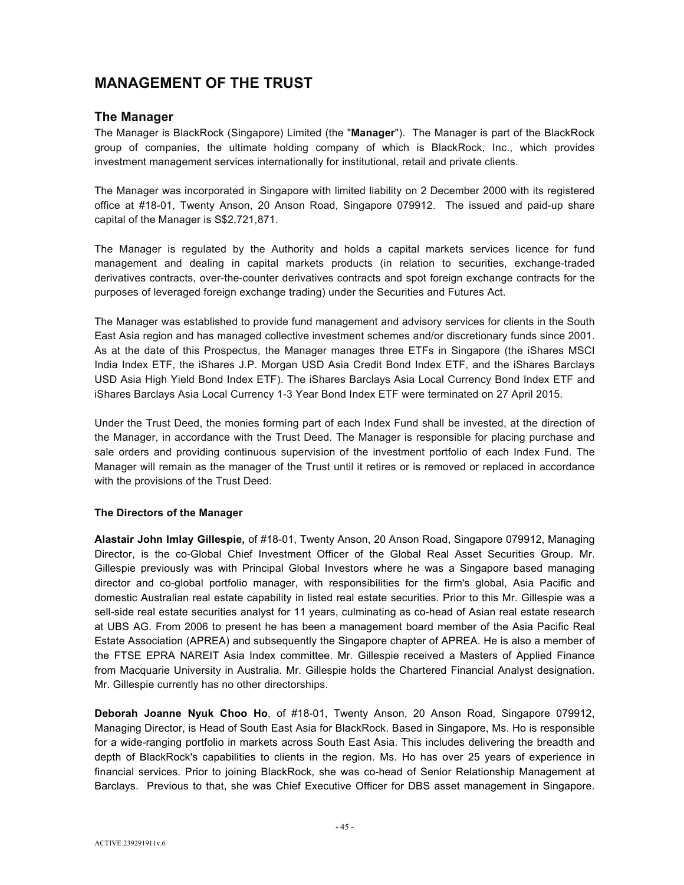# MANAGEMENT OF THE TRUST

## The Manager

The Manager is BlackRock (Singapore) Limited (the "**Manager**"). The Manager is part of the BlackRock group of companies, the ultimate holding company of which is BlackRock, Inc., which provides investment management services internationally for institutional, retail and private clients.

The Manager was incorporated in Singapore with limited liability on 2 December 2000 with its registered office at #18-01, Twenty Anson, 20 Anson Road, Singapore 079912. The issued and paid-up share capital of the Manager is S$2,721,871.

The Manager is regulated by the Authority and holds a capital markets services licence for fund management and dealing in capital markets products (in relation to securities, exchange-traded derivatives contracts, over-the-counter derivatives contracts and spot foreign exchange contracts for the purposes of leveraged foreign exchange trading) under the Securities and Futures Act.

The Manager was established to provide fund management and advisory services for clients in the South East Asia region and has managed collective investment schemes and/or discretionary funds since 2001. As at the date of this Prospectus, the Manager manages three ETFs in Singapore (the iShares MSCI India Index ETF, the iShares J.P. Morgan USD Asia Credit Bond Index ETF, and the iShares Barclays USD Asia High Yield Bond Index ETF). The iShares Barclays Asia Local Currency Bond Index ETF and iShares Barclays Asia Local Currency 1-3 Year Bond Index ETF were terminated on 27 April 2015.

Under the Trust Deed, the monies forming part of each Index Fund shall be invested, at the direction of the Manager, in accordance with the Trust Deed. The Manager is responsible for placing purchase and sale orders and providing continuous supervision of the investment portfolio of each Index Fund. The Manager will remain as the manager of the Trust until it retires or is removed or replaced in accordance with the provisions of the Trust Deed.

### The Directors of the Manager

**Alastair John Imlay Gillespie,** of #18-01, Twenty Anson, 20 Anson Road, Singapore 079912, Managing Director, is the co-Global Chief Investment Officer of the Global Real Asset Securities Group. Mr. Gillespie previously was with Principal Global Investors where he was a Singapore based managing director and co-global portfolio manager, with responsibilities for the firm's global, Asia Pacific and domestic Australian real estate capability in listed real estate securities. Prior to this Mr. Gillespie was a sell-side real estate securities analyst for 11 years, culminating as co-head of Asian real estate research at UBS AG. From 2006 to present he has been a management board member of the Asia Pacific Real Estate Association (APREA) and subsequently the Singapore chapter of APREA. He is also a member of the FTSE EPRA NAREIT Asia Index committee. Mr. Gillespie received a Masters of Applied Finance from Macquarie University in Australia. Mr. Gillespie holds the Chartered Financial Analyst designation. Mr. Gillespie currently has no other directorships.

**Deborah Joanne Nyuk Choo Ho**, of #18-01, Twenty Anson, 20 Anson Road, Singapore 079912, Managing Director, is Head of South East Asia for BlackRock. Based in Singapore, Ms. Ho is responsible for a wide-ranging portfolio in markets across South East Asia. This includes delivering the breadth and depth of BlackRock's capabilities to clients in the region. Ms. Ho has over 25 years of experience in financial services. Prior to joining BlackRock, she was co-head of Senior Relationship Management at Barclays. Previous to that, she was Chief Executive Officer for DBS asset management in Singapore.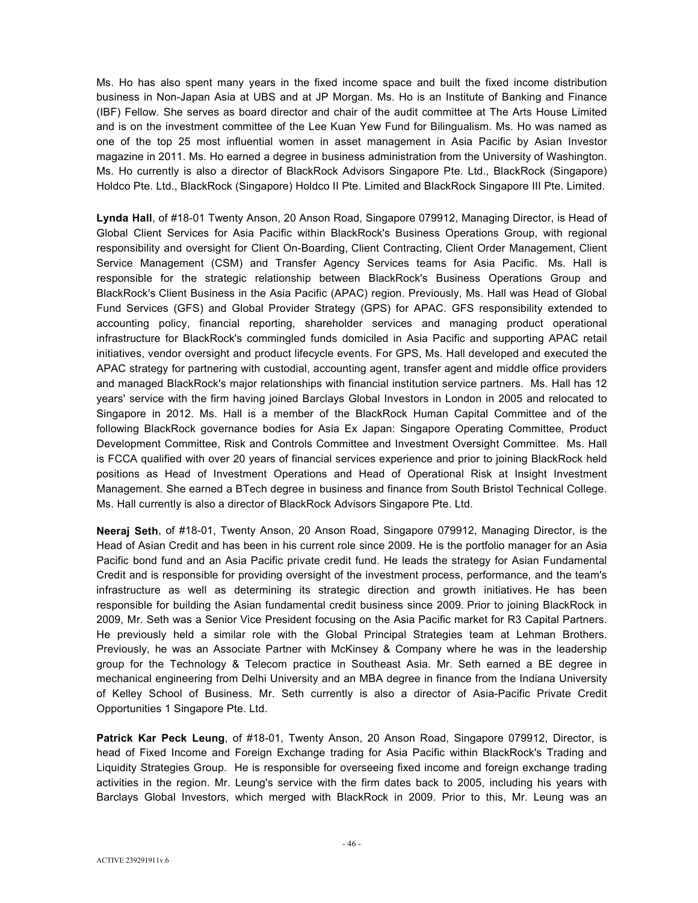Ms. Ho has also spent many years in the fixed income space and built the fixed income distribution business in Non-Japan Asia at UBS and at JP Morgan. Ms. Ho is an Institute of Banking and Finance (IBF) Fellow. She serves as board director and chair of the audit committee at The Arts House Limited and is on the investment committee of the Lee Kuan Yew Fund for Bilingualism. Ms. Ho was named as one of the top 25 most influential women in asset management in Asia Pacific by Asian Investor magazine in 2011. Ms. Ho earned a degree in business administration from the University of Washington. Ms. Ho currently is also a director of BlackRock Advisors Singapore Pte. Ltd., BlackRock (Singapore) Holdco Pte. Ltd., BlackRock (Singapore) Holdco II Pte. Limited and BlackRock Singapore III Pte. Limited.

**Lynda Hall**, of #18-01 Twenty Anson, 20 Anson Road, Singapore 079912, Managing Director, is Head of Global Client Services for Asia Pacific within BlackRock's Business Operations Group, with regional responsibility and oversight for Client On-Boarding, Client Contracting, Client Order Management, Client Service Management (CSM) and Transfer Agency Services teams for Asia Pacific. Ms. Hall is responsible for the strategic relationship between BlackRock's Business Operations Group and BlackRock's Client Business in the Asia Pacific (APAC) region. Previously, Ms. Hall was Head of Global Fund Services (GFS) and Global Provider Strategy (GPS) for APAC. GFS responsibility extended to accounting policy, financial reporting, shareholder services and managing product operational infrastructure for BlackRock's commingled funds domiciled in Asia Pacific and supporting APAC retail initiatives, vendor oversight and product lifecycle events. For GPS, Ms. Hall developed and executed the APAC strategy for partnering with custodial, accounting agent, transfer agent and middle office providers and managed BlackRock's major relationships with financial institution service partners. Ms. Hall has 12 years' service with the firm having joined Barclays Global Investors in London in 2005 and relocated to Singapore in 2012. Ms. Hall is a member of the BlackRock Human Capital Committee and of the following BlackRock governance bodies for Asia Ex Japan: Singapore Operating Committee, Product Development Committee, Risk and Controls Committee and Investment Oversight Committee. Ms. Hall is FCCA qualified with over 20 years of financial services experience and prior to joining BlackRock held positions as Head of Investment Operations and Head of Operational Risk at Insight Investment Management. She earned a BTech degree in business and finance from South Bristol Technical College. Ms. Hall currently is also a director of BlackRock Advisors Singapore Pte. Ltd.

**Neeraj Seth**, of #18-01, Twenty Anson, 20 Anson Road, Singapore 079912, Managing Director, is the Head of Asian Credit and has been in his current role since 2009. He is the portfolio manager for an Asia Pacific bond fund and an Asia Pacific private credit fund. He leads the strategy for Asian Fundamental Credit and is responsible for providing oversight of the investment process, performance, and the team's infrastructure as well as determining its strategic direction and growth initiatives. He has been responsible for building the Asian fundamental credit business since 2009. Prior to joining BlackRock in 2009, Mr. Seth was a Senior Vice President focusing on the Asia Pacific market for R3 Capital Partners. He previously held a similar role with the Global Principal Strategies team at Lehman Brothers. Previously, he was an Associate Partner with McKinsey & Company where he was in the leadership group for the Technology & Telecom practice in Southeast Asia. Mr. Seth earned a BE degree in mechanical engineering from Delhi University and an MBA degree in finance from the Indiana University of Kelley School of Business. Mr. Seth currently is also a director of Asia-Pacific Private Credit Opportunities 1 Singapore Pte. Ltd.

**Patrick Kar Peck Leung**, of #18-01, Twenty Anson, 20 Anson Road, Singapore 079912, Director, is head of Fixed Income and Foreign Exchange trading for Asia Pacific within BlackRock's Trading and Liquidity Strategies Group. He is responsible for overseeing fixed income and foreign exchange trading activities in the region. Mr. Leung's service with the firm dates back to 2005, including his years with Barclays Global Investors, which merged with BlackRock in 2009. Prior to this, Mr. Leung was an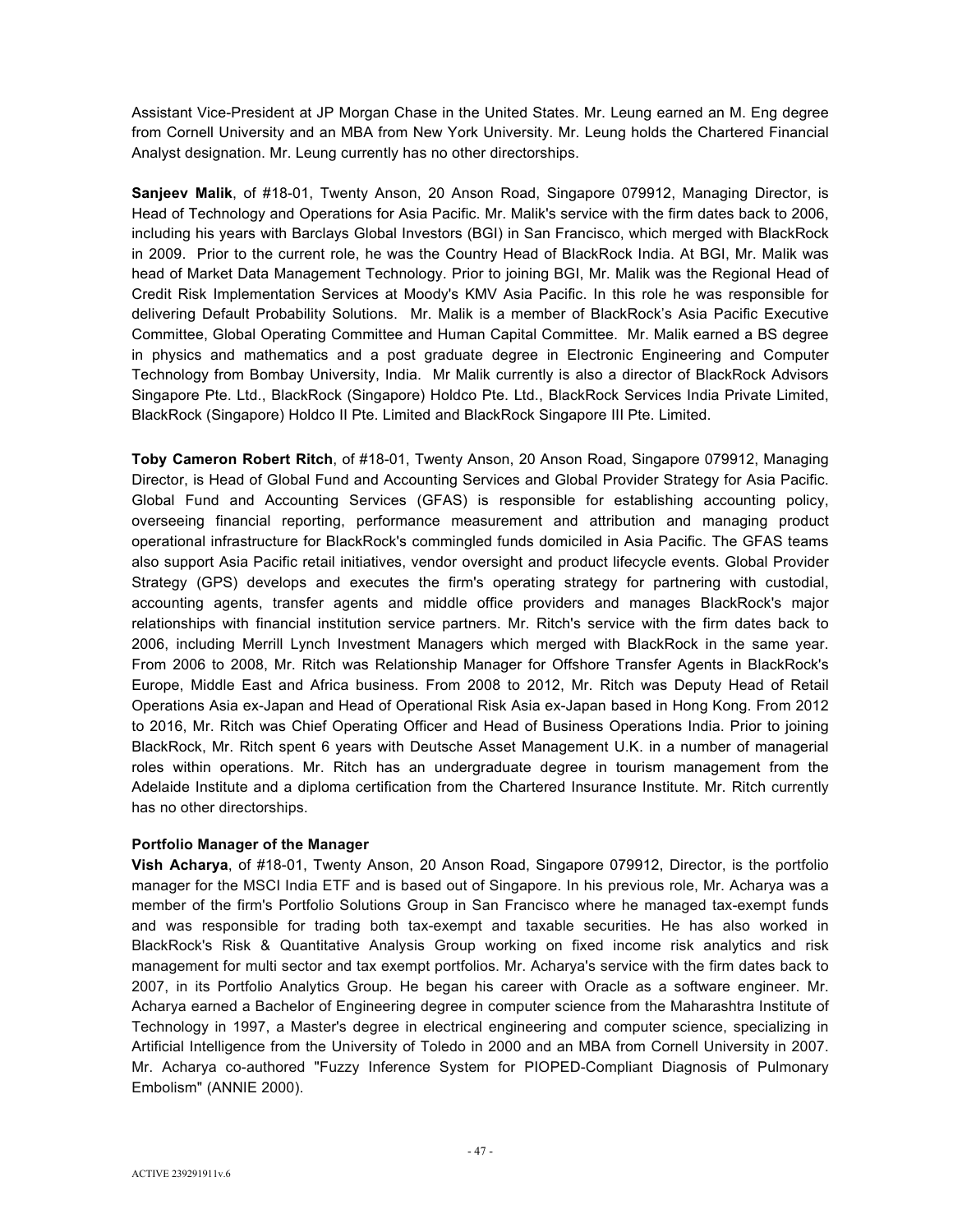Assistant Vice-President at JP Morgan Chase in the United States. Mr. Leung earned an M. Eng degree from Cornell University and an MBA from New York University. Mr. Leung holds the Chartered Financial Analyst designation. Mr. Leung currently has no other directorships.

**Sanjeev Malik**, of #18-01, Twenty Anson, 20 Anson Road, Singapore 079912, Managing Director, is Head of Technology and Operations for Asia Pacific. Mr. Malik's service with the firm dates back to 2006, including his years with Barclays Global Investors (BGI) in San Francisco, which merged with BlackRock in 2009. Prior to the current role, he was the Country Head of BlackRock India. At BGI, Mr. Malik was head of Market Data Management Technology. Prior to joining BGI, Mr. Malik was the Regional Head of Credit Risk Implementation Services at Moody's KMV Asia Pacific. In this role he was responsible for delivering Default Probability Solutions. Mr. Malik is a member of BlackRock's Asia Pacific Executive Committee, Global Operating Committee and Human Capital Committee. Mr. Malik earned a BS degree in physics and mathematics and a post graduate degree in Electronic Engineering and Computer Technology from Bombay University, India. Mr Malik currently is also a director of BlackRock Advisors Singapore Pte. Ltd., BlackRock (Singapore) Holdco Pte. Ltd., BlackRock Services India Private Limited, BlackRock (Singapore) Holdco II Pte. Limited and BlackRock Singapore III Pte. Limited.

**Toby Cameron Robert Ritch**, of #18-01, Twenty Anson, 20 Anson Road, Singapore 079912, Managing Director, is Head of Global Fund and Accounting Services and Global Provider Strategy for Asia Pacific. Global Fund and Accounting Services (GFAS) is responsible for establishing accounting policy, overseeing financial reporting, performance measurement and attribution and managing product operational infrastructure for BlackRock's commingled funds domiciled in Asia Pacific. The GFAS teams also support Asia Pacific retail initiatives, vendor oversight and product lifecycle events. Global Provider Strategy (GPS) develops and executes the firm's operating strategy for partnering with custodial, accounting agents, transfer agents and middle office providers and manages BlackRock's major relationships with financial institution service partners. Mr. Ritch's service with the firm dates back to 2006, including Merrill Lynch Investment Managers which merged with BlackRock in the same year. From 2006 to 2008, Mr. Ritch was Relationship Manager for Offshore Transfer Agents in BlackRock's Europe, Middle East and Africa business. From 2008 to 2012, Mr. Ritch was Deputy Head of Retail Operations Asia ex-Japan and Head of Operational Risk Asia ex-Japan based in Hong Kong. From 2012 to 2016, Mr. Ritch was Chief Operating Officer and Head of Business Operations India. Prior to joining BlackRock, Mr. Ritch spent 6 years with Deutsche Asset Management U.K. in a number of managerial roles within operations. Mr. Ritch has an undergraduate degree in tourism management from the Adelaide Institute and a diploma certification from the Chartered Insurance Institute. Mr. Ritch currently has no other directorships.

**Portfolio Manager of the Manager**

**Vish Acharya**, of #18-01, Twenty Anson, 20 Anson Road, Singapore 079912, Director, is the portfolio manager for the MSCI India ETF and is based out of Singapore. In his previous role, Mr. Acharya was a member of the firm's Portfolio Solutions Group in San Francisco where he managed tax-exempt funds and was responsible for trading both tax-exempt and taxable securities. He has also worked in BlackRock's Risk & Quantitative Analysis Group working on fixed income risk analytics and risk management for multi sector and tax exempt portfolios. Mr. Acharya's service with the firm dates back to 2007, in its Portfolio Analytics Group. He began his career with Oracle as a software engineer. Mr. Acharya earned a Bachelor of Engineering degree in computer science from the Maharashtra Institute of Technology in 1997, a Master's degree in electrical engineering and computer science, specializing in Artificial Intelligence from the University of Toledo in 2000 and an MBA from Cornell University in 2007. Mr. Acharya co-authored "Fuzzy Inference System for PIOPED-Compliant Diagnosis of Pulmonary Embolism" (ANNIE 2000).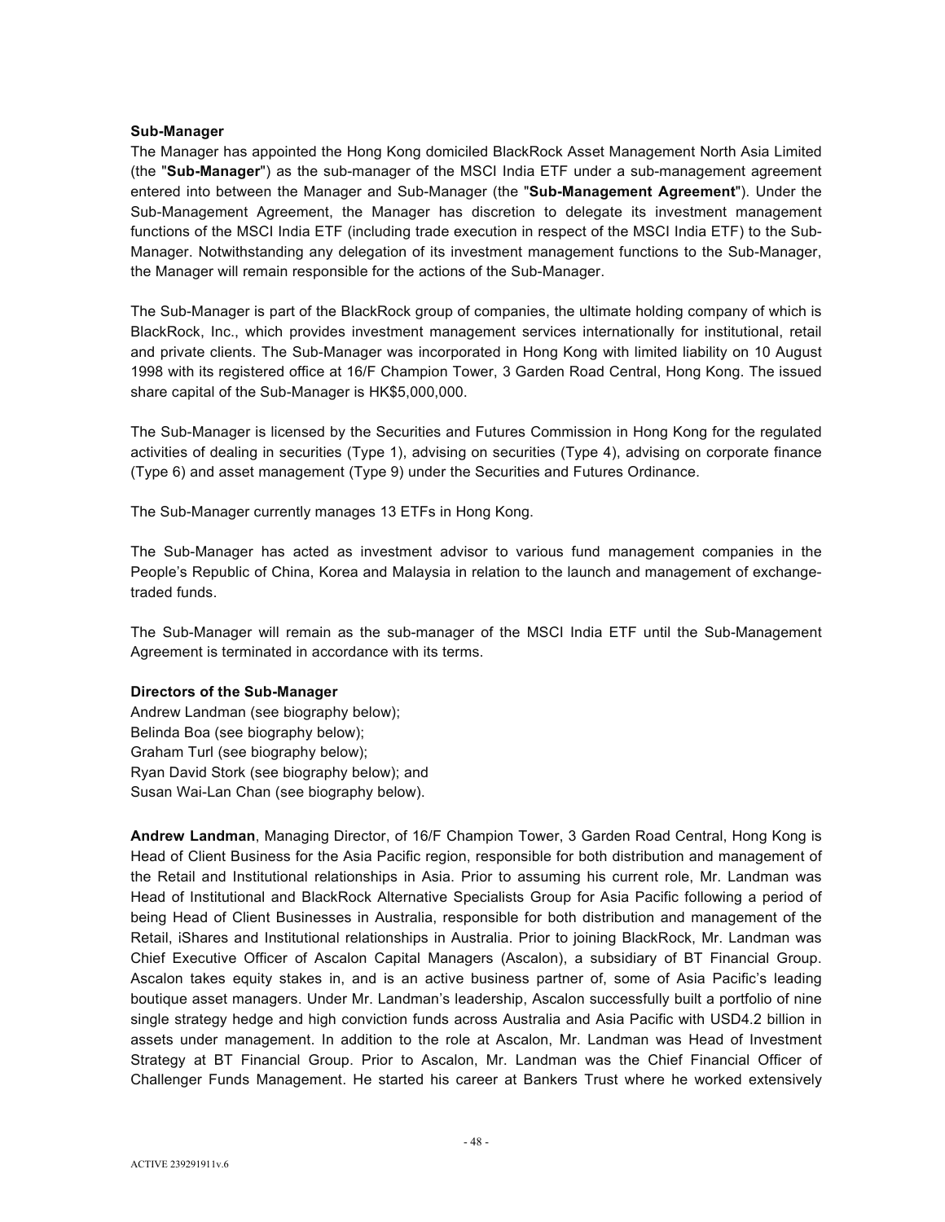**Sub-Manager**

The Manager has appointed the Hong Kong domiciled BlackRock Asset Management North Asia Limited (the "**Sub-Manager**") as the sub-manager of the MSCI India ETF under a sub-management agreement entered into between the Manager and Sub-Manager (the "**Sub-Management Agreement**"). Under the Sub-Management Agreement, the Manager has discretion to delegate its investment management functions of the MSCI India ETF (including trade execution in respect of the MSCI India ETF) to the Sub-Manager. Notwithstanding any delegation of its investment management functions to the Sub-Manager, the Manager will remain responsible for the actions of the Sub-Manager.

The Sub-Manager is part of the BlackRock group of companies, the ultimate holding company of which is BlackRock, Inc., which provides investment management services internationally for institutional, retail and private clients. The Sub-Manager was incorporated in Hong Kong with limited liability on 10 August 1998 with its registered office at 16/F Champion Tower, 3 Garden Road Central, Hong Kong. The issued share capital of the Sub-Manager is HK$5,000,000.

The Sub-Manager is licensed by the Securities and Futures Commission in Hong Kong for the regulated activities of dealing in securities (Type 1), advising on securities (Type 4), advising on corporate finance (Type 6) and asset management (Type 9) under the Securities and Futures Ordinance.

The Sub-Manager currently manages 13 ETFs in Hong Kong.

The Sub-Manager has acted as investment advisor to various fund management companies in the People's Republic of China, Korea and Malaysia in relation to the launch and management of exchange-traded funds.

The Sub-Manager will remain as the sub-manager of the MSCI India ETF until the Sub-Management Agreement is terminated in accordance with its terms.

**Directors of the Sub-Manager**

Andrew Landman (see biography below);
Belinda Boa (see biography below);
Graham Turl (see biography below);
Ryan David Stork (see biography below); and
Susan Wai-Lan Chan (see biography below).

**Andrew Landman**, Managing Director, of 16/F Champion Tower, 3 Garden Road Central, Hong Kong is Head of Client Business for the Asia Pacific region, responsible for both distribution and management of the Retail and Institutional relationships in Asia. Prior to assuming his current role, Mr. Landman was Head of Institutional and BlackRock Alternative Specialists Group for Asia Pacific following a period of being Head of Client Businesses in Australia, responsible for both distribution and management of the Retail, iShares and Institutional relationships in Australia. Prior to joining BlackRock, Mr. Landman was Chief Executive Officer of Ascalon Capital Managers (Ascalon), a subsidiary of BT Financial Group. Ascalon takes equity stakes in, and is an active business partner of, some of Asia Pacific's leading boutique asset managers. Under Mr. Landman's leadership, Ascalon successfully built a portfolio of nine single strategy hedge and high conviction funds across Australia and Asia Pacific with USD4.2 billion in assets under management. In addition to the role at Ascalon, Mr. Landman was Head of Investment Strategy at BT Financial Group. Prior to Ascalon, Mr. Landman was the Chief Financial Officer of Challenger Funds Management. He started his career at Bankers Trust where he worked extensively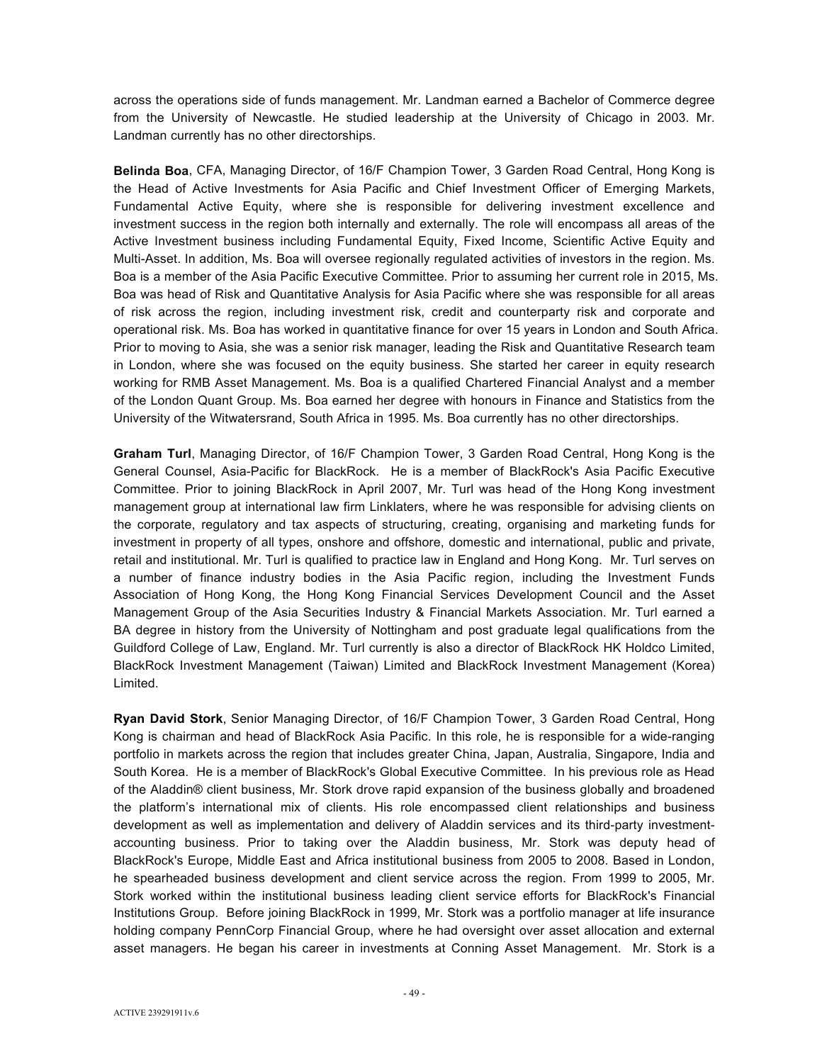across the operations side of funds management. Mr. Landman earned a Bachelor of Commerce degree from the University of Newcastle. He studied leadership at the University of Chicago in 2003. Mr. Landman currently has no other directorships.

**Belinda Boa**, CFA, Managing Director, of 16/F Champion Tower, 3 Garden Road Central, Hong Kong is the Head of Active Investments for Asia Pacific and Chief Investment Officer of Emerging Markets, Fundamental Active Equity, where she is responsible for delivering investment excellence and investment success in the region both internally and externally. The role will encompass all areas of the Active Investment business including Fundamental Equity, Fixed Income, Scientific Active Equity and Multi-Asset. In addition, Ms. Boa will oversee regionally regulated activities of investors in the region. Ms. Boa is a member of the Asia Pacific Executive Committee. Prior to assuming her current role in 2015, Ms. Boa was head of Risk and Quantitative Analysis for Asia Pacific where she was responsible for all areas of risk across the region, including investment risk, credit and counterparty risk and corporate and operational risk. Ms. Boa has worked in quantitative finance for over 15 years in London and South Africa. Prior to moving to Asia, she was a senior risk manager, leading the Risk and Quantitative Research team in London, where she was focused on the equity business. She started her career in equity research working for RMB Asset Management. Ms. Boa is a qualified Chartered Financial Analyst and a member of the London Quant Group. Ms. Boa earned her degree with honours in Finance and Statistics from the University of the Witwatersrand, South Africa in 1995. Ms. Boa currently has no other directorships.

**Graham Turl**, Managing Director, of 16/F Champion Tower, 3 Garden Road Central, Hong Kong is the General Counsel, Asia-Pacific for BlackRock. He is a member of BlackRock's Asia Pacific Executive Committee. Prior to joining BlackRock in April 2007, Mr. Turl was head of the Hong Kong investment management group at international law firm Linklaters, where he was responsible for advising clients on the corporate, regulatory and tax aspects of structuring, creating, organising and marketing funds for investment in property of all types, onshore and offshore, domestic and international, public and private, retail and institutional. Mr. Turl is qualified to practice law in England and Hong Kong. Mr. Turl serves on a number of finance industry bodies in the Asia Pacific region, including the Investment Funds Association of Hong Kong, the Hong Kong Financial Services Development Council and the Asset Management Group of the Asia Securities Industry & Financial Markets Association. Mr. Turl earned a BA degree in history from the University of Nottingham and post graduate legal qualifications from the Guildford College of Law, England. Mr. Turl currently is also a director of BlackRock HK Holdco Limited, BlackRock Investment Management (Taiwan) Limited and BlackRock Investment Management (Korea) Limited.

**Ryan David Stork**, Senior Managing Director, of 16/F Champion Tower, 3 Garden Road Central, Hong Kong is chairman and head of BlackRock Asia Pacific. In this role, he is responsible for a wide-ranging portfolio in markets across the region that includes greater China, Japan, Australia, Singapore, India and South Korea. He is a member of BlackRock's Global Executive Committee. In his previous role as Head of the Aladdin® client business, Mr. Stork drove rapid expansion of the business globally and broadened the platform's international mix of clients. His role encompassed client relationships and business development as well as implementation and delivery of Aladdin services and its third-party investment-accounting business. Prior to taking over the Aladdin business, Mr. Stork was deputy head of BlackRock's Europe, Middle East and Africa institutional business from 2005 to 2008. Based in London, he spearheaded business development and client service across the region. From 1999 to 2005, Mr. Stork worked within the institutional business leading client service efforts for BlackRock's Financial Institutions Group. Before joining BlackRock in 1999, Mr. Stork was a portfolio manager at life insurance holding company PennCorp Financial Group, where he had oversight over asset allocation and external asset managers. He began his career in investments at Conning Asset Management. Mr. Stork is a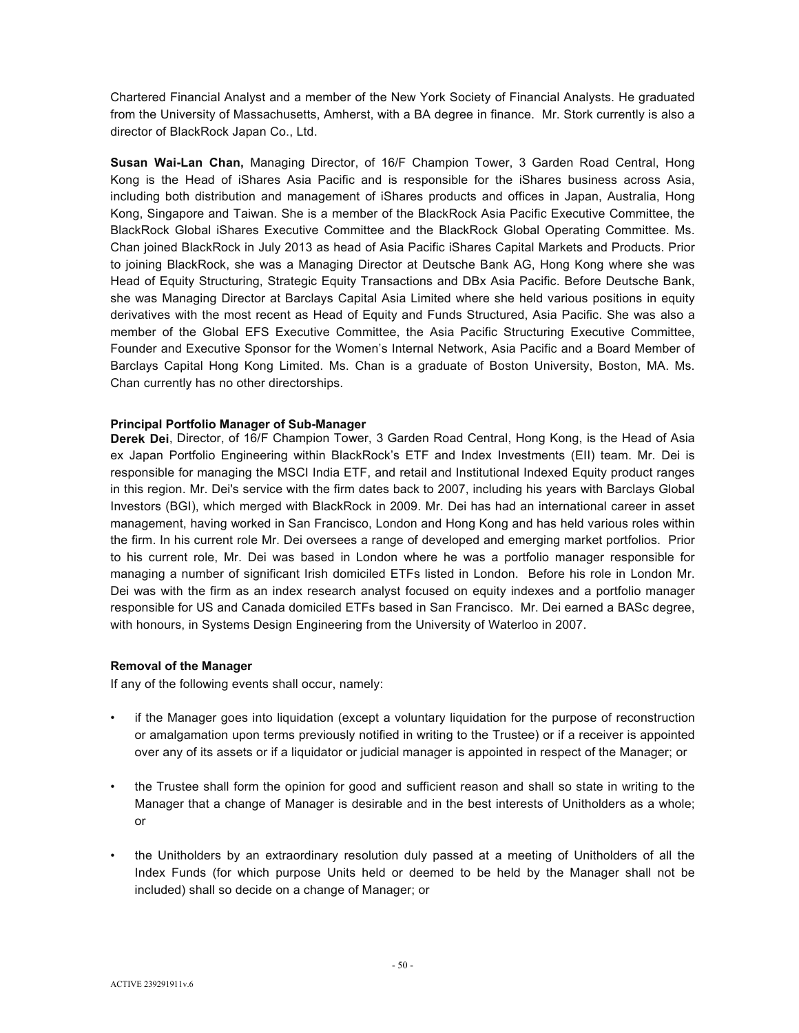Chartered Financial Analyst and a member of the New York Society of Financial Analysts. He graduated from the University of Massachusetts, Amherst, with a BA degree in finance. Mr. Stork currently is also a director of BlackRock Japan Co., Ltd.

**Susan Wai-Lan Chan,** Managing Director, of 16/F Champion Tower, 3 Garden Road Central, Hong Kong is the Head of iShares Asia Pacific and is responsible for the iShares business across Asia, including both distribution and management of iShares products and offices in Japan, Australia, Hong Kong, Singapore and Taiwan. She is a member of the BlackRock Asia Pacific Executive Committee, the BlackRock Global iShares Executive Committee and the BlackRock Global Operating Committee. Ms. Chan joined BlackRock in July 2013 as head of Asia Pacific iShares Capital Markets and Products. Prior to joining BlackRock, she was a Managing Director at Deutsche Bank AG, Hong Kong where she was Head of Equity Structuring, Strategic Equity Transactions and DBx Asia Pacific. Before Deutsche Bank, she was Managing Director at Barclays Capital Asia Limited where she held various positions in equity derivatives with the most recent as Head of Equity and Funds Structured, Asia Pacific. She was also a member of the Global EFS Executive Committee, the Asia Pacific Structuring Executive Committee, Founder and Executive Sponsor for the Women's Internal Network, Asia Pacific and a Board Member of Barclays Capital Hong Kong Limited. Ms. Chan is a graduate of Boston University, Boston, MA. Ms. Chan currently has no other directorships.

**Principal Portfolio Manager of Sub-Manager**

**Derek Dei**, Director, of 16/F Champion Tower, 3 Garden Road Central, Hong Kong, is the Head of Asia ex Japan Portfolio Engineering within BlackRock's ETF and Index Investments (EII) team. Mr. Dei is responsible for managing the MSCI India ETF, and retail and Institutional Indexed Equity product ranges in this region. Mr. Dei's service with the firm dates back to 2007, including his years with Barclays Global Investors (BGI), which merged with BlackRock in 2009. Mr. Dei has had an international career in asset management, having worked in San Francisco, London and Hong Kong and has held various roles within the firm. In his current role Mr. Dei oversees a range of developed and emerging market portfolios. Prior to his current role, Mr. Dei was based in London where he was a portfolio manager responsible for managing a number of significant Irish domiciled ETFs listed in London. Before his role in London Mr. Dei was with the firm as an index research analyst focused on equity indexes and a portfolio manager responsible for US and Canada domiciled ETFs based in San Francisco. Mr. Dei earned a BASc degree, with honours, in Systems Design Engineering from the University of Waterloo in 2007.

**Removal of the Manager**

If any of the following events shall occur, namely:

- if the Manager goes into liquidation (except a voluntary liquidation for the purpose of reconstruction or amalgamation upon terms previously notified in writing to the Trustee) or if a receiver is appointed over any of its assets or if a liquidator or judicial manager is appointed in respect of the Manager; or

- the Trustee shall form the opinion for good and sufficient reason and shall so state in writing to the Manager that a change of Manager is desirable and in the best interests of Unitholders as a whole; or

- the Unitholders by an extraordinary resolution duly passed at a meeting of Unitholders of all the Index Funds (for which purpose Units held or deemed to be held by the Manager shall not be included) shall so decide on a change of Manager; or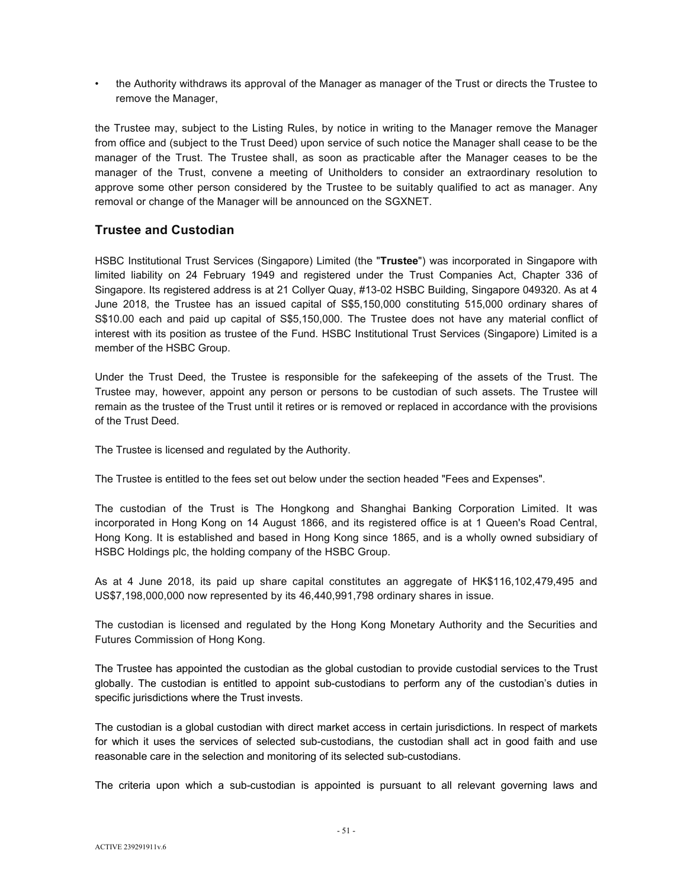- the Authority withdraws its approval of the Manager as manager of the Trust or directs the Trustee to remove the Manager,

the Trustee may, subject to the Listing Rules, by notice in writing to the Manager remove the Manager from office and (subject to the Trust Deed) upon service of such notice the Manager shall cease to be the manager of the Trust. The Trustee shall, as soon as practicable after the Manager ceases to be the manager of the Trust, convene a meeting of Unitholders to consider an extraordinary resolution to approve some other person considered by the Trustee to be suitably qualified to act as manager. Any removal or change of the Manager will be announced on the SGXNET.

## Trustee and Custodian

HSBC Institutional Trust Services (Singapore) Limited (the "**Trustee**") was incorporated in Singapore with limited liability on 24 February 1949 and registered under the Trust Companies Act, Chapter 336 of Singapore. Its registered address is at 21 Collyer Quay, #13-02 HSBC Building, Singapore 049320. As at 4 June 2018, the Trustee has an issued capital of S$5,150,000 constituting 515,000 ordinary shares of S$10.00 each and paid up capital of S$5,150,000. The Trustee does not have any material conflict of interest with its position as trustee of the Fund. HSBC Institutional Trust Services (Singapore) Limited is a member of the HSBC Group.

Under the Trust Deed, the Trustee is responsible for the safekeeping of the assets of the Trust. The Trustee may, however, appoint any person or persons to be custodian of such assets. The Trustee will remain as the trustee of the Trust until it retires or is removed or replaced in accordance with the provisions of the Trust Deed.

The Trustee is licensed and regulated by the Authority.

The Trustee is entitled to the fees set out below under the section headed "Fees and Expenses".

The custodian of the Trust is The Hongkong and Shanghai Banking Corporation Limited. It was incorporated in Hong Kong on 14 August 1866, and its registered office is at 1 Queen's Road Central, Hong Kong. It is established and based in Hong Kong since 1865, and is a wholly owned subsidiary of HSBC Holdings plc, the holding company of the HSBC Group.

As at 4 June 2018, its paid up share capital constitutes an aggregate of HK$116,102,479,495 and US$7,198,000,000 now represented by its 46,440,991,798 ordinary shares in issue.

The custodian is licensed and regulated by the Hong Kong Monetary Authority and the Securities and Futures Commission of Hong Kong.

The Trustee has appointed the custodian as the global custodian to provide custodial services to the Trust globally. The custodian is entitled to appoint sub-custodians to perform any of the custodian's duties in specific jurisdictions where the Trust invests.

The custodian is a global custodian with direct market access in certain jurisdictions. In respect of markets for which it uses the services of selected sub-custodians, the custodian shall act in good faith and use reasonable care in the selection and monitoring of its selected sub-custodians.

The criteria upon which a sub-custodian is appointed is pursuant to all relevant governing laws and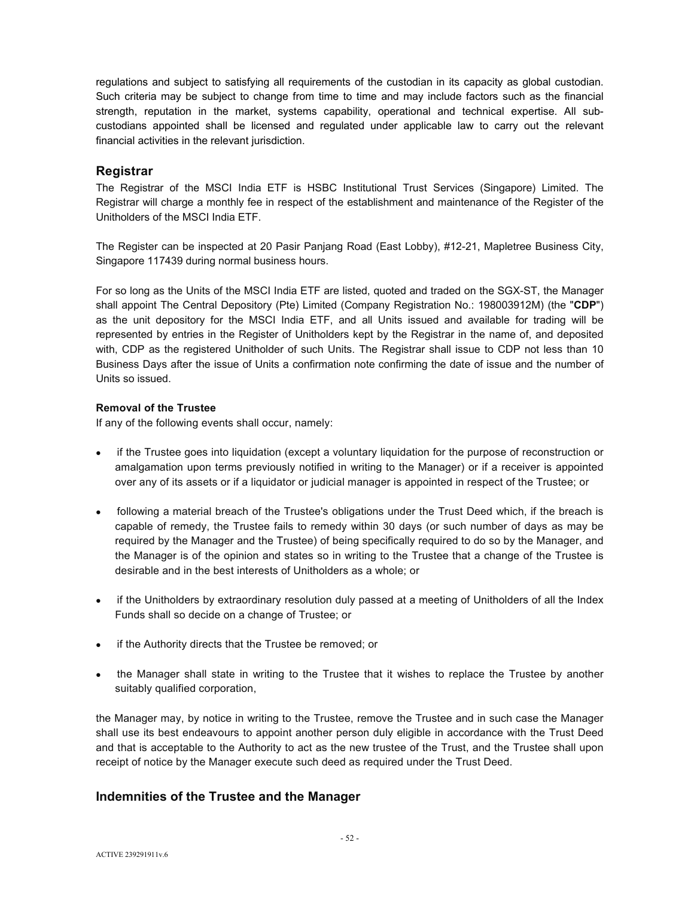regulations and subject to satisfying all requirements of the custodian in its capacity as global custodian. Such criteria may be subject to change from time to time and may include factors such as the financial strength, reputation in the market, systems capability, operational and technical expertise. All sub-custodians appointed shall be licensed and regulated under applicable law to carry out the relevant financial activities in the relevant jurisdiction.

## Registrar

The Registrar of the MSCI India ETF is HSBC Institutional Trust Services (Singapore) Limited. The Registrar will charge a monthly fee in respect of the establishment and maintenance of the Register of the Unitholders of the MSCI India ETF.

The Register can be inspected at 20 Pasir Panjang Road (East Lobby), #12-21, Mapletree Business City, Singapore 117439 during normal business hours.

For so long as the Units of the MSCI India ETF are listed, quoted and traded on the SGX-ST, the Manager shall appoint The Central Depository (Pte) Limited (Company Registration No.: 198003912M) (the "**CDP**") as the unit depository for the MSCI India ETF, and all Units issued and available for trading will be represented by entries in the Register of Unitholders kept by the Registrar in the name of, and deposited with, CDP as the registered Unitholder of such Units. The Registrar shall issue to CDP not less than 10 Business Days after the issue of Units a confirmation note confirming the date of issue and the number of Units so issued.

**Removal of the Trustee**

If any of the following events shall occur, namely:

- if the Trustee goes into liquidation (except a voluntary liquidation for the purpose of reconstruction or amalgamation upon terms previously notified in writing to the Manager) or if a receiver is appointed over any of its assets or if a liquidator or judicial manager is appointed in respect of the Trustee; or

- following a material breach of the Trustee's obligations under the Trust Deed which, if the breach is capable of remedy, the Trustee fails to remedy within 30 days (or such number of days as may be required by the Manager and the Trustee) of being specifically required to do so by the Manager, and the Manager is of the opinion and states so in writing to the Trustee that a change of the Trustee is desirable and in the best interests of Unitholders as a whole; or

- if the Unitholders by extraordinary resolution duly passed at a meeting of Unitholders of all the Index Funds shall so decide on a change of Trustee; or

- if the Authority directs that the Trustee be removed; or

- the Manager shall state in writing to the Trustee that it wishes to replace the Trustee by another suitably qualified corporation,

the Manager may, by notice in writing to the Trustee, remove the Trustee and in such case the Manager shall use its best endeavours to appoint another person duly eligible in accordance with the Trust Deed and that is acceptable to the Authority to act as the new trustee of the Trust, and the Trustee shall upon receipt of notice by the Manager execute such deed as required under the Trust Deed.

## Indemnities of the Trustee and the Manager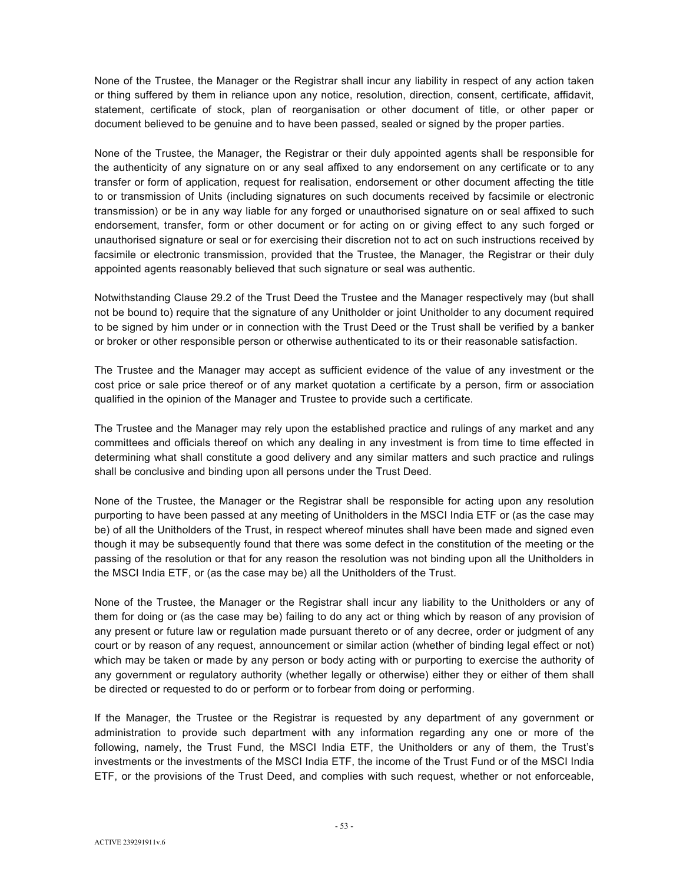None of the Trustee, the Manager or the Registrar shall incur any liability in respect of any action taken or thing suffered by them in reliance upon any notice, resolution, direction, consent, certificate, affidavit, statement, certificate of stock, plan of reorganisation or other document of title, or other paper or document believed to be genuine and to have been passed, sealed or signed by the proper parties.

None of the Trustee, the Manager, the Registrar or their duly appointed agents shall be responsible for the authenticity of any signature on or any seal affixed to any endorsement on any certificate or to any transfer or form of application, request for realisation, endorsement or other document affecting the title to or transmission of Units (including signatures on such documents received by facsimile or electronic transmission) or be in any way liable for any forged or unauthorised signature on or seal affixed to such endorsement, transfer, form or other document or for acting on or giving effect to any such forged or unauthorised signature or seal or for exercising their discretion not to act on such instructions received by facsimile or electronic transmission, provided that the Trustee, the Manager, the Registrar or their duly appointed agents reasonably believed that such signature or seal was authentic.

Notwithstanding Clause 29.2 of the Trust Deed the Trustee and the Manager respectively may (but shall not be bound to) require that the signature of any Unitholder or joint Unitholder to any document required to be signed by him under or in connection with the Trust Deed or the Trust shall be verified by a banker or broker or other responsible person or otherwise authenticated to its or their reasonable satisfaction.

The Trustee and the Manager may accept as sufficient evidence of the value of any investment or the cost price or sale price thereof or of any market quotation a certificate by a person, firm or association qualified in the opinion of the Manager and Trustee to provide such a certificate.

The Trustee and the Manager may rely upon the established practice and rulings of any market and any committees and officials thereof on which any dealing in any investment is from time to time effected in determining what shall constitute a good delivery and any similar matters and such practice and rulings shall be conclusive and binding upon all persons under the Trust Deed.

None of the Trustee, the Manager or the Registrar shall be responsible for acting upon any resolution purporting to have been passed at any meeting of Unitholders in the MSCI India ETF or (as the case may be) of all the Unitholders of the Trust, in respect whereof minutes shall have been made and signed even though it may be subsequently found that there was some defect in the constitution of the meeting or the passing of the resolution or that for any reason the resolution was not binding upon all the Unitholders in the MSCI India ETF, or (as the case may be) all the Unitholders of the Trust.

None of the Trustee, the Manager or the Registrar shall incur any liability to the Unitholders or any of them for doing or (as the case may be) failing to do any act or thing which by reason of any provision of any present or future law or regulation made pursuant thereto or of any decree, order or judgment of any court or by reason of any request, announcement or similar action (whether of binding legal effect or not) which may be taken or made by any person or body acting with or purporting to exercise the authority of any government or regulatory authority (whether legally or otherwise) either they or either of them shall be directed or requested to do or perform or to forbear from doing or performing.

If the Manager, the Trustee or the Registrar is requested by any department of any government or administration to provide such department with any information regarding any one or more of the following, namely, the Trust Fund, the MSCI India ETF, the Unitholders or any of them, the Trust's investments or the investments of the MSCI India ETF, the income of the Trust Fund or of the MSCI India ETF, or the provisions of the Trust Deed, and complies with such request, whether or not enforceable,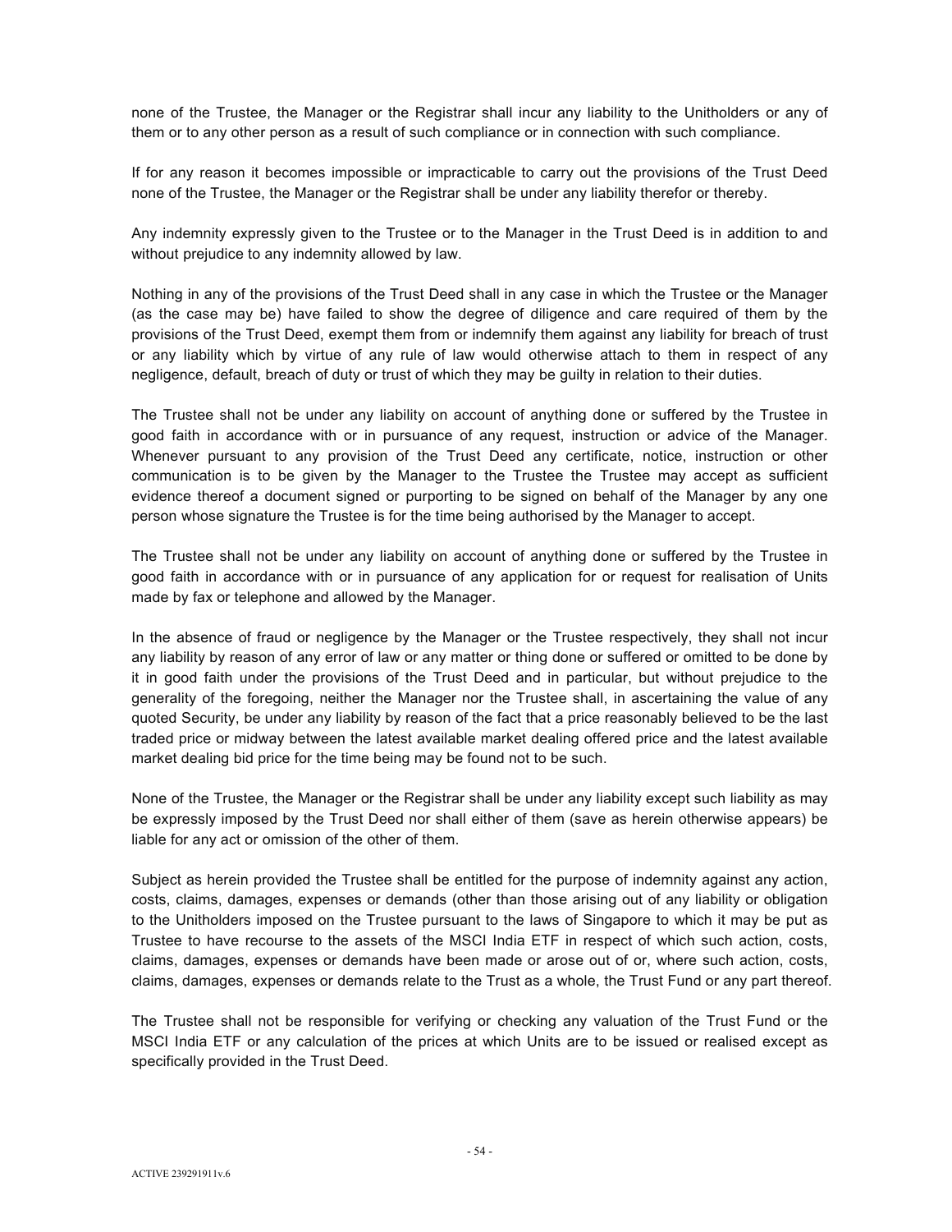none of the Trustee, the Manager or the Registrar shall incur any liability to the Unitholders or any of them or to any other person as a result of such compliance or in connection with such compliance.

If for any reason it becomes impossible or impracticable to carry out the provisions of the Trust Deed none of the Trustee, the Manager or the Registrar shall be under any liability therefor or thereby.

Any indemnity expressly given to the Trustee or to the Manager in the Trust Deed is in addition to and without prejudice to any indemnity allowed by law.

Nothing in any of the provisions of the Trust Deed shall in any case in which the Trustee or the Manager (as the case may be) have failed to show the degree of diligence and care required of them by the provisions of the Trust Deed, exempt them from or indemnify them against any liability for breach of trust or any liability which by virtue of any rule of law would otherwise attach to them in respect of any negligence, default, breach of duty or trust of which they may be guilty in relation to their duties.

The Trustee shall not be under any liability on account of anything done or suffered by the Trustee in good faith in accordance with or in pursuance of any request, instruction or advice of the Manager. Whenever pursuant to any provision of the Trust Deed any certificate, notice, instruction or other communication is to be given by the Manager to the Trustee the Trustee may accept as sufficient evidence thereof a document signed or purporting to be signed on behalf of the Manager by any one person whose signature the Trustee is for the time being authorised by the Manager to accept.

The Trustee shall not be under any liability on account of anything done or suffered by the Trustee in good faith in accordance with or in pursuance of any application for or request for realisation of Units made by fax or telephone and allowed by the Manager.

In the absence of fraud or negligence by the Manager or the Trustee respectively, they shall not incur any liability by reason of any error of law or any matter or thing done or suffered or omitted to be done by it in good faith under the provisions of the Trust Deed and in particular, but without prejudice to the generality of the foregoing, neither the Manager nor the Trustee shall, in ascertaining the value of any quoted Security, be under any liability by reason of the fact that a price reasonably believed to be the last traded price or midway between the latest available market dealing offered price and the latest available market dealing bid price for the time being may be found not to be such.

None of the Trustee, the Manager or the Registrar shall be under any liability except such liability as may be expressly imposed by the Trust Deed nor shall either of them (save as herein otherwise appears) be liable for any act or omission of the other of them.

Subject as herein provided the Trustee shall be entitled for the purpose of indemnity against any action, costs, claims, damages, expenses or demands (other than those arising out of any liability or obligation to the Unitholders imposed on the Trustee pursuant to the laws of Singapore to which it may be put as Trustee to have recourse to the assets of the MSCI India ETF in respect of which such action, costs, claims, damages, expenses or demands have been made or arose out of or, where such action, costs, claims, damages, expenses or demands relate to the Trust as a whole, the Trust Fund or any part thereof.

The Trustee shall not be responsible for verifying or checking any valuation of the Trust Fund or the MSCI India ETF or any calculation of the prices at which Units are to be issued or realised except as specifically provided in the Trust Deed.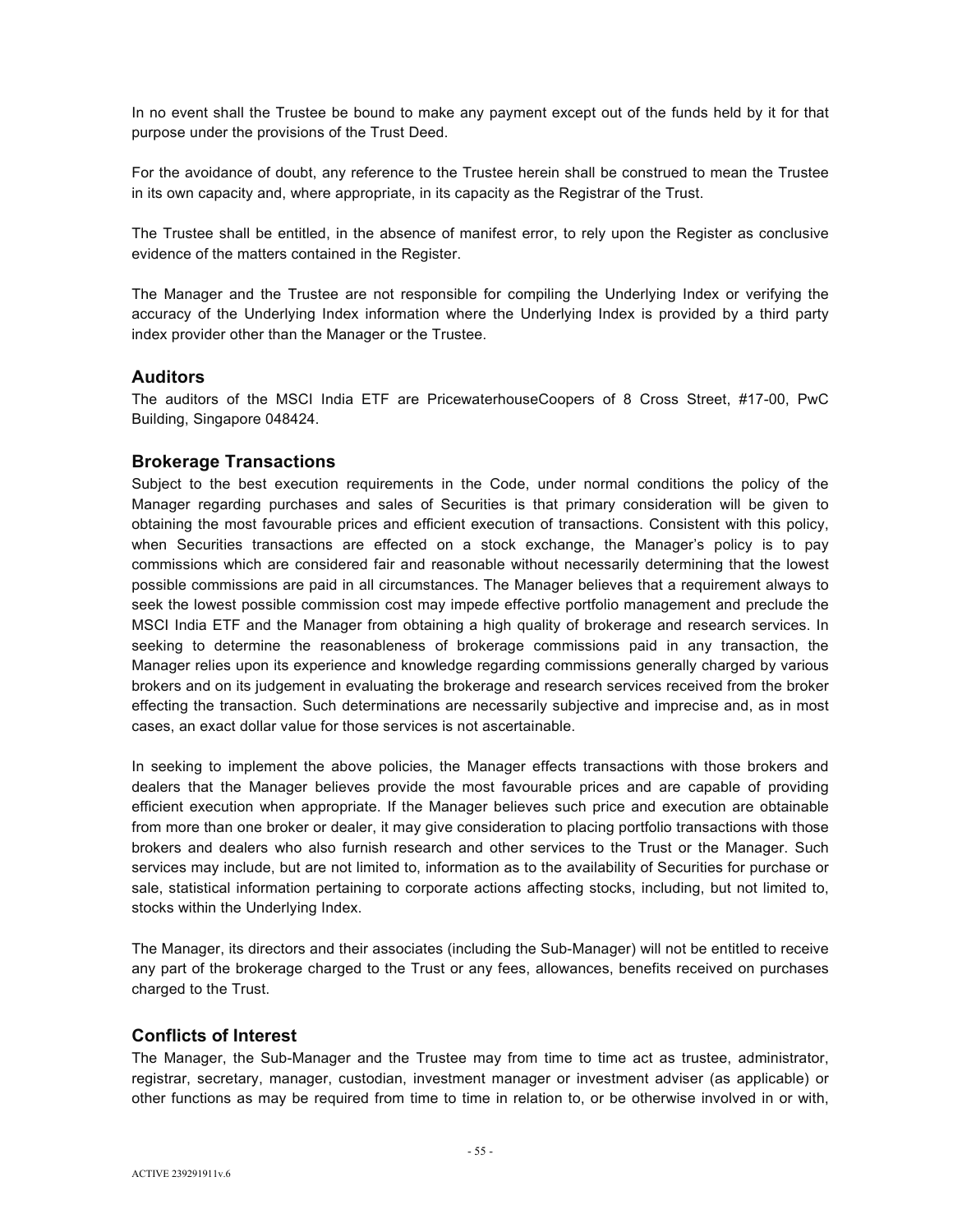In no event shall the Trustee be bound to make any payment except out of the funds held by it for that purpose under the provisions of the Trust Deed.

For the avoidance of doubt, any reference to the Trustee herein shall be construed to mean the Trustee in its own capacity and, where appropriate, in its capacity as the Registrar of the Trust.

The Trustee shall be entitled, in the absence of manifest error, to rely upon the Register as conclusive evidence of the matters contained in the Register.

The Manager and the Trustee are not responsible for compiling the Underlying Index or verifying the accuracy of the Underlying Index information where the Underlying Index is provided by a third party index provider other than the Manager or the Trustee.

## Auditors

The auditors of the MSCI India ETF are PricewaterhouseCoopers of 8 Cross Street, #17-00, PwC Building, Singapore 048424.

## Brokerage Transactions

Subject to the best execution requirements in the Code, under normal conditions the policy of the Manager regarding purchases and sales of Securities is that primary consideration will be given to obtaining the most favourable prices and efficient execution of transactions. Consistent with this policy, when Securities transactions are effected on a stock exchange, the Manager's policy is to pay commissions which are considered fair and reasonable without necessarily determining that the lowest possible commissions are paid in all circumstances. The Manager believes that a requirement always to seek the lowest possible commission cost may impede effective portfolio management and preclude the MSCI India ETF and the Manager from obtaining a high quality of brokerage and research services. In seeking to determine the reasonableness of brokerage commissions paid in any transaction, the Manager relies upon its experience and knowledge regarding commissions generally charged by various brokers and on its judgement in evaluating the brokerage and research services received from the broker effecting the transaction. Such determinations are necessarily subjective and imprecise and, as in most cases, an exact dollar value for those services is not ascertainable.

In seeking to implement the above policies, the Manager effects transactions with those brokers and dealers that the Manager believes provide the most favourable prices and are capable of providing efficient execution when appropriate. If the Manager believes such price and execution are obtainable from more than one broker or dealer, it may give consideration to placing portfolio transactions with those brokers and dealers who also furnish research and other services to the Trust or the Manager. Such services may include, but are not limited to, information as to the availability of Securities for purchase or sale, statistical information pertaining to corporate actions affecting stocks, including, but not limited to, stocks within the Underlying Index.

The Manager, its directors and their associates (including the Sub-Manager) will not be entitled to receive any part of the brokerage charged to the Trust or any fees, allowances, benefits received on purchases charged to the Trust.

## Conflicts of Interest

The Manager, the Sub-Manager and the Trustee may from time to time act as trustee, administrator, registrar, secretary, manager, custodian, investment manager or investment adviser (as applicable) or other functions as may be required from time to time in relation to, or be otherwise involved in or with,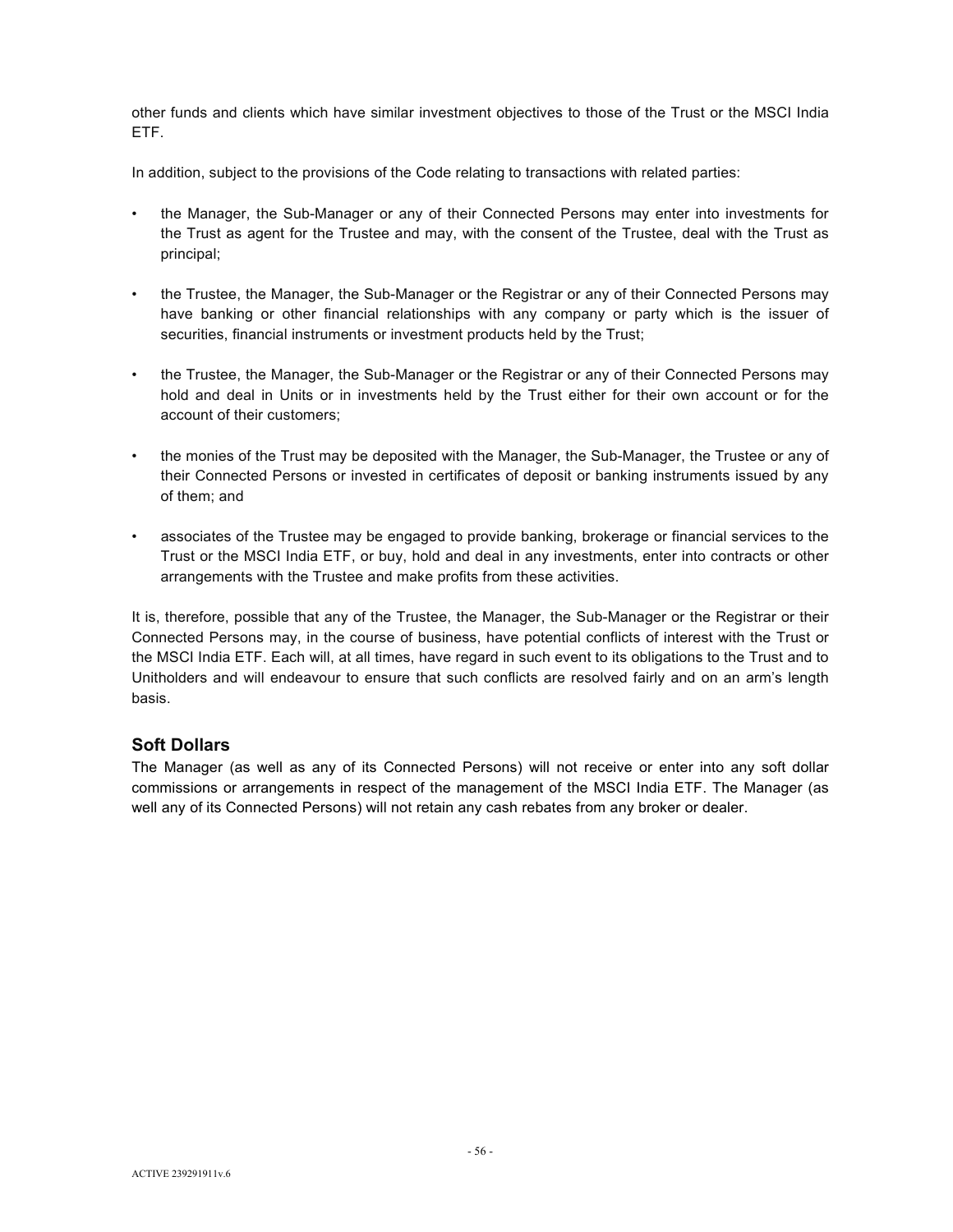other funds and clients which have similar investment objectives to those of the Trust or the MSCI India ETF.

In addition, subject to the provisions of the Code relating to transactions with related parties:

- the Manager, the Sub-Manager or any of their Connected Persons may enter into investments for the Trust as agent for the Trustee and may, with the consent of the Trustee, deal with the Trust as principal;
- the Trustee, the Manager, the Sub-Manager or the Registrar or any of their Connected Persons may have banking or other financial relationships with any company or party which is the issuer of securities, financial instruments or investment products held by the Trust;
- the Trustee, the Manager, the Sub-Manager or the Registrar or any of their Connected Persons may hold and deal in Units or in investments held by the Trust either for their own account or for the account of their customers;
- the monies of the Trust may be deposited with the Manager, the Sub-Manager, the Trustee or any of their Connected Persons or invested in certificates of deposit or banking instruments issued by any of them; and
- associates of the Trustee may be engaged to provide banking, brokerage or financial services to the Trust or the MSCI India ETF, or buy, hold and deal in any investments, enter into contracts or other arrangements with the Trustee and make profits from these activities.

It is, therefore, possible that any of the Trustee, the Manager, the Sub-Manager or the Registrar or their Connected Persons may, in the course of business, have potential conflicts of interest with the Trust or the MSCI India ETF. Each will, at all times, have regard in such event to its obligations to the Trust and to Unitholders and will endeavour to ensure that such conflicts are resolved fairly and on an arm's length basis.

## Soft Dollars

The Manager (as well as any of its Connected Persons) will not receive or enter into any soft dollar commissions or arrangements in respect of the management of the MSCI India ETF. The Manager (as well any of its Connected Persons) will not retain any cash rebates from any broker or dealer.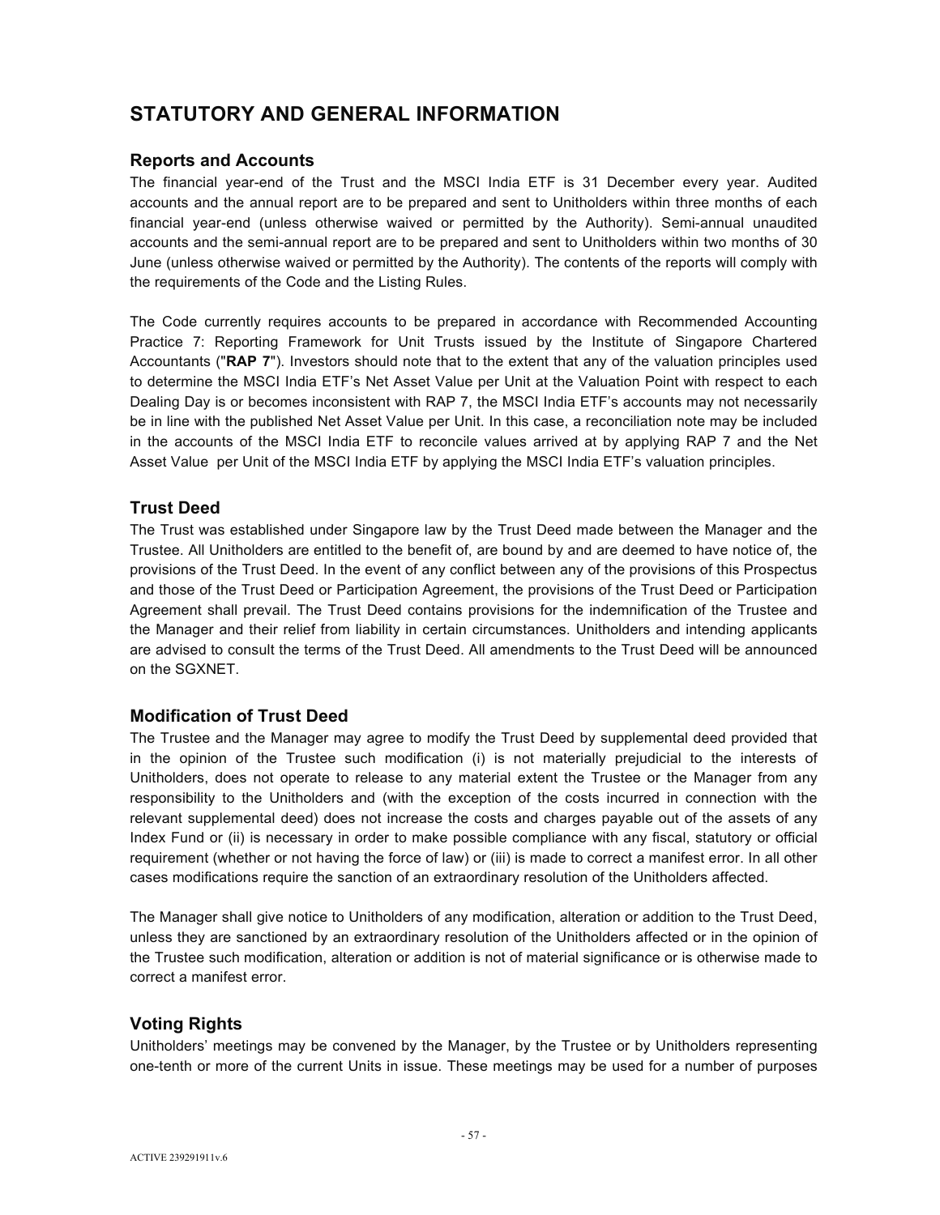# STATUTORY AND GENERAL INFORMATION

## Reports and Accounts

The financial year-end of the Trust and the MSCI India ETF is 31 December every year. Audited accounts and the annual report are to be prepared and sent to Unitholders within three months of each financial year-end (unless otherwise waived or permitted by the Authority). Semi-annual unaudited accounts and the semi-annual report are to be prepared and sent to Unitholders within two months of 30 June (unless otherwise waived or permitted by the Authority). The contents of the reports will comply with the requirements of the Code and the Listing Rules.

The Code currently requires accounts to be prepared in accordance with Recommended Accounting Practice 7: Reporting Framework for Unit Trusts issued by the Institute of Singapore Chartered Accountants ("**RAP 7**"). Investors should note that to the extent that any of the valuation principles used to determine the MSCI India ETF's Net Asset Value per Unit at the Valuation Point with respect to each Dealing Day is or becomes inconsistent with RAP 7, the MSCI India ETF's accounts may not necessarily be in line with the published Net Asset Value per Unit. In this case, a reconciliation note may be included in the accounts of the MSCI India ETF to reconcile values arrived at by applying RAP 7 and the Net Asset Value per Unit of the MSCI India ETF by applying the MSCI India ETF's valuation principles.

## Trust Deed

The Trust was established under Singapore law by the Trust Deed made between the Manager and the Trustee. All Unitholders are entitled to the benefit of, are bound by and are deemed to have notice of, the provisions of the Trust Deed. In the event of any conflict between any of the provisions of this Prospectus and those of the Trust Deed or Participation Agreement, the provisions of the Trust Deed or Participation Agreement shall prevail. The Trust Deed contains provisions for the indemnification of the Trustee and the Manager and their relief from liability in certain circumstances. Unitholders and intending applicants are advised to consult the terms of the Trust Deed. All amendments to the Trust Deed will be announced on the SGXNET.

## Modification of Trust Deed

The Trustee and the Manager may agree to modify the Trust Deed by supplemental deed provided that in the opinion of the Trustee such modification (i) is not materially prejudicial to the interests of Unitholders, does not operate to release to any material extent the Trustee or the Manager from any responsibility to the Unitholders and (with the exception of the costs incurred in connection with the relevant supplemental deed) does not increase the costs and charges payable out of the assets of any Index Fund or (ii) is necessary in order to make possible compliance with any fiscal, statutory or official requirement (whether or not having the force of law) or (iii) is made to correct a manifest error. In all other cases modifications require the sanction of an extraordinary resolution of the Unitholders affected.

The Manager shall give notice to Unitholders of any modification, alteration or addition to the Trust Deed, unless they are sanctioned by an extraordinary resolution of the Unitholders affected or in the opinion of the Trustee such modification, alteration or addition is not of material significance or is otherwise made to correct a manifest error.

## Voting Rights

Unitholders' meetings may be convened by the Manager, by the Trustee or by Unitholders representing one-tenth or more of the current Units in issue. These meetings may be used for a number of purposes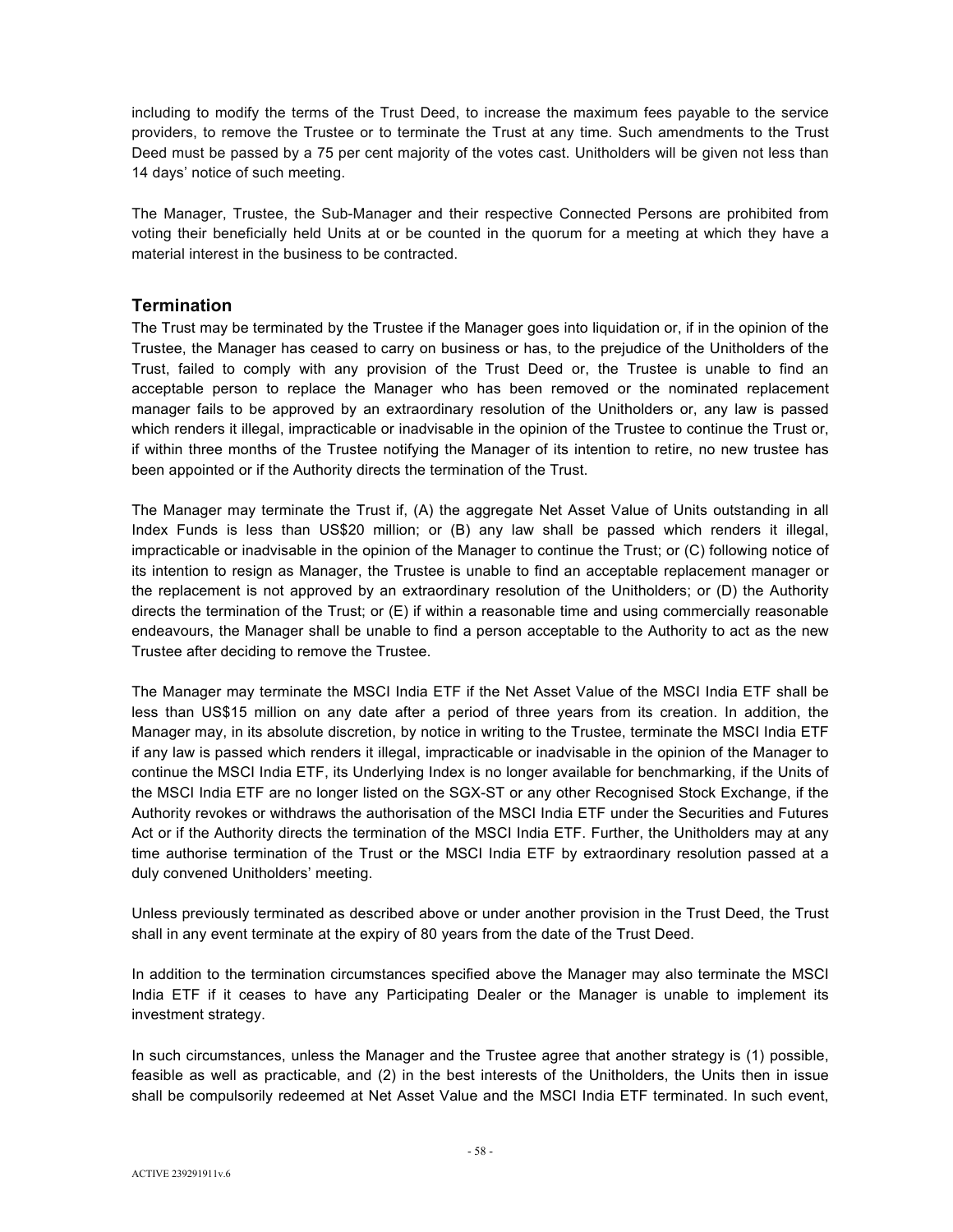including to modify the terms of the Trust Deed, to increase the maximum fees payable to the service providers, to remove the Trustee or to terminate the Trust at any time. Such amendments to the Trust Deed must be passed by a 75 per cent majority of the votes cast. Unitholders will be given not less than 14 days' notice of such meeting.

The Manager, Trustee, the Sub-Manager and their respective Connected Persons are prohibited from voting their beneficially held Units at or be counted in the quorum for a meeting at which they have a material interest in the business to be contracted.

## Termination

The Trust may be terminated by the Trustee if the Manager goes into liquidation or, if in the opinion of the Trustee, the Manager has ceased to carry on business or has, to the prejudice of the Unitholders of the Trust, failed to comply with any provision of the Trust Deed or, the Trustee is unable to find an acceptable person to replace the Manager who has been removed or the nominated replacement manager fails to be approved by an extraordinary resolution of the Unitholders or, any law is passed which renders it illegal, impracticable or inadvisable in the opinion of the Trustee to continue the Trust or, if within three months of the Trustee notifying the Manager of its intention to retire, no new trustee has been appointed or if the Authority directs the termination of the Trust.

The Manager may terminate the Trust if, (A) the aggregate Net Asset Value of Units outstanding in all Index Funds is less than US$20 million; or (B) any law shall be passed which renders it illegal, impracticable or inadvisable in the opinion of the Manager to continue the Trust; or (C) following notice of its intention to resign as Manager, the Trustee is unable to find an acceptable replacement manager or the replacement is not approved by an extraordinary resolution of the Unitholders; or (D) the Authority directs the termination of the Trust; or (E) if within a reasonable time and using commercially reasonable endeavours, the Manager shall be unable to find a person acceptable to the Authority to act as the new Trustee after deciding to remove the Trustee.

The Manager may terminate the MSCI India ETF if the Net Asset Value of the MSCI India ETF shall be less than US$15 million on any date after a period of three years from its creation. In addition, the Manager may, in its absolute discretion, by notice in writing to the Trustee, terminate the MSCI India ETF if any law is passed which renders it illegal, impracticable or inadvisable in the opinion of the Manager to continue the MSCI India ETF, its Underlying Index is no longer available for benchmarking, if the Units of the MSCI India ETF are no longer listed on the SGX-ST or any other Recognised Stock Exchange, if the Authority revokes or withdraws the authorisation of the MSCI India ETF under the Securities and Futures Act or if the Authority directs the termination of the MSCI India ETF. Further, the Unitholders may at any time authorise termination of the Trust or the MSCI India ETF by extraordinary resolution passed at a duly convened Unitholders' meeting.

Unless previously terminated as described above or under another provision in the Trust Deed, the Trust shall in any event terminate at the expiry of 80 years from the date of the Trust Deed.

In addition to the termination circumstances specified above the Manager may also terminate the MSCI India ETF if it ceases to have any Participating Dealer or the Manager is unable to implement its investment strategy.

In such circumstances, unless the Manager and the Trustee agree that another strategy is (1) possible, feasible as well as practicable, and (2) in the best interests of the Unitholders, the Units then in issue shall be compulsorily redeemed at Net Asset Value and the MSCI India ETF terminated. In such event,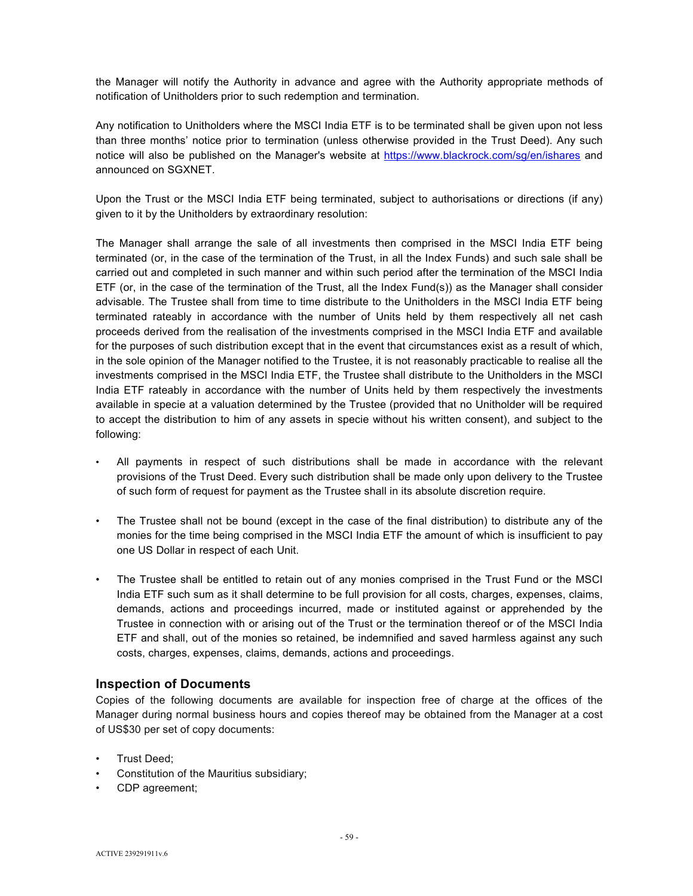the Manager will notify the Authority in advance and agree with the Authority appropriate methods of notification of Unitholders prior to such redemption and termination.

Any notification to Unitholders where the MSCI India ETF is to be terminated shall be given upon not less than three months' notice prior to termination (unless otherwise provided in the Trust Deed). Any such notice will also be published on the Manager's website at https://www.blackrock.com/sg/en/ishares and announced on SGXNET.

Upon the Trust or the MSCI India ETF being terminated, subject to authorisations or directions (if any) given to it by the Unitholders by extraordinary resolution:

The Manager shall arrange the sale of all investments then comprised in the MSCI India ETF being terminated (or, in the case of the termination of the Trust, in all the Index Funds) and such sale shall be carried out and completed in such manner and within such period after the termination of the MSCI India ETF (or, in the case of the termination of the Trust, all the Index Fund(s)) as the Manager shall consider advisable. The Trustee shall from time to time distribute to the Unitholders in the MSCI India ETF being terminated rateably in accordance with the number of Units held by them respectively all net cash proceeds derived from the realisation of the investments comprised in the MSCI India ETF and available for the purposes of such distribution except that in the event that circumstances exist as a result of which, in the sole opinion of the Manager notified to the Trustee, it is not reasonably practicable to realise all the investments comprised in the MSCI India ETF, the Trustee shall distribute to the Unitholders in the MSCI India ETF rateably in accordance with the number of Units held by them respectively the investments available in specie at a valuation determined by the Trustee (provided that no Unitholder will be required to accept the distribution to him of any assets in specie without his written consent), and subject to the following:

- All payments in respect of such distributions shall be made in accordance with the relevant provisions of the Trust Deed. Every such distribution shall be made only upon delivery to the Trustee of such form of request for payment as the Trustee shall in its absolute discretion require.
- The Trustee shall not be bound (except in the case of the final distribution) to distribute any of the monies for the time being comprised in the MSCI India ETF the amount of which is insufficient to pay one US Dollar in respect of each Unit.
- The Trustee shall be entitled to retain out of any monies comprised in the Trust Fund or the MSCI India ETF such sum as it shall determine to be full provision for all costs, charges, expenses, claims, demands, actions and proceedings incurred, made or instituted against or apprehended by the Trustee in connection with or arising out of the Trust or the termination thereof or of the MSCI India ETF and shall, out of the monies so retained, be indemnified and saved harmless against any such costs, charges, expenses, claims, demands, actions and proceedings.

## Inspection of Documents

Copies of the following documents are available for inspection free of charge at the offices of the Manager during normal business hours and copies thereof may be obtained from the Manager at a cost of US$30 per set of copy documents:

- Trust Deed;
- Constitution of the Mauritius subsidiary;
- CDP agreement;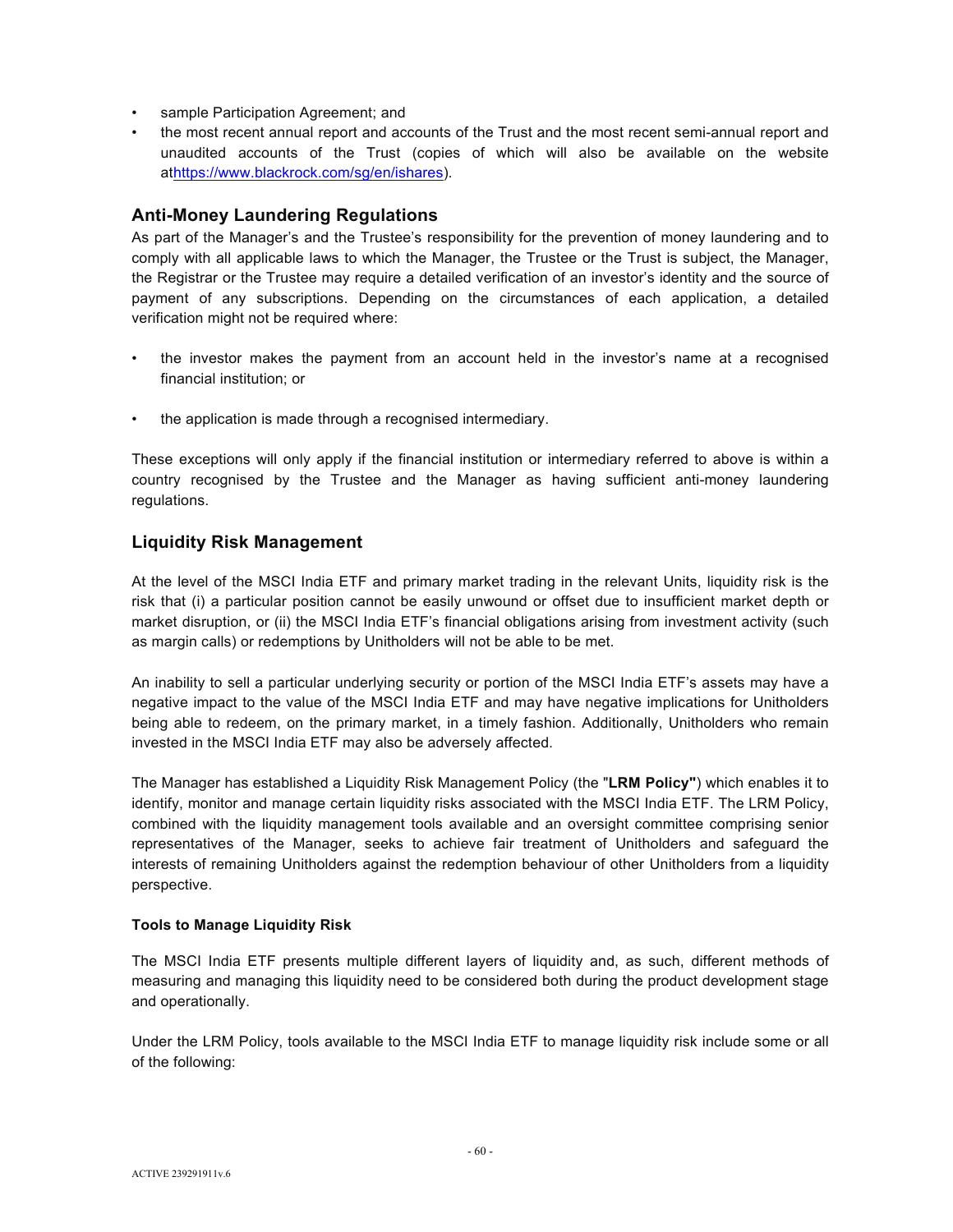- sample Participation Agreement; and
- the most recent annual report and accounts of the Trust and the most recent semi-annual report and unaudited accounts of the Trust (copies of which will also be available on the website at[https://www.blackrock.com/sg/en/ishares](https://www.blackrock.com/sg/en/ishares)).

## Anti-Money Laundering Regulations

As part of the Manager's and the Trustee's responsibility for the prevention of money laundering and to comply with all applicable laws to which the Manager, the Trustee or the Trust is subject, the Manager, the Registrar or the Trustee may require a detailed verification of an investor's identity and the source of payment of any subscriptions. Depending on the circumstances of each application, a detailed verification might not be required where:

- the investor makes the payment from an account held in the investor's name at a recognised financial institution; or
- the application is made through a recognised intermediary.

These exceptions will only apply if the financial institution or intermediary referred to above is within a country recognised by the Trustee and the Manager as having sufficient anti-money laundering regulations.

## Liquidity Risk Management

At the level of the MSCI India ETF and primary market trading in the relevant Units, liquidity risk is the risk that (i) a particular position cannot be easily unwound or offset due to insufficient market depth or market disruption, or (ii) the MSCI India ETF's financial obligations arising from investment activity (such as margin calls) or redemptions by Unitholders will not be able to be met.

An inability to sell a particular underlying security or portion of the MSCI India ETF's assets may have a negative impact to the value of the MSCI India ETF and may have negative implications for Unitholders being able to redeem, on the primary market, in a timely fashion. Additionally, Unitholders who remain invested in the MSCI India ETF may also be adversely affected.

The Manager has established a Liquidity Risk Management Policy (the "**LRM Policy"**) which enables it to identify, monitor and manage certain liquidity risks associated with the MSCI India ETF. The LRM Policy, combined with the liquidity management tools available and an oversight committee comprising senior representatives of the Manager, seeks to achieve fair treatment of Unitholders and safeguard the interests of remaining Unitholders against the redemption behaviour of other Unitholders from a liquidity perspective.

### Tools to Manage Liquidity Risk

The MSCI India ETF presents multiple different layers of liquidity and, as such, different methods of measuring and managing this liquidity need to be considered both during the product development stage and operationally.

Under the LRM Policy, tools available to the MSCI India ETF to manage liquidity risk include some or all of the following: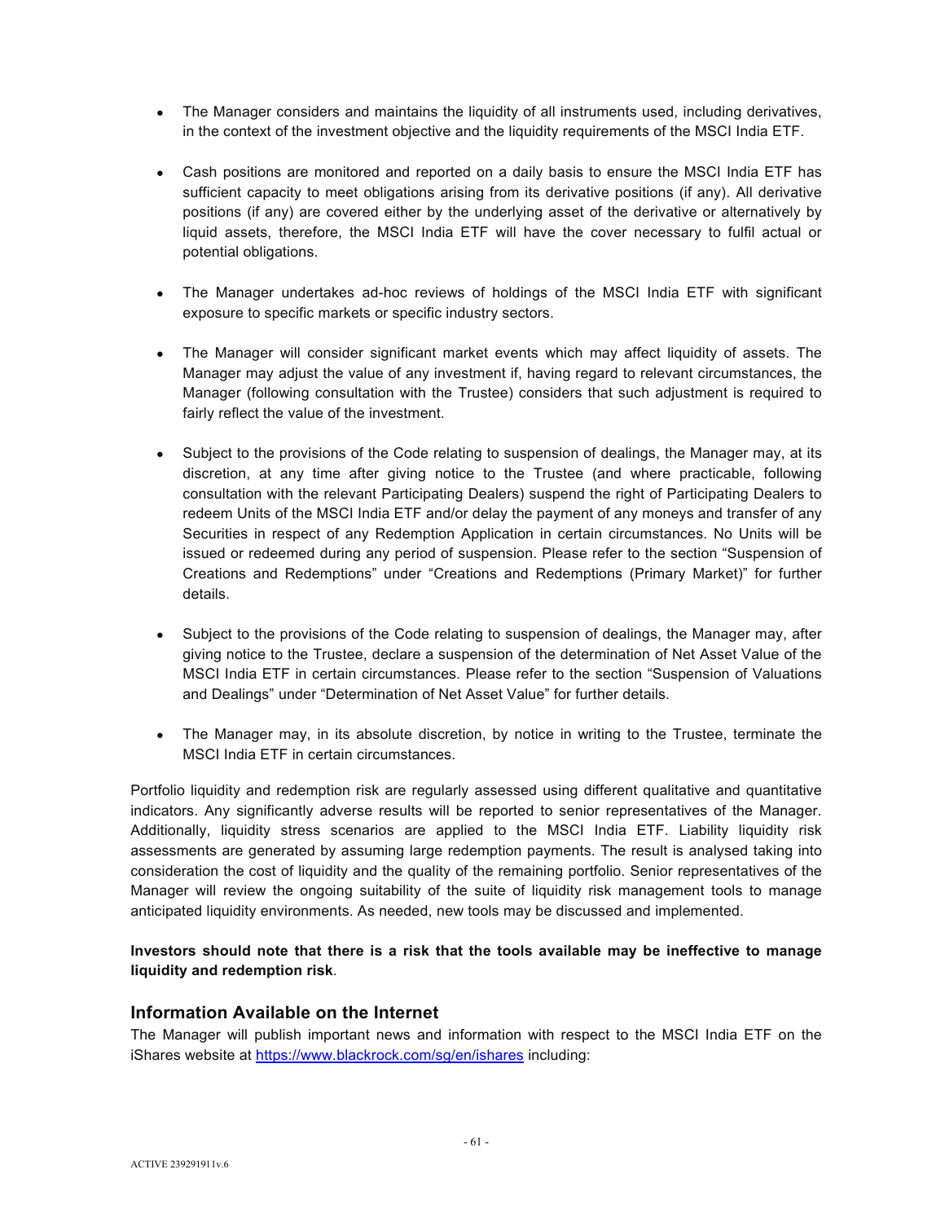- The Manager considers and maintains the liquidity of all instruments used, including derivatives, in the context of the investment objective and the liquidity requirements of the MSCI India ETF.

- Cash positions are monitored and reported on a daily basis to ensure the MSCI India ETF has sufficient capacity to meet obligations arising from its derivative positions (if any). All derivative positions (if any) are covered either by the underlying asset of the derivative or alternatively by liquid assets, therefore, the MSCI India ETF will have the cover necessary to fulfil actual or potential obligations.

- The Manager undertakes ad-hoc reviews of holdings of the MSCI India ETF with significant exposure to specific markets or specific industry sectors.

- The Manager will consider significant market events which may affect liquidity of assets. The Manager may adjust the value of any investment if, having regard to relevant circumstances, the Manager (following consultation with the Trustee) considers that such adjustment is required to fairly reflect the value of the investment.

- Subject to the provisions of the Code relating to suspension of dealings, the Manager may, at its discretion, at any time after giving notice to the Trustee (and where practicable, following consultation with the relevant Participating Dealers) suspend the right of Participating Dealers to redeem Units of the MSCI India ETF and/or delay the payment of any moneys and transfer of any Securities in respect of any Redemption Application in certain circumstances. No Units will be issued or redeemed during any period of suspension. Please refer to the section "Suspension of Creations and Redemptions" under "Creations and Redemptions (Primary Market)" for further details.

- Subject to the provisions of the Code relating to suspension of dealings, the Manager may, after giving notice to the Trustee, declare a suspension of the determination of Net Asset Value of the MSCI India ETF in certain circumstances. Please refer to the section "Suspension of Valuations and Dealings" under "Determination of Net Asset Value" for further details.

- The Manager may, in its absolute discretion, by notice in writing to the Trustee, terminate the MSCI India ETF in certain circumstances.

Portfolio liquidity and redemption risk are regularly assessed using different qualitative and quantitative indicators. Any significantly adverse results will be reported to senior representatives of the Manager. Additionally, liquidity stress scenarios are applied to the MSCI India ETF. Liability liquidity risk assessments are generated by assuming large redemption payments. The result is analysed taking into consideration the cost of liquidity and the quality of the remaining portfolio. Senior representatives of the Manager will review the ongoing suitability of the suite of liquidity risk management tools to manage anticipated liquidity environments. As needed, new tools may be discussed and implemented.

**Investors should note that there is a risk that the tools available may be ineffective to manage liquidity and redemption risk**.

## Information Available on the Internet

The Manager will publish important news and information with respect to the MSCI India ETF on the iShares website at https://www.blackrock.com/sg/en/ishares including: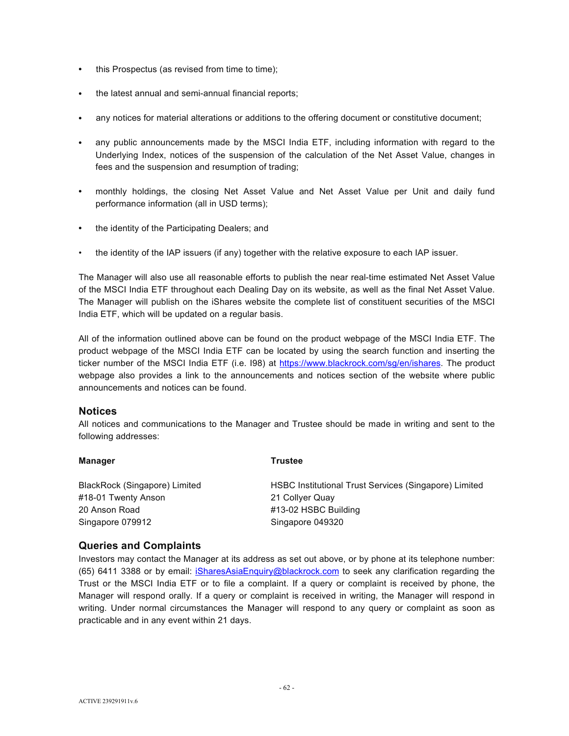- this Prospectus (as revised from time to time);
- the latest annual and semi-annual financial reports;
- any notices for material alterations or additions to the offering document or constitutive document;
- any public announcements made by the MSCI India ETF, including information with regard to the Underlying Index, notices of the suspension of the calculation of the Net Asset Value, changes in fees and the suspension and resumption of trading;
- monthly holdings, the closing Net Asset Value and Net Asset Value per Unit and daily fund performance information (all in USD terms);
- the identity of the Participating Dealers; and
- the identity of the IAP issuers (if any) together with the relative exposure to each IAP issuer.

The Manager will also use all reasonable efforts to publish the near real-time estimated Net Asset Value of the MSCI India ETF throughout each Dealing Day on its website, as well as the final Net Asset Value. The Manager will publish on the iShares website the complete list of constituent securities of the MSCI India ETF, which will be updated on a regular basis.

All of the information outlined above can be found on the product webpage of the MSCI India ETF. The product webpage of the MSCI India ETF can be located by using the search function and inserting the ticker number of the MSCI India ETF (i.e. I98) at https://www.blackrock.com/sg/en/ishares. The product webpage also provides a link to the announcements and notices section of the website where public announcements and notices can be found.

## Notices

All notices and communications to the Manager and Trustee should be made in writing and sent to the following addresses:

| **Manager** | **Trustee** |
|---|---|
| BlackRock (Singapore) Limited<br>#18-01 Twenty Anson<br>20 Anson Road<br>Singapore 079912 | HSBC Institutional Trust Services (Singapore) Limited<br>21 Collyer Quay<br>#13-02 HSBC Building<br>Singapore 049320 |

## Queries and Complaints

Investors may contact the Manager at its address as set out above, or by phone at its telephone number: (65) 6411 3388 or by email: iSharesAsiaEnquiry@blackrock.com to seek any clarification regarding the Trust or the MSCI India ETF or to file a complaint. If a query or complaint is received by phone, the Manager will respond orally. If a query or complaint is received in writing, the Manager will respond in writing. Under normal circumstances the Manager will respond to any query or complaint as soon as practicable and in any event within 21 days.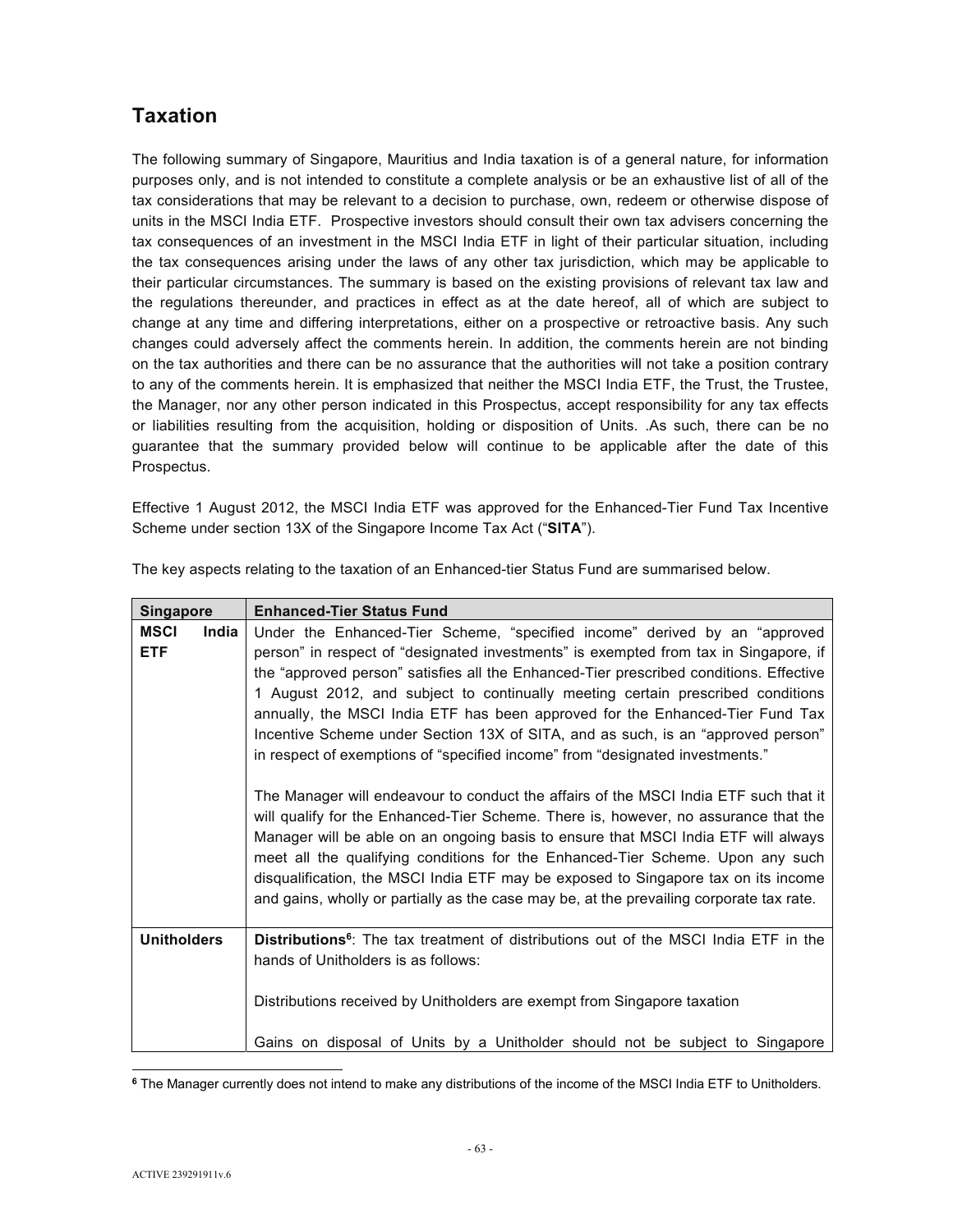## Taxation

The following summary of Singapore, Mauritius and India taxation is of a general nature, for information purposes only, and is not intended to constitute a complete analysis or be an exhaustive list of all of the tax considerations that may be relevant to a decision to purchase, own, redeem or otherwise dispose of units in the MSCI India ETF. Prospective investors should consult their own tax advisers concerning the tax consequences of an investment in the MSCI India ETF in light of their particular situation, including the tax consequences arising under the laws of any other tax jurisdiction, which may be applicable to their particular circumstances. The summary is based on the existing provisions of relevant tax law and the regulations thereunder, and practices in effect as at the date hereof, all of which are subject to change at any time and differing interpretations, either on a prospective or retroactive basis. Any such changes could adversely affect the comments herein. In addition, the comments herein are not binding on the tax authorities and there can be no assurance that the authorities will not take a position contrary to any of the comments herein. It is emphasized that neither the MSCI India ETF, the Trust, the Trustee, the Manager, nor any other person indicated in this Prospectus, accept responsibility for any tax effects or liabilities resulting from the acquisition, holding or disposition of Units. .As such, there can be no guarantee that the summary provided below will continue to be applicable after the date of this Prospectus.

Effective 1 August 2012, the MSCI India ETF was approved for the Enhanced-Tier Fund Tax Incentive Scheme under section 13X of the Singapore Income Tax Act ("**SITA**").

The key aspects relating to the taxation of an Enhanced-tier Status Fund are summarised below.

| Singapore | Enhanced-Tier Status Fund |
|---|---|
| **MSCI India ETF** | Under the Enhanced-Tier Scheme, "specified income" derived by an "approved person" in respect of "designated investments" is exempted from tax in Singapore, if the "approved person" satisfies all the Enhanced-Tier prescribed conditions. Effective 1 August 2012, and subject to continually meeting certain prescribed conditions annually, the MSCI India ETF has been approved for the Enhanced-Tier Fund Tax Incentive Scheme under Section 13X of SITA, and as such, is an "approved person" in respect of exemptions of "specified income" from "designated investments."<br><br>The Manager will endeavour to conduct the affairs of the MSCI India ETF such that it will qualify for the Enhanced-Tier Scheme. There is, however, no assurance that the Manager will be able on an ongoing basis to ensure that MSCI India ETF will always meet all the qualifying conditions for the Enhanced-Tier Scheme. Upon any such disqualification, the MSCI India ETF may be exposed to Singapore tax on its income and gains, wholly or partially as the case may be, at the prevailing corporate tax rate. |
| **Unitholders** | **Distributions**[6]: The tax treatment of distributions out of the MSCI India ETF in the hands of Unitholders is as follows:<br><br>Distributions received by Unitholders are exempt from Singapore taxation<br><br>Gains on disposal of Units by a Unitholder should not be subject to Singapore |

[6] The Manager currently does not intend to make any distributions of the income of the MSCI India ETF to Unitholders.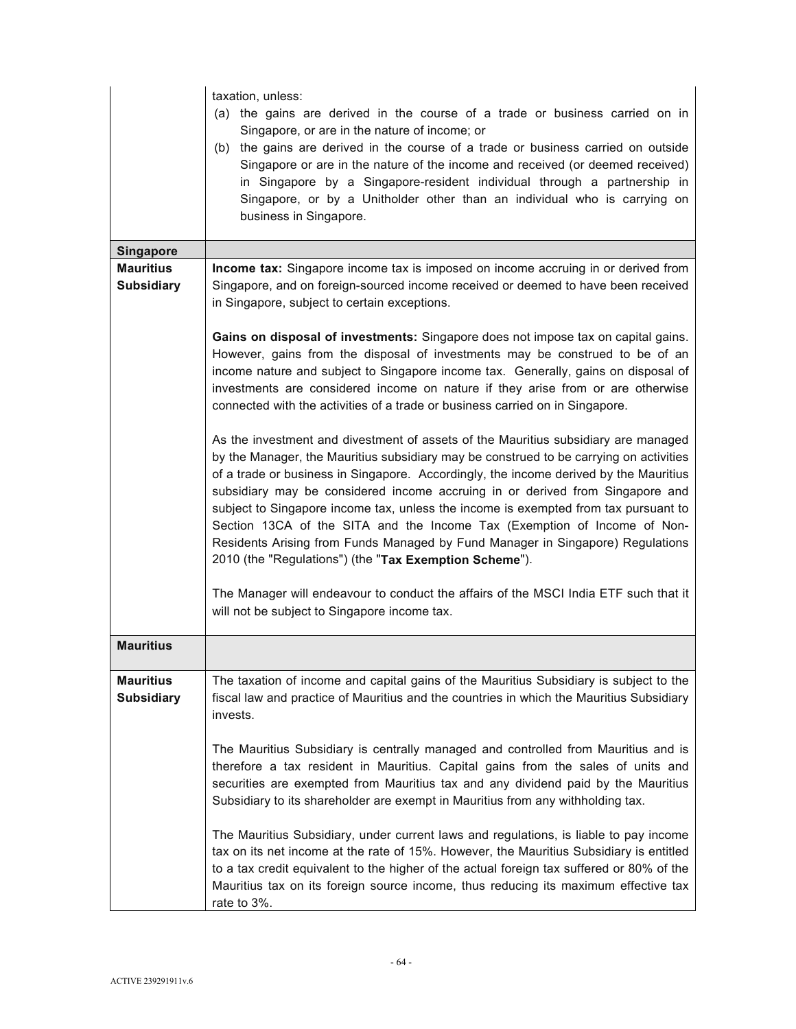| | |
|---|---|
| | taxation, unless:<br>(a) the gains are derived in the course of a trade or business carried on in Singapore, or are in the nature of income; or<br>(b) the gains are derived in the course of a trade or business carried on outside Singapore or are in the nature of the income and received (or deemed received) in Singapore by a Singapore-resident individual through a partnership in Singapore, or by a Unitholder other than an individual who is carrying on business in Singapore. |
| **Singapore** | |
| **Mauritius Subsidiary** | **Income tax:** Singapore income tax is imposed on income accruing in or derived from Singapore, and on foreign-sourced income received or deemed to have been received in Singapore, subject to certain exceptions.<br><br>**Gains on disposal of investments:** Singapore does not impose tax on capital gains. However, gains from the disposal of investments may be construed to be of an income nature and subject to Singapore income tax. Generally, gains on disposal of investments are considered income on nature if they arise from or are otherwise connected with the activities of a trade or business carried on in Singapore.<br><br>As the investment and divestment of assets of the Mauritius subsidiary are managed by the Manager, the Mauritius subsidiary may be construed to be carrying on activities of a trade or business in Singapore. Accordingly, the income derived by the Mauritius subsidiary may be considered income accruing in or derived from Singapore and subject to Singapore income tax, unless the income is exempted from tax pursuant to Section 13CA of the SITA and the Income Tax (Exemption of Income of Non-Residents Arising from Funds Managed by Fund Manager in Singapore) Regulations 2010 (the "Regulations") (the "**Tax Exemption Scheme**").<br><br>The Manager will endeavour to conduct the affairs of the MSCI India ETF such that it will not be subject to Singapore income tax. |
| **Mauritius** | |
| **Mauritius Subsidiary** | The taxation of income and capital gains of the Mauritius Subsidiary is subject to the fiscal law and practice of Mauritius and the countries in which the Mauritius Subsidiary invests.<br><br>The Mauritius Subsidiary is centrally managed and controlled from Mauritius and is therefore a tax resident in Mauritius. Capital gains from the sales of units and securities are exempted from Mauritius tax and any dividend paid by the Mauritius Subsidiary to its shareholder are exempt in Mauritius from any withholding tax.<br><br>The Mauritius Subsidiary, under current laws and regulations, is liable to pay income tax on its net income at the rate of 15%. However, the Mauritius Subsidiary is entitled to a tax credit equivalent to the higher of the actual foreign tax suffered or 80% of the Mauritius tax on its foreign source income, thus reducing its maximum effective tax rate to 3%. |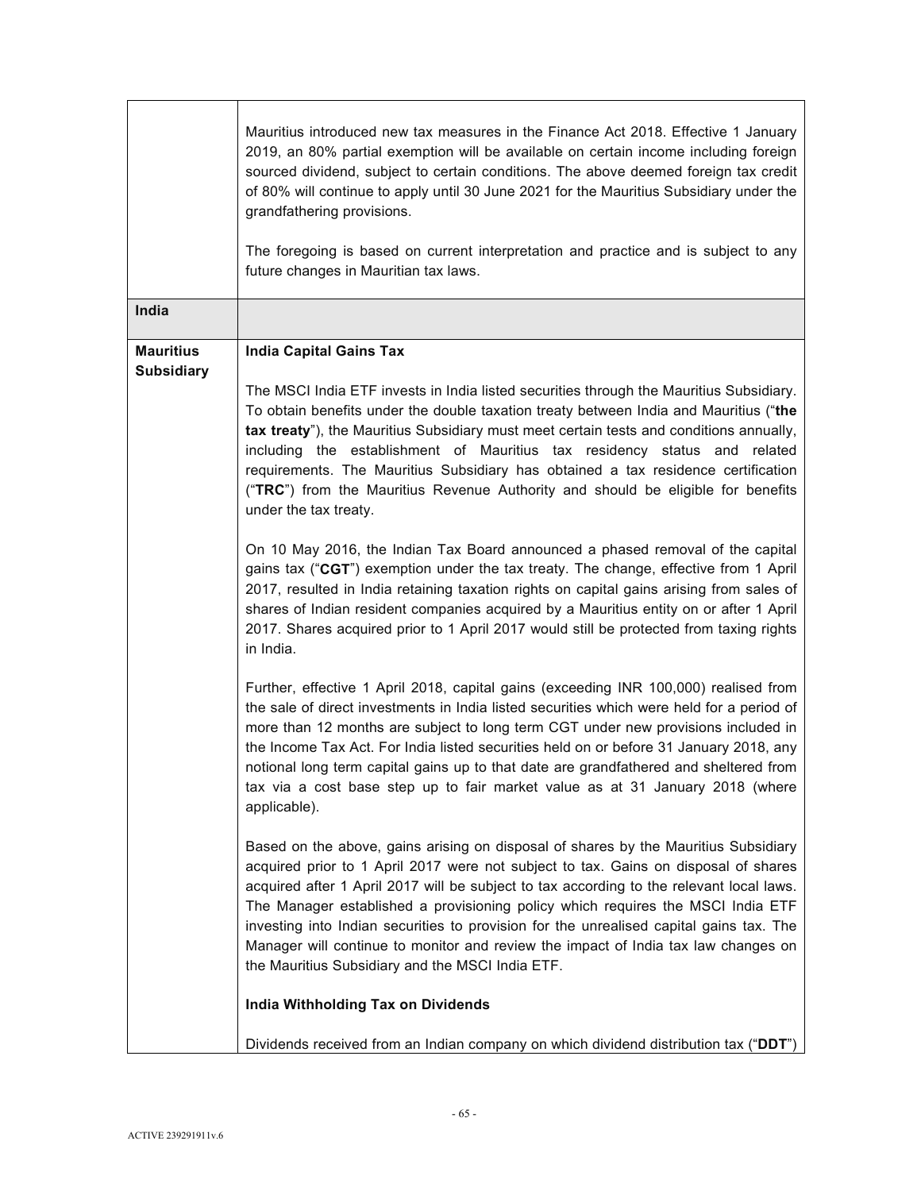| | |
|---|---|
| | Mauritius introduced new tax measures in the Finance Act 2018. Effective 1 January 2019, an 80% partial exemption will be available on certain income including foreign sourced dividend, subject to certain conditions. The above deemed foreign tax credit of 80% will continue to apply until 30 June 2021 for the Mauritius Subsidiary under the grandfathering provisions.<br><br>The foregoing is based on current interpretation and practice and is subject to any future changes in Mauritian tax laws. |
| **India** | |
| **Mauritius Subsidiary** | **India Capital Gains Tax**<br><br>The MSCI India ETF invests in India listed securities through the Mauritius Subsidiary. To obtain benefits under the double taxation treaty between India and Mauritius ("**the tax treaty**"), the Mauritius Subsidiary must meet certain tests and conditions annually, including the establishment of Mauritius tax residency status and related requirements. The Mauritius Subsidiary has obtained a tax residence certification ("**TRC**") from the Mauritius Revenue Authority and should be eligible for benefits under the tax treaty.<br><br>On 10 May 2016, the Indian Tax Board announced a phased removal of the capital gains tax ("**CGT**") exemption under the tax treaty. The change, effective from 1 April 2017, resulted in India retaining taxation rights on capital gains arising from sales of shares of Indian resident companies acquired by a Mauritius entity on or after 1 April 2017. Shares acquired prior to 1 April 2017 would still be protected from taxing rights in India.<br><br>Further, effective 1 April 2018, capital gains (exceeding INR 100,000) realised from the sale of direct investments in India listed securities which were held for a period of more than 12 months are subject to long term CGT under new provisions included in the Income Tax Act. For India listed securities held on or before 31 January 2018, any notional long term capital gains up to that date are grandfathered and sheltered from tax via a cost base step up to fair market value as at 31 January 2018 (where applicable).<br><br>Based on the above, gains arising on disposal of shares by the Mauritius Subsidiary acquired prior to 1 April 2017 were not subject to tax. Gains on disposal of shares acquired after 1 April 2017 will be subject to tax according to the relevant local laws. The Manager established a provisioning policy which requires the MSCI India ETF investing into Indian securities to provision for the unrealised capital gains tax. The Manager will continue to monitor and review the impact of India tax law changes on the Mauritius Subsidiary and the MSCI India ETF.<br><br>**India Withholding Tax on Dividends**<br><br>Dividends received from an Indian company on which dividend distribution tax ("**DDT**") |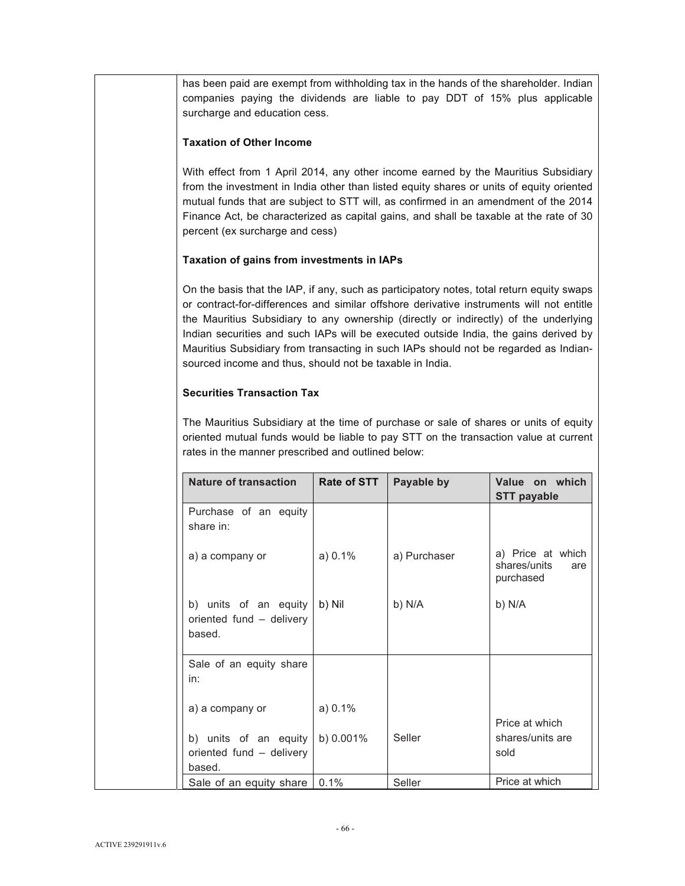has been paid are exempt from withholding tax in the hands of the shareholder. Indian companies paying the dividends are liable to pay DDT of 15% plus applicable surcharge and education cess.

**Taxation of Other Income**

With effect from 1 April 2014, any other income earned by the Mauritius Subsidiary from the investment in India other than listed equity shares or units of equity oriented mutual funds that are subject to STT will, as confirmed in an amendment of the 2014 Finance Act, be characterized as capital gains, and shall be taxable at the rate of 30 percent (ex surcharge and cess)

**Taxation of gains from investments in IAPs**

On the basis that the IAP, if any, such as participatory notes, total return equity swaps or contract-for-differences and similar offshore derivative instruments will not entitle the Mauritius Subsidiary to any ownership (directly or indirectly) of the underlying Indian securities and such IAPs will be executed outside India, the gains derived by Mauritius Subsidiary from transacting in such IAPs should not be regarded as Indian-sourced income and thus, should not be taxable in India.

**Securities Transaction Tax**

The Mauritius Subsidiary at the time of purchase or sale of shares or units of equity oriented mutual funds would be liable to pay STT on the transaction value at current rates in the manner prescribed and outlined below:

| Nature of transaction | Rate of STT | Payable by | Value on which STT payable |
|---|---|---|---|
| Purchase of an equity share in:<br><br>a) a company or<br><br>b) units of an equity oriented fund – delivery based. | a) 0.1%<br><br>b) Nil | a) Purchaser<br><br>b) N/A | a) Price at which shares/units are purchased<br><br>b) N/A |
| Sale of an equity share in:<br><br>a) a company or<br><br>b) units of an equity oriented fund – delivery based. | a) 0.1%<br><br>b) 0.001% | Seller | Price at which shares/units are sold |
| Sale of an equity share | 0.1% | Seller | Price at which |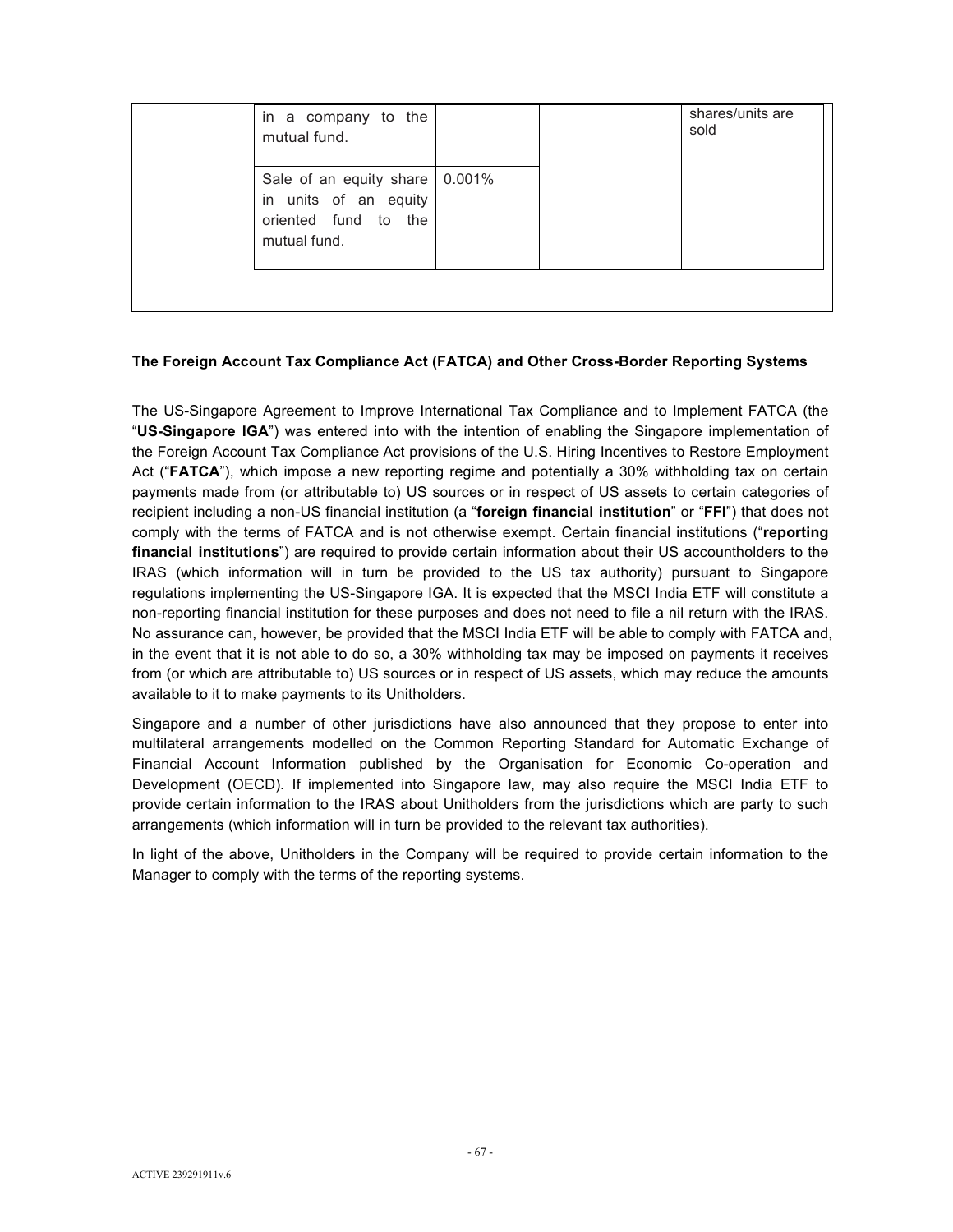| | | | | |
|---|---|---|---|---|
| | in a company to the mutual fund. | | | shares/units are sold |
| | Sale of an equity share in units of an equity oriented fund to the mutual fund. | 0.001% | | |

**The Foreign Account Tax Compliance Act (FATCA) and Other Cross-Border Reporting Systems**

The US-Singapore Agreement to Improve International Tax Compliance and to Implement FATCA (the "**US-Singapore IGA**") was entered into with the intention of enabling the Singapore implementation of the Foreign Account Tax Compliance Act provisions of the U.S. Hiring Incentives to Restore Employment Act ("**FATCA**"), which impose a new reporting regime and potentially a 30% withholding tax on certain payments made from (or attributable to) US sources or in respect of US assets to certain categories of recipient including a non-US financial institution (a "**foreign financial institution**" or "**FFI**") that does not comply with the terms of FATCA and is not otherwise exempt. Certain financial institutions ("**reporting financial institutions**") are required to provide certain information about their US accountholders to the IRAS (which information will in turn be provided to the US tax authority) pursuant to Singapore regulations implementing the US-Singapore IGA. It is expected that the MSCI India ETF will constitute a non-reporting financial institution for these purposes and does not need to file a nil return with the IRAS. No assurance can, however, be provided that the MSCI India ETF will be able to comply with FATCA and, in the event that it is not able to do so, a 30% withholding tax may be imposed on payments it receives from (or which are attributable to) US sources or in respect of US assets, which may reduce the amounts available to it to make payments to its Unitholders.

Singapore and a number of other jurisdictions have also announced that they propose to enter into multilateral arrangements modelled on the Common Reporting Standard for Automatic Exchange of Financial Account Information published by the Organisation for Economic Co-operation and Development (OECD). If implemented into Singapore law, may also require the MSCI India ETF to provide certain information to the IRAS about Unitholders from the jurisdictions which are party to such arrangements (which information will in turn be provided to the relevant tax authorities).

In light of the above, Unitholders in the Company will be required to provide certain information to the Manager to comply with the terms of the reporting systems.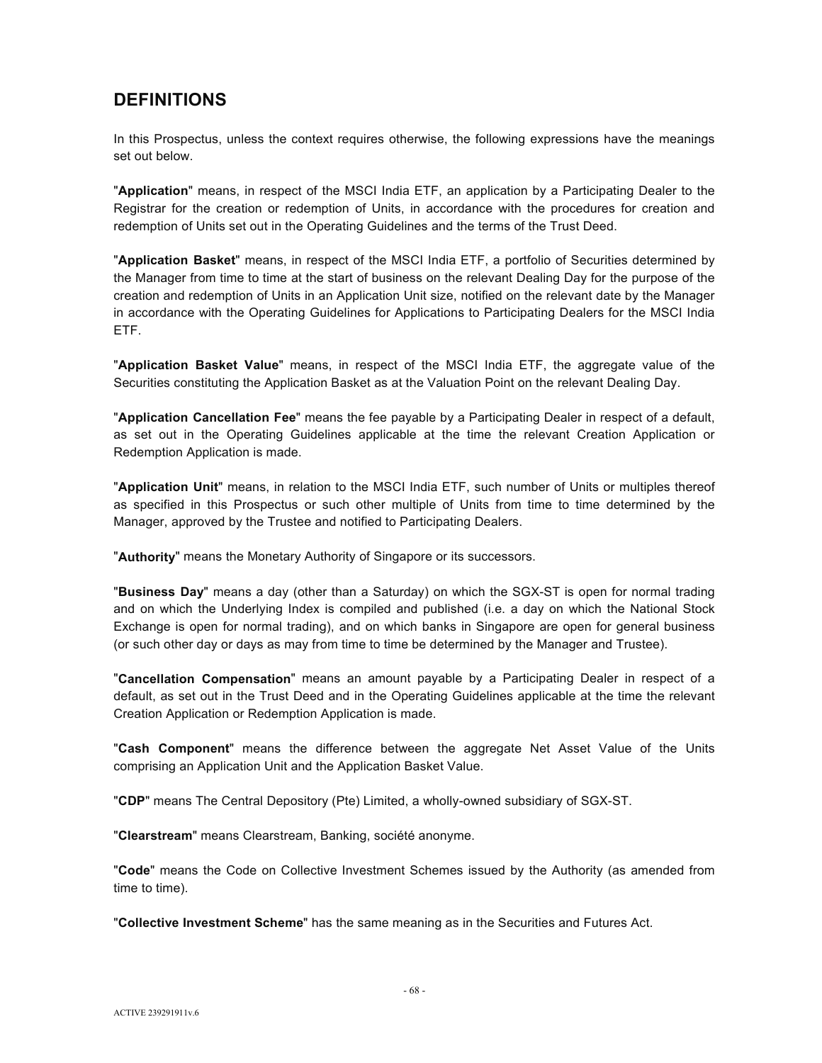## DEFINITIONS

In this Prospectus, unless the context requires otherwise, the following expressions have the meanings set out below.

"**Application**" means, in respect of the MSCI India ETF, an application by a Participating Dealer to the Registrar for the creation or redemption of Units, in accordance with the procedures for creation and redemption of Units set out in the Operating Guidelines and the terms of the Trust Deed.

"**Application Basket**" means, in respect of the MSCI India ETF, a portfolio of Securities determined by the Manager from time to time at the start of business on the relevant Dealing Day for the purpose of the creation and redemption of Units in an Application Unit size, notified on the relevant date by the Manager in accordance with the Operating Guidelines for Applications to Participating Dealers for the MSCI India ETF.

"**Application Basket Value**" means, in respect of the MSCI India ETF, the aggregate value of the Securities constituting the Application Basket as at the Valuation Point on the relevant Dealing Day.

"**Application Cancellation Fee**" means the fee payable by a Participating Dealer in respect of a default, as set out in the Operating Guidelines applicable at the time the relevant Creation Application or Redemption Application is made.

"**Application Unit**" means, in relation to the MSCI India ETF, such number of Units or multiples thereof as specified in this Prospectus or such other multiple of Units from time to time determined by the Manager, approved by the Trustee and notified to Participating Dealers.

"**Authority**" means the Monetary Authority of Singapore or its successors.

"**Business Day**" means a day (other than a Saturday) on which the SGX-ST is open for normal trading and on which the Underlying Index is compiled and published (i.e. a day on which the National Stock Exchange is open for normal trading), and on which banks in Singapore are open for general business (or such other day or days as may from time to time be determined by the Manager and Trustee).

"**Cancellation Compensation**" means an amount payable by a Participating Dealer in respect of a default, as set out in the Trust Deed and in the Operating Guidelines applicable at the time the relevant Creation Application or Redemption Application is made.

"**Cash Component**" means the difference between the aggregate Net Asset Value of the Units comprising an Application Unit and the Application Basket Value.

"**CDP**" means The Central Depository (Pte) Limited, a wholly-owned subsidiary of SGX-ST.

"**Clearstream**" means Clearstream, Banking, société anonyme.

"**Code**" means the Code on Collective Investment Schemes issued by the Authority (as amended from time to time).

"**Collective Investment Scheme**" has the same meaning as in the Securities and Futures Act.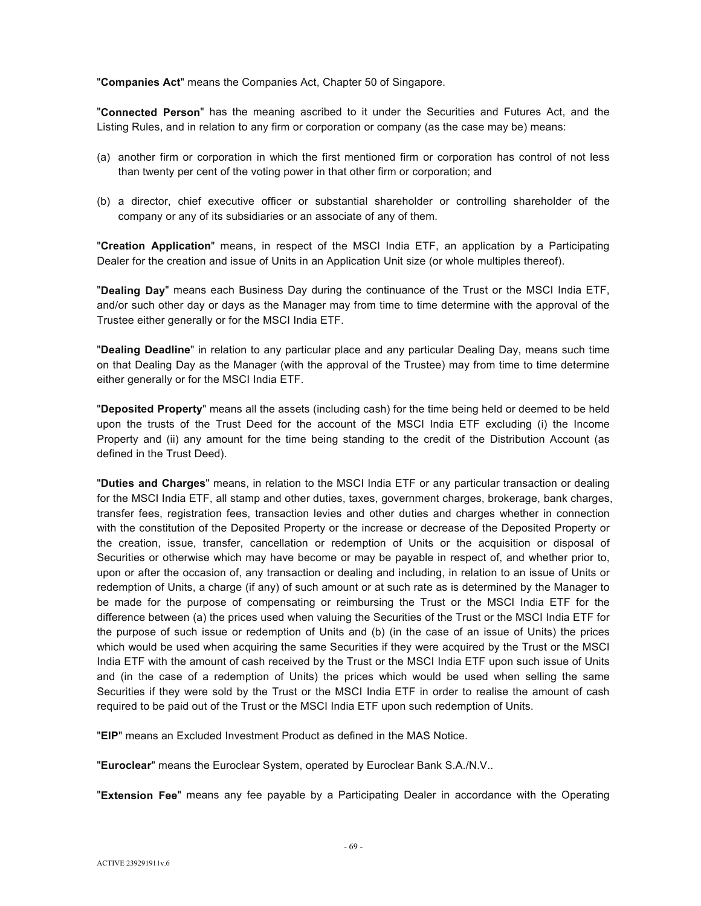"**Companies Act**" means the Companies Act, Chapter 50 of Singapore.

"**Connected Person**" has the meaning ascribed to it under the Securities and Futures Act, and the Listing Rules, and in relation to any firm or corporation or company (as the case may be) means:

(a) another firm or corporation in which the first mentioned firm or corporation has control of not less than twenty per cent of the voting power in that other firm or corporation; and

(b) a director, chief executive officer or substantial shareholder or controlling shareholder of the company or any of its subsidiaries or an associate of any of them.

"**Creation Application**" means, in respect of the MSCI India ETF, an application by a Participating Dealer for the creation and issue of Units in an Application Unit size (or whole multiples thereof).

"**Dealing Day**" means each Business Day during the continuance of the Trust or the MSCI India ETF, and/or such other day or days as the Manager may from time to time determine with the approval of the Trustee either generally or for the MSCI India ETF.

"**Dealing Deadline**" in relation to any particular place and any particular Dealing Day, means such time on that Dealing Day as the Manager (with the approval of the Trustee) may from time to time determine either generally or for the MSCI India ETF.

"**Deposited Property**" means all the assets (including cash) for the time being held or deemed to be held upon the trusts of the Trust Deed for the account of the MSCI India ETF excluding (i) the Income Property and (ii) any amount for the time being standing to the credit of the Distribution Account (as defined in the Trust Deed).

"**Duties and Charges**" means, in relation to the MSCI India ETF or any particular transaction or dealing for the MSCI India ETF, all stamp and other duties, taxes, government charges, brokerage, bank charges, transfer fees, registration fees, transaction levies and other duties and charges whether in connection with the constitution of the Deposited Property or the increase or decrease of the Deposited Property or the creation, issue, transfer, cancellation or redemption of Units or the acquisition or disposal of Securities or otherwise which may have become or may be payable in respect of, and whether prior to, upon or after the occasion of, any transaction or dealing and including, in relation to an issue of Units or redemption of Units, a charge (if any) of such amount or at such rate as is determined by the Manager to be made for the purpose of compensating or reimbursing the Trust or the MSCI India ETF for the difference between (a) the prices used when valuing the Securities of the Trust or the MSCI India ETF for the purpose of such issue or redemption of Units and (b) (in the case of an issue of Units) the prices which would be used when acquiring the same Securities if they were acquired by the Trust or the MSCI India ETF with the amount of cash received by the Trust or the MSCI India ETF upon such issue of Units and (in the case of a redemption of Units) the prices which would be used when selling the same Securities if they were sold by the Trust or the MSCI India ETF in order to realise the amount of cash required to be paid out of the Trust or the MSCI India ETF upon such redemption of Units.

"**EIP**" means an Excluded Investment Product as defined in the MAS Notice.

"**Euroclear**" means the Euroclear System, operated by Euroclear Bank S.A./N.V..

"**Extension Fee**" means any fee payable by a Participating Dealer in accordance with the Operating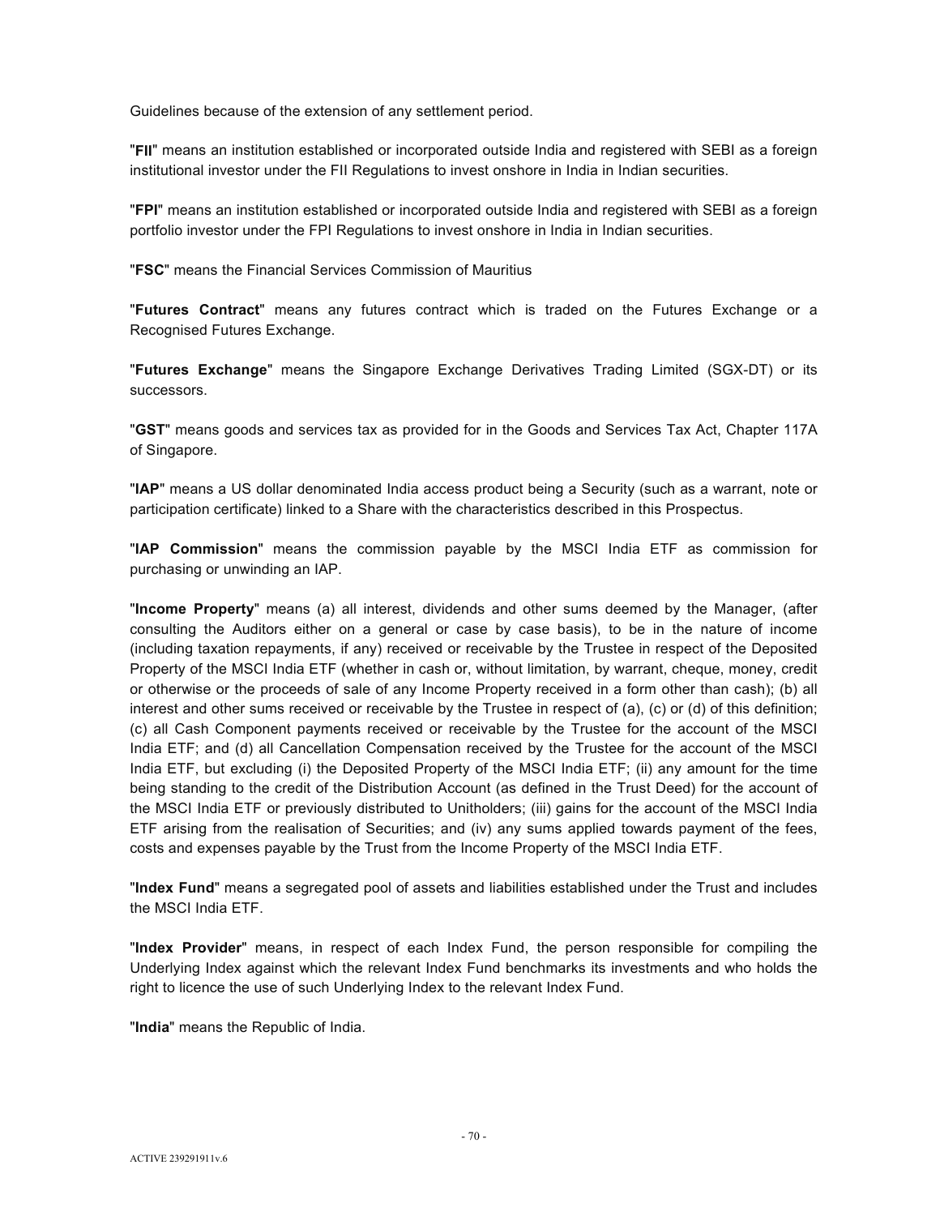Guidelines because of the extension of any settlement period.

"**FII**" means an institution established or incorporated outside India and registered with SEBI as a foreign institutional investor under the FII Regulations to invest onshore in India in Indian securities.

"**FPI**" means an institution established or incorporated outside India and registered with SEBI as a foreign portfolio investor under the FPI Regulations to invest onshore in India in Indian securities.

"**FSC**" means the Financial Services Commission of Mauritius

"**Futures Contract**" means any futures contract which is traded on the Futures Exchange or a Recognised Futures Exchange.

"**Futures Exchange**" means the Singapore Exchange Derivatives Trading Limited (SGX-DT) or its successors.

"**GST**" means goods and services tax as provided for in the Goods and Services Tax Act, Chapter 117A of Singapore.

"**IAP**" means a US dollar denominated India access product being a Security (such as a warrant, note or participation certificate) linked to a Share with the characteristics described in this Prospectus.

"**IAP Commission**" means the commission payable by the MSCI India ETF as commission for purchasing or unwinding an IAP.

"**Income Property**" means (a) all interest, dividends and other sums deemed by the Manager, (after consulting the Auditors either on a general or case by case basis), to be in the nature of income (including taxation repayments, if any) received or receivable by the Trustee in respect of the Deposited Property of the MSCI India ETF (whether in cash or, without limitation, by warrant, cheque, money, credit or otherwise or the proceeds of sale of any Income Property received in a form other than cash); (b) all interest and other sums received or receivable by the Trustee in respect of (a), (c) or (d) of this definition; (c) all Cash Component payments received or receivable by the Trustee for the account of the MSCI India ETF; and (d) all Cancellation Compensation received by the Trustee for the account of the MSCI India ETF, but excluding (i) the Deposited Property of the MSCI India ETF; (ii) any amount for the time being standing to the credit of the Distribution Account (as defined in the Trust Deed) for the account of the MSCI India ETF or previously distributed to Unitholders; (iii) gains for the account of the MSCI India ETF arising from the realisation of Securities; and (iv) any sums applied towards payment of the fees, costs and expenses payable by the Trust from the Income Property of the MSCI India ETF.

"**Index Fund**" means a segregated pool of assets and liabilities established under the Trust and includes the MSCI India ETF.

"**Index Provider**" means, in respect of each Index Fund, the person responsible for compiling the Underlying Index against which the relevant Index Fund benchmarks its investments and who holds the right to licence the use of such Underlying Index to the relevant Index Fund.

"**India**" means the Republic of India.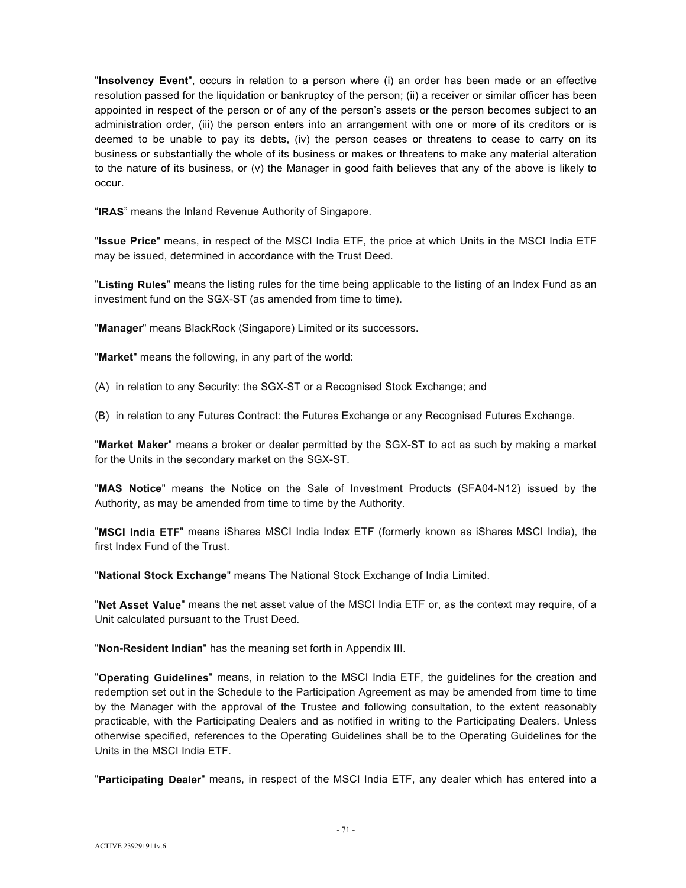"**Insolvency Event**", occurs in relation to a person where (i) an order has been made or an effective resolution passed for the liquidation or bankruptcy of the person; (ii) a receiver or similar officer has been appointed in respect of the person or of any of the person's assets or the person becomes subject to an administration order, (iii) the person enters into an arrangement with one or more of its creditors or is deemed to be unable to pay its debts, (iv) the person ceases or threatens to cease to carry on its business or substantially the whole of its business or makes or threatens to make any material alteration to the nature of its business, or (v) the Manager in good faith believes that any of the above is likely to occur.

"**IRAS**" means the Inland Revenue Authority of Singapore.

"**Issue Price**" means, in respect of the MSCI India ETF, the price at which Units in the MSCI India ETF may be issued, determined in accordance with the Trust Deed.

"**Listing Rules**" means the listing rules for the time being applicable to the listing of an Index Fund as an investment fund on the SGX-ST (as amended from time to time).

"**Manager**" means BlackRock (Singapore) Limited or its successors.

"**Market**" means the following, in any part of the world:

(A) in relation to any Security: the SGX-ST or a Recognised Stock Exchange; and

(B) in relation to any Futures Contract: the Futures Exchange or any Recognised Futures Exchange.

"**Market Maker**" means a broker or dealer permitted by the SGX-ST to act as such by making a market for the Units in the secondary market on the SGX-ST.

"**MAS Notice**" means the Notice on the Sale of Investment Products (SFA04-N12) issued by the Authority, as may be amended from time to time by the Authority.

"**MSCI India ETF**" means iShares MSCI India Index ETF (formerly known as iShares MSCI India), the first Index Fund of the Trust.

"**National Stock Exchange**" means The National Stock Exchange of India Limited.

"**Net Asset Value**" means the net asset value of the MSCI India ETF or, as the context may require, of a Unit calculated pursuant to the Trust Deed.

"**Non-Resident Indian**" has the meaning set forth in Appendix III.

"**Operating Guidelines**" means, in relation to the MSCI India ETF, the guidelines for the creation and redemption set out in the Schedule to the Participation Agreement as may be amended from time to time by the Manager with the approval of the Trustee and following consultation, to the extent reasonably practicable, with the Participating Dealers and as notified in writing to the Participating Dealers. Unless otherwise specified, references to the Operating Guidelines shall be to the Operating Guidelines for the Units in the MSCI India ETF.

"**Participating Dealer**" means, in respect of the MSCI India ETF, any dealer which has entered into a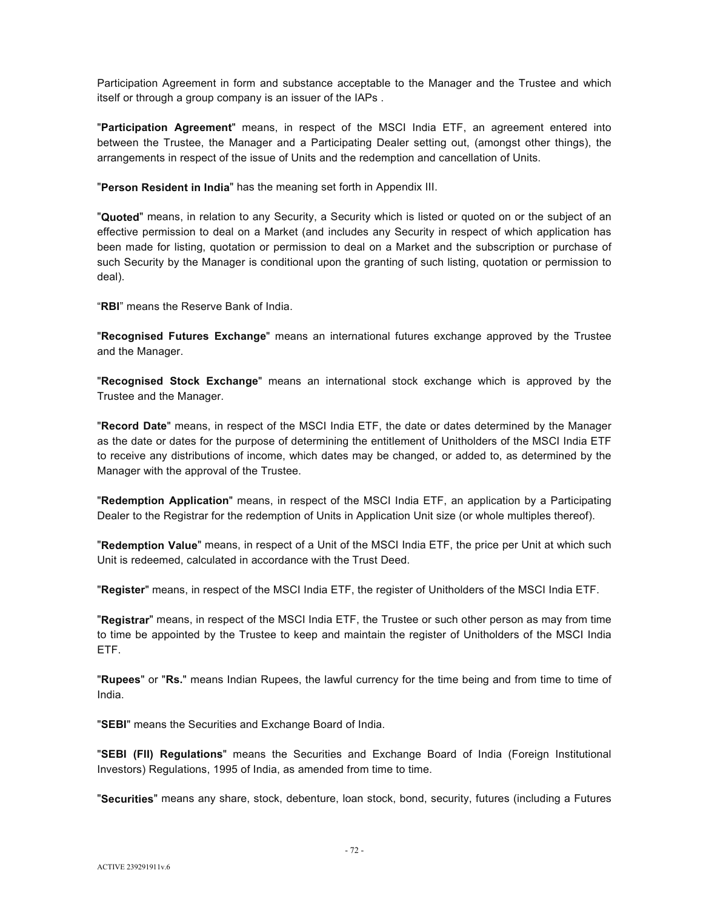Participation Agreement in form and substance acceptable to the Manager and the Trustee and which itself or through a group company is an issuer of the IAPs .

"**Participation Agreement**" means, in respect of the MSCI India ETF, an agreement entered into between the Trustee, the Manager and a Participating Dealer setting out, (amongst other things), the arrangements in respect of the issue of Units and the redemption and cancellation of Units.

"**Person Resident in India**" has the meaning set forth in Appendix III.

"**Quoted**" means, in relation to any Security, a Security which is listed or quoted on or the subject of an effective permission to deal on a Market (and includes any Security in respect of which application has been made for listing, quotation or permission to deal on a Market and the subscription or purchase of such Security by the Manager is conditional upon the granting of such listing, quotation or permission to deal).

"**RBI**" means the Reserve Bank of India.

"**Recognised Futures Exchange**" means an international futures exchange approved by the Trustee and the Manager.

"**Recognised Stock Exchange**" means an international stock exchange which is approved by the Trustee and the Manager.

"**Record Date**" means, in respect of the MSCI India ETF, the date or dates determined by the Manager as the date or dates for the purpose of determining the entitlement of Unitholders of the MSCI India ETF to receive any distributions of income, which dates may be changed, or added to, as determined by the Manager with the approval of the Trustee.

"**Redemption Application**" means, in respect of the MSCI India ETF, an application by a Participating Dealer to the Registrar for the redemption of Units in Application Unit size (or whole multiples thereof).

"**Redemption Value**" means, in respect of a Unit of the MSCI India ETF, the price per Unit at which such Unit is redeemed, calculated in accordance with the Trust Deed.

"**Register**" means, in respect of the MSCI India ETF, the register of Unitholders of the MSCI India ETF.

"**Registrar**" means, in respect of the MSCI India ETF, the Trustee or such other person as may from time to time be appointed by the Trustee to keep and maintain the register of Unitholders of the MSCI India ETF.

"**Rupees**" or "**Rs.**" means Indian Rupees, the lawful currency for the time being and from time to time of India.

"**SEBI**" means the Securities and Exchange Board of India.

"**SEBI (FII) Regulations**" means the Securities and Exchange Board of India (Foreign Institutional Investors) Regulations, 1995 of India, as amended from time to time.

"**Securities**" means any share, stock, debenture, loan stock, bond, security, futures (including a Futures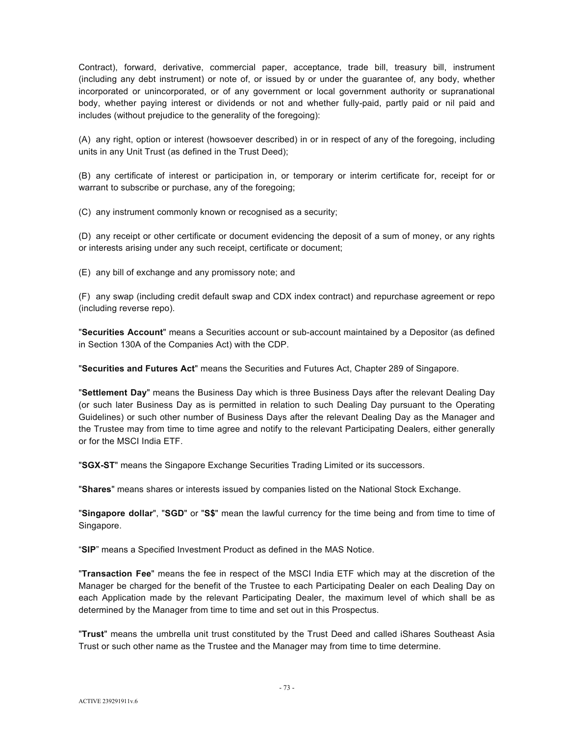Contract), forward, derivative, commercial paper, acceptance, trade bill, treasury bill, instrument (including any debt instrument) or note of, or issued by or under the guarantee of, any body, whether incorporated or unincorporated, or of any government or local government authority or supranational body, whether paying interest or dividends or not and whether fully-paid, partly paid or nil paid and includes (without prejudice to the generality of the foregoing):

(A) any right, option or interest (howsoever described) in or in respect of any of the foregoing, including units in any Unit Trust (as defined in the Trust Deed);

(B) any certificate of interest or participation in, or temporary or interim certificate for, receipt for or warrant to subscribe or purchase, any of the foregoing;

(C) any instrument commonly known or recognised as a security;

(D) any receipt or other certificate or document evidencing the deposit of a sum of money, or any rights or interests arising under any such receipt, certificate or document;

(E) any bill of exchange and any promissory note; and

(F) any swap (including credit default swap and CDX index contract) and repurchase agreement or repo (including reverse repo).

"**Securities Account**" means a Securities account or sub-account maintained by a Depositor (as defined in Section 130A of the Companies Act) with the CDP.

"**Securities and Futures Act**" means the Securities and Futures Act, Chapter 289 of Singapore.

"**Settlement Day**" means the Business Day which is three Business Days after the relevant Dealing Day (or such later Business Day as is permitted in relation to such Dealing Day pursuant to the Operating Guidelines) or such other number of Business Days after the relevant Dealing Day as the Manager and the Trustee may from time to time agree and notify to the relevant Participating Dealers, either generally or for the MSCI India ETF.

"**SGX-ST**" means the Singapore Exchange Securities Trading Limited or its successors.

"**Shares**" means shares or interests issued by companies listed on the National Stock Exchange.

"**Singapore dollar**", "**SGD**" or "**S$**" mean the lawful currency for the time being and from time to time of Singapore.

"**SIP**" means a Specified Investment Product as defined in the MAS Notice.

"**Transaction Fee**" means the fee in respect of the MSCI India ETF which may at the discretion of the Manager be charged for the benefit of the Trustee to each Participating Dealer on each Dealing Day on each Application made by the relevant Participating Dealer, the maximum level of which shall be as determined by the Manager from time to time and set out in this Prospectus.

"**Trust**" means the umbrella unit trust constituted by the Trust Deed and called iShares Southeast Asia Trust or such other name as the Trustee and the Manager may from time to time determine.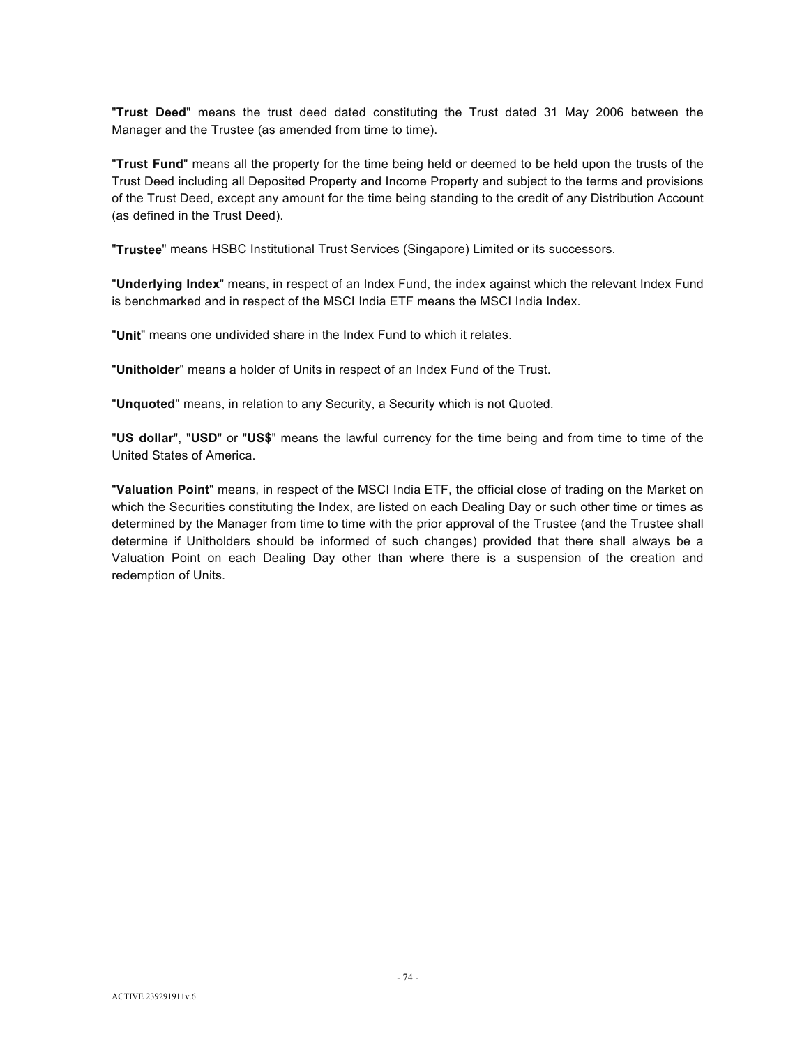"**Trust Deed**" means the trust deed dated constituting the Trust dated 31 May 2006 between the Manager and the Trustee (as amended from time to time).

"**Trust Fund**" means all the property for the time being held or deemed to be held upon the trusts of the Trust Deed including all Deposited Property and Income Property and subject to the terms and provisions of the Trust Deed, except any amount for the time being standing to the credit of any Distribution Account (as defined in the Trust Deed).

"**Trustee**" means HSBC Institutional Trust Services (Singapore) Limited or its successors.

"**Underlying Index**" means, in respect of an Index Fund, the index against which the relevant Index Fund is benchmarked and in respect of the MSCI India ETF means the MSCI India Index.

"**Unit**" means one undivided share in the Index Fund to which it relates.

"**Unitholder**" means a holder of Units in respect of an Index Fund of the Trust.

"**Unquoted**" means, in relation to any Security, a Security which is not Quoted.

"**US dollar**", "**USD**" or "**US$**" means the lawful currency for the time being and from time to time of the United States of America.

"**Valuation Point**" means, in respect of the MSCI India ETF, the official close of trading on the Market on which the Securities constituting the Index, are listed on each Dealing Day or such other time or times as determined by the Manager from time to time with the prior approval of the Trustee (and the Trustee shall determine if Unitholders should be informed of such changes) provided that there shall always be a Valuation Point on each Dealing Day other than where there is a suspension of the creation and redemption of Units.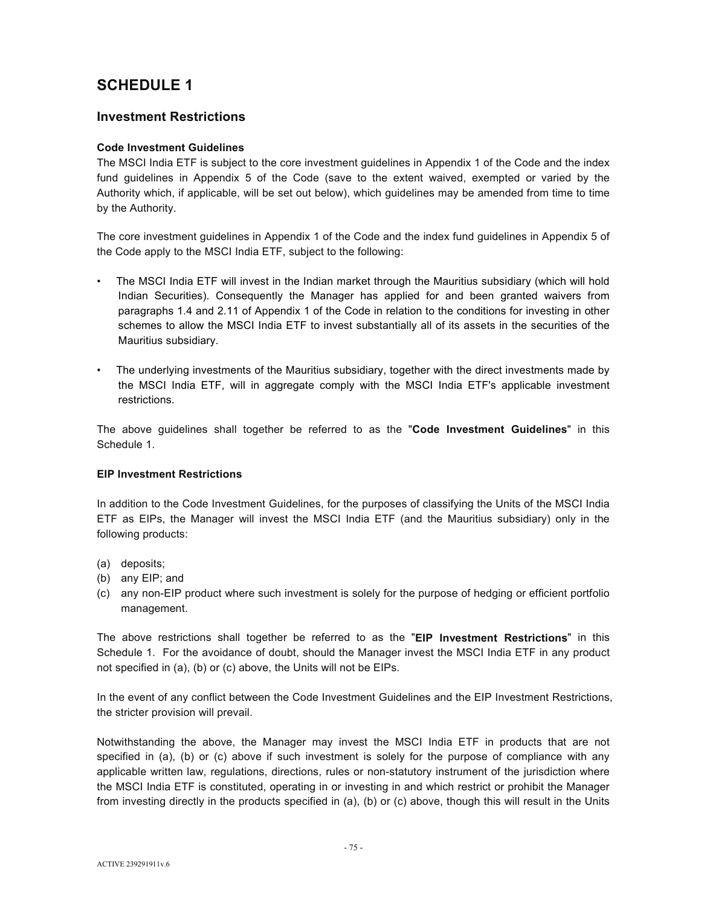# SCHEDULE 1

## Investment Restrictions

### Code Investment Guidelines

The MSCI India ETF is subject to the core investment guidelines in Appendix 1 of the Code and the index fund guidelines in Appendix 5 of the Code (save to the extent waived, exempted or varied by the Authority which, if applicable, will be set out below), which guidelines may be amended from time to time by the Authority.

The core investment guidelines in Appendix 1 of the Code and the index fund guidelines in Appendix 5 of the Code apply to the MSCI India ETF, subject to the following:

- The MSCI India ETF will invest in the Indian market through the Mauritius subsidiary (which will hold Indian Securities). Consequently the Manager has applied for and been granted waivers from paragraphs 1.4 and 2.11 of Appendix 1 of the Code in relation to the conditions for investing in other schemes to allow the MSCI India ETF to invest substantially all of its assets in the securities of the Mauritius subsidiary.
- The underlying investments of the Mauritius subsidiary, together with the direct investments made by the MSCI India ETF, will in aggregate comply with the MSCI India ETF's applicable investment restrictions.

The above guidelines shall together be referred to as the "**Code Investment Guidelines**" in this Schedule 1.

### EIP Investment Restrictions

In addition to the Code Investment Guidelines, for the purposes of classifying the Units of the MSCI India ETF as EIPs, the Manager will invest the MSCI India ETF (and the Mauritius subsidiary) only in the following products:

(a) deposits;
(b) any EIP; and
(c) any non-EIP product where such investment is solely for the purpose of hedging or efficient portfolio management.

The above restrictions shall together be referred to as the "**EIP Investment Restrictions**" in this Schedule 1. For the avoidance of doubt, should the Manager invest the MSCI India ETF in any product not specified in (a), (b) or (c) above, the Units will not be EIPs.

In the event of any conflict between the Code Investment Guidelines and the EIP Investment Restrictions, the stricter provision will prevail.

Notwithstanding the above, the Manager may invest the MSCI India ETF in products that are not specified in (a), (b) or (c) above if such investment is solely for the purpose of compliance with any applicable written law, regulations, directions, rules or non-statutory instrument of the jurisdiction where the MSCI India ETF is constituted, operating in or investing in and which restrict or prohibit the Manager from investing directly in the products specified in (a), (b) or (c) above, though this will result in the Units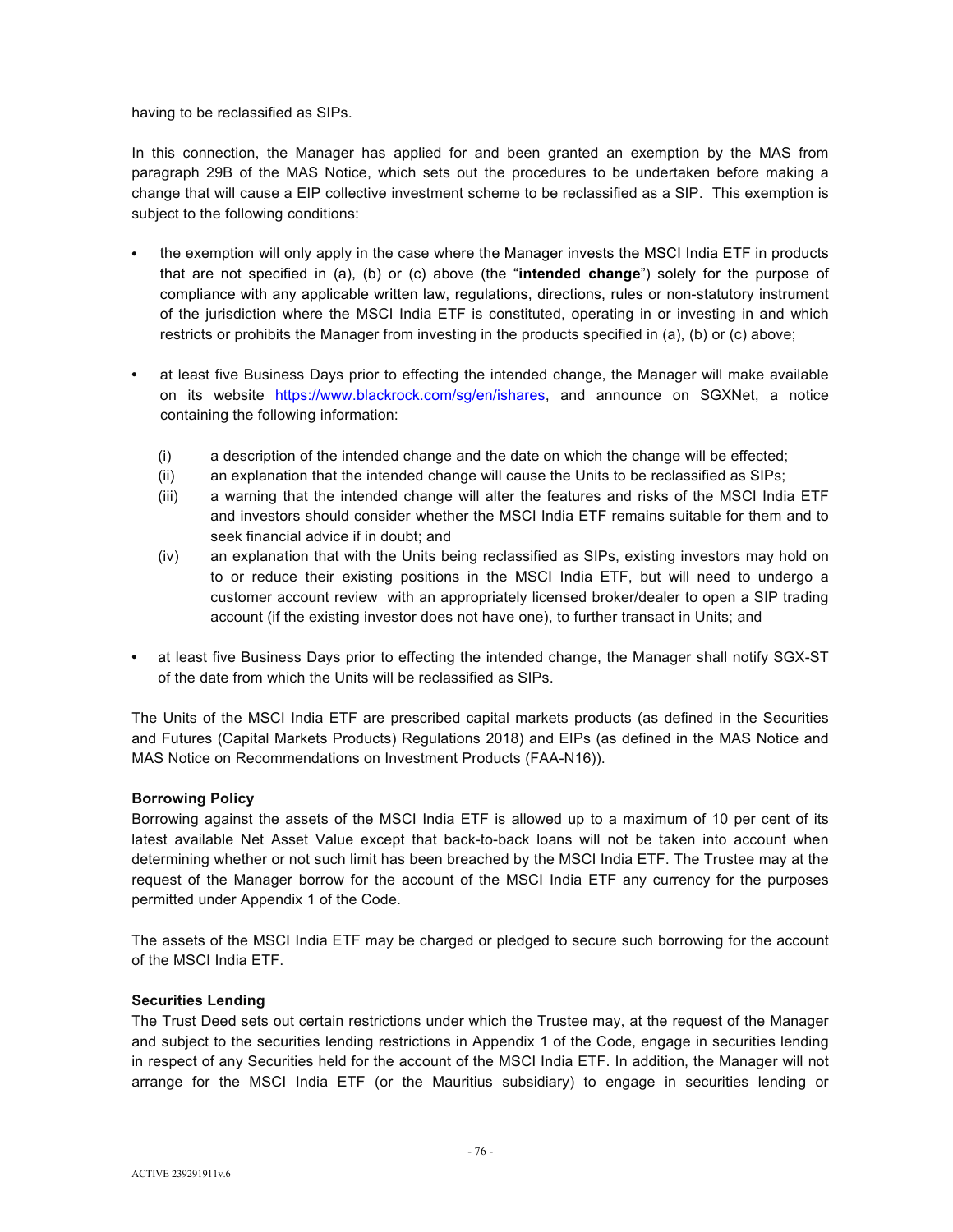having to be reclassified as SIPs.

In this connection, the Manager has applied for and been granted an exemption by the MAS from paragraph 29B of the MAS Notice, which sets out the procedures to be undertaken before making a change that will cause a EIP collective investment scheme to be reclassified as a SIP. This exemption is subject to the following conditions:

- the exemption will only apply in the case where the Manager invests the MSCI India ETF in products that are not specified in (a), (b) or (c) above (the "**intended change**") solely for the purpose of compliance with any applicable written law, regulations, directions, rules or non-statutory instrument of the jurisdiction where the MSCI India ETF is constituted, operating in or investing in and which restricts or prohibits the Manager from investing in the products specified in (a), (b) or (c) above;

- at least five Business Days prior to effecting the intended change, the Manager will make available on its website https://www.blackrock.com/sg/en/ishares, and announce on SGXNet, a notice containing the following information:

  (i) a description of the intended change and the date on which the change will be effected;
  (ii) an explanation that the intended change will cause the Units to be reclassified as SIPs;
  (iii) a warning that the intended change will alter the features and risks of the MSCI India ETF and investors should consider whether the MSCI India ETF remains suitable for them and to seek financial advice if in doubt; and
  (iv) an explanation that with the Units being reclassified as SIPs, existing investors may hold on to or reduce their existing positions in the MSCI India ETF, but will need to undergo a customer account review with an appropriately licensed broker/dealer to open a SIP trading account (if the existing investor does not have one), to further transact in Units; and

- at least five Business Days prior to effecting the intended change, the Manager shall notify SGX-ST of the date from which the Units will be reclassified as SIPs.

The Units of the MSCI India ETF are prescribed capital markets products (as defined in the Securities and Futures (Capital Markets Products) Regulations 2018) and EIPs (as defined in the MAS Notice and MAS Notice on Recommendations on Investment Products (FAA-N16)).

**Borrowing Policy**

Borrowing against the assets of the MSCI India ETF is allowed up to a maximum of 10 per cent of its latest available Net Asset Value except that back-to-back loans will not be taken into account when determining whether or not such limit has been breached by the MSCI India ETF. The Trustee may at the request of the Manager borrow for the account of the MSCI India ETF any currency for the purposes permitted under Appendix 1 of the Code.

The assets of the MSCI India ETF may be charged or pledged to secure such borrowing for the account of the MSCI India ETF.

**Securities Lending**

The Trust Deed sets out certain restrictions under which the Trustee may, at the request of the Manager and subject to the securities lending restrictions in Appendix 1 of the Code, engage in securities lending in respect of any Securities held for the account of the MSCI India ETF. In addition, the Manager will not arrange for the MSCI India ETF (or the Mauritius subsidiary) to engage in securities lending or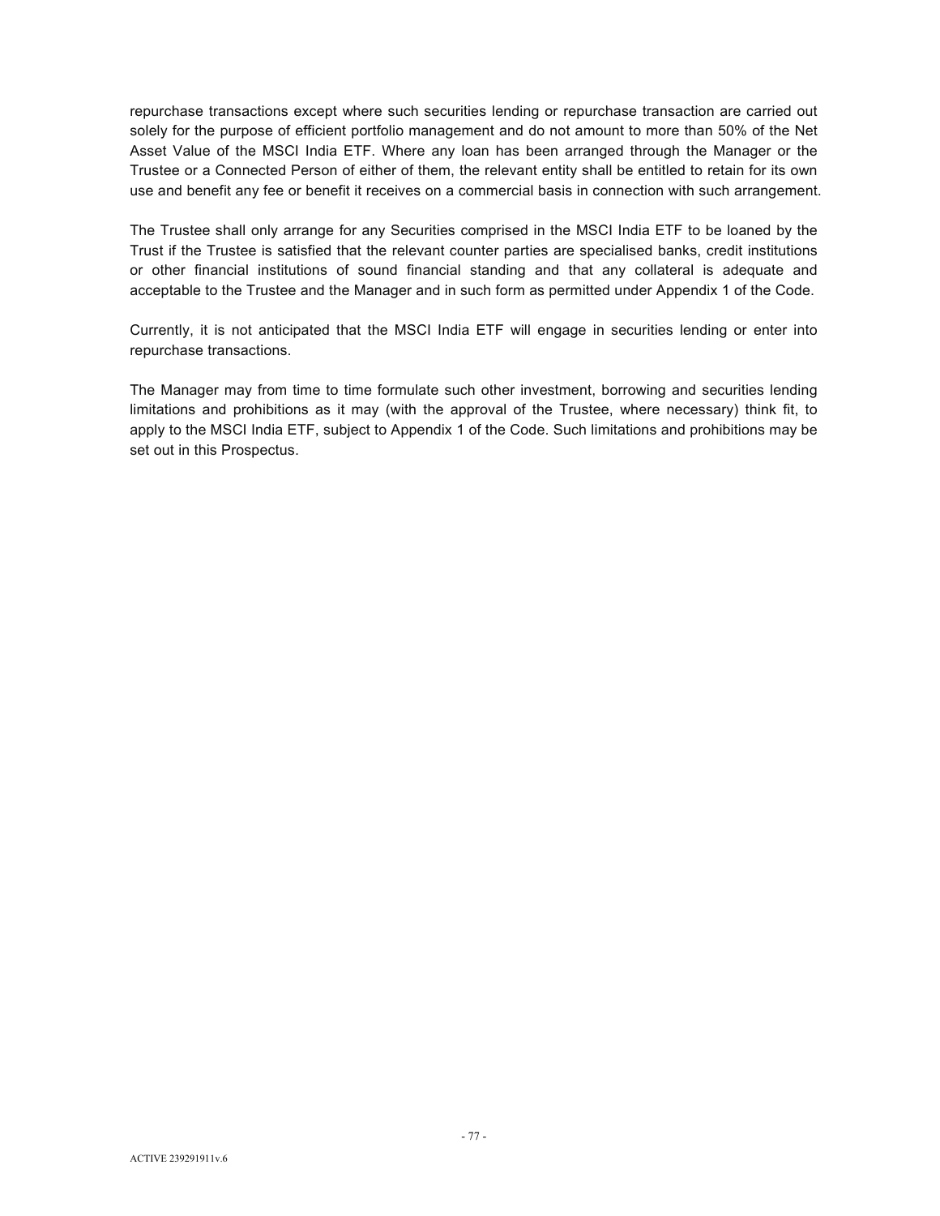repurchase transactions except where such securities lending or repurchase transaction are carried out solely for the purpose of efficient portfolio management and do not amount to more than 50% of the Net Asset Value of the MSCI India ETF. Where any loan has been arranged through the Manager or the Trustee or a Connected Person of either of them, the relevant entity shall be entitled to retain for its own use and benefit any fee or benefit it receives on a commercial basis in connection with such arrangement.

The Trustee shall only arrange for any Securities comprised in the MSCI India ETF to be loaned by the Trust if the Trustee is satisfied that the relevant counter parties are specialised banks, credit institutions or other financial institutions of sound financial standing and that any collateral is adequate and acceptable to the Trustee and the Manager and in such form as permitted under Appendix 1 of the Code.

Currently, it is not anticipated that the MSCI India ETF will engage in securities lending or enter into repurchase transactions.

The Manager may from time to time formulate such other investment, borrowing and securities lending limitations and prohibitions as it may (with the approval of the Trustee, where necessary) think fit, to apply to the MSCI India ETF, subject to Appendix 1 of the Code. Such limitations and prohibitions may be set out in this Prospectus.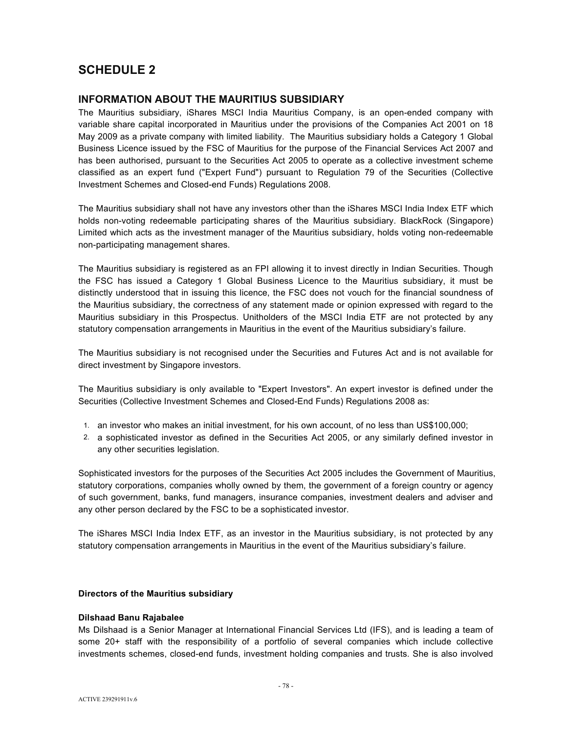# SCHEDULE 2

## INFORMATION ABOUT THE MAURITIUS SUBSIDIARY

The Mauritius subsidiary, iShares MSCI India Mauritius Company, is an open-ended company with variable share capital incorporated in Mauritius under the provisions of the Companies Act 2001 on 18 May 2009 as a private company with limited liability. The Mauritius subsidiary holds a Category 1 Global Business Licence issued by the FSC of Mauritius for the purpose of the Financial Services Act 2007 and has been authorised, pursuant to the Securities Act 2005 to operate as a collective investment scheme classified as an expert fund ("Expert Fund") pursuant to Regulation 79 of the Securities (Collective Investment Schemes and Closed-end Funds) Regulations 2008.

The Mauritius subsidiary shall not have any investors other than the iShares MSCI India Index ETF which holds non-voting redeemable participating shares of the Mauritius subsidiary. BlackRock (Singapore) Limited which acts as the investment manager of the Mauritius subsidiary, holds voting non-redeemable non-participating management shares.

The Mauritius subsidiary is registered as an FPI allowing it to invest directly in Indian Securities. Though the FSC has issued a Category 1 Global Business Licence to the Mauritius subsidiary, it must be distinctly understood that in issuing this licence, the FSC does not vouch for the financial soundness of the Mauritius subsidiary, the correctness of any statement made or opinion expressed with regard to the Mauritius subsidiary in this Prospectus. Unitholders of the MSCI India ETF are not protected by any statutory compensation arrangements in Mauritius in the event of the Mauritius subsidiary's failure.

The Mauritius subsidiary is not recognised under the Securities and Futures Act and is not available for direct investment by Singapore investors.

The Mauritius subsidiary is only available to "Expert Investors". An expert investor is defined under the Securities (Collective Investment Schemes and Closed-End Funds) Regulations 2008 as:

1. an investor who makes an initial investment, for his own account, of no less than US$100,000;
2. a sophisticated investor as defined in the Securities Act 2005, or any similarly defined investor in any other securities legislation.

Sophisticated investors for the purposes of the Securities Act 2005 includes the Government of Mauritius, statutory corporations, companies wholly owned by them, the government of a foreign country or agency of such government, banks, fund managers, insurance companies, investment dealers and adviser and any other person declared by the FSC to be a sophisticated investor.

The iShares MSCI India Index ETF, as an investor in the Mauritius subsidiary, is not protected by any statutory compensation arrangements in Mauritius in the event of the Mauritius subsidiary's failure.

**Directors of the Mauritius subsidiary**

**Dilshaad Banu Rajabalee**

Ms Dilshaad is a Senior Manager at International Financial Services Ltd (IFS), and is leading a team of some 20+ staff with the responsibility of a portfolio of several companies which include collective investments schemes, closed-end funds, investment holding companies and trusts. She is also involved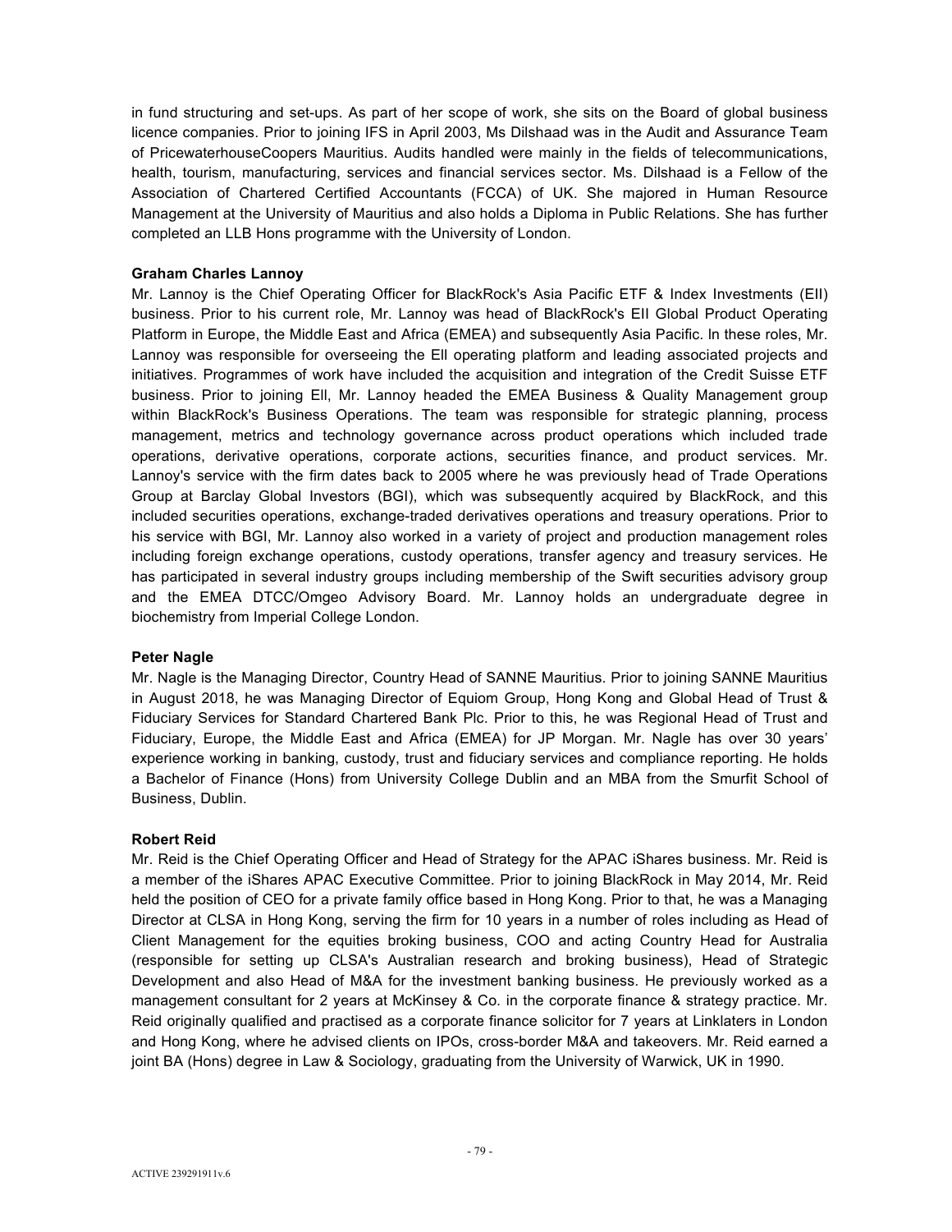in fund structuring and set-ups. As part of her scope of work, she sits on the Board of global business licence companies. Prior to joining IFS in April 2003, Ms Dilshaad was in the Audit and Assurance Team of PricewaterhouseCoopers Mauritius. Audits handled were mainly in the fields of telecommunications, health, tourism, manufacturing, services and financial services sector. Ms. Dilshaad is a Fellow of the Association of Chartered Certified Accountants (FCCA) of UK. She majored in Human Resource Management at the University of Mauritius and also holds a Diploma in Public Relations. She has further completed an LLB Hons programme with the University of London.

**Graham Charles Lannoy**

Mr. Lannoy is the Chief Operating Officer for BlackRock's Asia Pacific ETF & Index Investments (EII) business. Prior to his current role, Mr. Lannoy was head of BlackRock's EII Global Product Operating Platform in Europe, the Middle East and Africa (EMEA) and subsequently Asia Pacific. In these roles, Mr. Lannoy was responsible for overseeing the EII operating platform and leading associated projects and initiatives. Programmes of work have included the acquisition and integration of the Credit Suisse ETF business. Prior to joining EII, Mr. Lannoy headed the EMEA Business & Quality Management group within BlackRock's Business Operations. The team was responsible for strategic planning, process management, metrics and technology governance across product operations which included trade operations, derivative operations, corporate actions, securities finance, and product services. Mr. Lannoy's service with the firm dates back to 2005 where he was previously head of Trade Operations Group at Barclay Global Investors (BGI), which was subsequently acquired by BlackRock, and this included securities operations, exchange-traded derivatives operations and treasury operations. Prior to his service with BGI, Mr. Lannoy also worked in a variety of project and production management roles including foreign exchange operations, custody operations, transfer agency and treasury services. He has participated in several industry groups including membership of the Swift securities advisory group and the EMEA DTCC/Omgeo Advisory Board. Mr. Lannoy holds an undergraduate degree in biochemistry from Imperial College London.

**Peter Nagle**

Mr. Nagle is the Managing Director, Country Head of SANNE Mauritius. Prior to joining SANNE Mauritius in August 2018, he was Managing Director of Equiom Group, Hong Kong and Global Head of Trust & Fiduciary Services for Standard Chartered Bank Plc. Prior to this, he was Regional Head of Trust and Fiduciary, Europe, the Middle East and Africa (EMEA) for JP Morgan. Mr. Nagle has over 30 years' experience working in banking, custody, trust and fiduciary services and compliance reporting. He holds a Bachelor of Finance (Hons) from University College Dublin and an MBA from the Smurfit School of Business, Dublin.

**Robert Reid**

Mr. Reid is the Chief Operating Officer and Head of Strategy for the APAC iShares business. Mr. Reid is a member of the iShares APAC Executive Committee. Prior to joining BlackRock in May 2014, Mr. Reid held the position of CEO for a private family office based in Hong Kong. Prior to that, he was a Managing Director at CLSA in Hong Kong, serving the firm for 10 years in a number of roles including as Head of Client Management for the equities broking business, COO and acting Country Head for Australia (responsible for setting up CLSA's Australian research and broking business), Head of Strategic Development and also Head of M&A for the investment banking business. He previously worked as a management consultant for 2 years at McKinsey & Co. in the corporate finance & strategy practice. Mr. Reid originally qualified and practised as a corporate finance solicitor for 7 years at Linklaters in London and Hong Kong, where he advised clients on IPOs, cross-border M&A and takeovers. Mr. Reid earned a joint BA (Hons) degree in Law & Sociology, graduating from the University of Warwick, UK in 1990.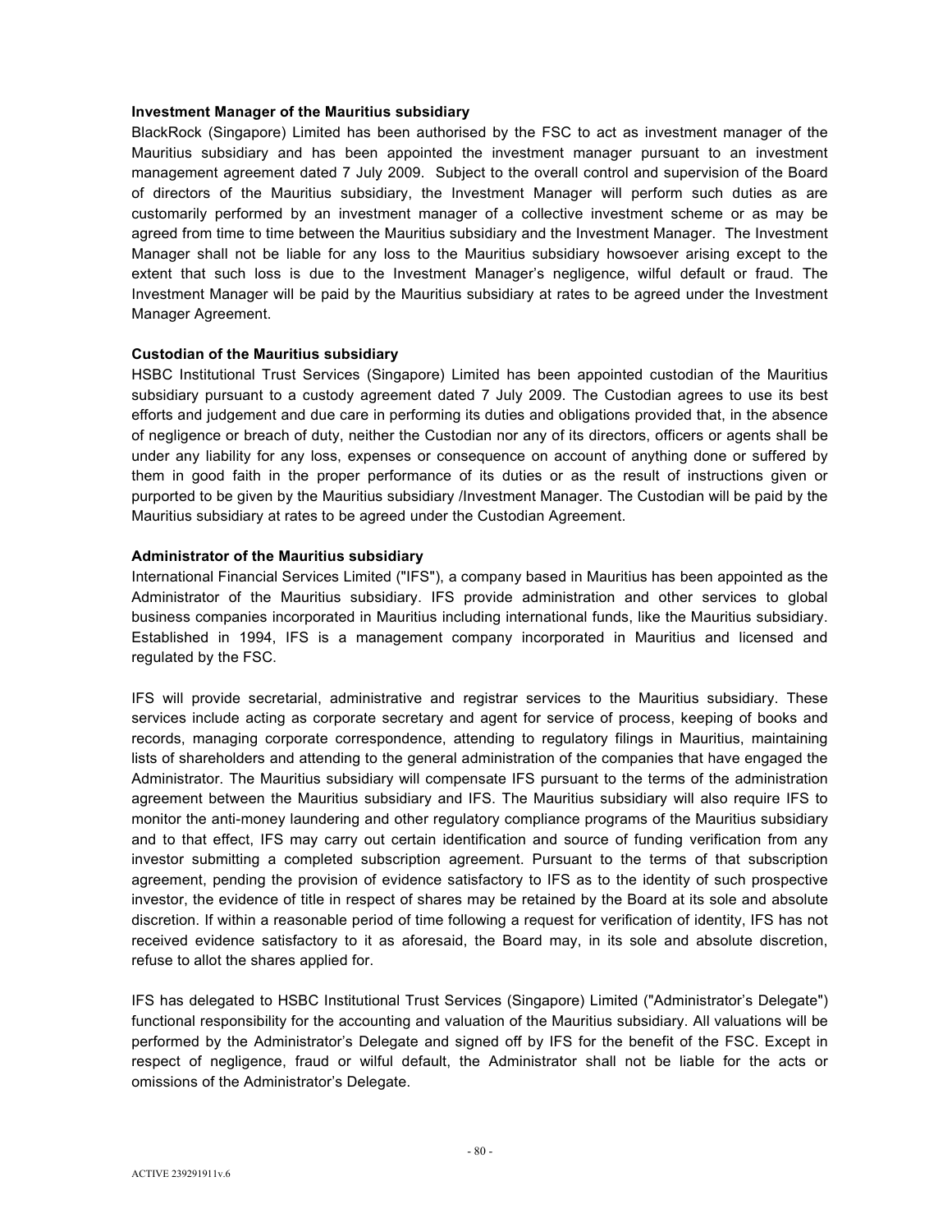**Investment Manager of the Mauritius subsidiary**

BlackRock (Singapore) Limited has been authorised by the FSC to act as investment manager of the Mauritius subsidiary and has been appointed the investment manager pursuant to an investment management agreement dated 7 July 2009. Subject to the overall control and supervision of the Board of directors of the Mauritius subsidiary, the Investment Manager will perform such duties as are customarily performed by an investment manager of a collective investment scheme or as may be agreed from time to time between the Mauritius subsidiary and the Investment Manager. The Investment Manager shall not be liable for any loss to the Mauritius subsidiary howsoever arising except to the extent that such loss is due to the Investment Manager's negligence, wilful default or fraud. The Investment Manager will be paid by the Mauritius subsidiary at rates to be agreed under the Investment Manager Agreement.

**Custodian of the Mauritius subsidiary**

HSBC Institutional Trust Services (Singapore) Limited has been appointed custodian of the Mauritius subsidiary pursuant to a custody agreement dated 7 July 2009. The Custodian agrees to use its best efforts and judgement and due care in performing its duties and obligations provided that, in the absence of negligence or breach of duty, neither the Custodian nor any of its directors, officers or agents shall be under any liability for any loss, expenses or consequence on account of anything done or suffered by them in good faith in the proper performance of its duties or as the result of instructions given or purported to be given by the Mauritius subsidiary /Investment Manager. The Custodian will be paid by the Mauritius subsidiary at rates to be agreed under the Custodian Agreement.

**Administrator of the Mauritius subsidiary**

International Financial Services Limited ("IFS"), a company based in Mauritius has been appointed as the Administrator of the Mauritius subsidiary. IFS provide administration and other services to global business companies incorporated in Mauritius including international funds, like the Mauritius subsidiary. Established in 1994, IFS is a management company incorporated in Mauritius and licensed and regulated by the FSC.

IFS will provide secretarial, administrative and registrar services to the Mauritius subsidiary. These services include acting as corporate secretary and agent for service of process, keeping of books and records, managing corporate correspondence, attending to regulatory filings in Mauritius, maintaining lists of shareholders and attending to the general administration of the companies that have engaged the Administrator. The Mauritius subsidiary will compensate IFS pursuant to the terms of the administration agreement between the Mauritius subsidiary and IFS. The Mauritius subsidiary will also require IFS to monitor the anti-money laundering and other regulatory compliance programs of the Mauritius subsidiary and to that effect, IFS may carry out certain identification and source of funding verification from any investor submitting a completed subscription agreement. Pursuant to the terms of that subscription agreement, pending the provision of evidence satisfactory to IFS as to the identity of such prospective investor, the evidence of title in respect of shares may be retained by the Board at its sole and absolute discretion. If within a reasonable period of time following a request for verification of identity, IFS has not received evidence satisfactory to it as aforesaid, the Board may, in its sole and absolute discretion, refuse to allot the shares applied for.

IFS has delegated to HSBC Institutional Trust Services (Singapore) Limited ("Administrator's Delegate") functional responsibility for the accounting and valuation of the Mauritius subsidiary. All valuations will be performed by the Administrator's Delegate and signed off by IFS for the benefit of the FSC. Except in respect of negligence, fraud or wilful default, the Administrator shall not be liable for the acts or omissions of the Administrator's Delegate.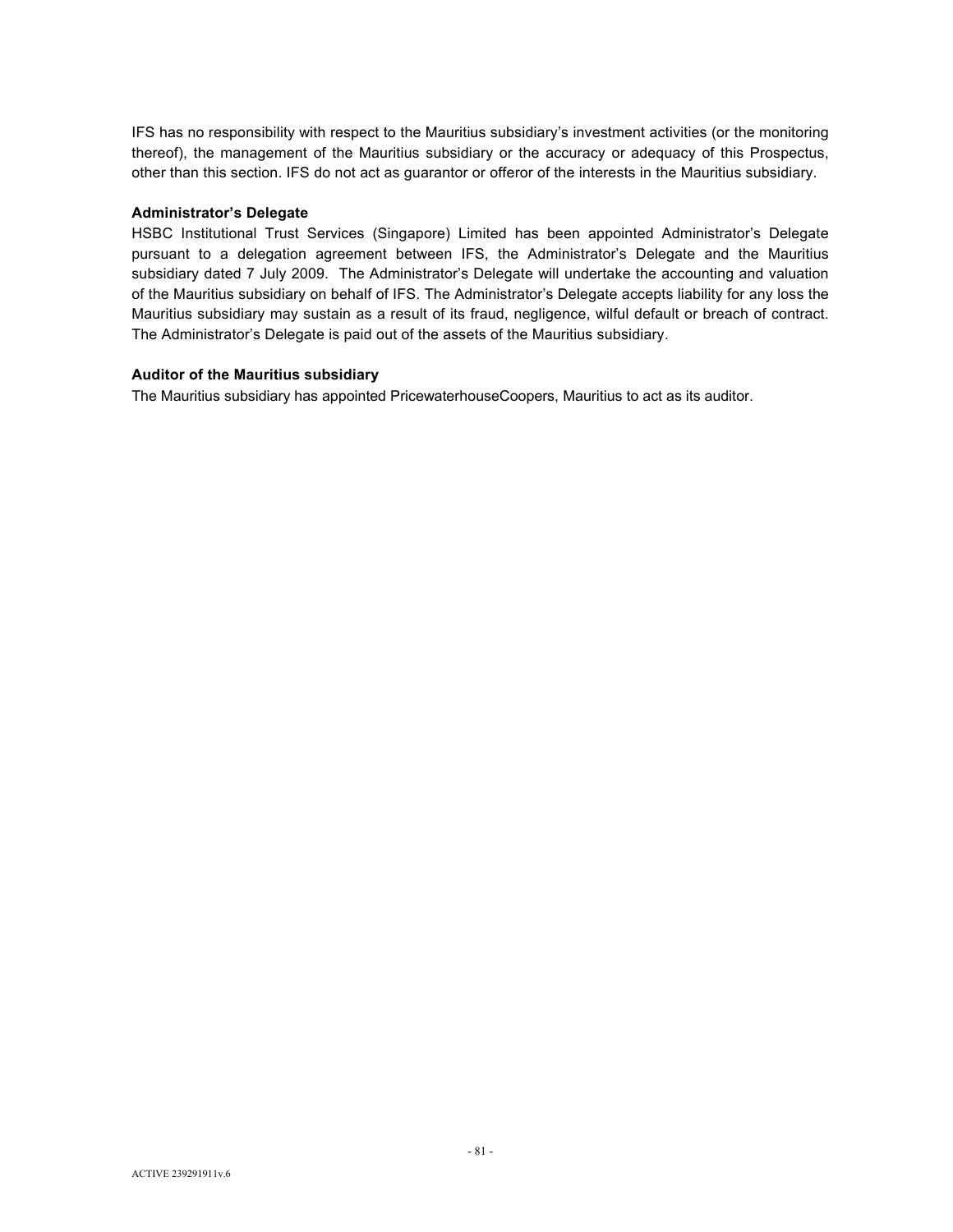IFS has no responsibility with respect to the Mauritius subsidiary's investment activities (or the monitoring thereof), the management of the Mauritius subsidiary or the accuracy or adequacy of this Prospectus, other than this section. IFS do not act as guarantor or offeror of the interests in the Mauritius subsidiary.

**Administrator's Delegate**

HSBC Institutional Trust Services (Singapore) Limited has been appointed Administrator's Delegate pursuant to a delegation agreement between IFS, the Administrator's Delegate and the Mauritius subsidiary dated 7 July 2009. The Administrator's Delegate will undertake the accounting and valuation of the Mauritius subsidiary on behalf of IFS. The Administrator's Delegate accepts liability for any loss the Mauritius subsidiary may sustain as a result of its fraud, negligence, wilful default or breach of contract. The Administrator's Delegate is paid out of the assets of the Mauritius subsidiary.

**Auditor of the Mauritius subsidiary**

The Mauritius subsidiary has appointed PricewaterhouseCoopers, Mauritius to act as its auditor.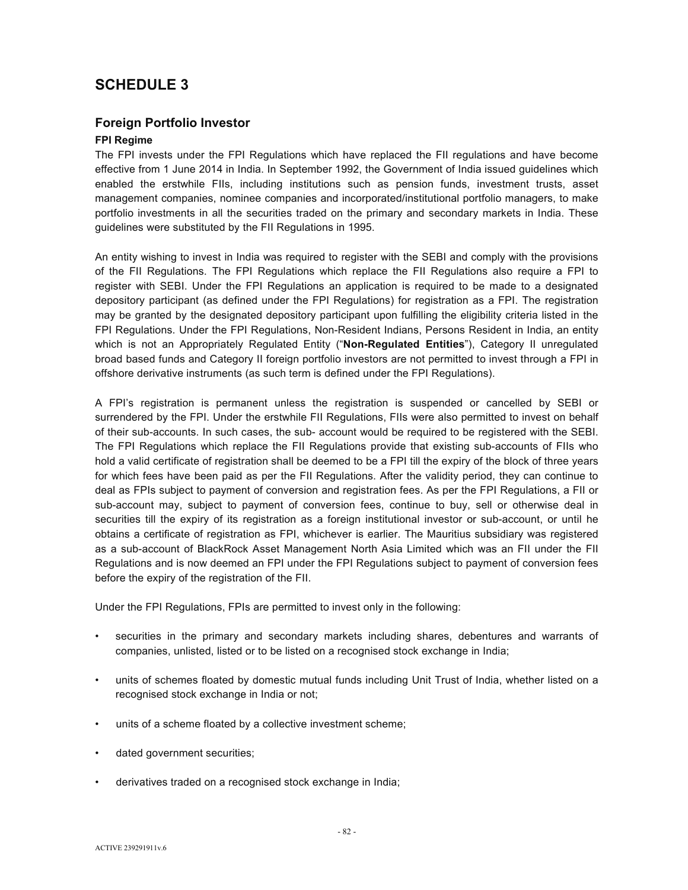# SCHEDULE 3

## Foreign Portfolio Investor

### FPI Regime

The FPI invests under the FPI Regulations which have replaced the FII regulations and have become effective from 1 June 2014 in India. In September 1992, the Government of India issued guidelines which enabled the erstwhile FIIs, including institutions such as pension funds, investment trusts, asset management companies, nominee companies and incorporated/institutional portfolio managers, to make portfolio investments in all the securities traded on the primary and secondary markets in India. These guidelines were substituted by the FII Regulations in 1995.

An entity wishing to invest in India was required to register with the SEBI and comply with the provisions of the FII Regulations. The FPI Regulations which replace the FII Regulations also require a FPI to register with SEBI. Under the FPI Regulations an application is required to be made to a designated depository participant (as defined under the FPI Regulations) for registration as a FPI. The registration may be granted by the designated depository participant upon fulfilling the eligibility criteria listed in the FPI Regulations. Under the FPI Regulations, Non-Resident Indians, Persons Resident in India, an entity which is not an Appropriately Regulated Entity ("**Non-Regulated Entities**"), Category II unregulated broad based funds and Category II foreign portfolio investors are not permitted to invest through a FPI in offshore derivative instruments (as such term is defined under the FPI Regulations).

A FPI's registration is permanent unless the registration is suspended or cancelled by SEBI or surrendered by the FPI. Under the erstwhile FII Regulations, FIIs were also permitted to invest on behalf of their sub-accounts. In such cases, the sub- account would be required to be registered with the SEBI. The FPI Regulations which replace the FII Regulations provide that existing sub-accounts of FIIs who hold a valid certificate of registration shall be deemed to be a FPI till the expiry of the block of three years for which fees have been paid as per the FII Regulations. After the validity period, they can continue to deal as FPIs subject to payment of conversion and registration fees. As per the FPI Regulations, a FII or sub-account may, subject to payment of conversion fees, continue to buy, sell or otherwise deal in securities till the expiry of its registration as a foreign institutional investor or sub-account, or until he obtains a certificate of registration as FPI, whichever is earlier. The Mauritius subsidiary was registered as a sub-account of BlackRock Asset Management North Asia Limited which was an FII under the FII Regulations and is now deemed an FPI under the FPI Regulations subject to payment of conversion fees before the expiry of the registration of the FII.

Under the FPI Regulations, FPIs are permitted to invest only in the following:

- securities in the primary and secondary markets including shares, debentures and warrants of companies, unlisted, listed or to be listed on a recognised stock exchange in India;
- units of schemes floated by domestic mutual funds including Unit Trust of India, whether listed on a recognised stock exchange in India or not;
- units of a scheme floated by a collective investment scheme;
- dated government securities;
- derivatives traded on a recognised stock exchange in India;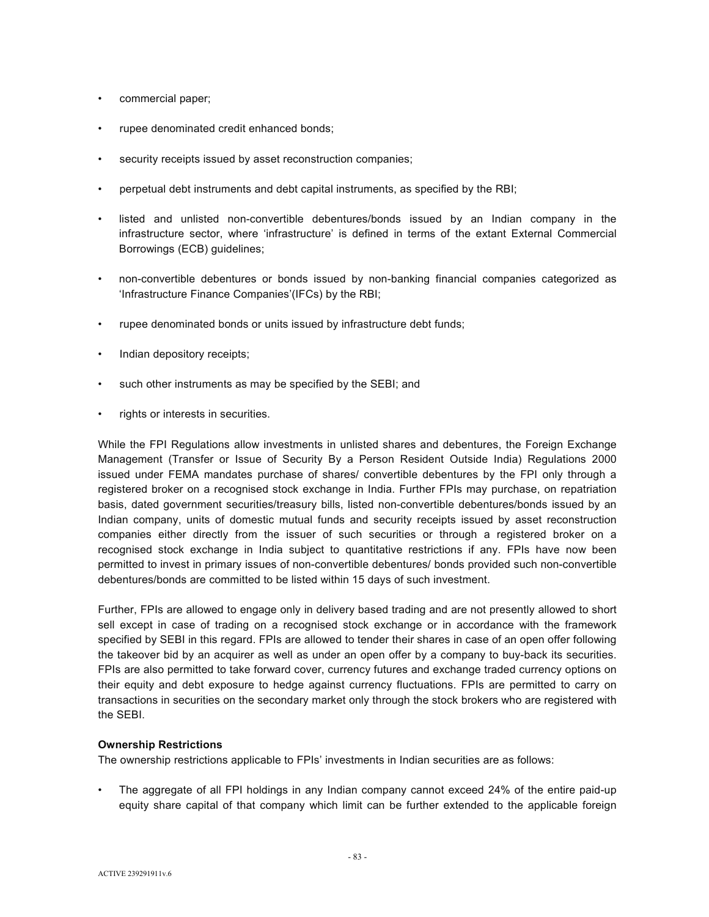- commercial paper;
- rupee denominated credit enhanced bonds;
- security receipts issued by asset reconstruction companies;
- perpetual debt instruments and debt capital instruments, as specified by the RBI;
- listed and unlisted non-convertible debentures/bonds issued by an Indian company in the infrastructure sector, where 'infrastructure' is defined in terms of the extant External Commercial Borrowings (ECB) guidelines;
- non-convertible debentures or bonds issued by non-banking financial companies categorized as 'Infrastructure Finance Companies'(IFCs) by the RBI;
- rupee denominated bonds or units issued by infrastructure debt funds;
- Indian depository receipts;
- such other instruments as may be specified by the SEBI; and
- rights or interests in securities.

While the FPI Regulations allow investments in unlisted shares and debentures, the Foreign Exchange Management (Transfer or Issue of Security By a Person Resident Outside India) Regulations 2000 issued under FEMA mandates purchase of shares/ convertible debentures by the FPI only through a registered broker on a recognised stock exchange in India. Further FPIs may purchase, on repatriation basis, dated government securities/treasury bills, listed non-convertible debentures/bonds issued by an Indian company, units of domestic mutual funds and security receipts issued by asset reconstruction companies either directly from the issuer of such securities or through a registered broker on a recognised stock exchange in India subject to quantitative restrictions if any. FPIs have now been permitted to invest in primary issues of non-convertible debentures/ bonds provided such non-convertible debentures/bonds are committed to be listed within 15 days of such investment.

Further, FPIs are allowed to engage only in delivery based trading and are not presently allowed to short sell except in case of trading on a recognised stock exchange or in accordance with the framework specified by SEBI in this regard. FPIs are allowed to tender their shares in case of an open offer following the takeover bid by an acquirer as well as under an open offer by a company to buy-back its securities. FPIs are also permitted to take forward cover, currency futures and exchange traded currency options on their equity and debt exposure to hedge against currency fluctuations. FPIs are permitted to carry on transactions in securities on the secondary market only through the stock brokers who are registered with the SEBI.

**Ownership Restrictions**

The ownership restrictions applicable to FPIs' investments in Indian securities are as follows:

- The aggregate of all FPI holdings in any Indian company cannot exceed 24% of the entire paid-up equity share capital of that company which limit can be further extended to the applicable foreign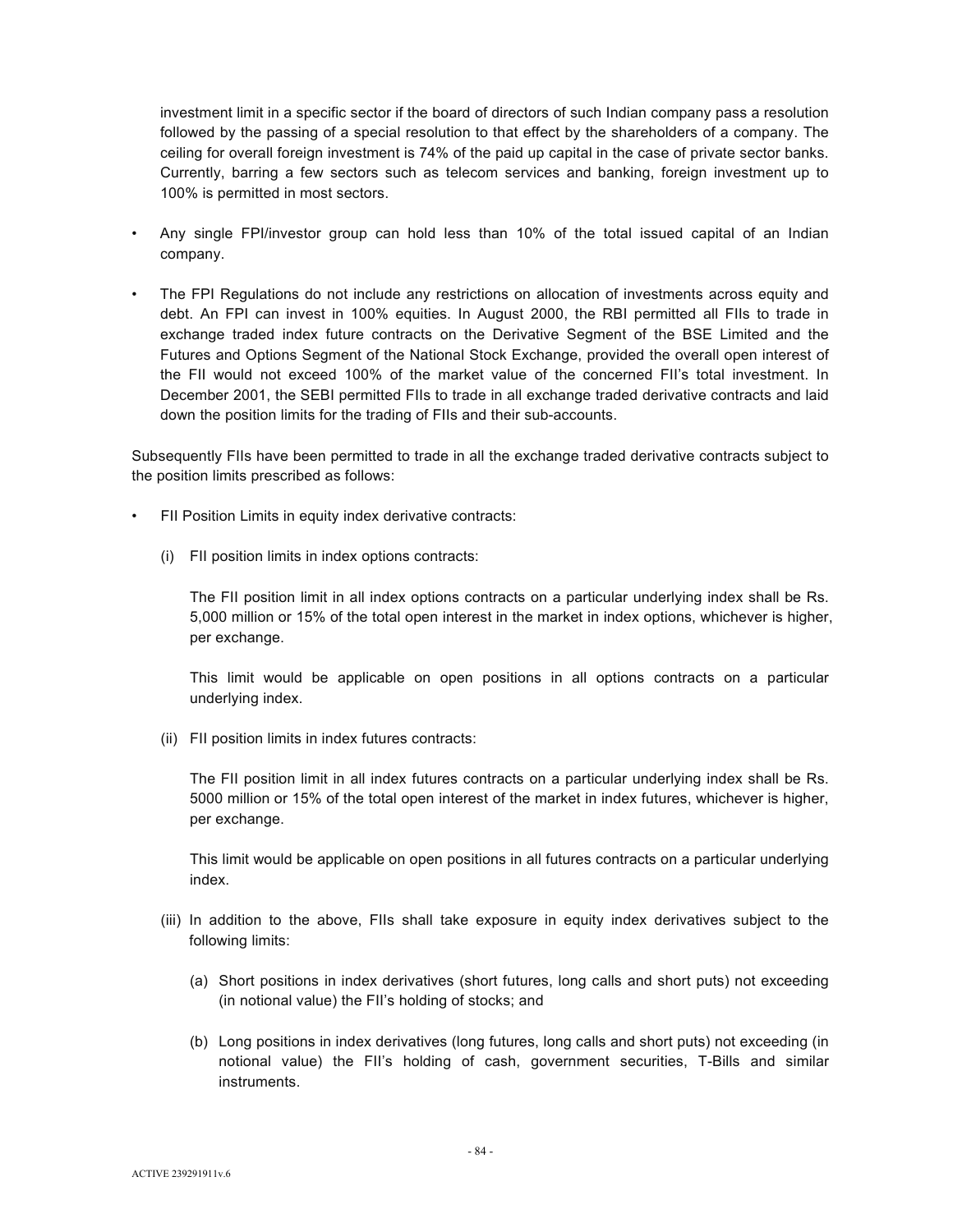investment limit in a specific sector if the board of directors of such Indian company pass a resolution followed by the passing of a special resolution to that effect by the shareholders of a company. The ceiling for overall foreign investment is 74% of the paid up capital in the case of private sector banks. Currently, barring a few sectors such as telecom services and banking, foreign investment up to 100% is permitted in most sectors.

- Any single FPI/investor group can hold less than 10% of the total issued capital of an Indian company.
- The FPI Regulations do not include any restrictions on allocation of investments across equity and debt. An FPI can invest in 100% equities. In August 2000, the RBI permitted all FIIs to trade in exchange traded index future contracts on the Derivative Segment of the BSE Limited and the Futures and Options Segment of the National Stock Exchange, provided the overall open interest of the FII would not exceed 100% of the market value of the concerned FII's total investment. In December 2001, the SEBI permitted FIIs to trade in all exchange traded derivative contracts and laid down the position limits for the trading of FIIs and their sub-accounts.

Subsequently FIIs have been permitted to trade in all the exchange traded derivative contracts subject to the position limits prescribed as follows:

- FII Position Limits in equity index derivative contracts:

  (i) FII position limits in index options contracts:

  The FII position limit in all index options contracts on a particular underlying index shall be Rs. 5,000 million or 15% of the total open interest in the market in index options, whichever is higher, per exchange.

  This limit would be applicable on open positions in all options contracts on a particular underlying index.

  (ii) FII position limits in index futures contracts:

  The FII position limit in all index futures contracts on a particular underlying index shall be Rs. 5000 million or 15% of the total open interest of the market in index futures, whichever is higher, per exchange.

  This limit would be applicable on open positions in all futures contracts on a particular underlying index.

  (iii) In addition to the above, FIIs shall take exposure in equity index derivatives subject to the following limits:

  (a) Short positions in index derivatives (short futures, long calls and short puts) not exceeding (in notional value) the FII's holding of stocks; and

  (b) Long positions in index derivatives (long futures, long calls and short puts) not exceeding (in notional value) the FII's holding of cash, government securities, T-Bills and similar instruments.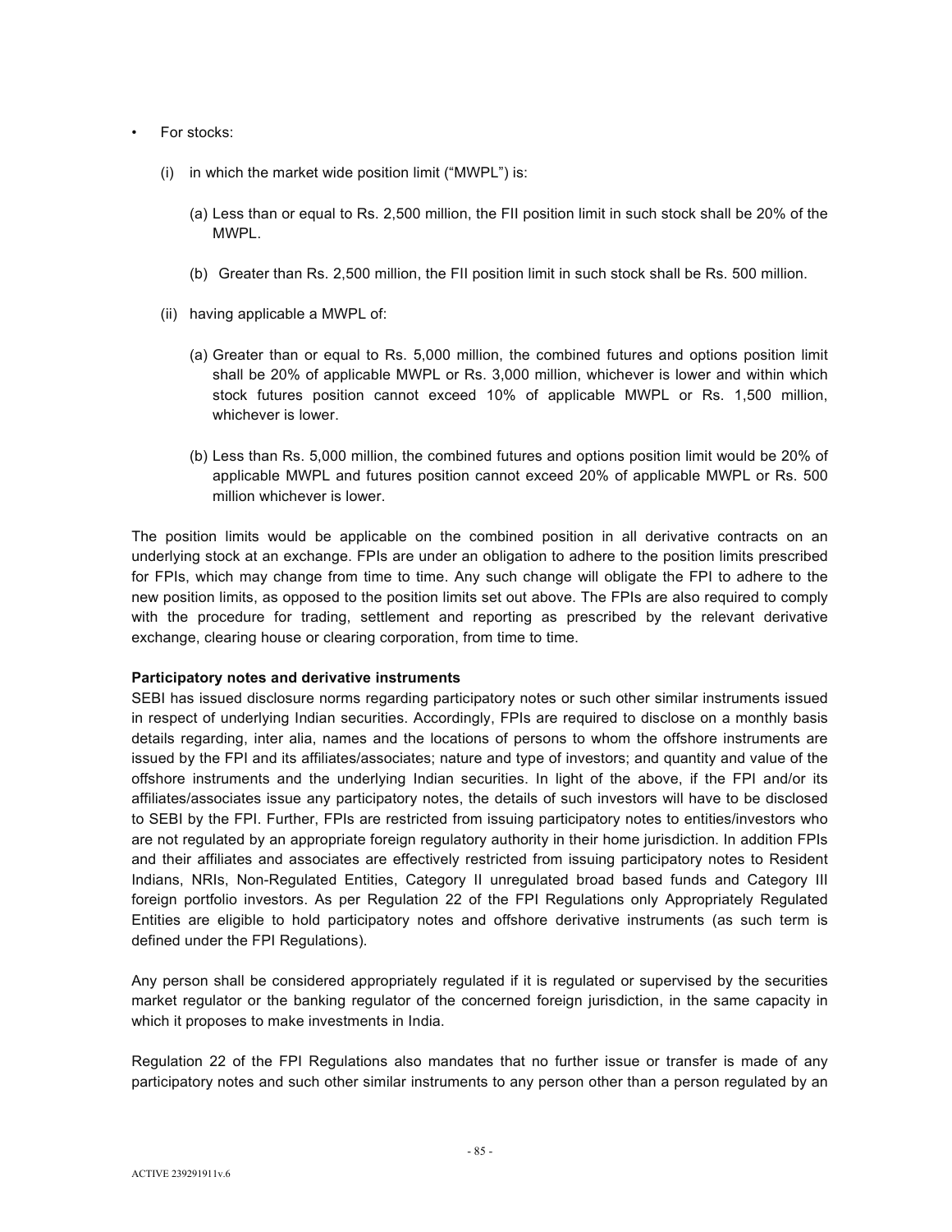- For stocks:

  (i) in which the market wide position limit ("MWPL") is:

  (a) Less than or equal to Rs. 2,500 million, the FII position limit in such stock shall be 20% of the MWPL.

  (b) Greater than Rs. 2,500 million, the FII position limit in such stock shall be Rs. 500 million.

  (ii) having applicable a MWPL of:

  (a) Greater than or equal to Rs. 5,000 million, the combined futures and options position limit shall be 20% of applicable MWPL or Rs. 3,000 million, whichever is lower and within which stock futures position cannot exceed 10% of applicable MWPL or Rs. 1,500 million, whichever is lower.

  (b) Less than Rs. 5,000 million, the combined futures and options position limit would be 20% of applicable MWPL and futures position cannot exceed 20% of applicable MWPL or Rs. 500 million whichever is lower.

The position limits would be applicable on the combined position in all derivative contracts on an underlying stock at an exchange. FPIs are under an obligation to adhere to the position limits prescribed for FPIs, which may change from time to time. Any such change will obligate the FPI to adhere to the new position limits, as opposed to the position limits set out above. The FPIs are also required to comply with the procedure for trading, settlement and reporting as prescribed by the relevant derivative exchange, clearing house or clearing corporation, from time to time.

**Participatory notes and derivative instruments**

SEBI has issued disclosure norms regarding participatory notes or such other similar instruments issued in respect of underlying Indian securities. Accordingly, FPIs are required to disclose on a monthly basis details regarding, inter alia, names and the locations of persons to whom the offshore instruments are issued by the FPI and its affiliates/associates; nature and type of investors; and quantity and value of the offshore instruments and the underlying Indian securities. In light of the above, if the FPI and/or its affiliates/associates issue any participatory notes, the details of such investors will have to be disclosed to SEBI by the FPI. Further, FPIs are restricted from issuing participatory notes to entities/investors who are not regulated by an appropriate foreign regulatory authority in their home jurisdiction. In addition FPIs and their affiliates and associates are effectively restricted from issuing participatory notes to Resident Indians, NRIs, Non-Regulated Entities, Category II unregulated broad based funds and Category III foreign portfolio investors. As per Regulation 22 of the FPI Regulations only Appropriately Regulated Entities are eligible to hold participatory notes and offshore derivative instruments (as such term is defined under the FPI Regulations).

Any person shall be considered appropriately regulated if it is regulated or supervised by the securities market regulator or the banking regulator of the concerned foreign jurisdiction, in the same capacity in which it proposes to make investments in India.

Regulation 22 of the FPI Regulations also mandates that no further issue or transfer is made of any participatory notes and such other similar instruments to any person other than a person regulated by an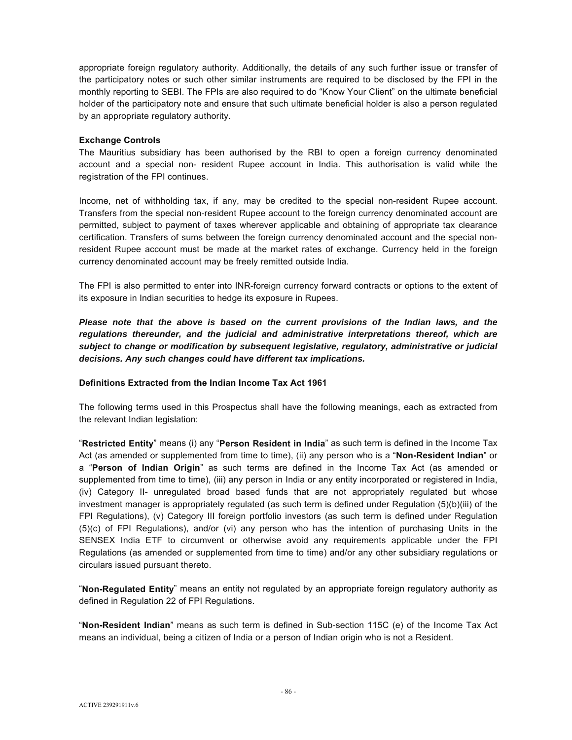appropriate foreign regulatory authority. Additionally, the details of any such further issue or transfer of the participatory notes or such other similar instruments are required to be disclosed by the FPI in the monthly reporting to SEBI. The FPIs are also required to do "Know Your Client" on the ultimate beneficial holder of the participatory note and ensure that such ultimate beneficial holder is also a person regulated by an appropriate regulatory authority.

**Exchange Controls**

The Mauritius subsidiary has been authorised by the RBI to open a foreign currency denominated account and a special non- resident Rupee account in India. This authorisation is valid while the registration of the FPI continues.

Income, net of withholding tax, if any, may be credited to the special non-resident Rupee account. Transfers from the special non-resident Rupee account to the foreign currency denominated account are permitted, subject to payment of taxes wherever applicable and obtaining of appropriate tax clearance certification. Transfers of sums between the foreign currency denominated account and the special non-resident Rupee account must be made at the market rates of exchange. Currency held in the foreign currency denominated account may be freely remitted outside India.

The FPI is also permitted to enter into INR-foreign currency forward contracts or options to the extent of its exposure in Indian securities to hedge its exposure in Rupees.

***Please note that the above is based on the current provisions of the Indian laws, and the regulations thereunder, and the judicial and administrative interpretations thereof, which are subject to change or modification by subsequent legislative, regulatory, administrative or judicial decisions. Any such changes could have different tax implications.***

**Definitions Extracted from the Indian Income Tax Act 1961**

The following terms used in this Prospectus shall have the following meanings, each as extracted from the relevant Indian legislation:

"**Restricted Entity**" means (i) any "**Person Resident in India**" as such term is defined in the Income Tax Act (as amended or supplemented from time to time), (ii) any person who is a "**Non-Resident Indian**" or a "**Person of Indian Origin**" as such terms are defined in the Income Tax Act (as amended or supplemented from time to time), (iii) any person in India or any entity incorporated or registered in India, (iv) Category II- unregulated broad based funds that are not appropriately regulated but whose investment manager is appropriately regulated (as such term is defined under Regulation (5)(b)(iii) of the FPI Regulations), (v) Category III foreign portfolio investors (as such term is defined under Regulation (5)(c) of FPI Regulations), and/or (vi) any person who has the intention of purchasing Units in the SENSEX India ETF to circumvent or otherwise avoid any requirements applicable under the FPI Regulations (as amended or supplemented from time to time) and/or any other subsidiary regulations or circulars issued pursuant thereto.

"**Non-Regulated Entity**" means an entity not regulated by an appropriate foreign regulatory authority as defined in Regulation 22 of FPI Regulations.

"**Non-Resident Indian**" means as such term is defined in Sub-section 115C (e) of the Income Tax Act means an individual, being a citizen of India or a person of Indian origin who is not a Resident.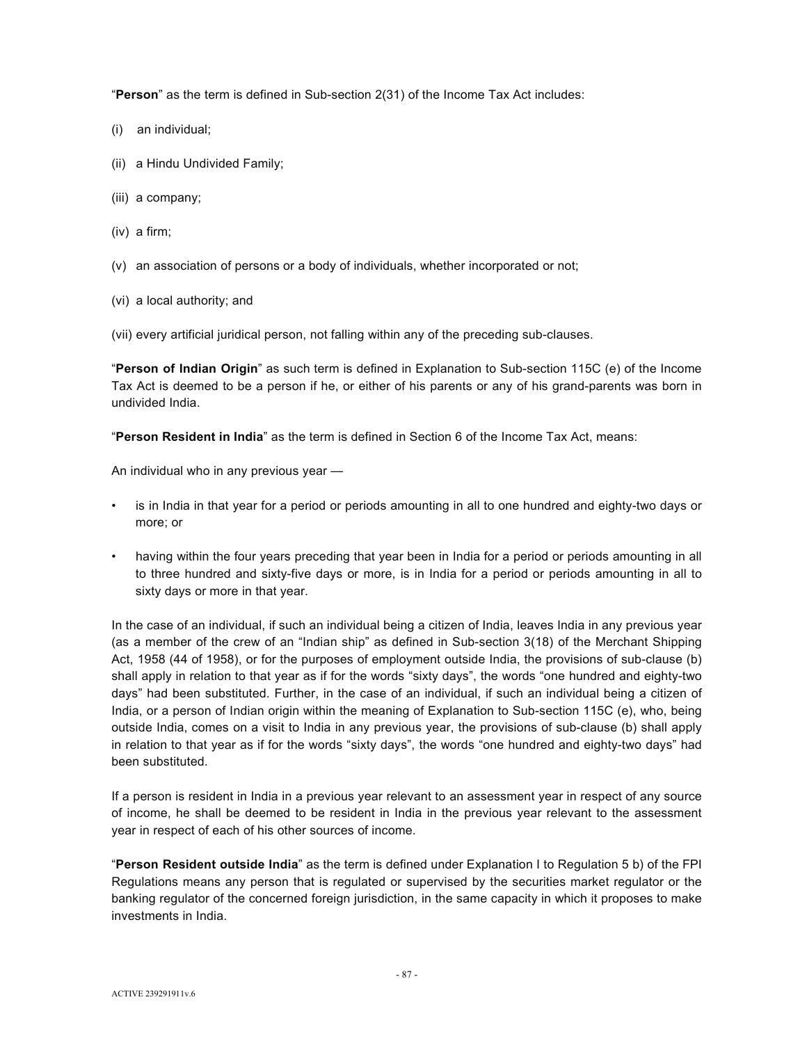"**Person**" as the term is defined in Sub-section 2(31) of the Income Tax Act includes:

(i) an individual;

(ii) a Hindu Undivided Family;

(iii) a company;

(iv) a firm;

(v) an association of persons or a body of individuals, whether incorporated or not;

(vi) a local authority; and

(vii) every artificial juridical person, not falling within any of the preceding sub-clauses.

"**Person of Indian Origin**" as such term is defined in Explanation to Sub-section 115C (e) of the Income Tax Act is deemed to be a person if he, or either of his parents or any of his grand-parents was born in undivided India.

"**Person Resident in India**" as the term is defined in Section 6 of the Income Tax Act, means:

An individual who in any previous year —

- is in India in that year for a period or periods amounting in all to one hundred and eighty-two days or more; or
- having within the four years preceding that year been in India for a period or periods amounting in all to three hundred and sixty-five days or more, is in India for a period or periods amounting in all to sixty days or more in that year.

In the case of an individual, if such an individual being a citizen of India, leaves India in any previous year (as a member of the crew of an "Indian ship" as defined in Sub-section 3(18) of the Merchant Shipping Act, 1958 (44 of 1958), or for the purposes of employment outside India, the provisions of sub-clause (b) shall apply in relation to that year as if for the words "sixty days", the words "one hundred and eighty-two days" had been substituted. Further, in the case of an individual, if such an individual being a citizen of India, or a person of Indian origin within the meaning of Explanation to Sub-section 115C (e), who, being outside India, comes on a visit to India in any previous year, the provisions of sub-clause (b) shall apply in relation to that year as if for the words "sixty days", the words "one hundred and eighty-two days" had been substituted.

If a person is resident in India in a previous year relevant to an assessment year in respect of any source of income, he shall be deemed to be resident in India in the previous year relevant to the assessment year in respect of each of his other sources of income.

"**Person Resident outside India**" as the term is defined under Explanation I to Regulation 5 b) of the FPI Regulations means any person that is regulated or supervised by the securities market regulator or the banking regulator of the concerned foreign jurisdiction, in the same capacity in which it proposes to make investments in India.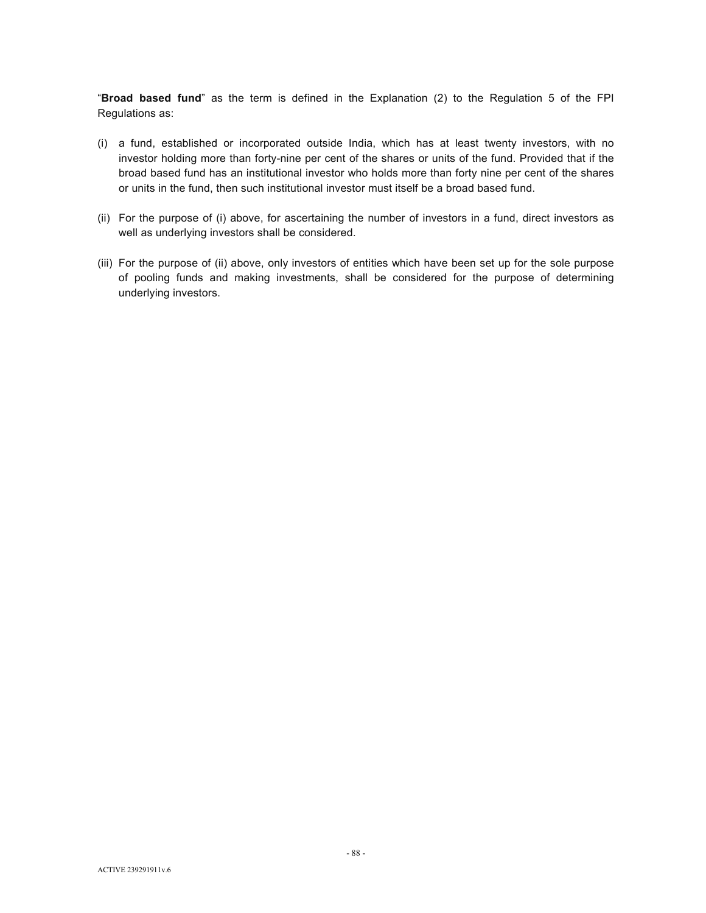"**Broad based fund**" as the term is defined in the Explanation (2) to the Regulation 5 of the FPI Regulations as:

(i) a fund, established or incorporated outside India, which has at least twenty investors, with no investor holding more than forty-nine per cent of the shares or units of the fund. Provided that if the broad based fund has an institutional investor who holds more than forty nine per cent of the shares or units in the fund, then such institutional investor must itself be a broad based fund.

(ii) For the purpose of (i) above, for ascertaining the number of investors in a fund, direct investors as well as underlying investors shall be considered.

(iii) For the purpose of (ii) above, only investors of entities which have been set up for the sole purpose of pooling funds and making investments, shall be considered for the purpose of determining underlying investors.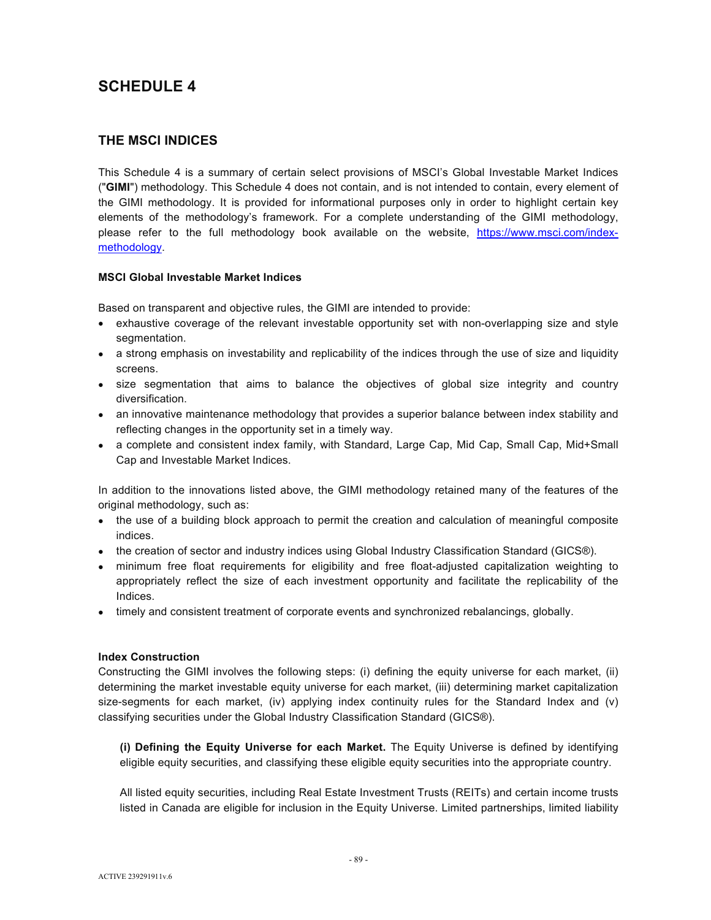# SCHEDULE 4

## THE MSCI INDICES

This Schedule 4 is a summary of certain select provisions of MSCI's Global Investable Market Indices ("**GIMI**") methodology. This Schedule 4 does not contain, and is not intended to contain, every element of the GIMI methodology. It is provided for informational purposes only in order to highlight certain key elements of the methodology's framework. For a complete understanding of the GIMI methodology, please refer to the full methodology book available on the website, https://www.msci.com/index-methodology.

**MSCI Global Investable Market Indices**

Based on transparent and objective rules, the GIMI are intended to provide:

- exhaustive coverage of the relevant investable opportunity set with non-overlapping size and style segmentation.
- a strong emphasis on investability and replicability of the indices through the use of size and liquidity screens.
- size segmentation that aims to balance the objectives of global size integrity and country diversification.
- an innovative maintenance methodology that provides a superior balance between index stability and reflecting changes in the opportunity set in a timely way.
- a complete and consistent index family, with Standard, Large Cap, Mid Cap, Small Cap, Mid+Small Cap and Investable Market Indices.

In addition to the innovations listed above, the GIMI methodology retained many of the features of the original methodology, such as:

- the use of a building block approach to permit the creation and calculation of meaningful composite indices.
- the creation of sector and industry indices using Global Industry Classification Standard (GICS®).
- minimum free float requirements for eligibility and free float-adjusted capitalization weighting to appropriately reflect the size of each investment opportunity and facilitate the replicability of the Indices.
- timely and consistent treatment of corporate events and synchronized rebalancings, globally.

**Index Construction**

Constructing the GIMI involves the following steps: (i) defining the equity universe for each market, (ii) determining the market investable equity universe for each market, (iii) determining market capitalization size-segments for each market, (iv) applying index continuity rules for the Standard Index and (v) classifying securities under the Global Industry Classification Standard (GICS®).

**(i) Defining the Equity Universe for each Market.** The Equity Universe is defined by identifying eligible equity securities, and classifying these eligible equity securities into the appropriate country.

All listed equity securities, including Real Estate Investment Trusts (REITs) and certain income trusts listed in Canada are eligible for inclusion in the Equity Universe. Limited partnerships, limited liability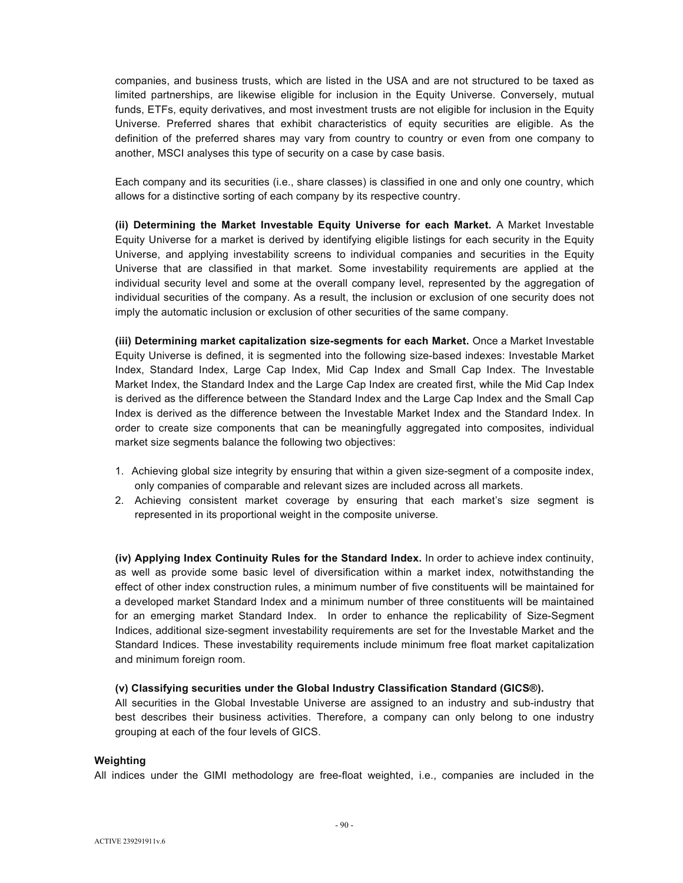companies, and business trusts, which are listed in the USA and are not structured to be taxed as limited partnerships, are likewise eligible for inclusion in the Equity Universe. Conversely, mutual funds, ETFs, equity derivatives, and most investment trusts are not eligible for inclusion in the Equity Universe. Preferred shares that exhibit characteristics of equity securities are eligible. As the definition of the preferred shares may vary from country to country or even from one company to another, MSCI analyses this type of security on a case by case basis.

Each company and its securities (i.e., share classes) is classified in one and only one country, which allows for a distinctive sorting of each company by its respective country.

**(ii) Determining the Market Investable Equity Universe for each Market.** A Market Investable Equity Universe for a market is derived by identifying eligible listings for each security in the Equity Universe, and applying investability screens to individual companies and securities in the Equity Universe that are classified in that market. Some investability requirements are applied at the individual security level and some at the overall company level, represented by the aggregation of individual securities of the company. As a result, the inclusion or exclusion of one security does not imply the automatic inclusion or exclusion of other securities of the same company.

**(iii) Determining market capitalization size-segments for each Market.** Once a Market Investable Equity Universe is defined, it is segmented into the following size-based indexes: Investable Market Index, Standard Index, Large Cap Index, Mid Cap Index and Small Cap Index. The Investable Market Index, the Standard Index and the Large Cap Index are created first, while the Mid Cap Index is derived as the difference between the Standard Index and the Large Cap Index and the Small Cap Index is derived as the difference between the Investable Market Index and the Standard Index. In order to create size components that can be meaningfully aggregated into composites, individual market size segments balance the following two objectives:

1. Achieving global size integrity by ensuring that within a given size-segment of a composite index, only companies of comparable and relevant sizes are included across all markets.
2. Achieving consistent market coverage by ensuring that each market's size segment is represented in its proportional weight in the composite universe.

**(iv) Applying Index Continuity Rules for the Standard Index.** In order to achieve index continuity, as well as provide some basic level of diversification within a market index, notwithstanding the effect of other index construction rules, a minimum number of five constituents will be maintained for a developed market Standard Index and a minimum number of three constituents will be maintained for an emerging market Standard Index. In order to enhance the replicability of Size-Segment Indices, additional size-segment investability requirements are set for the Investable Market and the Standard Indices. These investability requirements include minimum free float market capitalization and minimum foreign room.

**(v) Classifying securities under the Global Industry Classification Standard (GICS®).**
All securities in the Global Investable Universe are assigned to an industry and sub-industry that best describes their business activities. Therefore, a company can only belong to one industry grouping at each of the four levels of GICS.

**Weighting**

All indices under the GIMI methodology are free-float weighted, i.e., companies are included in the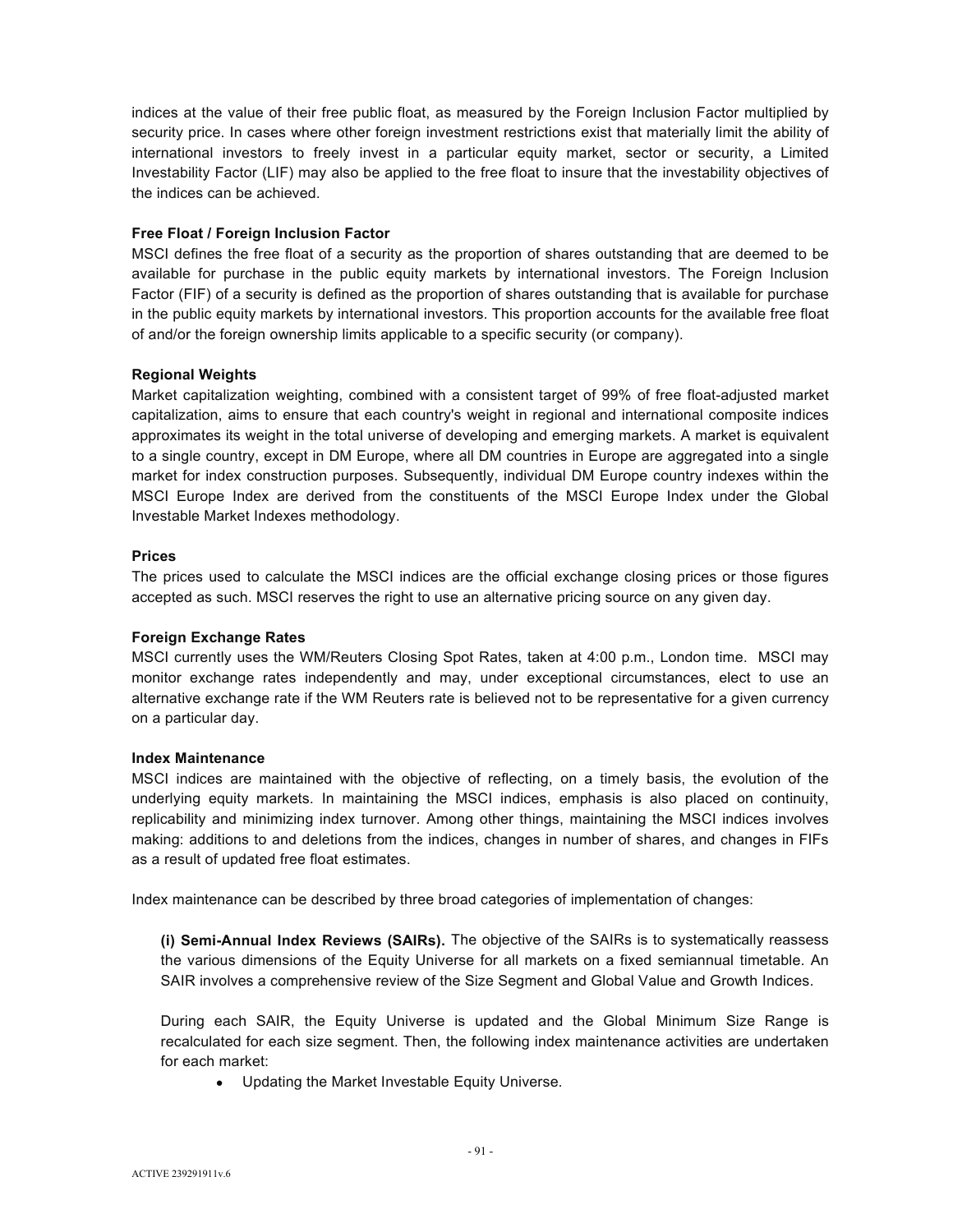indices at the value of their free public float, as measured by the Foreign Inclusion Factor multiplied by security price. In cases where other foreign investment restrictions exist that materially limit the ability of international investors to freely invest in a particular equity market, sector or security, a Limited Investability Factor (LIF) may also be applied to the free float to insure that the investability objectives of the indices can be achieved.

**Free Float / Foreign Inclusion Factor**

MSCI defines the free float of a security as the proportion of shares outstanding that are deemed to be available for purchase in the public equity markets by international investors. The Foreign Inclusion Factor (FIF) of a security is defined as the proportion of shares outstanding that is available for purchase in the public equity markets by international investors. This proportion accounts for the available free float of and/or the foreign ownership limits applicable to a specific security (or company).

**Regional Weights**

Market capitalization weighting, combined with a consistent target of 99% of free float-adjusted market capitalization, aims to ensure that each country's weight in regional and international composite indices approximates its weight in the total universe of developing and emerging markets. A market is equivalent to a single country, except in DM Europe, where all DM countries in Europe are aggregated into a single market for index construction purposes. Subsequently, individual DM Europe country indexes within the MSCI Europe Index are derived from the constituents of the MSCI Europe Index under the Global Investable Market Indexes methodology.

**Prices**

The prices used to calculate the MSCI indices are the official exchange closing prices or those figures accepted as such. MSCI reserves the right to use an alternative pricing source on any given day.

**Foreign Exchange Rates**

MSCI currently uses the WM/Reuters Closing Spot Rates, taken at 4:00 p.m., London time. MSCI may monitor exchange rates independently and may, under exceptional circumstances, elect to use an alternative exchange rate if the WM Reuters rate is believed not to be representative for a given currency on a particular day.

**Index Maintenance**

MSCI indices are maintained with the objective of reflecting, on a timely basis, the evolution of the underlying equity markets. In maintaining the MSCI indices, emphasis is also placed on continuity, replicability and minimizing index turnover. Among other things, maintaining the MSCI indices involves making: additions to and deletions from the indices, changes in number of shares, and changes in FIFs as a result of updated free float estimates.

Index maintenance can be described by three broad categories of implementation of changes:

**(i) Semi-Annual Index Reviews (SAIRs).** The objective of the SAIRs is to systematically reassess the various dimensions of the Equity Universe for all markets on a fixed semiannual timetable. An SAIR involves a comprehensive review of the Size Segment and Global Value and Growth Indices.

During each SAIR, the Equity Universe is updated and the Global Minimum Size Range is recalculated for each size segment. Then, the following index maintenance activities are undertaken for each market:

- Updating the Market Investable Equity Universe.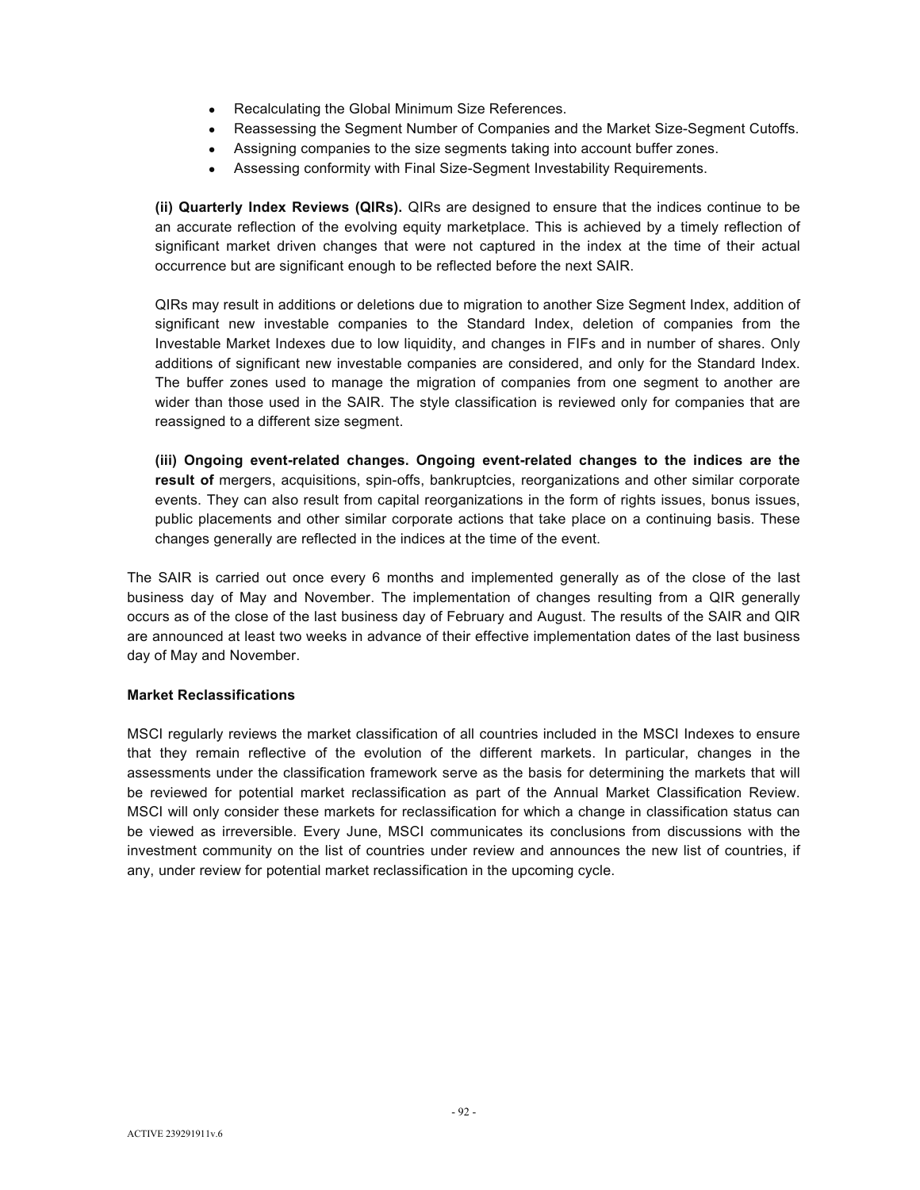- Recalculating the Global Minimum Size References.
- Reassessing the Segment Number of Companies and the Market Size-Segment Cutoffs.
- Assigning companies to the size segments taking into account buffer zones.
- Assessing conformity with Final Size-Segment Investability Requirements.

**(ii) Quarterly Index Reviews (QIRs).** QIRs are designed to ensure that the indices continue to be an accurate reflection of the evolving equity marketplace. This is achieved by a timely reflection of significant market driven changes that were not captured in the index at the time of their actual occurrence but are significant enough to be reflected before the next SAIR.

QIRs may result in additions or deletions due to migration to another Size Segment Index, addition of significant new investable companies to the Standard Index, deletion of companies from the Investable Market Indexes due to low liquidity, and changes in FIFs and in number of shares. Only additions of significant new investable companies are considered, and only for the Standard Index. The buffer zones used to manage the migration of companies from one segment to another are wider than those used in the SAIR. The style classification is reviewed only for companies that are reassigned to a different size segment.

**(iii) Ongoing event-related changes. Ongoing event-related changes to the indices are the result of** mergers, acquisitions, spin-offs, bankruptcies, reorganizations and other similar corporate events. They can also result from capital reorganizations in the form of rights issues, bonus issues, public placements and other similar corporate actions that take place on a continuing basis. These changes generally are reflected in the indices at the time of the event.

The SAIR is carried out once every 6 months and implemented generally as of the close of the last business day of May and November. The implementation of changes resulting from a QIR generally occurs as of the close of the last business day of February and August. The results of the SAIR and QIR are announced at least two weeks in advance of their effective implementation dates of the last business day of May and November.

**Market Reclassifications**

MSCI regularly reviews the market classification of all countries included in the MSCI Indexes to ensure that they remain reflective of the evolution of the different markets. In particular, changes in the assessments under the classification framework serve as the basis for determining the markets that will be reviewed for potential market reclassification as part of the Annual Market Classification Review. MSCI will only consider these markets for reclassification for which a change in classification status can be viewed as irreversible. Every June, MSCI communicates its conclusions from discussions with the investment community on the list of countries under review and announces the new list of countries, if any, under review for potential market reclassification in the upcoming cycle.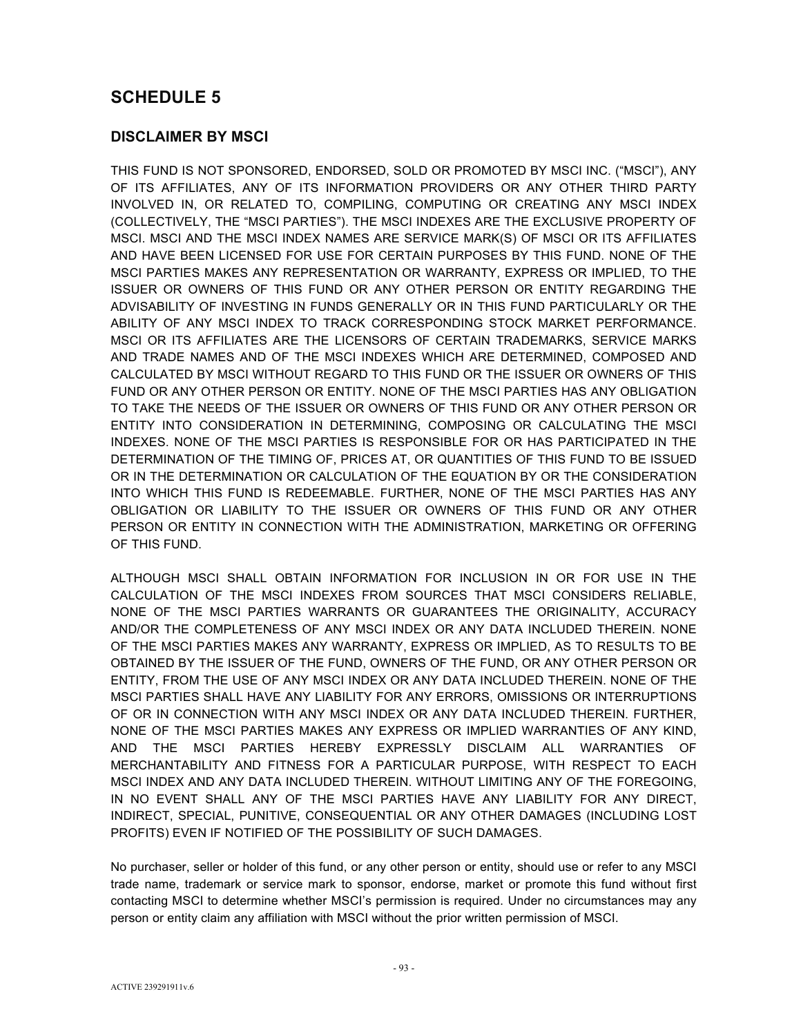## SCHEDULE 5

### DISCLAIMER BY MSCI

THIS FUND IS NOT SPONSORED, ENDORSED, SOLD OR PROMOTED BY MSCI INC. ("MSCI"), ANY OF ITS AFFILIATES, ANY OF ITS INFORMATION PROVIDERS OR ANY OTHER THIRD PARTY INVOLVED IN, OR RELATED TO, COMPILING, COMPUTING OR CREATING ANY MSCI INDEX (COLLECTIVELY, THE "MSCI PARTIES"). THE MSCI INDEXES ARE THE EXCLUSIVE PROPERTY OF MSCI. MSCI AND THE MSCI INDEX NAMES ARE SERVICE MARK(S) OF MSCI OR ITS AFFILIATES AND HAVE BEEN LICENSED FOR USE FOR CERTAIN PURPOSES BY THIS FUND. NONE OF THE MSCI PARTIES MAKES ANY REPRESENTATION OR WARRANTY, EXPRESS OR IMPLIED, TO THE ISSUER OR OWNERS OF THIS FUND OR ANY OTHER PERSON OR ENTITY REGARDING THE ADVISABILITY OF INVESTING IN FUNDS GENERALLY OR IN THIS FUND PARTICULARLY OR THE ABILITY OF ANY MSCI INDEX TO TRACK CORRESPONDING STOCK MARKET PERFORMANCE. MSCI OR ITS AFFILIATES ARE THE LICENSORS OF CERTAIN TRADEMARKS, SERVICE MARKS AND TRADE NAMES AND OF THE MSCI INDEXES WHICH ARE DETERMINED, COMPOSED AND CALCULATED BY MSCI WITHOUT REGARD TO THIS FUND OR THE ISSUER OR OWNERS OF THIS FUND OR ANY OTHER PERSON OR ENTITY. NONE OF THE MSCI PARTIES HAS ANY OBLIGATION TO TAKE THE NEEDS OF THE ISSUER OR OWNERS OF THIS FUND OR ANY OTHER PERSON OR ENTITY INTO CONSIDERATION IN DETERMINING, COMPOSING OR CALCULATING THE MSCI INDEXES. NONE OF THE MSCI PARTIES IS RESPONSIBLE FOR OR HAS PARTICIPATED IN THE DETERMINATION OF THE TIMING OF, PRICES AT, OR QUANTITIES OF THIS FUND TO BE ISSUED OR IN THE DETERMINATION OR CALCULATION OF THE EQUATION BY OR THE CONSIDERATION INTO WHICH THIS FUND IS REDEEMABLE. FURTHER, NONE OF THE MSCI PARTIES HAS ANY OBLIGATION OR LIABILITY TO THE ISSUER OR OWNERS OF THIS FUND OR ANY OTHER PERSON OR ENTITY IN CONNECTION WITH THE ADMINISTRATION, MARKETING OR OFFERING OF THIS FUND.

ALTHOUGH MSCI SHALL OBTAIN INFORMATION FOR INCLUSION IN OR FOR USE IN THE CALCULATION OF THE MSCI INDEXES FROM SOURCES THAT MSCI CONSIDERS RELIABLE, NONE OF THE MSCI PARTIES WARRANTS OR GUARANTEES THE ORIGINALITY, ACCURACY AND/OR THE COMPLETENESS OF ANY MSCI INDEX OR ANY DATA INCLUDED THEREIN. NONE OF THE MSCI PARTIES MAKES ANY WARRANTY, EXPRESS OR IMPLIED, AS TO RESULTS TO BE OBTAINED BY THE ISSUER OF THE FUND, OWNERS OF THE FUND, OR ANY OTHER PERSON OR ENTITY, FROM THE USE OF ANY MSCI INDEX OR ANY DATA INCLUDED THEREIN. NONE OF THE MSCI PARTIES SHALL HAVE ANY LIABILITY FOR ANY ERRORS, OMISSIONS OR INTERRUPTIONS OF OR IN CONNECTION WITH ANY MSCI INDEX OR ANY DATA INCLUDED THEREIN. FURTHER, NONE OF THE MSCI PARTIES MAKES ANY EXPRESS OR IMPLIED WARRANTIES OF ANY KIND, AND THE MSCI PARTIES HEREBY EXPRESSLY DISCLAIM ALL WARRANTIES OF MERCHANTABILITY AND FITNESS FOR A PARTICULAR PURPOSE, WITH RESPECT TO EACH MSCI INDEX AND ANY DATA INCLUDED THEREIN. WITHOUT LIMITING ANY OF THE FOREGOING, IN NO EVENT SHALL ANY OF THE MSCI PARTIES HAVE ANY LIABILITY FOR ANY DIRECT, INDIRECT, SPECIAL, PUNITIVE, CONSEQUENTIAL OR ANY OTHER DAMAGES (INCLUDING LOST PROFITS) EVEN IF NOTIFIED OF THE POSSIBILITY OF SUCH DAMAGES.

No purchaser, seller or holder of this fund, or any other person or entity, should use or refer to any MSCI trade name, trademark or service mark to sponsor, endorse, market or promote this fund without first contacting MSCI to determine whether MSCI's permission is required. Under no circumstances may any person or entity claim any affiliation with MSCI without the prior written permission of MSCI.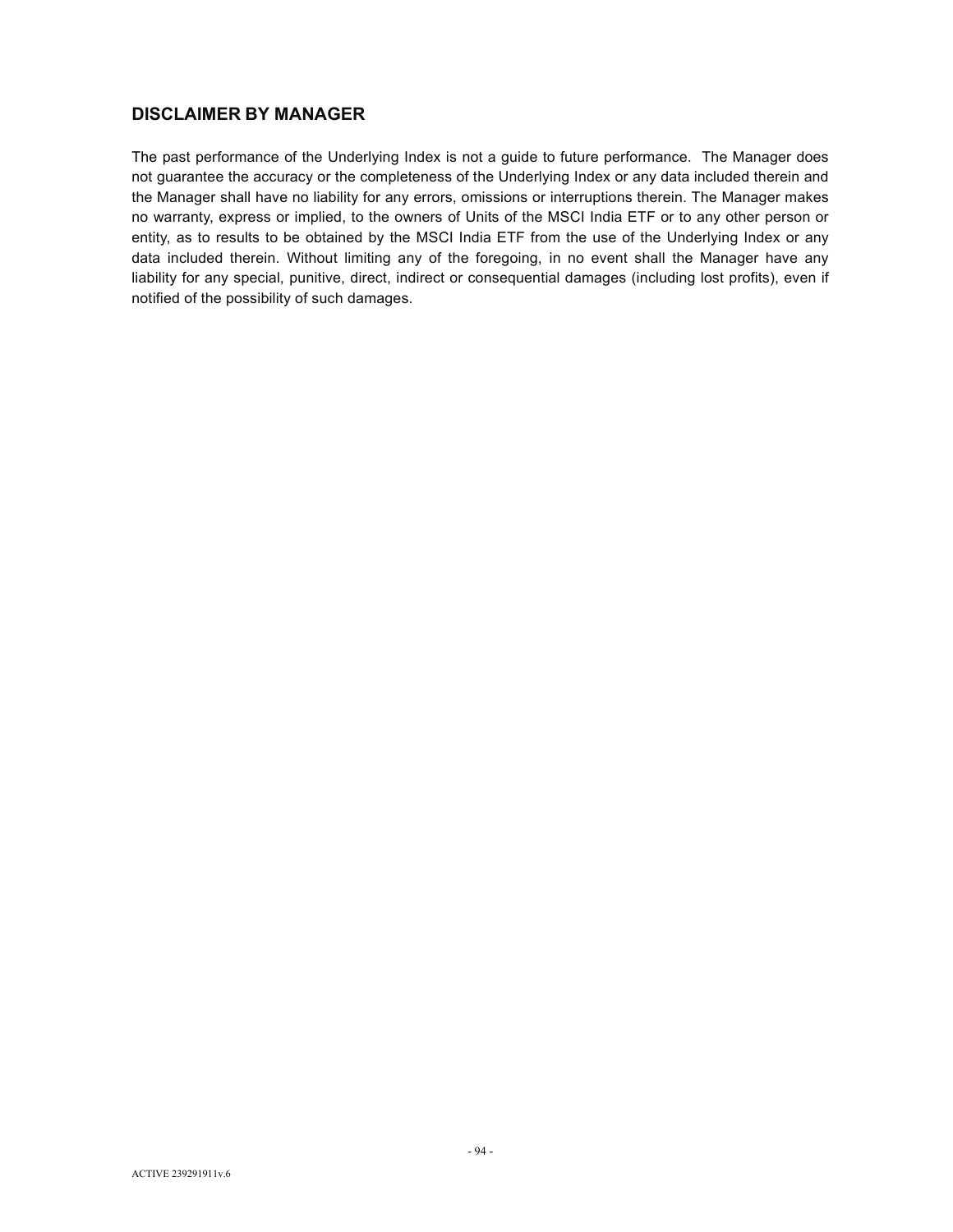## DISCLAIMER BY MANAGER

The past performance of the Underlying Index is not a guide to future performance. The Manager does not guarantee the accuracy or the completeness of the Underlying Index or any data included therein and the Manager shall have no liability for any errors, omissions or interruptions therein. The Manager makes no warranty, express or implied, to the owners of Units of the MSCI India ETF or to any other person or entity, as to results to be obtained by the MSCI India ETF from the use of the Underlying Index or any data included therein. Without limiting any of the foregoing, in no event shall the Manager have any liability for any special, punitive, direct, indirect or consequential damages (including lost profits), even if notified of the possibility of such damages.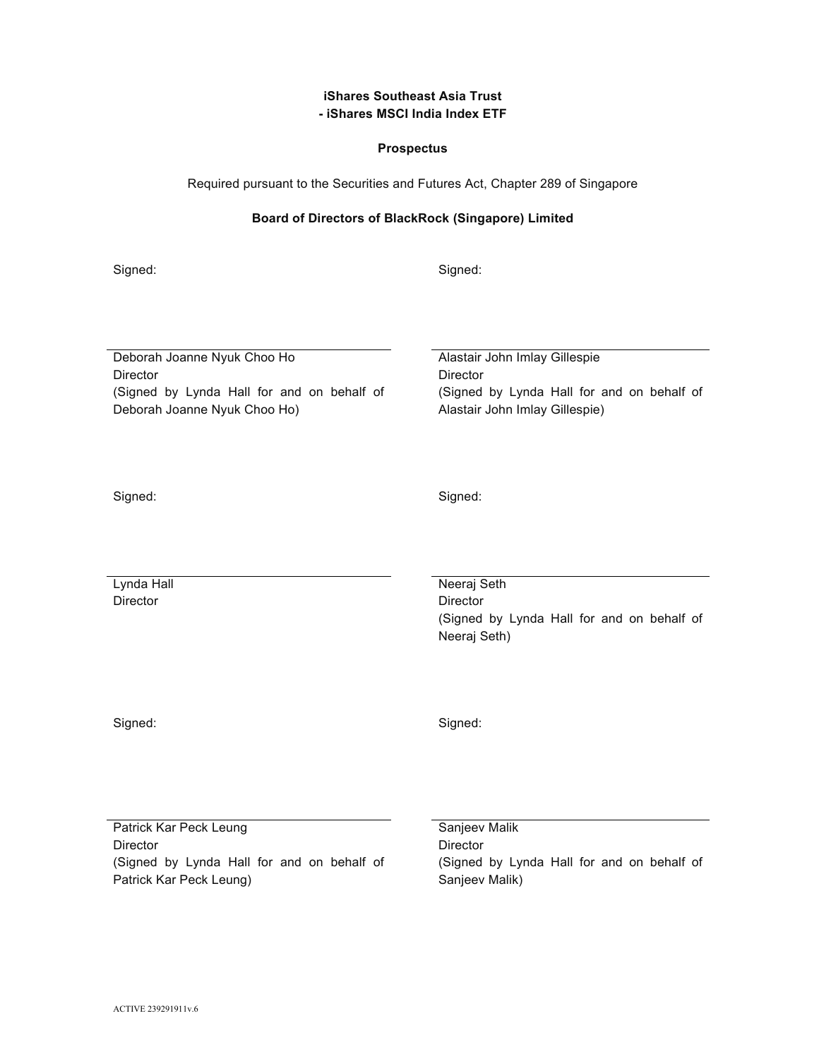**iShares Southeast Asia Trust**
**- iShares MSCI India Index ETF**

**Prospectus**

Required pursuant to the Securities and Futures Act, Chapter 289 of Singapore

**Board of Directors of BlackRock (Singapore) Limited**

Signed:

Deborah Joanne Nyuk Choo Ho
Director
(Signed by Lynda Hall for and on behalf of Deborah Joanne Nyuk Choo Ho)

Signed:

Alastair John Imlay Gillespie
Director
(Signed by Lynda Hall for and on behalf of Alastair John Imlay Gillespie)

Signed:

Lynda Hall
Director

Signed:

Neeraj Seth
Director
(Signed by Lynda Hall for and on behalf of Neeraj Seth)

Signed:

Patrick Kar Peck Leung
Director
(Signed by Lynda Hall for and on behalf of Patrick Kar Peck Leung)

Signed:

Sanjeev Malik
Director
(Signed by Lynda Hall for and on behalf of Sanjeev Malik)

ACTIVE 239291911v.6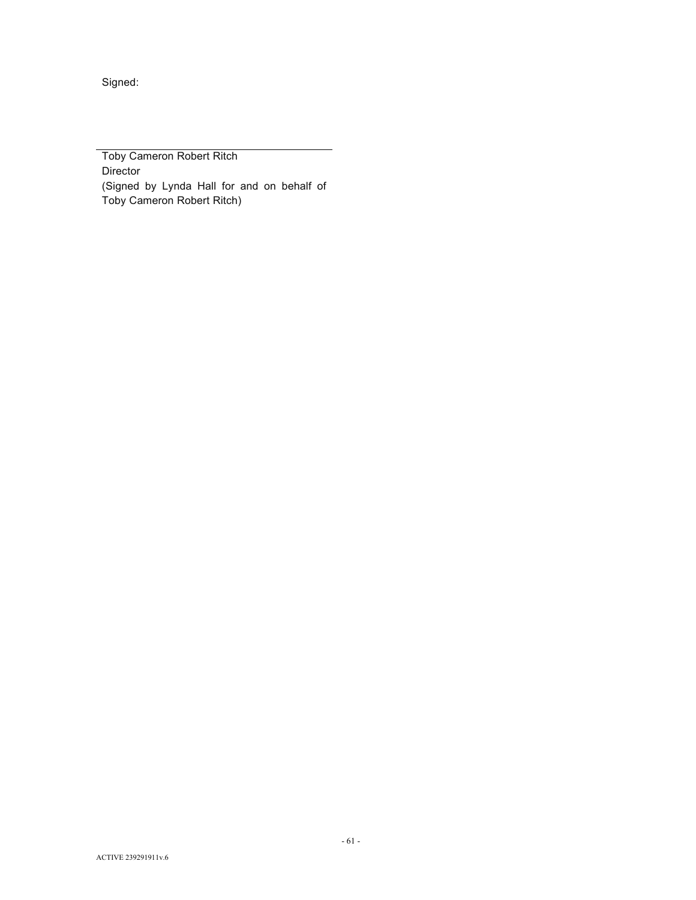Signed:

\_\_\_\_\_\_\_\_\_\_\_\_\_\_\_\_\_\_\_\_\_\_\_\_\_\_\_\_\_\_\_\_\_\_\_\_\_\_

Toby Cameron Robert Ritch
Director
(Signed by Lynda Hall for and on behalf of Toby Cameron Robert Ritch)

ACTIVE 239291911v.6